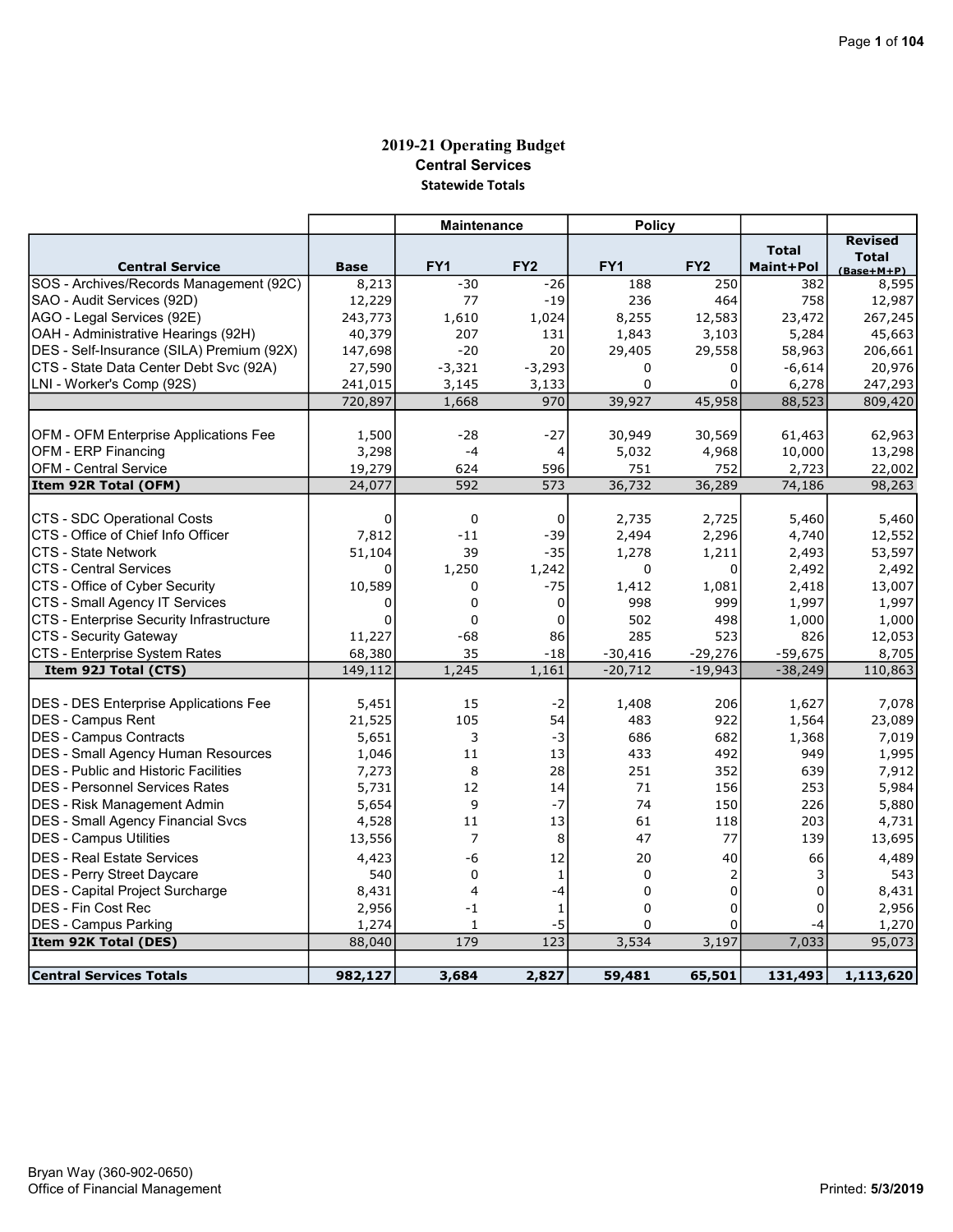# 2019-21 Operating Budget

## Central Services

### Statewide Totals

| | | Maintenance | | Policy | | | |
|---|---|---|---|---|---|---|---|
| **Central Service** | **Base** | **FY1** | **FY2** | **FY1** | **FY2** | **Total Maint+Pol** | **Revised Total (Base+M+P)** |
| SOS - Archives/Records Management (92C) | 8,213 | -30 | -26 | 188 | 250 | 382 | 8,595 |
| SAO - Audit Services (92D) | 12,229 | 77 | -19 | 236 | 464 | 758 | 12,987 |
| AGO - Legal Services (92E) | 243,773 | 1,610 | 1,024 | 8,255 | 12,583 | 23,472 | 267,245 |
| OAH - Administrative Hearings (92H) | 40,379 | 207 | 131 | 1,843 | 3,103 | 5,284 | 45,663 |
| DES - Self-Insurance (SILA) Premium (92X) | 147,698 | -20 | 20 | 29,405 | 29,558 | 58,963 | 206,661 |
| CTS - State Data Center Debt Svc (92A) | 27,590 | -3,321 | -3,293 | 0 | 0 | -6,614 | 20,976 |
| LNI - Worker's Comp (92S) | 241,015 | 3,145 | 3,133 | 0 | 0 | 6,278 | 247,293 |
| | 720,897 | 1,668 | 970 | 39,927 | 45,958 | 88,523 | 809,420 |
| | | | | | | | |
| OFM - OFM Enterprise Applications Fee | 1,500 | -28 | -27 | 30,949 | 30,569 | 61,463 | 62,963 |
| OFM - ERP Financing | 3,298 | -4 | 4 | 5,032 | 4,968 | 10,000 | 13,298 |
| OFM - Central Service | 19,279 | 624 | 596 | 751 | 752 | 2,723 | 22,002 |
| **Item 92R Total (OFM)** | 24,077 | 592 | 573 | 36,732 | 36,289 | 74,186 | 98,263 |
| | | | | | | | |
| CTS - SDC Operational Costs | 0 | 0 | 0 | 2,735 | 2,725 | 5,460 | 5,460 |
| CTS - Office of Chief Info Officer | 7,812 | -11 | -39 | 2,494 | 2,296 | 4,740 | 12,552 |
| CTS - State Network | 51,104 | 39 | -35 | 1,278 | 1,211 | 2,493 | 53,597 |
| CTS - Central Services | 0 | 1,250 | 1,242 | 0 | 0 | 2,492 | 2,492 |
| CTS - Office of Cyber Security | 10,589 | 0 | -75 | 1,412 | 1,081 | 2,418 | 13,007 |
| CTS - Small Agency IT Services | 0 | 0 | 0 | 998 | 999 | 1,997 | 1,997 |
| CTS - Enterprise Security Infrastructure | 0 | 0 | 0 | 502 | 498 | 1,000 | 1,000 |
| CTS - Security Gateway | 11,227 | -68 | 86 | 285 | 523 | 826 | 12,053 |
| CTS - Enterprise System Rates | 68,380 | 35 | -18 | -30,416 | -29,276 | -59,675 | 8,705 |
| **Item 92J Total (CTS)** | 149,112 | 1,245 | 1,161 | -20,712 | -19,943 | -38,249 | 110,863 |
| | | | | | | | |
| DES - DES Enterprise Applications Fee | 5,451 | 15 | -2 | 1,408 | 206 | 1,627 | 7,078 |
| DES - Campus Rent | 21,525 | 105 | 54 | 483 | 922 | 1,564 | 23,089 |
| DES - Campus Contracts | 5,651 | 3 | -3 | 686 | 682 | 1,368 | 7,019 |
| DES - Small Agency Human Resources | 1,046 | 11 | 13 | 433 | 492 | 949 | 1,995 |
| DES - Public and Historic Facilities | 7,273 | 8 | 28 | 251 | 352 | 639 | 7,912 |
| DES - Personnel Services Rates | 5,731 | 12 | 14 | 71 | 156 | 253 | 5,984 |
| DES - Risk Management Admin | 5,654 | 9 | -7 | 74 | 150 | 226 | 5,880 |
| DES - Small Agency Financial Svcs | 4,528 | 11 | 13 | 61 | 118 | 203 | 4,731 |
| DES - Campus Utilities | 13,556 | 7 | 8 | 47 | 77 | 139 | 13,695 |
| DES - Real Estate Services | 4,423 | -6 | 12 | 20 | 40 | 66 | 4,489 |
| DES - Perry Street Daycare | 540 | 0 | 1 | 0 | 2 | 3 | 543 |
| DES - Capital Project Surcharge | 8,431 | 4 | -4 | 0 | 0 | 0 | 8,431 |
| DES - Fin Cost Rec | 2,956 | -1 | 1 | 0 | 0 | 0 | 2,956 |
| DES - Campus Parking | 1,274 | 1 | -5 | 0 | 0 | -4 | 1,270 |
| **Item 92K Total (DES)** | 88,040 | 179 | 123 | 3,534 | 3,197 | 7,033 | 95,073 |
| | | | | | | | |
| **Central Services Totals** | **982,127** | **3,684** | **2,827** | **59,481** | **65,501** | **131,493** | **1,113,620** |

Bryan Way (360-902-0650)
Office of Financial Management

Printed: **5/3/2019**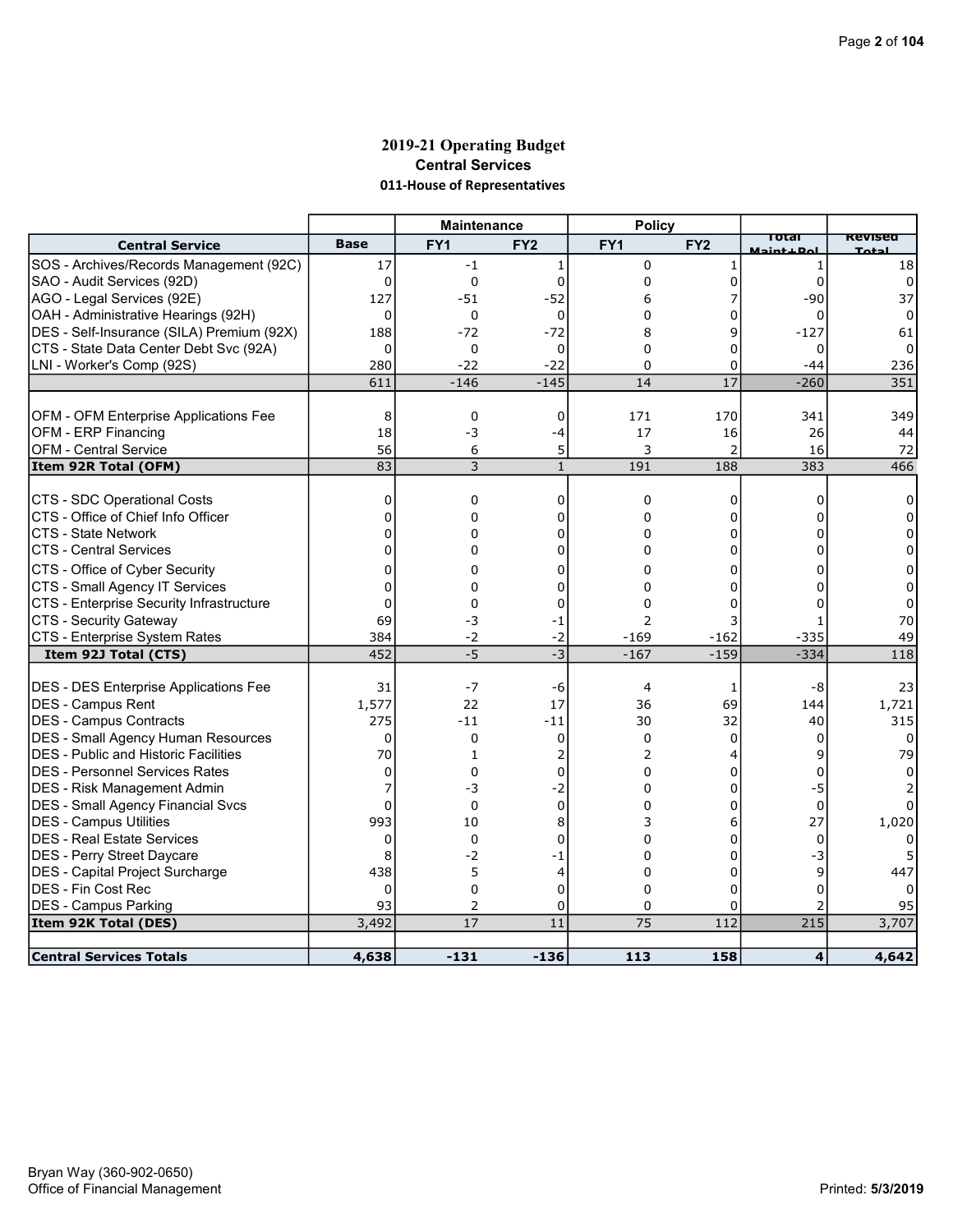# 2019-21 Operating Budget

## Central Services

### 011-House of Representatives

| Central Service | Base | Maintenance FY1 | Maintenance FY2 | Policy FY1 | Policy FY2 | Total Maint+Pol | Revised Total |
|---|---|---|---|---|---|---|---|
| SOS - Archives/Records Management (92C) | 17 | -1 | 1 | 0 | 1 | 1 | 18 |
| SAO - Audit Services (92D) | 0 | 0 | 0 | 0 | 0 | 0 | 0 |
| AGO - Legal Services (92E) | 127 | -51 | -52 | 6 | 7 | -90 | 37 |
| OAH - Administrative Hearings (92H) | 0 | 0 | 0 | 0 | 0 | 0 | 0 |
| DES - Self-Insurance (SILA) Premium (92X) | 188 | -72 | -72 | 8 | 9 | -127 | 61 |
| CTS - State Data Center Debt Svc (92A) | 0 | 0 | 0 | 0 | 0 | 0 | 0 |
| LNI - Worker's Comp (92S) | 280 | -22 | -22 | 0 | 0 | -44 | 236 |
| | 611 | -146 | -145 | 14 | 17 | -260 | 351 |
| | | | | | | | |
| OFM - OFM Enterprise Applications Fee | 8 | 0 | 0 | 171 | 170 | 341 | 349 |
| OFM - ERP Financing | 18 | -3 | -4 | 17 | 16 | 26 | 44 |
| OFM - Central Service | 56 | 6 | 5 | 3 | 2 | 16 | 72 |
| **Item 92R Total (OFM)** | 83 | 3 | 1 | 191 | 188 | 383 | 466 |
| | | | | | | | |
| CTS - SDC Operational Costs | 0 | 0 | 0 | 0 | 0 | 0 | 0 |
| CTS - Office of Chief Info Officer | 0 | 0 | 0 | 0 | 0 | 0 | 0 |
| CTS - State Network | 0 | 0 | 0 | 0 | 0 | 0 | 0 |
| CTS - Central Services | 0 | 0 | 0 | 0 | 0 | 0 | 0 |
| CTS - Office of Cyber Security | 0 | 0 | 0 | 0 | 0 | 0 | 0 |
| CTS - Small Agency IT Services | 0 | 0 | 0 | 0 | 0 | 0 | 0 |
| CTS - Enterprise Security Infrastructure | 0 | 0 | 0 | 0 | 0 | 0 | 0 |
| CTS - Security Gateway | 69 | -3 | -1 | 2 | 3 | 1 | 70 |
| CTS - Enterprise System Rates | 384 | -2 | -2 | -169 | -162 | -335 | 49 |
| **Item 92J Total (CTS)** | 452 | -5 | -3 | -167 | -159 | -334 | 118 |
| | | | | | | | |
| DES - DES Enterprise Applications Fee | 31 | -7 | -6 | 4 | 1 | -8 | 23 |
| DES - Campus Rent | 1,577 | 22 | 17 | 36 | 69 | 144 | 1,721 |
| DES - Campus Contracts | 275 | -11 | -11 | 30 | 32 | 40 | 315 |
| DES - Small Agency Human Resources | 0 | 0 | 0 | 0 | 0 | 0 | 0 |
| DES - Public and Historic Facilities | 70 | 1 | 2 | 2 | 4 | 9 | 79 |
| DES - Personnel Services Rates | 0 | 0 | 0 | 0 | 0 | 0 | 0 |
| DES - Risk Management Admin | 7 | -3 | -2 | 0 | 0 | -5 | 2 |
| DES - Small Agency Financial Svcs | 0 | 0 | 0 | 0 | 0 | 0 | 0 |
| DES - Campus Utilities | 993 | 10 | 8 | 3 | 6 | 27 | 1,020 |
| DES - Real Estate Services | 0 | 0 | 0 | 0 | 0 | 0 | 0 |
| DES - Perry Street Daycare | 8 | -2 | -1 | 0 | 0 | -3 | 5 |
| DES - Capital Project Surcharge | 438 | 5 | 4 | 0 | 0 | 9 | 447 |
| DES - Fin Cost Rec | 0 | 0 | 0 | 0 | 0 | 0 | 0 |
| DES - Campus Parking | 93 | 2 | 0 | 0 | 0 | 2 | 95 |
| **Item 92K Total (DES)** | 3,492 | 17 | 11 | 75 | 112 | 215 | 3,707 |
| | | | | | | | |
| **Central Services Totals** | **4,638** | **-131** | **-136** | **113** | **158** | **4** | **4,642** |

Bryan Way (360-902-0650)
Office of Financial Management

Printed: **5/3/2019**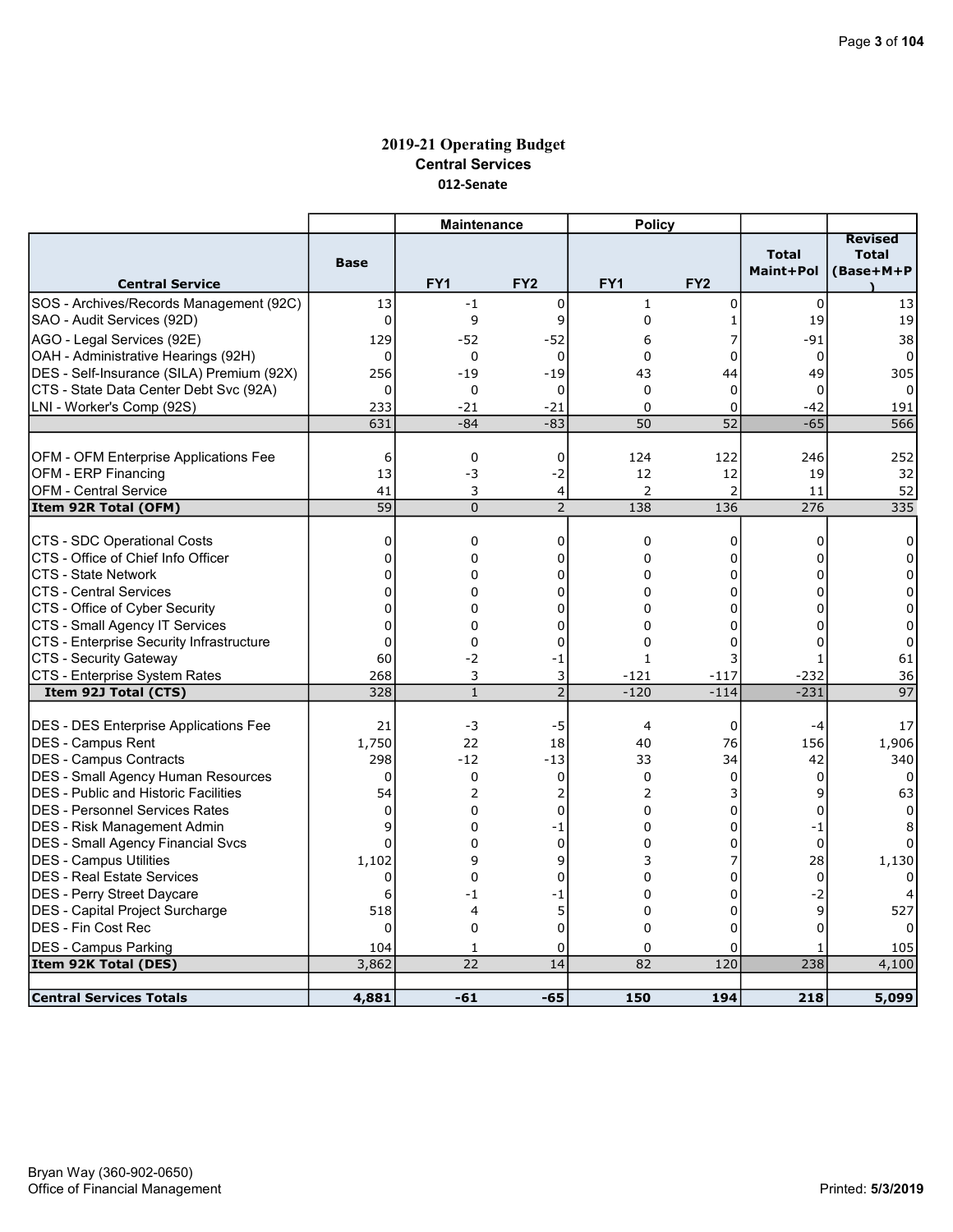# 2019-21 Operating Budget
## Central Services
### 012-Senate

| Central Service | Base | Maintenance FY1 | Maintenance FY2 | Policy FY1 | Policy FY2 | Total Maint+Pol | Revised Total (Base+M+P) |
|---|---|---|---|---|---|---|---|
| SOS - Archives/Records Management (92C) | 13 | -1 | 0 | 1 | 0 | 0 | 13 |
| SAO - Audit Services (92D) | 0 | 9 | 9 | 0 | 1 | 19 | 19 |
| AGO - Legal Services (92E) | 129 | -52 | -52 | 6 | 7 | -91 | 38 |
| OAH - Administrative Hearings (92H) | 0 | 0 | 0 | 0 | 0 | 0 | 0 |
| DES - Self-Insurance (SILA) Premium (92X) | 256 | -19 | -19 | 43 | 44 | 49 | 305 |
| CTS - State Data Center Debt Svc (92A) | 0 | 0 | 0 | 0 | 0 | 0 | 0 |
| LNI - Worker's Comp (92S) | 233 | -21 | -21 | 0 | 0 | -42 | 191 |
| | 631 | -84 | -83 | 50 | 52 | -65 | 566 |
| | | | | | | | |
| OFM - OFM Enterprise Applications Fee | 6 | 0 | 0 | 124 | 122 | 246 | 252 |
| OFM - ERP Financing | 13 | -3 | -2 | 12 | 12 | 19 | 32 |
| OFM - Central Service | 41 | 3 | 4 | 2 | 2 | 11 | 52 |
| **Item 92R Total (OFM)** | 59 | 0 | 2 | 138 | 136 | 276 | 335 |
| | | | | | | | |
| CTS - SDC Operational Costs | 0 | 0 | 0 | 0 | 0 | 0 | 0 |
| CTS - Office of Chief Info Officer | 0 | 0 | 0 | 0 | 0 | 0 | 0 |
| CTS - State Network | 0 | 0 | 0 | 0 | 0 | 0 | 0 |
| CTS - Central Services | 0 | 0 | 0 | 0 | 0 | 0 | 0 |
| CTS - Office of Cyber Security | 0 | 0 | 0 | 0 | 0 | 0 | 0 |
| CTS - Small Agency IT Services | 0 | 0 | 0 | 0 | 0 | 0 | 0 |
| CTS - Enterprise Security Infrastructure | 0 | 0 | 0 | 0 | 0 | 0 | 0 |
| CTS - Security Gateway | 60 | -2 | -1 | 1 | 3 | 1 | 61 |
| CTS - Enterprise System Rates | 268 | 3 | 3 | -121 | -117 | -232 | 36 |
| **Item 92J Total (CTS)** | 328 | 1 | 2 | -120 | -114 | -231 | 97 |
| | | | | | | | |
| DES - DES Enterprise Applications Fee | 21 | -3 | -5 | 4 | 0 | -4 | 17 |
| DES - Campus Rent | 1,750 | 22 | 18 | 40 | 76 | 156 | 1,906 |
| DES - Campus Contracts | 298 | -12 | -13 | 33 | 34 | 42 | 340 |
| DES - Small Agency Human Resources | 0 | 0 | 0 | 0 | 0 | 0 | 0 |
| DES - Public and Historic Facilities | 54 | 2 | 2 | 2 | 3 | 9 | 63 |
| DES - Personnel Services Rates | 0 | 0 | 0 | 0 | 0 | 0 | 0 |
| DES - Risk Management Admin | 9 | 0 | -1 | 0 | 0 | -1 | 8 |
| DES - Small Agency Financial Svcs | 0 | 0 | 0 | 0 | 0 | 0 | 0 |
| DES - Campus Utilities | 1,102 | 9 | 9 | 3 | 7 | 28 | 1,130 |
| DES - Real Estate Services | 0 | 0 | 0 | 0 | 0 | 0 | 0 |
| DES - Perry Street Daycare | 6 | -1 | -1 | 0 | 0 | -2 | 4 |
| DES - Capital Project Surcharge | 518 | 4 | 5 | 0 | 0 | 9 | 527 |
| DES - Fin Cost Rec | 0 | 0 | 0 | 0 | 0 | 0 | 0 |
| DES - Campus Parking | 104 | 1 | 0 | 0 | 0 | 1 | 105 |
| **Item 92K Total (DES)** | 3,862 | 22 | 14 | 82 | 120 | 238 | 4,100 |
| | | | | | | | |
| **Central Services Totals** | **4,881** | **-61** | **-65** | **150** | **194** | **218** | **5,099** |

Bryan Way (360-902-0650)
Office of Financial Management

Printed: 5/3/2019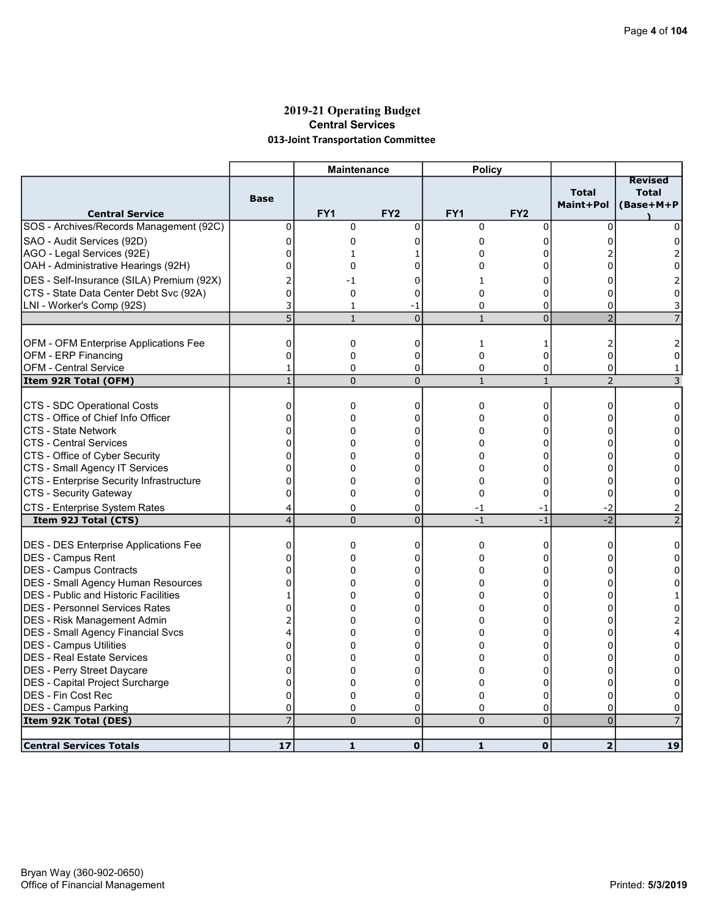# 2019-21 Operating Budget
## Central Services
### 013-Joint Transportation Committee

| | | Maintenance | | Policy | | | |
|---|---|---|---|---|---|---|---|
| **Central Service** | **Base** | **FY1** | **FY2** | **FY1** | **FY2** | **Total Maint+Pol** | **Revised Total (Base+M+P)** |
| SOS - Archives/Records Management (92C) | 0 | 0 | 0 | 0 | 0 | 0 | 0 |
| SAO - Audit Services (92D) | 0 | 0 | 0 | 0 | 0 | 0 | 0 |
| AGO - Legal Services (92E) | 0 | 1 | 1 | 0 | 0 | 2 | 2 |
| OAH - Administrative Hearings (92H) | 0 | 0 | 0 | 0 | 0 | 0 | 0 |
| DES - Self-Insurance (SILA) Premium (92X) | 2 | -1 | 0 | 1 | 0 | 0 | 2 |
| CTS - State Data Center Debt Svc (92A) | 0 | 0 | 0 | 0 | 0 | 0 | 0 |
| LNI - Worker's Comp (92S) | 3 | 1 | -1 | 0 | 0 | 0 | 3 |
| | 5 | 1 | 0 | 1 | 0 | 2 | 7 |
| | | | | | | | |
| OFM - OFM Enterprise Applications Fee | 0 | 0 | 0 | 1 | 1 | 2 | 2 |
| OFM - ERP Financing | 0 | 0 | 0 | 0 | 0 | 0 | 0 |
| OFM - Central Service | 1 | 0 | 0 | 0 | 0 | 0 | 1 |
| **Item 92R Total (OFM)** | 1 | 0 | 0 | 1 | 1 | 2 | 3 |
| | | | | | | | |
| CTS - SDC Operational Costs | 0 | 0 | 0 | 0 | 0 | 0 | 0 |
| CTS - Office of Chief Info Officer | 0 | 0 | 0 | 0 | 0 | 0 | 0 |
| CTS - State Network | 0 | 0 | 0 | 0 | 0 | 0 | 0 |
| CTS - Central Services | 0 | 0 | 0 | 0 | 0 | 0 | 0 |
| CTS - Office of Cyber Security | 0 | 0 | 0 | 0 | 0 | 0 | 0 |
| CTS - Small Agency IT Services | 0 | 0 | 0 | 0 | 0 | 0 | 0 |
| CTS - Enterprise Security Infrastructure | 0 | 0 | 0 | 0 | 0 | 0 | 0 |
| CTS - Security Gateway | 0 | 0 | 0 | 0 | 0 | 0 | 0 |
| CTS - Enterprise System Rates | 4 | 0 | 0 | -1 | -1 | -2 | 2 |
| **Item 92J Total (CTS)** | 4 | 0 | 0 | -1 | -1 | -2 | 2 |
| | | | | | | | |
| DES - DES Enterprise Applications Fee | 0 | 0 | 0 | 0 | 0 | 0 | 0 |
| DES - Campus Rent | 0 | 0 | 0 | 0 | 0 | 0 | 0 |
| DES - Campus Contracts | 0 | 0 | 0 | 0 | 0 | 0 | 0 |
| DES - Small Agency Human Resources | 0 | 0 | 0 | 0 | 0 | 0 | 0 |
| DES - Public and Historic Facilities | 1 | 0 | 0 | 0 | 0 | 0 | 1 |
| DES - Personnel Services Rates | 0 | 0 | 0 | 0 | 0 | 0 | 0 |
| DES - Risk Management Admin | 2 | 0 | 0 | 0 | 0 | 0 | 2 |
| DES - Small Agency Financial Svcs | 4 | 0 | 0 | 0 | 0 | 0 | 4 |
| DES - Campus Utilities | 0 | 0 | 0 | 0 | 0 | 0 | 0 |
| DES - Real Estate Services | 0 | 0 | 0 | 0 | 0 | 0 | 0 |
| DES - Perry Street Daycare | 0 | 0 | 0 | 0 | 0 | 0 | 0 |
| DES - Capital Project Surcharge | 0 | 0 | 0 | 0 | 0 | 0 | 0 |
| DES - Fin Cost Rec | 0 | 0 | 0 | 0 | 0 | 0 | 0 |
| DES - Campus Parking | 0 | 0 | 0 | 0 | 0 | 0 | 0 |
| **Item 92K Total (DES)** | 7 | 0 | 0 | 0 | 0 | 0 | 7 |
| | | | | | | | |
| **Central Services Totals** | **17** | **1** | **0** | **1** | **0** | **2** | **19** |

Bryan Way (360-902-0650)
Office of Financial Management

Printed: **5/3/2019**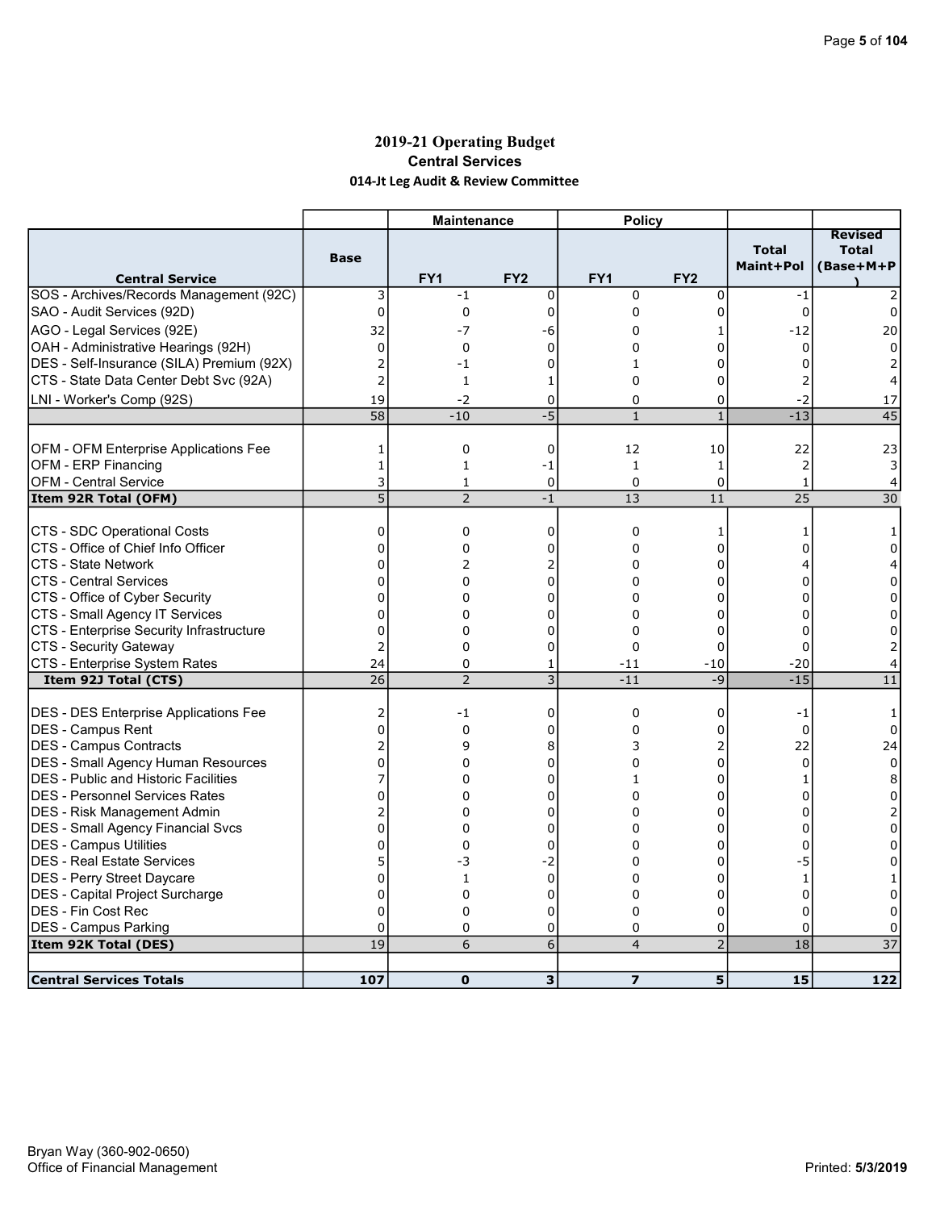# 2019-21 Operating Budget

## Central Services

### 014-Jt Leg Audit & Review Committee

| Central Service | Base | Maintenance FY1 | Maintenance FY2 | Policy FY1 | Policy FY2 | Total Maint+Pol | Revised Total (Base+M+P) |
|---|---|---|---|---|---|---|---|
| SOS - Archives/Records Management (92C) | 3 | -1 | 0 | 0 | 0 | -1 | 2 |
| SAO - Audit Services (92D) | 0 | 0 | 0 | 0 | 0 | 0 | 0 |
| AGO - Legal Services (92E) | 32 | -7 | -6 | 0 | 1 | -12 | 20 |
| OAH - Administrative Hearings (92H) | 0 | 0 | 0 | 0 | 0 | 0 | 0 |
| DES - Self-Insurance (SILA) Premium (92X) | 2 | -1 | 0 | 1 | 0 | 0 | 2 |
| CTS - State Data Center Debt Svc (92A) | 2 | 1 | 1 | 0 | 0 | 2 | 4 |
| LNI - Worker's Comp (92S) | 19 | -2 | 0 | 0 | 0 | -2 | 17 |
| | 58 | -10 | -5 | 1 | 1 | -13 | 45 |
| | | | | | | | |
| OFM - OFM Enterprise Applications Fee | 1 | 0 | 0 | 12 | 10 | 22 | 23 |
| OFM - ERP Financing | 1 | 1 | -1 | 1 | 1 | 2 | 3 |
| OFM - Central Service | 3 | 1 | 0 | 0 | 0 | 1 | 4 |
| **Item 92R Total (OFM)** | 5 | 2 | -1 | 13 | 11 | 25 | 30 |
| | | | | | | | |
| CTS - SDC Operational Costs | 0 | 0 | 0 | 0 | 1 | 1 | 1 |
| CTS - Office of Chief Info Officer | 0 | 0 | 0 | 0 | 0 | 0 | 0 |
| CTS - State Network | 0 | 2 | 2 | 0 | 0 | 4 | 4 |
| CTS - Central Services | 0 | 0 | 0 | 0 | 0 | 0 | 0 |
| CTS - Office of Cyber Security | 0 | 0 | 0 | 0 | 0 | 0 | 0 |
| CTS - Small Agency IT Services | 0 | 0 | 0 | 0 | 0 | 0 | 0 |
| CTS - Enterprise Security Infrastructure | 0 | 0 | 0 | 0 | 0 | 0 | 0 |
| CTS - Security Gateway | 2 | 0 | 0 | 0 | 0 | 0 | 2 |
| CTS - Enterprise System Rates | 24 | 0 | 1 | -11 | -10 | -20 | 4 |
| **Item 92J Total (CTS)** | 26 | 2 | 3 | -11 | -9 | -15 | 11 |
| | | | | | | | |
| DES - DES Enterprise Applications Fee | 2 | -1 | 0 | 0 | 0 | -1 | 1 |
| DES - Campus Rent | 0 | 0 | 0 | 0 | 0 | 0 | 0 |
| DES - Campus Contracts | 2 | 9 | 8 | 3 | 2 | 22 | 24 |
| DES - Small Agency Human Resources | 0 | 0 | 0 | 0 | 0 | 0 | 0 |
| DES - Public and Historic Facilities | 7 | 0 | 0 | 1 | 0 | 1 | 8 |
| DES - Personnel Services Rates | 0 | 0 | 0 | 0 | 0 | 0 | 0 |
| DES - Risk Management Admin | 2 | 0 | 0 | 0 | 0 | 0 | 2 |
| DES - Small Agency Financial Svcs | 0 | 0 | 0 | 0 | 0 | 0 | 0 |
| DES - Campus Utilities | 0 | 0 | 0 | 0 | 0 | 0 | 0 |
| DES - Real Estate Services | 5 | -3 | -2 | 0 | 0 | -5 | 0 |
| DES - Perry Street Daycare | 0 | 1 | 0 | 0 | 0 | 1 | 1 |
| DES - Capital Project Surcharge | 0 | 0 | 0 | 0 | 0 | 0 | 0 |
| DES - Fin Cost Rec | 0 | 0 | 0 | 0 | 0 | 0 | 0 |
| DES - Campus Parking | 0 | 0 | 0 | 0 | 0 | 0 | 0 |
| **Item 92K Total (DES)** | 19 | 6 | 6 | 4 | 2 | 18 | 37 |
| | | | | | | | |
| **Central Services Totals** | **107** | **0** | **3** | **7** | **5** | **15** | **122** |

Bryan Way (360-902-0650)
Office of Financial Management

Printed: **5/3/2019**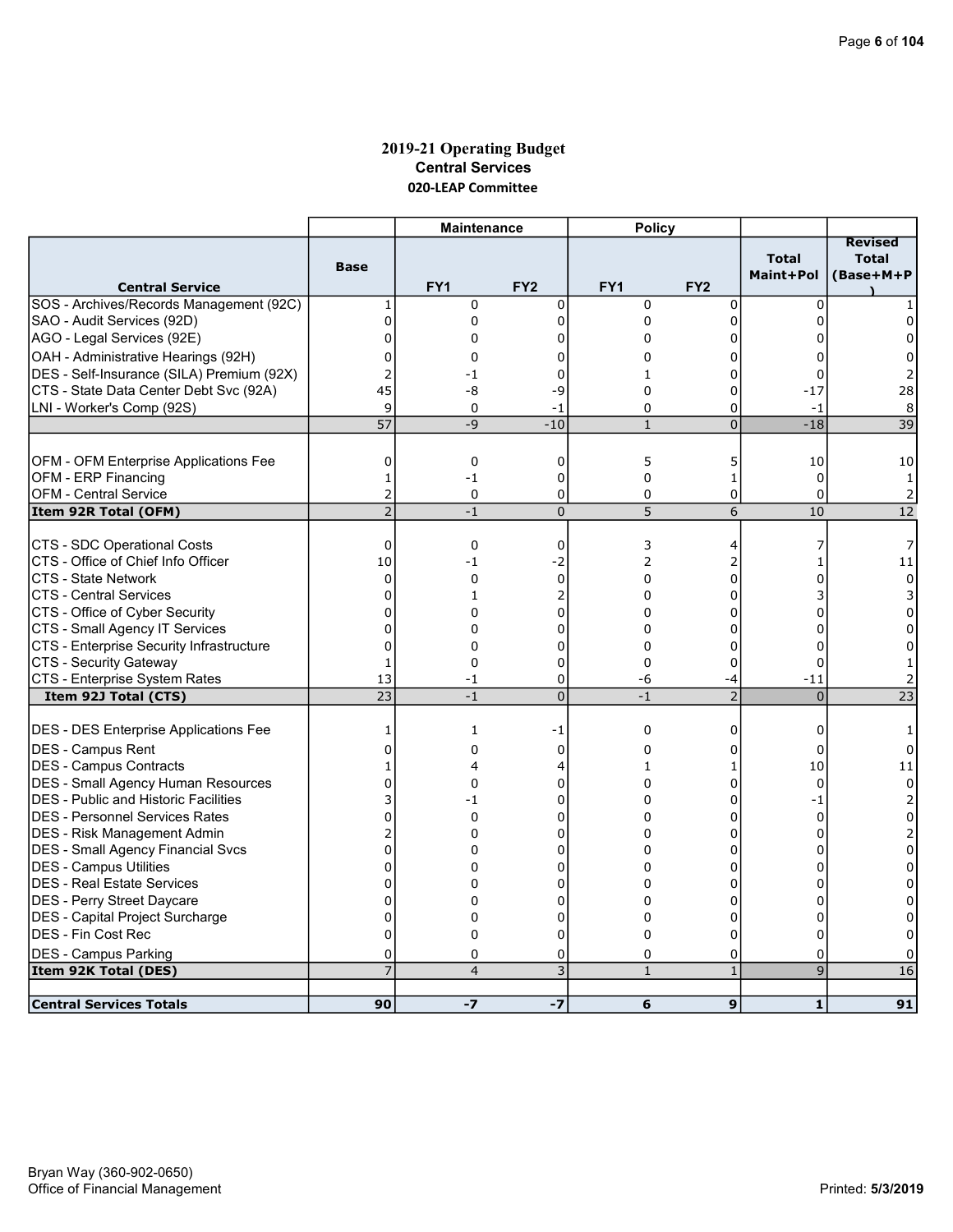# 2019-21 Operating Budget

## Central Services

### 020-LEAP Committee

| | | Maintenance | | Policy | | | |
|---|---|---|---|---|---|---|---|
| **Central Service** | **Base** | **FY1** | **FY2** | **FY1** | **FY2** | **Total Maint+Pol** | **Revised Total (Base+M+P)** |
| SOS - Archives/Records Management (92C) | 1 | 0 | 0 | 0 | 0 | 0 | 1 |
| SAO - Audit Services (92D) | 0 | 0 | 0 | 0 | 0 | 0 | 0 |
| AGO - Legal Services (92E) | 0 | 0 | 0 | 0 | 0 | 0 | 0 |
| OAH - Administrative Hearings (92H) | 0 | 0 | 0 | 0 | 0 | 0 | 0 |
| DES - Self-Insurance (SILA) Premium (92X) | 2 | -1 | 0 | 1 | 0 | 0 | 2 |
| CTS - State Data Center Debt Svc (92A) | 45 | -8 | -9 | 0 | 0 | -17 | 28 |
| LNI - Worker's Comp (92S) | 9 | 0 | -1 | 0 | 0 | -1 | 8 |
| | 57 | -9 | -10 | 1 | 0 | -18 | 39 |
| | | | | | | | |
| OFM - OFM Enterprise Applications Fee | 0 | 0 | 0 | 5 | 5 | 10 | 10 |
| OFM - ERP Financing | 1 | -1 | 0 | 0 | 1 | 0 | 1 |
| OFM - Central Service | 2 | 0 | 0 | 0 | 0 | 0 | 2 |
| **Item 92R Total (OFM)** | 2 | -1 | 0 | 5 | 6 | 10 | 12 |
| | | | | | | | |
| CTS - SDC Operational Costs | 0 | 0 | 0 | 3 | 4 | 7 | 7 |
| CTS - Office of Chief Info Officer | 10 | -1 | -2 | 2 | 2 | 1 | 11 |
| CTS - State Network | 0 | 0 | 0 | 0 | 0 | 0 | 0 |
| CTS - Central Services | 0 | 1 | 2 | 0 | 0 | 3 | 3 |
| CTS - Office of Cyber Security | 0 | 0 | 0 | 0 | 0 | 0 | 0 |
| CTS - Small Agency IT Services | 0 | 0 | 0 | 0 | 0 | 0 | 0 |
| CTS - Enterprise Security Infrastructure | 0 | 0 | 0 | 0 | 0 | 0 | 0 |
| CTS - Security Gateway | 1 | 0 | 0 | 0 | 0 | 0 | 1 |
| CTS - Enterprise System Rates | 13 | -1 | 0 | -6 | -4 | -11 | 2 |
| **Item 92J Total (CTS)** | 23 | -1 | 0 | -1 | 2 | 0 | 23 |
| | | | | | | | |
| DES - DES Enterprise Applications Fee | 1 | 1 | -1 | 0 | 0 | 0 | 1 |
| DES - Campus Rent | 0 | 0 | 0 | 0 | 0 | 0 | 0 |
| DES - Campus Contracts | 1 | 4 | 4 | 1 | 1 | 10 | 11 |
| DES - Small Agency Human Resources | 0 | 0 | 0 | 0 | 0 | 0 | 0 |
| DES - Public and Historic Facilities | 3 | -1 | 0 | 0 | 0 | -1 | 2 |
| DES - Personnel Services Rates | 0 | 0 | 0 | 0 | 0 | 0 | 0 |
| DES - Risk Management Admin | 2 | 0 | 0 | 0 | 0 | 0 | 2 |
| DES - Small Agency Financial Svcs | 0 | 0 | 0 | 0 | 0 | 0 | 0 |
| DES - Campus Utilities | 0 | 0 | 0 | 0 | 0 | 0 | 0 |
| DES - Real Estate Services | 0 | 0 | 0 | 0 | 0 | 0 | 0 |
| DES - Perry Street Daycare | 0 | 0 | 0 | 0 | 0 | 0 | 0 |
| DES - Capital Project Surcharge | 0 | 0 | 0 | 0 | 0 | 0 | 0 |
| DES - Fin Cost Rec | 0 | 0 | 0 | 0 | 0 | 0 | 0 |
| DES - Campus Parking | 0 | 0 | 0 | 0 | 0 | 0 | 0 |
| **Item 92K Total (DES)** | 7 | 4 | 3 | 1 | 1 | 9 | 16 |
| | | | | | | | |
| **Central Services Totals** | **90** | **-7** | **-7** | **6** | **9** | **1** | **91** |

Bryan Way (360-902-0650)
Office of Financial Management

Printed: 5/3/2019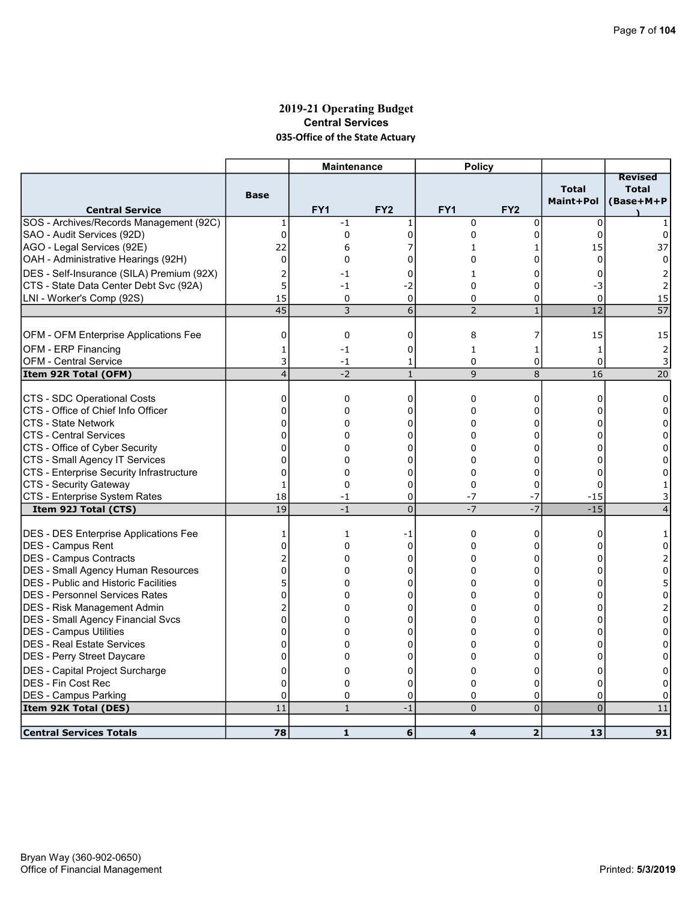# 2019-21 Operating Budget
## Central Services
### 035-Office of the State Actuary

| Central Service | Base | Maintenance FY1 | Maintenance FY2 | Policy FY1 | Policy FY2 | Total Maint+Pol | Revised Total (Base+M+P) |
|---|---|---|---|---|---|---|---|
| SOS - Archives/Records Management (92C) | 1 | -1 | 1 | 0 | 0 | 0 | 1 |
| SAO - Audit Services (92D) | 0 | 0 | 0 | 0 | 0 | 0 | 0 |
| AGO - Legal Services (92E) | 22 | 6 | 7 | 1 | 1 | 15 | 37 |
| OAH - Administrative Hearings (92H) | 0 | 0 | 0 | 0 | 0 | 0 | 0 |
| DES - Self-Insurance (SILA) Premium (92X) | 2 | -1 | 0 | 1 | 0 | 0 | 2 |
| CTS - State Data Center Debt Svc (92A) | 5 | -1 | -2 | 0 | 0 | -3 | 2 |
| LNI - Worker's Comp (92S) | 15 | 0 | 0 | 0 | 0 | 0 | 15 |
| | 45 | 3 | 6 | 2 | 1 | 12 | 57 |
| | | | | | | | |
| OFM - OFM Enterprise Applications Fee | 0 | 0 | 0 | 8 | 7 | 15 | 15 |
| OFM - ERP Financing | 1 | -1 | 0 | 1 | 1 | 1 | 2 |
| OFM - Central Service | 3 | -1 | 1 | 0 | 0 | 0 | 3 |
| **Item 92R Total (OFM)** | 4 | -2 | 1 | 9 | 8 | 16 | 20 |
| | | | | | | | |
| CTS - SDC Operational Costs | 0 | 0 | 0 | 0 | 0 | 0 | 0 |
| CTS - Office of Chief Info Officer | 0 | 0 | 0 | 0 | 0 | 0 | 0 |
| CTS - State Network | 0 | 0 | 0 | 0 | 0 | 0 | 0 |
| CTS - Central Services | 0 | 0 | 0 | 0 | 0 | 0 | 0 |
| CTS - Office of Cyber Security | 0 | 0 | 0 | 0 | 0 | 0 | 0 |
| CTS - Small Agency IT Services | 0 | 0 | 0 | 0 | 0 | 0 | 0 |
| CTS - Enterprise Security Infrastructure | 0 | 0 | 0 | 0 | 0 | 0 | 0 |
| CTS - Security Gateway | 1 | 0 | 0 | 0 | 0 | 0 | 1 |
| CTS - Enterprise System Rates | 18 | -1 | 0 | -7 | -7 | -15 | 3 |
| **Item 92J Total (CTS)** | 19 | -1 | 0 | -7 | -7 | -15 | 4 |
| | | | | | | | |
| DES - DES Enterprise Applications Fee | 1 | 1 | -1 | 0 | 0 | 0 | 1 |
| DES - Campus Rent | 0 | 0 | 0 | 0 | 0 | 0 | 0 |
| DES - Campus Contracts | 2 | 0 | 0 | 0 | 0 | 0 | 2 |
| DES - Small Agency Human Resources | 0 | 0 | 0 | 0 | 0 | 0 | 0 |
| DES - Public and Historic Facilities | 5 | 0 | 0 | 0 | 0 | 0 | 5 |
| DES - Personnel Services Rates | 0 | 0 | 0 | 0 | 0 | 0 | 0 |
| DES - Risk Management Admin | 2 | 0 | 0 | 0 | 0 | 0 | 2 |
| DES - Small Agency Financial Svcs | 0 | 0 | 0 | 0 | 0 | 0 | 0 |
| DES - Campus Utilities | 0 | 0 | 0 | 0 | 0 | 0 | 0 |
| DES - Real Estate Services | 0 | 0 | 0 | 0 | 0 | 0 | 0 |
| DES - Perry Street Daycare | 0 | 0 | 0 | 0 | 0 | 0 | 0 |
| DES - Capital Project Surcharge | 0 | 0 | 0 | 0 | 0 | 0 | 0 |
| DES - Fin Cost Rec | 0 | 0 | 0 | 0 | 0 | 0 | 0 |
| DES - Campus Parking | 0 | 0 | 0 | 0 | 0 | 0 | 0 |
| **Item 92K Total (DES)** | 11 | 1 | -1 | 0 | 0 | 0 | 11 |
| | | | | | | | |
| **Central Services Totals** | **78** | **1** | **6** | **4** | **2** | **13** | **91** |

Bryan Way (360-902-0650)
Office of Financial Management

Printed: 5/3/2019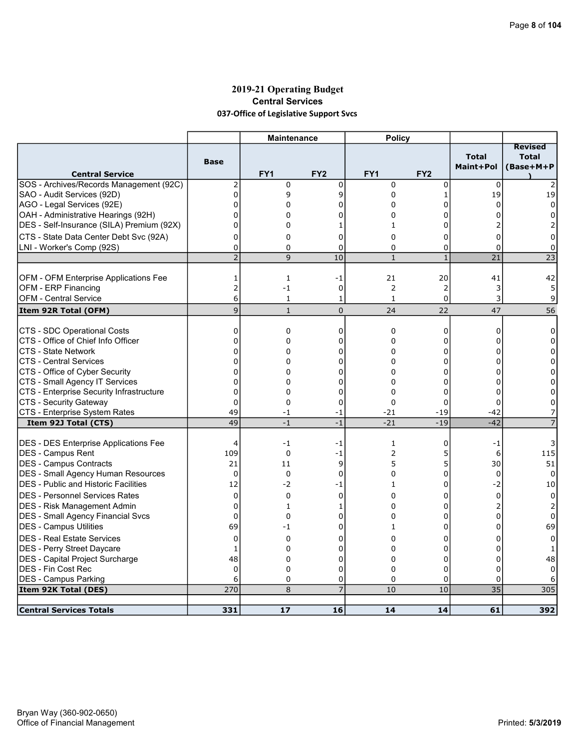# 2019-21 Operating Budget

## Central Services

### 037-Office of Legislative Support Svcs

| Central Service | Base | Maintenance | | Policy | | Total Maint+Pol | Revised Total (Base+M+P) |
|---|---|---|---|---|---|---|---|
| | | FY1 | FY2 | FY1 | FY2 | | |
| SOS - Archives/Records Management (92C) | 2 | 0 | 0 | 0 | 0 | 0 | 2 |
| SAO - Audit Services (92D) | 0 | 9 | 9 | 0 | 1 | 19 | 19 |
| AGO - Legal Services (92E) | 0 | 0 | 0 | 0 | 0 | 0 | 0 |
| OAH - Administrative Hearings (92H) | 0 | 0 | 0 | 0 | 0 | 0 | 0 |
| DES - Self-Insurance (SILA) Premium (92X) | 0 | 0 | 1 | 1 | 0 | 2 | 2 |
| CTS - State Data Center Debt Svc (92A) | 0 | 0 | 0 | 0 | 0 | 0 | 0 |
| LNI - Worker's Comp (92S) | 0 | 0 | 0 | 0 | 0 | 0 | 0 |
| | 2 | 9 | 10 | 1 | 1 | 21 | 23 |
| | | | | | | | |
| OFM - OFM Enterprise Applications Fee | 1 | 1 | -1 | 21 | 20 | 41 | 42 |
| OFM - ERP Financing | 2 | -1 | 0 | 2 | 2 | 3 | 5 |
| OFM - Central Service | 6 | 1 | 1 | 1 | 0 | 3 | 9 |
| **Item 92R Total (OFM)** | 9 | 1 | 0 | 24 | 22 | 47 | 56 |
| | | | | | | | |
| CTS - SDC Operational Costs | 0 | 0 | 0 | 0 | 0 | 0 | 0 |
| CTS - Office of Chief Info Officer | 0 | 0 | 0 | 0 | 0 | 0 | 0 |
| CTS - State Network | 0 | 0 | 0 | 0 | 0 | 0 | 0 |
| CTS - Central Services | 0 | 0 | 0 | 0 | 0 | 0 | 0 |
| CTS - Office of Cyber Security | 0 | 0 | 0 | 0 | 0 | 0 | 0 |
| CTS - Small Agency IT Services | 0 | 0 | 0 | 0 | 0 | 0 | 0 |
| CTS - Enterprise Security Infrastructure | 0 | 0 | 0 | 0 | 0 | 0 | 0 |
| CTS - Security Gateway | 0 | 0 | 0 | 0 | 0 | 0 | 0 |
| CTS - Enterprise System Rates | 49 | -1 | -1 | -21 | -19 | -42 | 7 |
| **Item 92J Total (CTS)** | 49 | -1 | -1 | -21 | -19 | -42 | 7 |
| | | | | | | | |
| DES - DES Enterprise Applications Fee | 4 | -1 | -1 | 1 | 0 | -1 | 3 |
| DES - Campus Rent | 109 | 0 | -1 | 2 | 5 | 6 | 115 |
| DES - Campus Contracts | 21 | 11 | 9 | 5 | 5 | 30 | 51 |
| DES - Small Agency Human Resources | 0 | 0 | 0 | 0 | 0 | 0 | 0 |
| DES - Public and Historic Facilities | 12 | -2 | -1 | 1 | 0 | -2 | 10 |
| DES - Personnel Services Rates | 0 | 0 | 0 | 0 | 0 | 0 | 0 |
| DES - Risk Management Admin | 0 | 1 | 1 | 0 | 0 | 2 | 2 |
| DES - Small Agency Financial Svcs | 0 | 0 | 0 | 0 | 0 | 0 | 0 |
| DES - Campus Utilities | 69 | -1 | 0 | 1 | 0 | 0 | 69 |
| DES - Real Estate Services | 0 | 0 | 0 | 0 | 0 | 0 | 0 |
| DES - Perry Street Daycare | 1 | 0 | 0 | 0 | 0 | 0 | 1 |
| DES - Capital Project Surcharge | 48 | 0 | 0 | 0 | 0 | 0 | 48 |
| DES - Fin Cost Rec | 0 | 0 | 0 | 0 | 0 | 0 | 0 |
| DES - Campus Parking | 6 | 0 | 0 | 0 | 0 | 0 | 6 |
| **Item 92K Total (DES)** | 270 | 8 | 7 | 10 | 10 | 35 | 305 |
| | | | | | | | |
| **Central Services Totals** | **331** | **17** | **16** | **14** | **14** | **61** | **392** |

Bryan Way (360-902-0650)
Office of Financial Management

Printed: 5/3/2019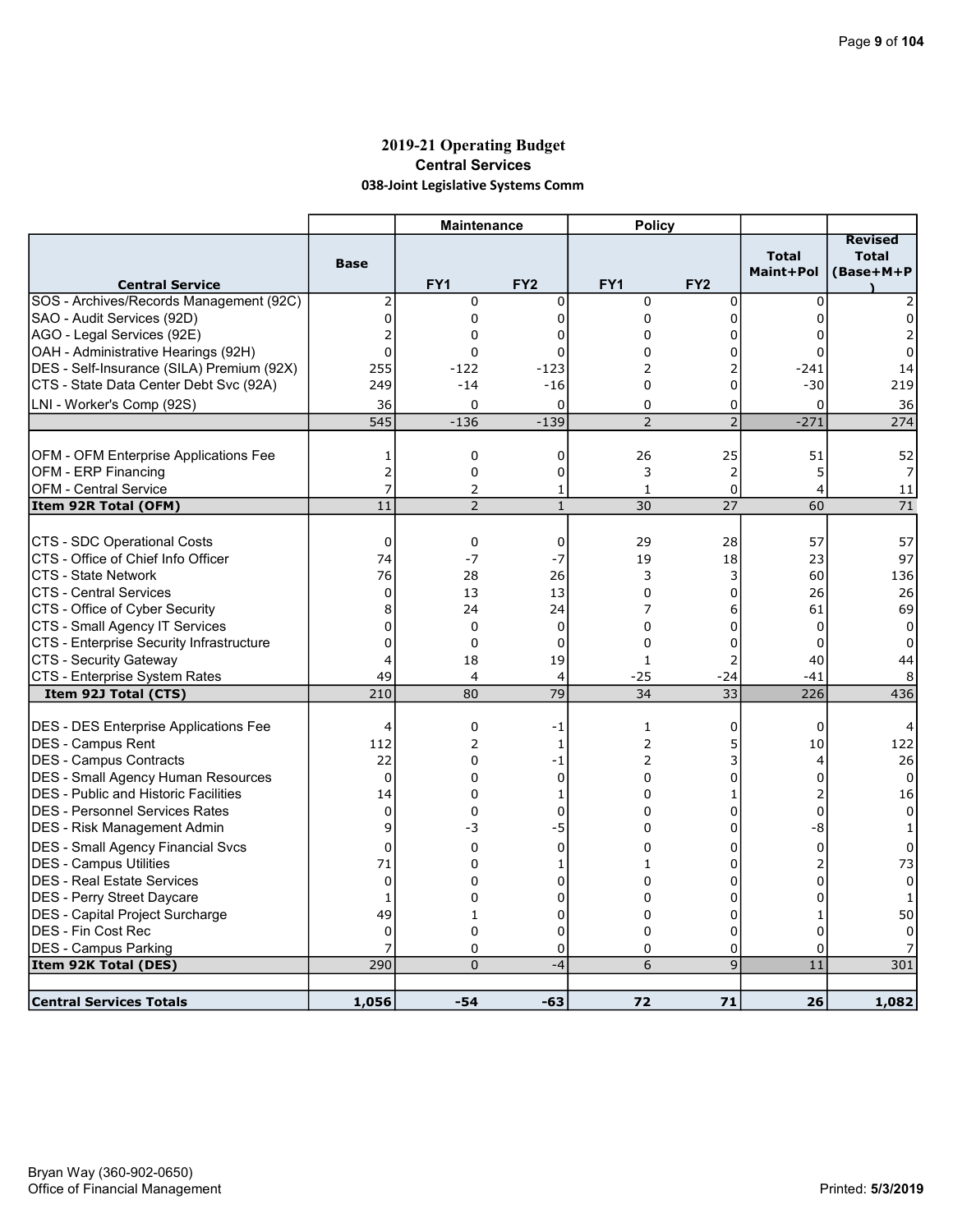## 2019-21 Operating Budget

### Central Services

#### 038-Joint Legislative Systems Comm

| | | Maintenance | | Policy | | | |
|---|---|---|---|---|---|---|---|
| **Central Service** | **Base** | **FY1** | **FY2** | **FY1** | **FY2** | **Total Maint+Pol** | **Revised Total (Base+M+P)** |
| SOS - Archives/Records Management (92C) | 2 | 0 | 0 | 0 | 0 | 0 | 2 |
| SAO - Audit Services (92D) | 0 | 0 | 0 | 0 | 0 | 0 | 0 |
| AGO - Legal Services (92E) | 2 | 0 | 0 | 0 | 0 | 0 | 2 |
| OAH - Administrative Hearings (92H) | 0 | 0 | 0 | 0 | 0 | 0 | 0 |
| DES - Self-Insurance (SILA) Premium (92X) | 255 | -122 | -123 | 2 | 2 | -241 | 14 |
| CTS - State Data Center Debt Svc (92A) | 249 | -14 | -16 | 0 | 0 | -30 | 219 |
| LNI - Worker's Comp (92S) | 36 | 0 | 0 | 0 | 0 | 0 | 36 |
| | 545 | -136 | -139 | 2 | 2 | -271 | 274 |
| | | | | | | | |
| OFM - OFM Enterprise Applications Fee | 1 | 0 | 0 | 26 | 25 | 51 | 52 |
| OFM - ERP Financing | 2 | 0 | 0 | 3 | 2 | 5 | 7 |
| OFM - Central Service | 7 | 2 | 1 | 1 | 0 | 4 | 11 |
| **Item 92R Total (OFM)** | 11 | 2 | 1 | 30 | 27 | 60 | 71 |
| | | | | | | | |
| CTS - SDC Operational Costs | 0 | 0 | 0 | 29 | 28 | 57 | 57 |
| CTS - Office of Chief Info Officer | 74 | -7 | -7 | 19 | 18 | 23 | 97 |
| CTS - State Network | 76 | 28 | 26 | 3 | 3 | 60 | 136 |
| CTS - Central Services | 0 | 13 | 13 | 0 | 0 | 26 | 26 |
| CTS - Office of Cyber Security | 8 | 24 | 24 | 7 | 6 | 61 | 69 |
| CTS - Small Agency IT Services | 0 | 0 | 0 | 0 | 0 | 0 | 0 |
| CTS - Enterprise Security Infrastructure | 0 | 0 | 0 | 0 | 0 | 0 | 0 |
| CTS - Security Gateway | 4 | 18 | 19 | 1 | 2 | 40 | 44 |
| CTS - Enterprise System Rates | 49 | 4 | 4 | -25 | -24 | -41 | 8 |
| **Item 92J Total (CTS)** | 210 | 80 | 79 | 34 | 33 | 226 | 436 |
| | | | | | | | |
| DES - DES Enterprise Applications Fee | 4 | 0 | -1 | 1 | 0 | 0 | 4 |
| DES - Campus Rent | 112 | 2 | 1 | 2 | 5 | 10 | 122 |
| DES - Campus Contracts | 22 | 0 | -1 | 2 | 3 | 4 | 26 |
| DES - Small Agency Human Resources | 0 | 0 | 0 | 0 | 0 | 0 | 0 |
| DES - Public and Historic Facilities | 14 | 0 | 1 | 0 | 1 | 2 | 16 |
| DES - Personnel Services Rates | 0 | 0 | 0 | 0 | 0 | 0 | 0 |
| DES - Risk Management Admin | 9 | -3 | -5 | 0 | 0 | -8 | 1 |
| DES - Small Agency Financial Svcs | 0 | 0 | 0 | 0 | 0 | 0 | 0 |
| DES - Campus Utilities | 71 | 0 | 1 | 1 | 0 | 2 | 73 |
| DES - Real Estate Services | 0 | 0 | 0 | 0 | 0 | 0 | 0 |
| DES - Perry Street Daycare | 1 | 0 | 0 | 0 | 0 | 0 | 1 |
| DES - Capital Project Surcharge | 49 | 1 | 0 | 0 | 0 | 1 | 50 |
| DES - Fin Cost Rec | 0 | 0 | 0 | 0 | 0 | 0 | 0 |
| DES - Campus Parking | 7 | 0 | 0 | 0 | 0 | 0 | 7 |
| **Item 92K Total (DES)** | 290 | 0 | -4 | 6 | 9 | 11 | 301 |
| | | | | | | | |
| **Central Services Totals** | **1,056** | **-54** | **-63** | **72** | **71** | **26** | **1,082** |

Bryan Way (360-902-0650)
Office of Financial Management

Printed: **5/3/2019**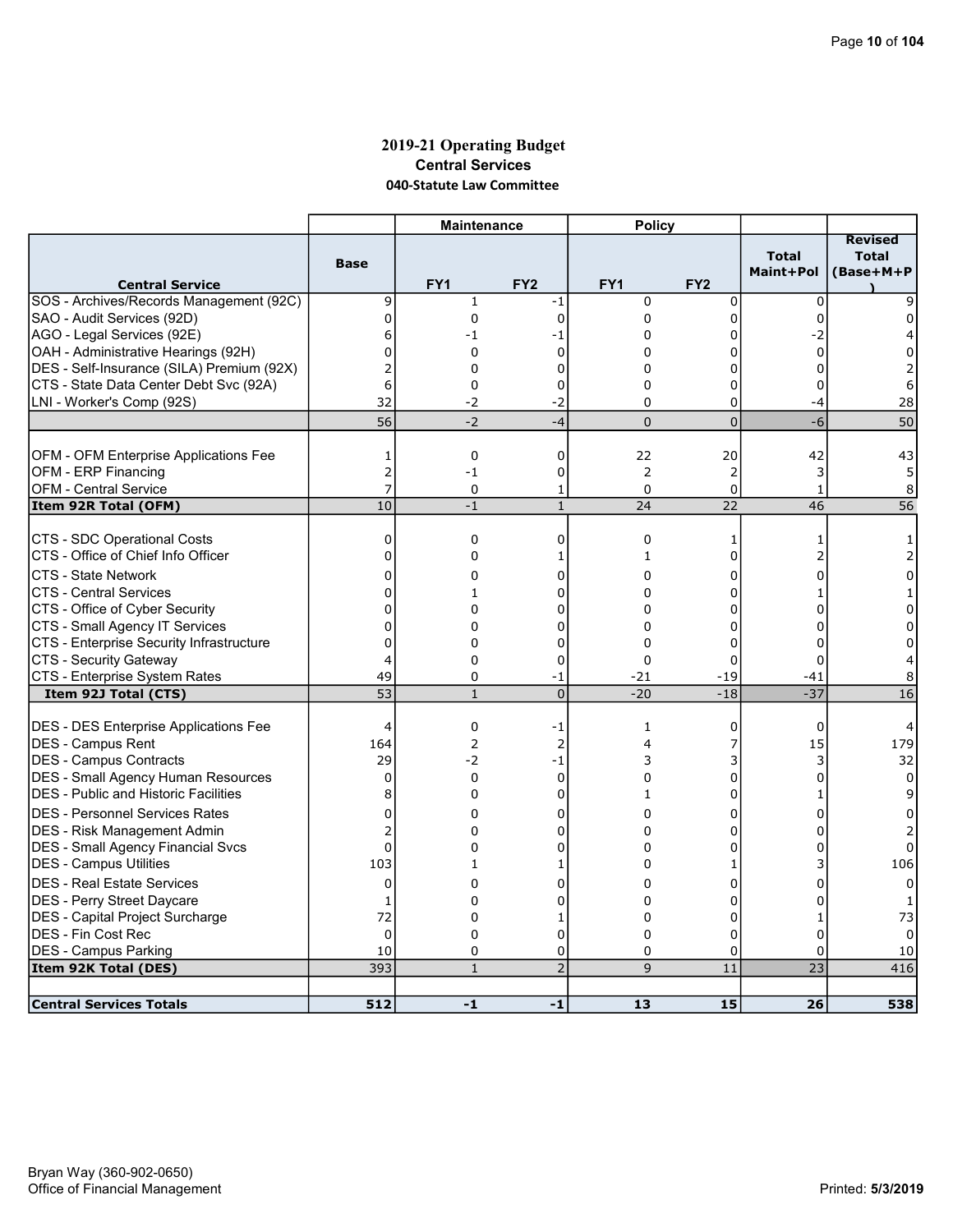# 2019-21 Operating Budget
## Central Services
### 040-Statute Law Committee

| | | Maintenance | | Policy | | | |
|---|---|---|---|---|---|---|---|
| **Central Service** | **Base** | **FY1** | **FY2** | **FY1** | **FY2** | **Total Maint+Pol** | **Revised Total (Base+M+P)** |
| SOS - Archives/Records Management (92C) | 9 | 1 | -1 | 0 | 0 | 0 | 9 |
| SAO - Audit Services (92D) | 0 | 0 | 0 | 0 | 0 | 0 | 0 |
| AGO - Legal Services (92E) | 6 | -1 | -1 | 0 | 0 | -2 | 4 |
| OAH - Administrative Hearings (92H) | 0 | 0 | 0 | 0 | 0 | 0 | 0 |
| DES - Self-Insurance (SILA) Premium (92X) | 2 | 0 | 0 | 0 | 0 | 0 | 2 |
| CTS - State Data Center Debt Svc (92A) | 6 | 0 | 0 | 0 | 0 | 0 | 6 |
| LNI - Worker's Comp (92S) | 32 | -2 | -2 | 0 | 0 | -4 | 28 |
| | 56 | -2 | -4 | 0 | 0 | -6 | 50 |
| | | | | | | | |
| OFM - OFM Enterprise Applications Fee | 1 | 0 | 0 | 22 | 20 | 42 | 43 |
| OFM - ERP Financing | 2 | -1 | 0 | 2 | 2 | 3 | 5 |
| OFM - Central Service | 7 | 0 | 1 | 0 | 0 | 1 | 8 |
| **Item 92R Total (OFM)** | 10 | -1 | 1 | 24 | 22 | 46 | 56 |
| | | | | | | | |
| CTS - SDC Operational Costs | 0 | 0 | 0 | 0 | 1 | 1 | 1 |
| CTS - Office of Chief Info Officer | 0 | 0 | 1 | 1 | 0 | 2 | 2 |
| CTS - State Network | 0 | 0 | 0 | 0 | 0 | 0 | 0 |
| CTS - Central Services | 0 | 1 | 0 | 0 | 0 | 1 | 1 |
| CTS - Office of Cyber Security | 0 | 0 | 0 | 0 | 0 | 0 | 0 |
| CTS - Small Agency IT Services | 0 | 0 | 0 | 0 | 0 | 0 | 0 |
| CTS - Enterprise Security Infrastructure | 0 | 0 | 0 | 0 | 0 | 0 | 0 |
| CTS - Security Gateway | 4 | 0 | 0 | 0 | 0 | 0 | 4 |
| CTS - Enterprise System Rates | 49 | 0 | -1 | -21 | -19 | -41 | 8 |
| **Item 92J Total (CTS)** | 53 | 1 | 0 | -20 | -18 | -37 | 16 |
| | | | | | | | |
| DES - DES Enterprise Applications Fee | 4 | 0 | -1 | 1 | 0 | 0 | 4 |
| DES - Campus Rent | 164 | 2 | 2 | 4 | 7 | 15 | 179 |
| DES - Campus Contracts | 29 | -2 | -1 | 3 | 3 | 3 | 32 |
| DES - Small Agency Human Resources | 0 | 0 | 0 | 0 | 0 | 0 | 0 |
| DES - Public and Historic Facilities | 8 | 0 | 0 | 1 | 0 | 1 | 9 |
| DES - Personnel Services Rates | 0 | 0 | 0 | 0 | 0 | 0 | 0 |
| DES - Risk Management Admin | 2 | 0 | 0 | 0 | 0 | 0 | 2 |
| DES - Small Agency Financial Svcs | 0 | 0 | 0 | 0 | 0 | 0 | 0 |
| DES - Campus Utilities | 103 | 1 | 1 | 0 | 1 | 3 | 106 |
| DES - Real Estate Services | 0 | 0 | 0 | 0 | 0 | 0 | 0 |
| DES - Perry Street Daycare | 1 | 0 | 0 | 0 | 0 | 0 | 1 |
| DES - Capital Project Surcharge | 72 | 0 | 1 | 0 | 0 | 1 | 73 |
| DES - Fin Cost Rec | 0 | 0 | 0 | 0 | 0 | 0 | 0 |
| DES - Campus Parking | 10 | 0 | 0 | 0 | 0 | 0 | 10 |
| **Item 92K Total (DES)** | 393 | 1 | 2 | 9 | 11 | 23 | 416 |
| | | | | | | | |
| **Central Services Totals** | **512** | **-1** | **-1** | **13** | **15** | **26** | **538** |

Bryan Way (360-902-0650)
Office of Financial Management

Printed: 5/3/2019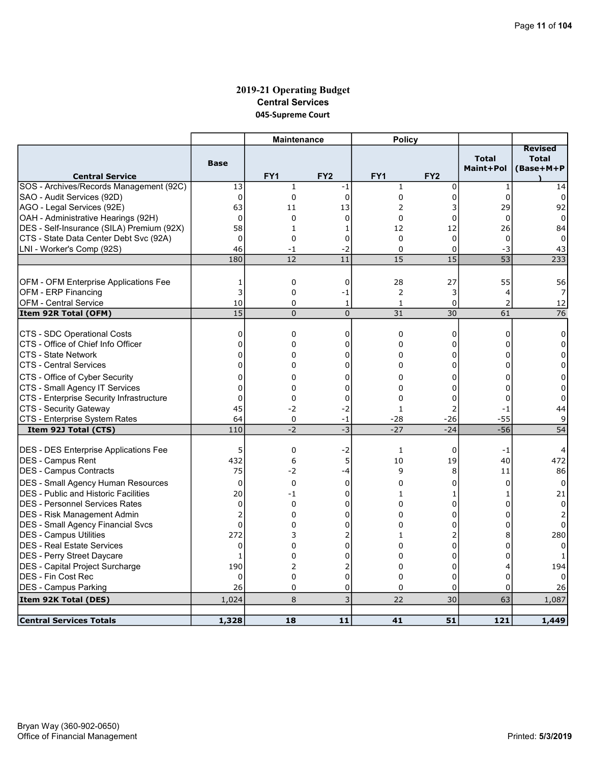# 2019-21 Operating Budget

## Central Services

### 045-Supreme Court

| | | Maintenance | | Policy | | | |
|---|---|---|---|---|---|---|---|
| **Central Service** | **Base** | **FY1** | **FY2** | **FY1** | **FY2** | **Total Maint+Pol** | **Revised Total (Base+M+P)** |
| SOS - Archives/Records Management (92C) | 13 | 1 | -1 | 1 | 0 | 1 | 14 |
| SAO - Audit Services (92D) | 0 | 0 | 0 | 0 | 0 | 0 | 0 |
| AGO - Legal Services (92E) | 63 | 11 | 13 | 2 | 3 | 29 | 92 |
| OAH - Administrative Hearings (92H) | 0 | 0 | 0 | 0 | 0 | 0 | 0 |
| DES - Self-Insurance (SILA) Premium (92X) | 58 | 1 | 1 | 12 | 12 | 26 | 84 |
| CTS - State Data Center Debt Svc (92A) | 0 | 0 | 0 | 0 | 0 | 0 | 0 |
| LNI - Worker's Comp (92S) | 46 | -1 | -2 | 0 | 0 | -3 | 43 |
| | 180 | 12 | 11 | 15 | 15 | 53 | 233 |
| | | | | | | | |
| OFM - OFM Enterprise Applications Fee | 1 | 0 | 0 | 28 | 27 | 55 | 56 |
| OFM - ERP Financing | 3 | 0 | -1 | 2 | 3 | 4 | 7 |
| OFM - Central Service | 10 | 0 | 1 | 1 | 0 | 2 | 12 |
| **Item 92R Total (OFM)** | 15 | 0 | 0 | 31 | 30 | 61 | 76 |
| | | | | | | | |
| CTS - SDC Operational Costs | 0 | 0 | 0 | 0 | 0 | 0 | 0 |
| CTS - Office of Chief Info Officer | 0 | 0 | 0 | 0 | 0 | 0 | 0 |
| CTS - State Network | 0 | 0 | 0 | 0 | 0 | 0 | 0 |
| CTS - Central Services | 0 | 0 | 0 | 0 | 0 | 0 | 0 |
| CTS - Office of Cyber Security | 0 | 0 | 0 | 0 | 0 | 0 | 0 |
| CTS - Small Agency IT Services | 0 | 0 | 0 | 0 | 0 | 0 | 0 |
| CTS - Enterprise Security Infrastructure | 0 | 0 | 0 | 0 | 0 | 0 | 0 |
| CTS - Security Gateway | 45 | -2 | -2 | 1 | 2 | -1 | 44 |
| CTS - Enterprise System Rates | 64 | 0 | -1 | -28 | -26 | -55 | 9 |
| **Item 92J Total (CTS)** | 110 | -2 | -3 | -27 | -24 | -56 | 54 |
| | | | | | | | |
| DES - DES Enterprise Applications Fee | 5 | 0 | -2 | 1 | 0 | -1 | 4 |
| DES - Campus Rent | 432 | 6 | 5 | 10 | 19 | 40 | 472 |
| DES - Campus Contracts | 75 | -2 | -4 | 9 | 8 | 11 | 86 |
| DES - Small Agency Human Resources | 0 | 0 | 0 | 0 | 0 | 0 | 0 |
| DES - Public and Historic Facilities | 20 | -1 | 0 | 1 | 1 | 1 | 21 |
| DES - Personnel Services Rates | 0 | 0 | 0 | 0 | 0 | 0 | 0 |
| DES - Risk Management Admin | 2 | 0 | 0 | 0 | 0 | 0 | 2 |
| DES - Small Agency Financial Svcs | 0 | 0 | 0 | 0 | 0 | 0 | 0 |
| DES - Campus Utilities | 272 | 3 | 2 | 1 | 2 | 8 | 280 |
| DES - Real Estate Services | 0 | 0 | 0 | 0 | 0 | 0 | 0 |
| DES - Perry Street Daycare | 1 | 0 | 0 | 0 | 0 | 0 | 1 |
| DES - Capital Project Surcharge | 190 | 2 | 2 | 0 | 0 | 4 | 194 |
| DES - Fin Cost Rec | 0 | 0 | 0 | 0 | 0 | 0 | 0 |
| DES - Campus Parking | 26 | 0 | 0 | 0 | 0 | 0 | 26 |
| **Item 92K Total (DES)** | 1,024 | 8 | 3 | 22 | 30 | 63 | 1,087 |
| | | | | | | | |
| **Central Services Totals** | **1,328** | **18** | **11** | **41** | **51** | **121** | **1,449** |

Bryan Way (360-902-0650)
Office of Financial Management

Printed: 5/3/2019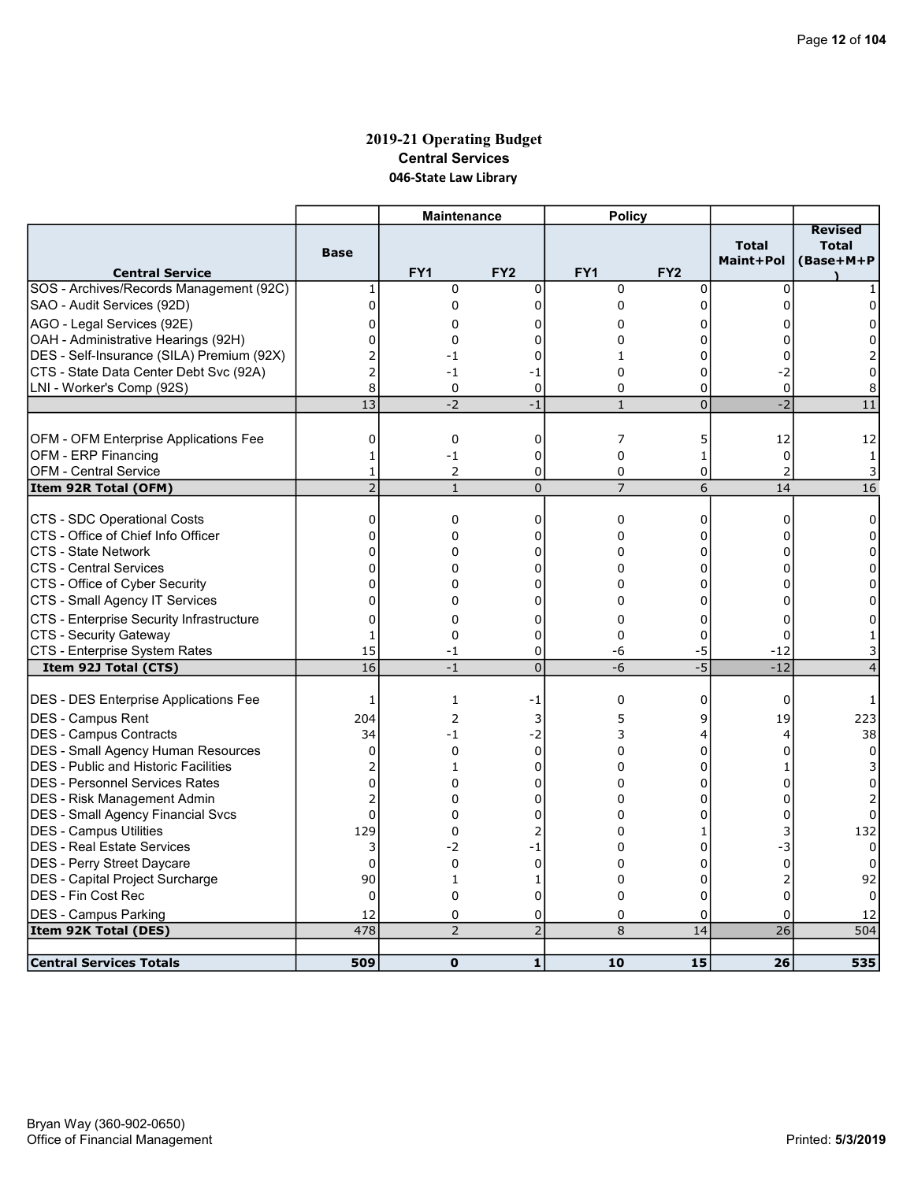# 2019-21 Operating Budget
## Central Services
### 046-State Law Library

| | | Maintenance | | Policy | | | |
|---|---|---|---|---|---|---|---|
| **Central Service** | **Base** | **FY1** | **FY2** | **FY1** | **FY2** | **Total Maint+Pol** | **Revised Total (Base+M+P)** |
| SOS - Archives/Records Management (92C) | 1 | 0 | 0 | 0 | 0 | 0 | 1 |
| SAO - Audit Services (92D) | 0 | 0 | 0 | 0 | 0 | 0 | 0 |
| AGO - Legal Services (92E) | 0 | 0 | 0 | 0 | 0 | 0 | 0 |
| OAH - Administrative Hearings (92H) | 0 | 0 | 0 | 0 | 0 | 0 | 0 |
| DES - Self-Insurance (SILA) Premium (92X) | 2 | -1 | 0 | 1 | 0 | 0 | 2 |
| CTS - State Data Center Debt Svc (92A) | 2 | -1 | -1 | 0 | 0 | -2 | 0 |
| LNI - Worker's Comp (92S) | 8 | 0 | 0 | 0 | 0 | 0 | 8 |
| | 13 | -2 | -1 | 1 | 0 | -2 | 11 |
| | | | | | | | |
| OFM - OFM Enterprise Applications Fee | 0 | 0 | 0 | 7 | 5 | 12 | 12 |
| OFM - ERP Financing | 1 | -1 | 0 | 0 | 1 | 0 | 1 |
| OFM - Central Service | 1 | 2 | 0 | 0 | 0 | 2 | 3 |
| **Item 92R Total (OFM)** | 2 | 1 | 0 | 7 | 6 | 14 | 16 |
| | | | | | | | |
| CTS - SDC Operational Costs | 0 | 0 | 0 | 0 | 0 | 0 | 0 |
| CTS - Office of Chief Info Officer | 0 | 0 | 0 | 0 | 0 | 0 | 0 |
| CTS - State Network | 0 | 0 | 0 | 0 | 0 | 0 | 0 |
| CTS - Central Services | 0 | 0 | 0 | 0 | 0 | 0 | 0 |
| CTS - Office of Cyber Security | 0 | 0 | 0 | 0 | 0 | 0 | 0 |
| CTS - Small Agency IT Services | 0 | 0 | 0 | 0 | 0 | 0 | 0 |
| CTS - Enterprise Security Infrastructure | 0 | 0 | 0 | 0 | 0 | 0 | 0 |
| CTS - Security Gateway | 1 | 0 | 0 | 0 | 0 | 0 | 1 |
| CTS - Enterprise System Rates | 15 | -1 | 0 | -6 | -5 | -12 | 3 |
| **Item 92J Total (CTS)** | 16 | -1 | 0 | -6 | -5 | -12 | 4 |
| | | | | | | | |
| DES - DES Enterprise Applications Fee | 1 | 1 | -1 | 0 | 0 | 0 | 1 |
| DES - Campus Rent | 204 | 2 | 3 | 5 | 9 | 19 | 223 |
| DES - Campus Contracts | 34 | -1 | -2 | 3 | 4 | 4 | 38 |
| DES - Small Agency Human Resources | 0 | 0 | 0 | 0 | 0 | 0 | 0 |
| DES - Public and Historic Facilities | 2 | 1 | 0 | 0 | 0 | 1 | 3 |
| DES - Personnel Services Rates | 0 | 0 | 0 | 0 | 0 | 0 | 0 |
| DES - Risk Management Admin | 2 | 0 | 0 | 0 | 0 | 0 | 2 |
| DES - Small Agency Financial Svcs | 0 | 0 | 0 | 0 | 0 | 0 | 0 |
| DES - Campus Utilities | 129 | 0 | 2 | 0 | 1 | 3 | 132 |
| DES - Real Estate Services | 3 | -2 | -1 | 0 | 0 | -3 | 0 |
| DES - Perry Street Daycare | 0 | 0 | 0 | 0 | 0 | 0 | 0 |
| DES - Capital Project Surcharge | 90 | 1 | 1 | 0 | 0 | 2 | 92 |
| DES - Fin Cost Rec | 0 | 0 | 0 | 0 | 0 | 0 | 0 |
| DES - Campus Parking | 12 | 0 | 0 | 0 | 0 | 0 | 12 |
| **Item 92K Total (DES)** | 478 | 2 | 2 | 8 | 14 | 26 | 504 |
| | | | | | | | |
| **Central Services Totals** | **509** | **0** | **1** | **10** | **15** | **26** | **535** |

Bryan Way (360-902-0650)
Office of Financial Management

Printed: 5/3/2019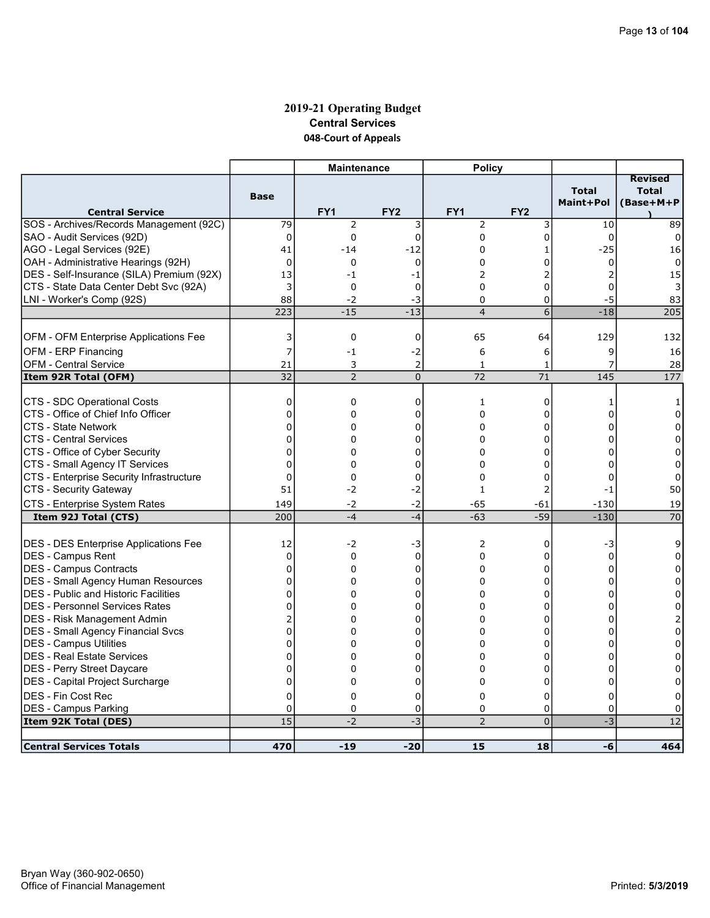## 2019-21 Operating Budget
### Central Services
#### 048-Court of Appeals

| Central Service | Base | Maintenance FY1 | Maintenance FY2 | Policy FY1 | Policy FY2 | Total Maint+Pol | Revised Total (Base+M+P) |
|---|---|---|---|---|---|---|---|
| SOS - Archives/Records Management (92C) | 79 | 2 | 3 | 2 | 3 | 10 | 89 |
| SAO - Audit Services (92D) | 0 | 0 | 0 | 0 | 0 | 0 | 0 |
| AGO - Legal Services (92E) | 41 | -14 | -12 | 0 | 1 | -25 | 16 |
| OAH - Administrative Hearings (92H) | 0 | 0 | 0 | 0 | 0 | 0 | 0 |
| DES - Self-Insurance (SILA) Premium (92X) | 13 | -1 | -1 | 2 | 2 | 2 | 15 |
| CTS - State Data Center Debt Svc (92A) | 3 | 0 | 0 | 0 | 0 | 0 | 3 |
| LNI - Worker's Comp (92S) | 88 | -2 | -3 | 0 | 0 | -5 | 83 |
| | 223 | -15 | -13 | 4 | 6 | -18 | 205 |
| | | | | | | | |
| OFM - OFM Enterprise Applications Fee | 3 | 0 | 0 | 65 | 64 | 129 | 132 |
| OFM - ERP Financing | 7 | -1 | -2 | 6 | 6 | 9 | 16 |
| OFM - Central Service | 21 | 3 | 2 | 1 | 1 | 7 | 28 |
| **Item 92R Total (OFM)** | 32 | 2 | 0 | 72 | 71 | 145 | 177 |
| | | | | | | | |
| CTS - SDC Operational Costs | 0 | 0 | 0 | 1 | 0 | 1 | 1 |
| CTS - Office of Chief Info Officer | 0 | 0 | 0 | 0 | 0 | 0 | 0 |
| CTS - State Network | 0 | 0 | 0 | 0 | 0 | 0 | 0 |
| CTS - Central Services | 0 | 0 | 0 | 0 | 0 | 0 | 0 |
| CTS - Office of Cyber Security | 0 | 0 | 0 | 0 | 0 | 0 | 0 |
| CTS - Small Agency IT Services | 0 | 0 | 0 | 0 | 0 | 0 | 0 |
| CTS - Enterprise Security Infrastructure | 0 | 0 | 0 | 0 | 0 | 0 | 0 |
| CTS - Security Gateway | 51 | -2 | -2 | 1 | 2 | -1 | 50 |
| CTS - Enterprise System Rates | 149 | -2 | -2 | -65 | -61 | -130 | 19 |
| **Item 92J Total (CTS)** | 200 | -4 | -4 | -63 | -59 | -130 | 70 |
| | | | | | | | |
| DES - DES Enterprise Applications Fee | 12 | -2 | -3 | 2 | 0 | -3 | 9 |
| DES - Campus Rent | 0 | 0 | 0 | 0 | 0 | 0 | 0 |
| DES - Campus Contracts | 0 | 0 | 0 | 0 | 0 | 0 | 0 |
| DES - Small Agency Human Resources | 0 | 0 | 0 | 0 | 0 | 0 | 0 |
| DES - Public and Historic Facilities | 0 | 0 | 0 | 0 | 0 | 0 | 0 |
| DES - Personnel Services Rates | 0 | 0 | 0 | 0 | 0 | 0 | 0 |
| DES - Risk Management Admin | 2 | 0 | 0 | 0 | 0 | 0 | 2 |
| DES - Small Agency Financial Svcs | 0 | 0 | 0 | 0 | 0 | 0 | 0 |
| DES - Campus Utilities | 0 | 0 | 0 | 0 | 0 | 0 | 0 |
| DES - Real Estate Services | 0 | 0 | 0 | 0 | 0 | 0 | 0 |
| DES - Perry Street Daycare | 0 | 0 | 0 | 0 | 0 | 0 | 0 |
| DES - Capital Project Surcharge | 0 | 0 | 0 | 0 | 0 | 0 | 0 |
| DES - Fin Cost Rec | 0 | 0 | 0 | 0 | 0 | 0 | 0 |
| DES - Campus Parking | 0 | 0 | 0 | 0 | 0 | 0 | 0 |
| **Item 92K Total (DES)** | 15 | -2 | -3 | 2 | 0 | -3 | 12 |
| | | | | | | | |
| **Central Services Totals** | **470** | **-19** | **-20** | **15** | **18** | **-6** | **464** |

Bryan Way (360-902-0650)
Office of Financial Management

Printed: **5/3/2019**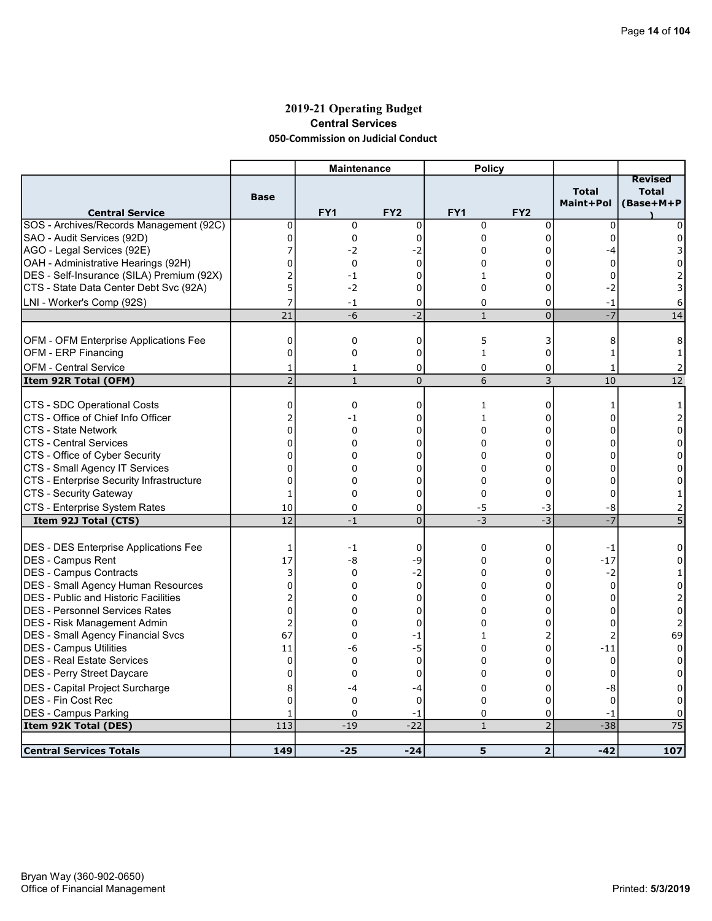# 2019-21 Operating Budget

## Central Services

### 050-Commission on Judicial Conduct

| Central Service | Base | Maintenance FY1 | Maintenance FY2 | Policy FY1 | Policy FY2 | Total Maint+Pol | Revised Total (Base+M+P) |
|---|---|---|---|---|---|---|---|
| SOS - Archives/Records Management (92C) | 0 | 0 | 0 | 0 | 0 | 0 | 0 |
| SAO - Audit Services (92D) | 0 | 0 | 0 | 0 | 0 | 0 | 0 |
| AGO - Legal Services (92E) | 7 | -2 | -2 | 0 | 0 | -4 | 3 |
| OAH - Administrative Hearings (92H) | 0 | 0 | 0 | 0 | 0 | 0 | 0 |
| DES - Self-Insurance (SILA) Premium (92X) | 2 | -1 | 0 | 1 | 0 | 0 | 2 |
| CTS - State Data Center Debt Svc (92A) | 5 | -2 | 0 | 0 | 0 | -2 | 3 |
| LNI - Worker's Comp (92S) | 7 | -1 | 0 | 0 | 0 | -1 | 6 |
| | 21 | -6 | -2 | 1 | 0 | -7 | 14 |
| OFM - OFM Enterprise Applications Fee | 0 | 0 | 0 | 5 | 3 | 8 | 8 |
| OFM - ERP Financing | 0 | 0 | 0 | 1 | 0 | 1 | 1 |
| OFM - Central Service | 1 | 1 | 0 | 0 | 0 | 1 | 2 |
| **Item 92R Total (OFM)** | 2 | 1 | 0 | 6 | 3 | 10 | 12 |
| CTS - SDC Operational Costs | 0 | 0 | 0 | 1 | 0 | 1 | 1 |
| CTS - Office of Chief Info Officer | 2 | -1 | 0 | 1 | 0 | 0 | 2 |
| CTS - State Network | 0 | 0 | 0 | 0 | 0 | 0 | 0 |
| CTS - Central Services | 0 | 0 | 0 | 0 | 0 | 0 | 0 |
| CTS - Office of Cyber Security | 0 | 0 | 0 | 0 | 0 | 0 | 0 |
| CTS - Small Agency IT Services | 0 | 0 | 0 | 0 | 0 | 0 | 0 |
| CTS - Enterprise Security Infrastructure | 0 | 0 | 0 | 0 | 0 | 0 | 0 |
| CTS - Security Gateway | 1 | 0 | 0 | 0 | 0 | 0 | 1 |
| CTS - Enterprise System Rates | 10 | 0 | 0 | -5 | -3 | -8 | 2 |
| **Item 92J Total (CTS)** | 12 | -1 | 0 | -3 | -3 | -7 | 5 |
| DES - DES Enterprise Applications Fee | 1 | -1 | 0 | 0 | 0 | -1 | 0 |
| DES - Campus Rent | 17 | -8 | -9 | 0 | 0 | -17 | 0 |
| DES - Campus Contracts | 3 | 0 | -2 | 0 | 0 | -2 | 1 |
| DES - Small Agency Human Resources | 0 | 0 | 0 | 0 | 0 | 0 | 0 |
| DES - Public and Historic Facilities | 2 | 0 | 0 | 0 | 0 | 0 | 2 |
| DES - Personnel Services Rates | 0 | 0 | 0 | 0 | 0 | 0 | 0 |
| DES - Risk Management Admin | 2 | 0 | 0 | 0 | 0 | 0 | 2 |
| DES - Small Agency Financial Svcs | 67 | 0 | -1 | 1 | 2 | 2 | 69 |
| DES - Campus Utilities | 11 | -6 | -5 | 0 | 0 | -11 | 0 |
| DES - Real Estate Services | 0 | 0 | 0 | 0 | 0 | 0 | 0 |
| DES - Perry Street Daycare | 0 | 0 | 0 | 0 | 0 | 0 | 0 |
| DES - Capital Project Surcharge | 8 | -4 | -4 | 0 | 0 | -8 | 0 |
| DES - Fin Cost Rec | 0 | 0 | 0 | 0 | 0 | 0 | 0 |
| DES - Campus Parking | 1 | 0 | -1 | 0 | 0 | -1 | 0 |
| **Item 92K Total (DES)** | 113 | -19 | -22 | 1 | 2 | -38 | 75 |
| **Central Services Totals** | **149** | **-25** | **-24** | **5** | **2** | **-42** | **107** |

Bryan Way (360-902-0650)
Office of Financial Management

Printed: 5/3/2019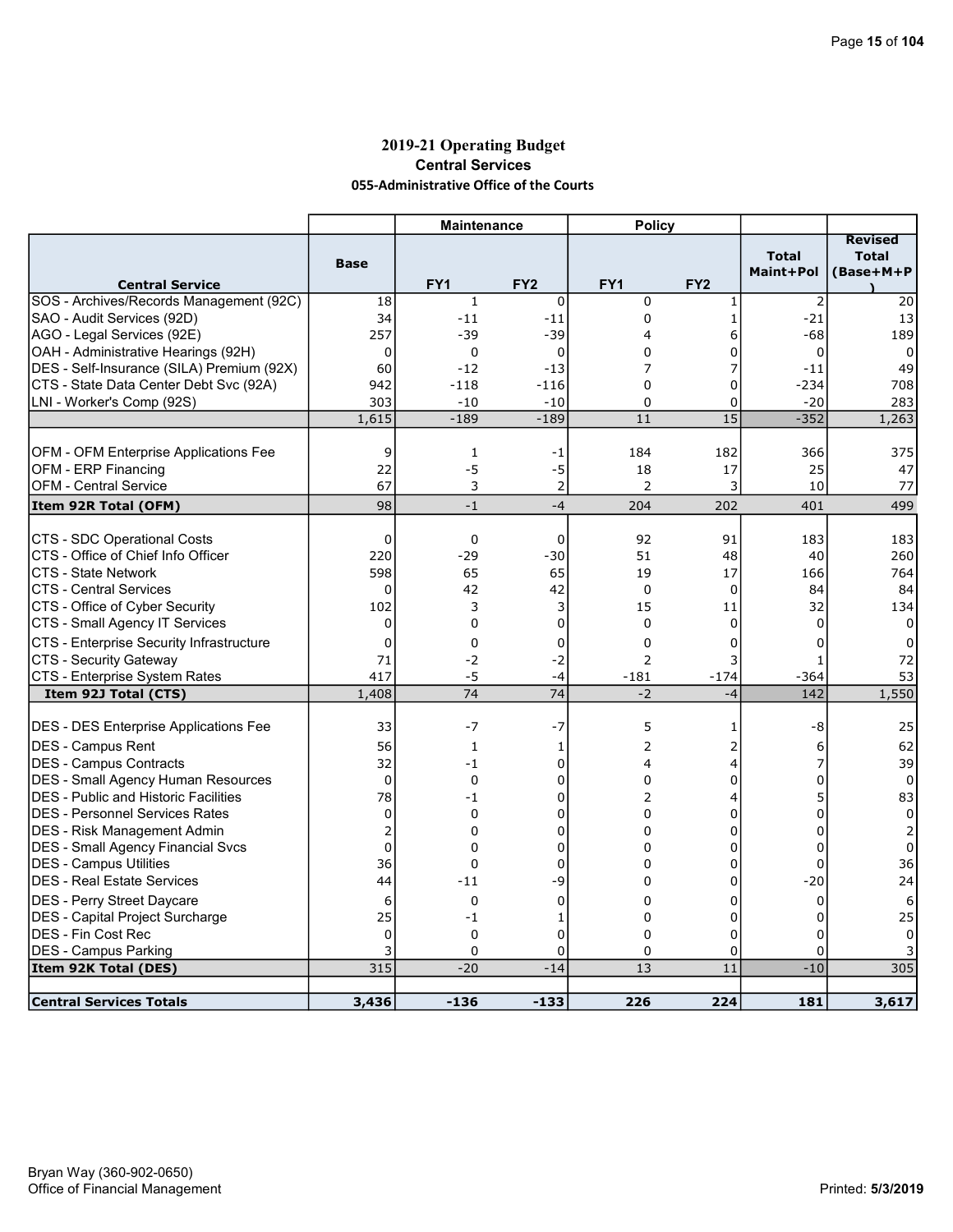# 2019-21 Operating Budget

## Central Services

### 055-Administrative Office of the Courts

| | | Maintenance | | Policy | | | |
|---|---|---|---|---|---|---|---|
| **Central Service** | **Base** | **FY1** | **FY2** | **FY1** | **FY2** | **Total Maint+Pol** | **Revised Total (Base+M+P)** |
| SOS - Archives/Records Management (92C) | 18 | 1 | 0 | 0 | 1 | 2 | 20 |
| SAO - Audit Services (92D) | 34 | -11 | -11 | 0 | 1 | -21 | 13 |
| AGO - Legal Services (92E) | 257 | -39 | -39 | 4 | 6 | -68 | 189 |
| OAH - Administrative Hearings (92H) | 0 | 0 | 0 | 0 | 0 | 0 | 0 |
| DES - Self-Insurance (SILA) Premium (92X) | 60 | -12 | -13 | 7 | 7 | -11 | 49 |
| CTS - State Data Center Debt Svc (92A) | 942 | -118 | -116 | 0 | 0 | -234 | 708 |
| LNI - Worker's Comp (92S) | 303 | -10 | -10 | 0 | 0 | -20 | 283 |
| | 1,615 | -189 | -189 | 11 | 15 | -352 | 1,263 |
| | | | | | | | |
| OFM - OFM Enterprise Applications Fee | 9 | 1 | -1 | 184 | 182 | 366 | 375 |
| OFM - ERP Financing | 22 | -5 | -5 | 18 | 17 | 25 | 47 |
| OFM - Central Service | 67 | 3 | 2 | 2 | 3 | 10 | 77 |
| **Item 92R Total (OFM)** | 98 | -1 | -4 | 204 | 202 | 401 | 499 |
| | | | | | | | |
| CTS - SDC Operational Costs | 0 | 0 | 0 | 92 | 91 | 183 | 183 |
| CTS - Office of Chief Info Officer | 220 | -29 | -30 | 51 | 48 | 40 | 260 |
| CTS - State Network | 598 | 65 | 65 | 19 | 17 | 166 | 764 |
| CTS - Central Services | 0 | 42 | 42 | 0 | 0 | 84 | 84 |
| CTS - Office of Cyber Security | 102 | 3 | 3 | 15 | 11 | 32 | 134 |
| CTS - Small Agency IT Services | 0 | 0 | 0 | 0 | 0 | 0 | 0 |
| CTS - Enterprise Security Infrastructure | 0 | 0 | 0 | 0 | 0 | 0 | 0 |
| CTS - Security Gateway | 71 | -2 | -2 | 2 | 3 | 1 | 72 |
| CTS - Enterprise System Rates | 417 | -5 | -4 | -181 | -174 | -364 | 53 |
| **Item 92J Total (CTS)** | 1,408 | 74 | 74 | -2 | -4 | 142 | 1,550 |
| | | | | | | | |
| DES - DES Enterprise Applications Fee | 33 | -7 | -7 | 5 | 1 | -8 | 25 |
| DES - Campus Rent | 56 | 1 | 1 | 2 | 2 | 6 | 62 |
| DES - Campus Contracts | 32 | -1 | 0 | 4 | 4 | 7 | 39 |
| DES - Small Agency Human Resources | 0 | 0 | 0 | 0 | 0 | 0 | 0 |
| DES - Public and Historic Facilities | 78 | -1 | 0 | 2 | 4 | 5 | 83 |
| DES - Personnel Services Rates | 0 | 0 | 0 | 0 | 0 | 0 | 0 |
| DES - Risk Management Admin | 2 | 0 | 0 | 0 | 0 | 0 | 2 |
| DES - Small Agency Financial Svcs | 0 | 0 | 0 | 0 | 0 | 0 | 0 |
| DES - Campus Utilities | 36 | 0 | 0 | 0 | 0 | 0 | 36 |
| DES - Real Estate Services | 44 | -11 | -9 | 0 | 0 | -20 | 24 |
| DES - Perry Street Daycare | 6 | 0 | 0 | 0 | 0 | 0 | 6 |
| DES - Capital Project Surcharge | 25 | -1 | 1 | 0 | 0 | 0 | 25 |
| DES - Fin Cost Rec | 0 | 0 | 0 | 0 | 0 | 0 | 0 |
| DES - Campus Parking | 3 | 0 | 0 | 0 | 0 | 0 | 3 |
| **Item 92K Total (DES)** | 315 | -20 | -14 | 13 | 11 | -10 | 305 |
| | | | | | | | |
| **Central Services Totals** | **3,436** | **-136** | **-133** | **226** | **224** | **181** | **3,617** |

Bryan Way (360-902-0650)
Office of Financial Management

Printed: 5/3/2019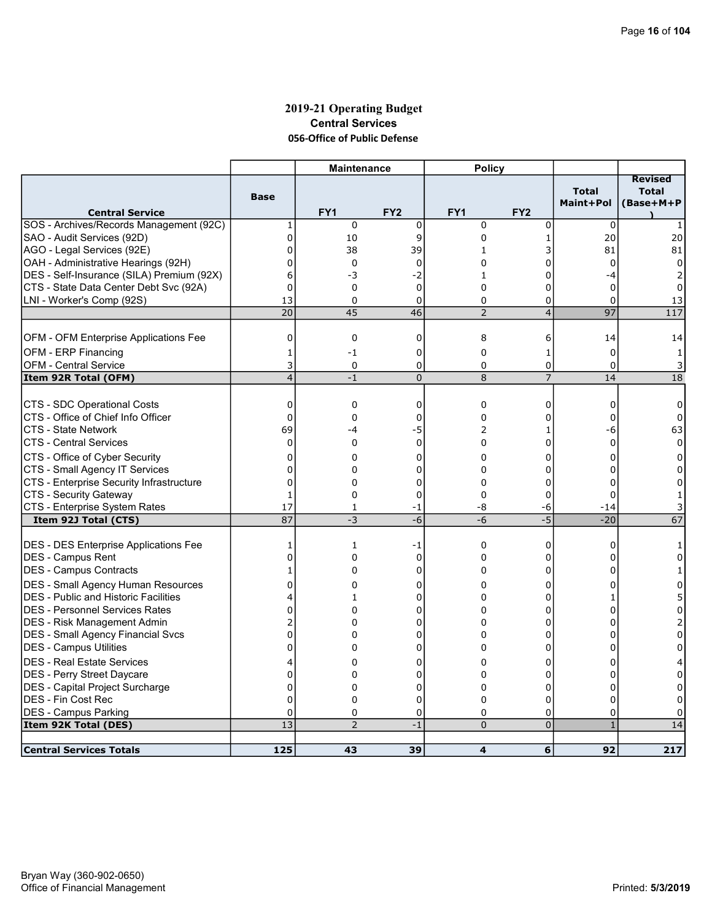## 2019-21 Operating Budget

### Central Services

### 056-Office of Public Defense

| Central Service | Base | Maintenance FY1 | Maintenance FY2 | Policy FY1 | Policy FY2 | Total Maint+Pol | Revised Total (Base+M+P) |
|---|---|---|---|---|---|---|---|
| SOS - Archives/Records Management (92C) | 1 | 0 | 0 | 0 | 0 | 0 | 1 |
| SAO - Audit Services (92D) | 0 | 10 | 9 | 0 | 1 | 20 | 20 |
| AGO - Legal Services (92E) | 0 | 38 | 39 | 1 | 3 | 81 | 81 |
| OAH - Administrative Hearings (92H) | 0 | 0 | 0 | 0 | 0 | 0 | 0 |
| DES - Self-Insurance (SILA) Premium (92X) | 6 | -3 | -2 | 1 | 0 | -4 | 2 |
| CTS - State Data Center Debt Svc (92A) | 0 | 0 | 0 | 0 | 0 | 0 | 0 |
| LNI - Worker's Comp (92S) | 13 | 0 | 0 | 0 | 0 | 0 | 13 |
| | 20 | 45 | 46 | 2 | 4 | 97 | 117 |
| OFM - OFM Enterprise Applications Fee | 0 | 0 | 0 | 8 | 6 | 14 | 14 |
| OFM - ERP Financing | 1 | -1 | 0 | 0 | 1 | 0 | 1 |
| OFM - Central Service | 3 | 0 | 0 | 0 | 0 | 0 | 3 |
| **Item 92R Total (OFM)** | 4 | -1 | 0 | 8 | 7 | 14 | 18 |
| CTS - SDC Operational Costs | 0 | 0 | 0 | 0 | 0 | 0 | 0 |
| CTS - Office of Chief Info Officer | 0 | 0 | 0 | 0 | 0 | 0 | 0 |
| CTS - State Network | 69 | -4 | -5 | 2 | 1 | -6 | 63 |
| CTS - Central Services | 0 | 0 | 0 | 0 | 0 | 0 | 0 |
| CTS - Office of Cyber Security | 0 | 0 | 0 | 0 | 0 | 0 | 0 |
| CTS - Small Agency IT Services | 0 | 0 | 0 | 0 | 0 | 0 | 0 |
| CTS - Enterprise Security Infrastructure | 0 | 0 | 0 | 0 | 0 | 0 | 0 |
| CTS - Security Gateway | 1 | 0 | 0 | 0 | 0 | 0 | 1 |
| CTS - Enterprise System Rates | 17 | 1 | -1 | -8 | -6 | -14 | 3 |
| **Item 92J Total (CTS)** | 87 | -3 | -6 | -6 | -5 | -20 | 67 |
| DES - DES Enterprise Applications Fee | 1 | 1 | -1 | 0 | 0 | 0 | 1 |
| DES - Campus Rent | 0 | 0 | 0 | 0 | 0 | 0 | 0 |
| DES - Campus Contracts | 1 | 0 | 0 | 0 | 0 | 0 | 1 |
| DES - Small Agency Human Resources | 0 | 0 | 0 | 0 | 0 | 0 | 0 |
| DES - Public and Historic Facilities | 4 | 1 | 0 | 0 | 0 | 1 | 5 |
| DES - Personnel Services Rates | 0 | 0 | 0 | 0 | 0 | 0 | 0 |
| DES - Risk Management Admin | 2 | 0 | 0 | 0 | 0 | 0 | 2 |
| DES - Small Agency Financial Svcs | 0 | 0 | 0 | 0 | 0 | 0 | 0 |
| DES - Campus Utilities | 0 | 0 | 0 | 0 | 0 | 0 | 0 |
| DES - Real Estate Services | 4 | 0 | 0 | 0 | 0 | 0 | 4 |
| DES - Perry Street Daycare | 0 | 0 | 0 | 0 | 0 | 0 | 0 |
| DES - Capital Project Surcharge | 0 | 0 | 0 | 0 | 0 | 0 | 0 |
| DES - Fin Cost Rec | 0 | 0 | 0 | 0 | 0 | 0 | 0 |
| DES - Campus Parking | 0 | 0 | 0 | 0 | 0 | 0 | 0 |
| **Item 92K Total (DES)** | 13 | 2 | -1 | 0 | 0 | 1 | 14 |
| **Central Services Totals** | **125** | **43** | **39** | **4** | **6** | **92** | **217** |

Bryan Way (360-902-0650)
Office of Financial Management

Printed: **5/3/2019**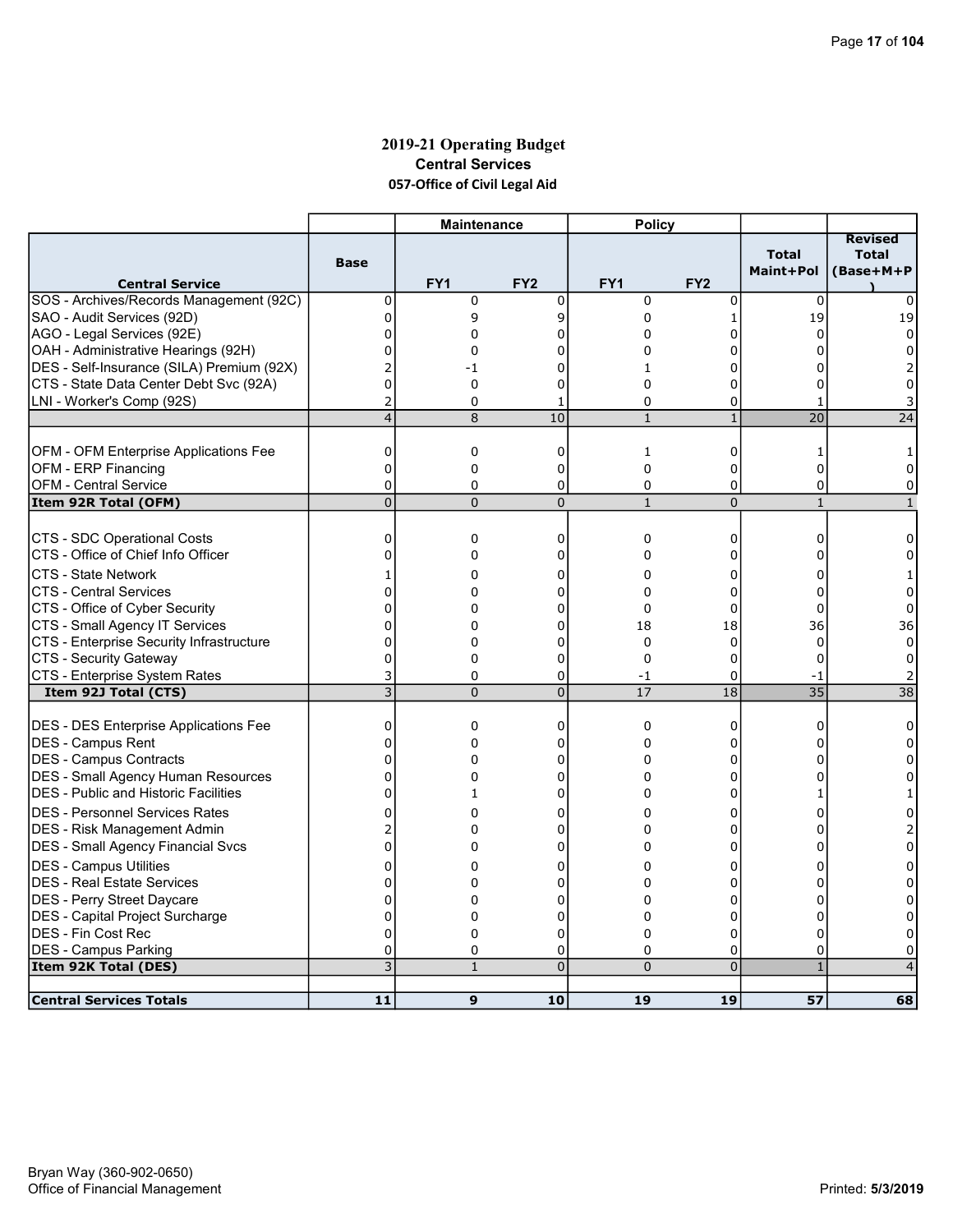# 2019-21 Operating Budget

## Central Services

### 057-Office of Civil Legal Aid

| Central Service | Base | Maintenance | | Policy | | Total Maint+Pol | Revised Total (Base+M+P) |
|---|---|---|---|---|---|---|---|
| | | FY1 | FY2 | FY1 | FY2 | | |
| SOS - Archives/Records Management (92C) | 0 | 0 | 0 | 0 | 0 | 0 | 0 |
| SAO - Audit Services (92D) | 0 | 9 | 9 | 0 | 1 | 19 | 19 |
| AGO - Legal Services (92E) | 0 | 0 | 0 | 0 | 0 | 0 | 0 |
| OAH - Administrative Hearings (92H) | 0 | 0 | 0 | 0 | 0 | 0 | 0 |
| DES - Self-Insurance (SILA) Premium (92X) | 2 | -1 | 0 | 1 | 0 | 0 | 2 |
| CTS - State Data Center Debt Svc (92A) | 0 | 0 | 0 | 0 | 0 | 0 | 0 |
| LNI - Worker's Comp (92S) | 2 | 0 | 1 | 0 | 0 | 1 | 3 |
| | 4 | 8 | 10 | 1 | 1 | 20 | 24 |
| OFM - OFM Enterprise Applications Fee | 0 | 0 | 0 | 1 | 0 | 1 | 1 |
| OFM - ERP Financing | 0 | 0 | 0 | 0 | 0 | 0 | 0 |
| OFM - Central Service | 0 | 0 | 0 | 0 | 0 | 0 | 0 |
| **Item 92R Total (OFM)** | 0 | 0 | 0 | 1 | 0 | 1 | 1 |
| CTS - SDC Operational Costs | 0 | 0 | 0 | 0 | 0 | 0 | 0 |
| CTS - Office of Chief Info Officer | 0 | 0 | 0 | 0 | 0 | 0 | 0 |
| CTS - State Network | 1 | 0 | 0 | 0 | 0 | 0 | 1 |
| CTS - Central Services | 0 | 0 | 0 | 0 | 0 | 0 | 0 |
| CTS - Office of Cyber Security | 0 | 0 | 0 | 0 | 0 | 0 | 0 |
| CTS - Small Agency IT Services | 0 | 0 | 0 | 18 | 18 | 36 | 36 |
| CTS - Enterprise Security Infrastructure | 0 | 0 | 0 | 0 | 0 | 0 | 0 |
| CTS - Security Gateway | 0 | 0 | 0 | 0 | 0 | 0 | 0 |
| CTS - Enterprise System Rates | 3 | 0 | 0 | -1 | 0 | -1 | 2 |
| **Item 92J Total (CTS)** | 3 | 0 | 0 | 17 | 18 | 35 | 38 |
| DES - DES Enterprise Applications Fee | 0 | 0 | 0 | 0 | 0 | 0 | 0 |
| DES - Campus Rent | 0 | 0 | 0 | 0 | 0 | 0 | 0 |
| DES - Campus Contracts | 0 | 0 | 0 | 0 | 0 | 0 | 0 |
| DES - Small Agency Human Resources | 0 | 0 | 0 | 0 | 0 | 0 | 0 |
| DES - Public and Historic Facilities | 0 | 1 | 0 | 0 | 0 | 1 | 1 |
| DES - Personnel Services Rates | 0 | 0 | 0 | 0 | 0 | 0 | 0 |
| DES - Risk Management Admin | 2 | 0 | 0 | 0 | 0 | 0 | 2 |
| DES - Small Agency Financial Svcs | 0 | 0 | 0 | 0 | 0 | 0 | 0 |
| DES - Campus Utilities | 0 | 0 | 0 | 0 | 0 | 0 | 0 |
| DES - Real Estate Services | 0 | 0 | 0 | 0 | 0 | 0 | 0 |
| DES - Perry Street Daycare | 0 | 0 | 0 | 0 | 0 | 0 | 0 |
| DES - Capital Project Surcharge | 0 | 0 | 0 | 0 | 0 | 0 | 0 |
| DES - Fin Cost Rec | 0 | 0 | 0 | 0 | 0 | 0 | 0 |
| DES - Campus Parking | 0 | 0 | 0 | 0 | 0 | 0 | 0 |
| **Item 92K Total (DES)** | 3 | 1 | 0 | 0 | 0 | 1 | 4 |
| **Central Services Totals** | **11** | **9** | **10** | **19** | **19** | **57** | **68** |

Bryan Way (360-902-0650)
Office of Financial Management

Printed: **5/3/2019**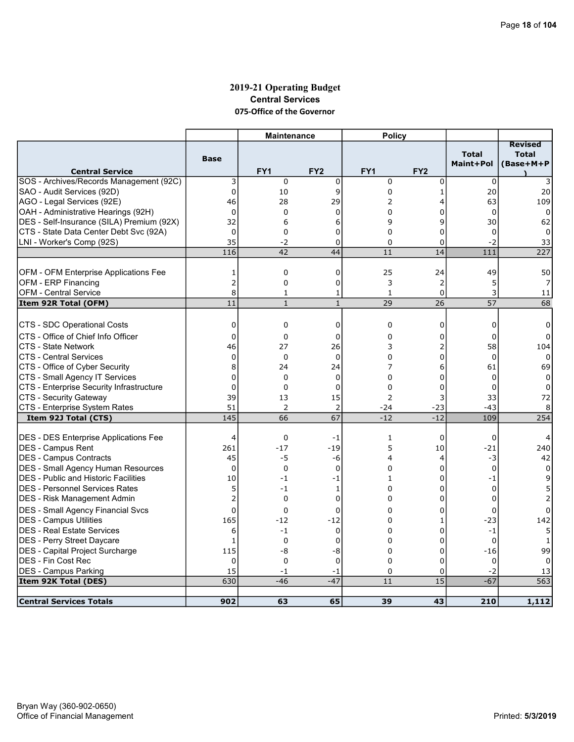# 2019-21 Operating Budget
## Central Services
### 075-Office of the Governor

| | | Maintenance | | Policy | | | |
|---|---|---|---|---|---|---|---|
| **Central Service** | **Base** | **FY1** | **FY2** | **FY1** | **FY2** | **Total Maint+Pol** | **Revised Total (Base+M+P)** |
| SOS - Archives/Records Management (92C) | 3 | 0 | 0 | 0 | 0 | 0 | 3 |
| SAO - Audit Services (92D) | 0 | 10 | 9 | 0 | 1 | 20 | 20 |
| AGO - Legal Services (92E) | 46 | 28 | 29 | 2 | 4 | 63 | 109 |
| OAH - Administrative Hearings (92H) | 0 | 0 | 0 | 0 | 0 | 0 | 0 |
| DES - Self-Insurance (SILA) Premium (92X) | 32 | 6 | 6 | 9 | 9 | 30 | 62 |
| CTS - State Data Center Debt Svc (92A) | 0 | 0 | 0 | 0 | 0 | 0 | 0 |
| LNI - Worker's Comp (92S) | 35 | -2 | 0 | 0 | 0 | -2 | 33 |
| | 116 | 42 | 44 | 11 | 14 | 111 | 227 |
| OFM - OFM Enterprise Applications Fee | 1 | 0 | 0 | 25 | 24 | 49 | 50 |
| OFM - ERP Financing | 2 | 0 | 0 | 3 | 2 | 5 | 7 |
| OFM - Central Service | 8 | 1 | 1 | 1 | 0 | 3 | 11 |
| **Item 92R Total (OFM)** | 11 | 1 | 1 | 29 | 26 | 57 | 68 |
| CTS - SDC Operational Costs | 0 | 0 | 0 | 0 | 0 | 0 | 0 |
| CTS - Office of Chief Info Officer | 0 | 0 | 0 | 0 | 0 | 0 | 0 |
| CTS - State Network | 46 | 27 | 26 | 3 | 2 | 58 | 104 |
| CTS - Central Services | 0 | 0 | 0 | 0 | 0 | 0 | 0 |
| CTS - Office of Cyber Security | 8 | 24 | 24 | 7 | 6 | 61 | 69 |
| CTS - Small Agency IT Services | 0 | 0 | 0 | 0 | 0 | 0 | 0 |
| CTS - Enterprise Security Infrastructure | 0 | 0 | 0 | 0 | 0 | 0 | 0 |
| CTS - Security Gateway | 39 | 13 | 15 | 2 | 3 | 33 | 72 |
| CTS - Enterprise System Rates | 51 | 2 | 2 | -24 | -23 | -43 | 8 |
| **Item 92J Total (CTS)** | 145 | 66 | 67 | -12 | -12 | 109 | 254 |
| DES - DES Enterprise Applications Fee | 4 | 0 | -1 | 1 | 0 | 0 | 4 |
| DES - Campus Rent | 261 | -17 | -19 | 5 | 10 | -21 | 240 |
| DES - Campus Contracts | 45 | -5 | -6 | 4 | 4 | -3 | 42 |
| DES - Small Agency Human Resources | 0 | 0 | 0 | 0 | 0 | 0 | 0 |
| DES - Public and Historic Facilities | 10 | -1 | -1 | 1 | 0 | -1 | 9 |
| DES - Personnel Services Rates | 5 | -1 | 1 | 0 | 0 | 0 | 5 |
| DES - Risk Management Admin | 2 | 0 | 0 | 0 | 0 | 0 | 2 |
| DES - Small Agency Financial Svcs | 0 | 0 | 0 | 0 | 0 | 0 | 0 |
| DES - Campus Utilities | 165 | -12 | -12 | 0 | 1 | -23 | 142 |
| DES - Real Estate Services | 6 | -1 | 0 | 0 | 0 | -1 | 5 |
| DES - Perry Street Daycare | 1 | 0 | 0 | 0 | 0 | 0 | 1 |
| DES - Capital Project Surcharge | 115 | -8 | -8 | 0 | 0 | -16 | 99 |
| DES - Fin Cost Rec | 0 | 0 | 0 | 0 | 0 | 0 | 0 |
| DES - Campus Parking | 15 | -1 | -1 | 0 | 0 | -2 | 13 |
| **Item 92K Total (DES)** | 630 | -46 | -47 | 11 | 15 | -67 | 563 |
| **Central Services Totals** | **902** | **63** | **65** | **39** | **43** | **210** | **1,112** |

Bryan Way (360-902-0650)
Office of Financial Management

Printed: 5/3/2019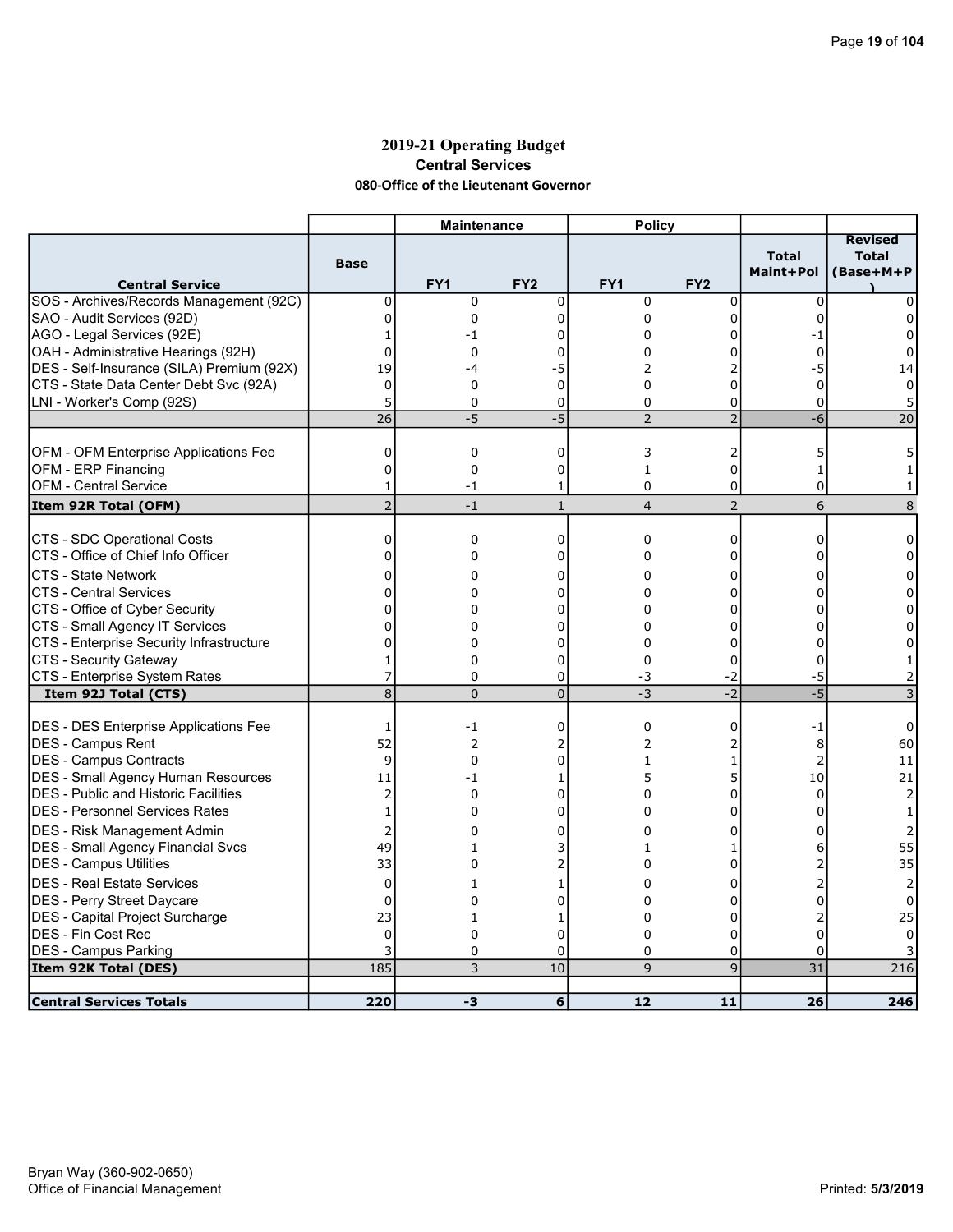# 2019-21 Operating Budget

## Central Services

### 080-Office of the Lieutenant Governor

| | | Maintenance | | Policy | | | |
|---|---|---|---|---|---|---|---|
| **Central Service** | **Base** | **FY1** | **FY2** | **FY1** | **FY2** | **Total Maint+Pol** | **Revised Total (Base+M+P)** |
| SOS - Archives/Records Management (92C) | 0 | 0 | 0 | 0 | 0 | 0 | 0 |
| SAO - Audit Services (92D) | 0 | 0 | 0 | 0 | 0 | 0 | 0 |
| AGO - Legal Services (92E) | 1 | -1 | 0 | 0 | 0 | -1 | 0 |
| OAH - Administrative Hearings (92H) | 0 | 0 | 0 | 0 | 0 | 0 | 0 |
| DES - Self-Insurance (SILA) Premium (92X) | 19 | -4 | -5 | 2 | 2 | -5 | 14 |
| CTS - State Data Center Debt Svc (92A) | 0 | 0 | 0 | 0 | 0 | 0 | 0 |
| LNI - Worker's Comp (92S) | 5 | 0 | 0 | 0 | 0 | 0 | 5 |
| | 26 | -5 | -5 | 2 | 2 | -6 | 20 |
| | | | | | | | |
| OFM - OFM Enterprise Applications Fee | 0 | 0 | 0 | 3 | 2 | 5 | 5 |
| OFM - ERP Financing | 0 | 0 | 0 | 1 | 0 | 1 | 1 |
| OFM - Central Service | 1 | -1 | 1 | 0 | 0 | 0 | 1 |
| **Item 92R Total (OFM)** | 2 | -1 | 1 | 4 | 2 | 6 | 8 |
| | | | | | | | |
| CTS - SDC Operational Costs | 0 | 0 | 0 | 0 | 0 | 0 | 0 |
| CTS - Office of Chief Info Officer | 0 | 0 | 0 | 0 | 0 | 0 | 0 |
| CTS - State Network | 0 | 0 | 0 | 0 | 0 | 0 | 0 |
| CTS - Central Services | 0 | 0 | 0 | 0 | 0 | 0 | 0 |
| CTS - Office of Cyber Security | 0 | 0 | 0 | 0 | 0 | 0 | 0 |
| CTS - Small Agency IT Services | 0 | 0 | 0 | 0 | 0 | 0 | 0 |
| CTS - Enterprise Security Infrastructure | 0 | 0 | 0 | 0 | 0 | 0 | 0 |
| CTS - Security Gateway | 1 | 0 | 0 | 0 | 0 | 0 | 1 |
| CTS - Enterprise System Rates | 7 | 0 | 0 | -3 | -2 | -5 | 2 |
| **Item 92J Total (CTS)** | 8 | 0 | 0 | -3 | -2 | -5 | 3 |
| | | | | | | | |
| DES - DES Enterprise Applications Fee | 1 | -1 | 0 | 0 | 0 | -1 | 0 |
| DES - Campus Rent | 52 | 2 | 2 | 2 | 2 | 8 | 60 |
| DES - Campus Contracts | 9 | 0 | 0 | 1 | 1 | 2 | 11 |
| DES - Small Agency Human Resources | 11 | -1 | 1 | 5 | 5 | 10 | 21 |
| DES - Public and Historic Facilities | 2 | 0 | 0 | 0 | 0 | 0 | 2 |
| DES - Personnel Services Rates | 1 | 0 | 0 | 0 | 0 | 0 | 1 |
| DES - Risk Management Admin | 2 | 0 | 0 | 0 | 0 | 0 | 2 |
| DES - Small Agency Financial Svcs | 49 | 1 | 3 | 1 | 1 | 6 | 55 |
| DES - Campus Utilities | 33 | 0 | 2 | 0 | 0 | 2 | 35 |
| DES - Real Estate Services | 0 | 1 | 1 | 0 | 0 | 2 | 2 |
| DES - Perry Street Daycare | 0 | 0 | 0 | 0 | 0 | 0 | 0 |
| DES - Capital Project Surcharge | 23 | 1 | 1 | 0 | 0 | 2 | 25 |
| DES - Fin Cost Rec | 0 | 0 | 0 | 0 | 0 | 0 | 0 |
| DES - Campus Parking | 3 | 0 | 0 | 0 | 0 | 0 | 3 |
| **Item 92K Total (DES)** | 185 | 3 | 10 | 9 | 9 | 31 | 216 |
| | | | | | | | |
| **Central Services Totals** | **220** | **-3** | **6** | **12** | **11** | **26** | **246** |

Bryan Way (360-902-0650)
Office of Financial Management

Printed: **5/3/2019**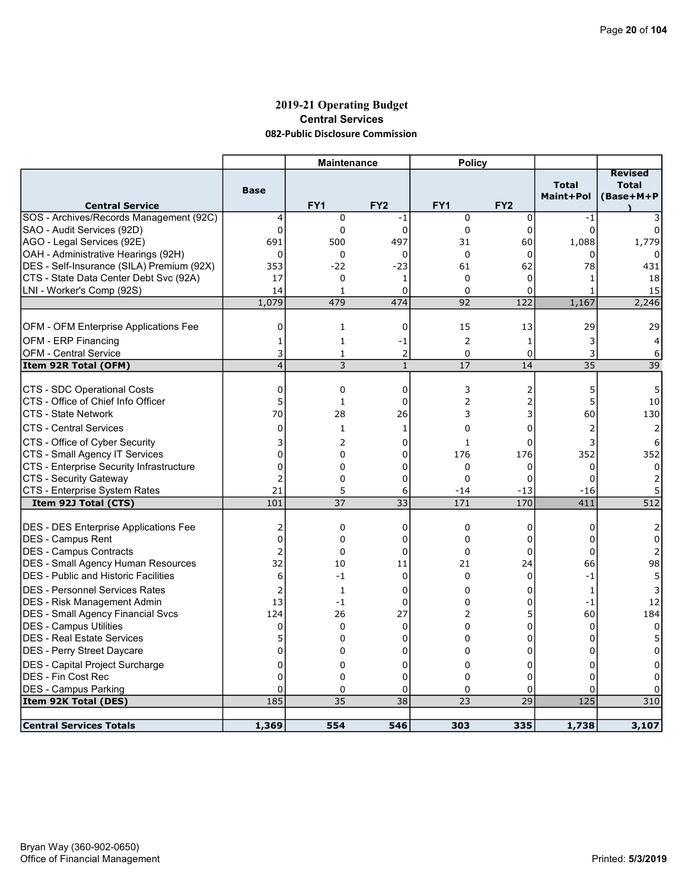# 2019-21 Operating Budget

## Central Services

### 082-Public Disclosure Commission

| Central Service | Base | Maintenance FY1 | Maintenance FY2 | Policy FY1 | Policy FY2 | Total Maint+Pol | Revised Total (Base+M+P) |
|---|---|---|---|---|---|---|---|
| SOS - Archives/Records Management (92C) | 4 | 0 | -1 | 0 | 0 | -1 | 3 |
| SAO - Audit Services (92D) | 0 | 0 | 0 | 0 | 0 | 0 | 0 |
| AGO - Legal Services (92E) | 691 | 500 | 497 | 31 | 60 | 1,088 | 1,779 |
| OAH - Administrative Hearings (92H) | 0 | 0 | 0 | 0 | 0 | 0 | 0 |
| DES - Self-Insurance (SILA) Premium (92X) | 353 | -22 | -23 | 61 | 62 | 78 | 431 |
| CTS - State Data Center Debt Svc (92A) | 17 | 0 | 1 | 0 | 0 | 1 | 18 |
| LNI - Worker's Comp (92S) | 14 | 1 | 0 | 0 | 0 | 1 | 15 |
| | 1,079 | 479 | 474 | 92 | 122 | 1,167 | 2,246 |
| | | | | | | | |
| OFM - OFM Enterprise Applications Fee | 0 | 1 | 0 | 15 | 13 | 29 | 29 |
| OFM - ERP Financing | 1 | 1 | -1 | 2 | 1 | 3 | 4 |
| OFM - Central Service | 3 | 1 | 2 | 0 | 0 | 3 | 6 |
| **Item 92R Total (OFM)** | 4 | 3 | 1 | 17 | 14 | 35 | 39 |
| | | | | | | | |
| CTS - SDC Operational Costs | 0 | 0 | 0 | 3 | 2 | 5 | 5 |
| CTS - Office of Chief Info Officer | 5 | 1 | 0 | 2 | 2 | 5 | 10 |
| CTS - State Network | 70 | 28 | 26 | 3 | 3 | 60 | 130 |
| CTS - Central Services | 0 | 1 | 1 | 0 | 0 | 2 | 2 |
| CTS - Office of Cyber Security | 3 | 2 | 0 | 1 | 0 | 3 | 6 |
| CTS - Small Agency IT Services | 0 | 0 | 0 | 176 | 176 | 352 | 352 |
| CTS - Enterprise Security Infrastructure | 0 | 0 | 0 | 0 | 0 | 0 | 0 |
| CTS - Security Gateway | 2 | 0 | 0 | 0 | 0 | 0 | 2 |
| CTS - Enterprise System Rates | 21 | 5 | 6 | -14 | -13 | -16 | 5 |
| **Item 92J Total (CTS)** | 101 | 37 | 33 | 171 | 170 | 411 | 512 |
| | | | | | | | |
| DES - DES Enterprise Applications Fee | 2 | 0 | 0 | 0 | 0 | 0 | 2 |
| DES - Campus Rent | 0 | 0 | 0 | 0 | 0 | 0 | 0 |
| DES - Campus Contracts | 2 | 0 | 0 | 0 | 0 | 0 | 2 |
| DES - Small Agency Human Resources | 32 | 10 | 11 | 21 | 24 | 66 | 98 |
| DES - Public and Historic Facilities | 6 | -1 | 0 | 0 | 0 | -1 | 5 |
| DES - Personnel Services Rates | 2 | 1 | 0 | 0 | 0 | 1 | 3 |
| DES - Risk Management Admin | 13 | -1 | 0 | 0 | 0 | -1 | 12 |
| DES - Small Agency Financial Svcs | 124 | 26 | 27 | 2 | 5 | 60 | 184 |
| DES - Campus Utilities | 0 | 0 | 0 | 0 | 0 | 0 | 0 |
| DES - Real Estate Services | 5 | 0 | 0 | 0 | 0 | 0 | 5 |
| DES - Perry Street Daycare | 0 | 0 | 0 | 0 | 0 | 0 | 0 |
| DES - Capital Project Surcharge | 0 | 0 | 0 | 0 | 0 | 0 | 0 |
| DES - Fin Cost Rec | 0 | 0 | 0 | 0 | 0 | 0 | 0 |
| DES - Campus Parking | 0 | 0 | 0 | 0 | 0 | 0 | 0 |
| **Item 92K Total (DES)** | 185 | 35 | 38 | 23 | 29 | 125 | 310 |
| | | | | | | | |
| **Central Services Totals** | **1,369** | **554** | **546** | **303** | **335** | **1,738** | **3,107** |

Bryan Way (360-902-0650)
Office of Financial Management

Printed: **5/3/2019**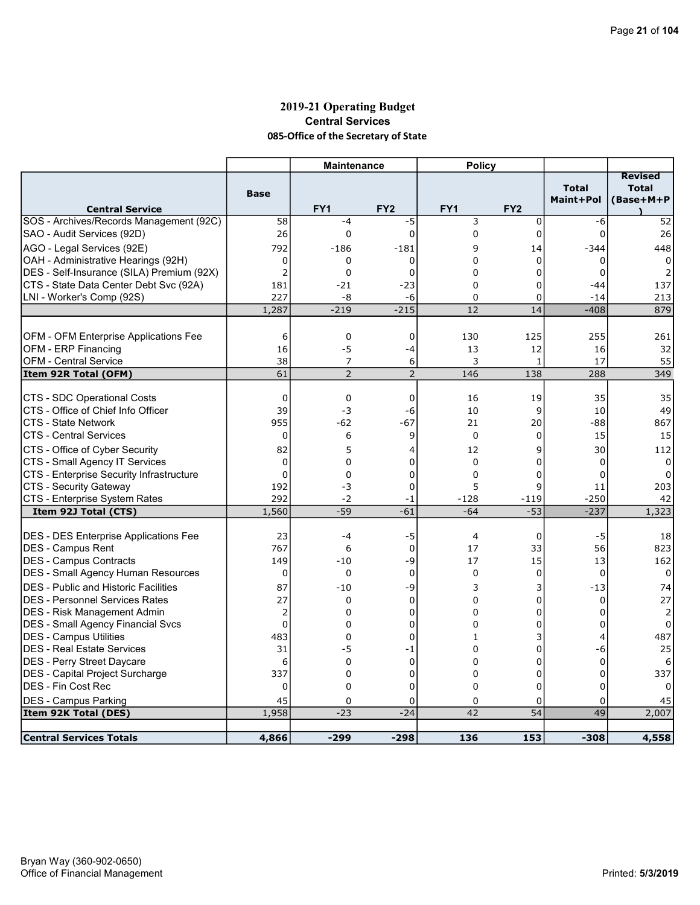# 2019-21 Operating Budget

## Central Services

### 085-Office of the Secretary of State

| | | Maintenance | | Policy | | | |
|---|---|---|---|---|---|---|---|
| **Central Service** | **Base** | **FY1** | **FY2** | **FY1** | **FY2** | **Total Maint+Pol** | **Revised Total (Base+M+P)** |
| SOS - Archives/Records Management (92C) | 58 | -4 | -5 | 3 | 0 | -6 | 52 |
| SAO - Audit Services (92D) | 26 | 0 | 0 | 0 | 0 | 0 | 26 |
| AGO - Legal Services (92E) | 792 | -186 | -181 | 9 | 14 | -344 | 448 |
| OAH - Administrative Hearings (92H) | 0 | 0 | 0 | 0 | 0 | 0 | 0 |
| DES - Self-Insurance (SILA) Premium (92X) | 2 | 0 | 0 | 0 | 0 | 0 | 2 |
| CTS - State Data Center Debt Svc (92A) | 181 | -21 | -23 | 0 | 0 | -44 | 137 |
| LNI - Worker's Comp (92S) | 227 | -8 | -6 | 0 | 0 | -14 | 213 |
| | 1,287 | -219 | -215 | 12 | 14 | -408 | 879 |
| | | | | | | | |
| OFM - OFM Enterprise Applications Fee | 6 | 0 | 0 | 130 | 125 | 255 | 261 |
| OFM - ERP Financing | 16 | -5 | -4 | 13 | 12 | 16 | 32 |
| OFM - Central Service | 38 | 7 | 6 | 3 | 1 | 17 | 55 |
| **Item 92R Total (OFM)** | 61 | 2 | 2 | 146 | 138 | 288 | 349 |
| | | | | | | | |
| CTS - SDC Operational Costs | 0 | 0 | 0 | 16 | 19 | 35 | 35 |
| CTS - Office of Chief Info Officer | 39 | -3 | -6 | 10 | 9 | 10 | 49 |
| CTS - State Network | 955 | -62 | -67 | 21 | 20 | -88 | 867 |
| CTS - Central Services | 0 | 6 | 9 | 0 | 0 | 15 | 15 |
| CTS - Office of Cyber Security | 82 | 5 | 4 | 12 | 9 | 30 | 112 |
| CTS - Small Agency IT Services | 0 | 0 | 0 | 0 | 0 | 0 | 0 |
| CTS - Enterprise Security Infrastructure | 0 | 0 | 0 | 0 | 0 | 0 | 0 |
| CTS - Security Gateway | 192 | -3 | 0 | 5 | 9 | 11 | 203 |
| CTS - Enterprise System Rates | 292 | -2 | -1 | -128 | -119 | -250 | 42 |
| **Item 92J Total (CTS)** | 1,560 | -59 | -61 | -64 | -53 | -237 | 1,323 |
| | | | | | | | |
| DES - DES Enterprise Applications Fee | 23 | -4 | -5 | 4 | 0 | -5 | 18 |
| DES - Campus Rent | 767 | 6 | 0 | 17 | 33 | 56 | 823 |
| DES - Campus Contracts | 149 | -10 | -9 | 17 | 15 | 13 | 162 |
| DES - Small Agency Human Resources | 0 | 0 | 0 | 0 | 0 | 0 | 0 |
| DES - Public and Historic Facilities | 87 | -10 | -9 | 3 | 3 | -13 | 74 |
| DES - Personnel Services Rates | 27 | 0 | 0 | 0 | 0 | 0 | 27 |
| DES - Risk Management Admin | 2 | 0 | 0 | 0 | 0 | 0 | 2 |
| DES - Small Agency Financial Svcs | 0 | 0 | 0 | 0 | 0 | 0 | 0 |
| DES - Campus Utilities | 483 | 0 | 0 | 1 | 3 | 4 | 487 |
| DES - Real Estate Services | 31 | -5 | -1 | 0 | 0 | -6 | 25 |
| DES - Perry Street Daycare | 6 | 0 | 0 | 0 | 0 | 0 | 6 |
| DES - Capital Project Surcharge | 337 | 0 | 0 | 0 | 0 | 0 | 337 |
| DES - Fin Cost Rec | 0 | 0 | 0 | 0 | 0 | 0 | 0 |
| DES - Campus Parking | 45 | 0 | 0 | 0 | 0 | 0 | 45 |
| **Item 92K Total (DES)** | 1,958 | -23 | -24 | 42 | 54 | 49 | 2,007 |
| | | | | | | | |
| **Central Services Totals** | **4,866** | **-299** | **-298** | **136** | **153** | **-308** | **4,558** |

Bryan Way (360-902-0650)
Office of Financial Management

Printed: 5/3/2019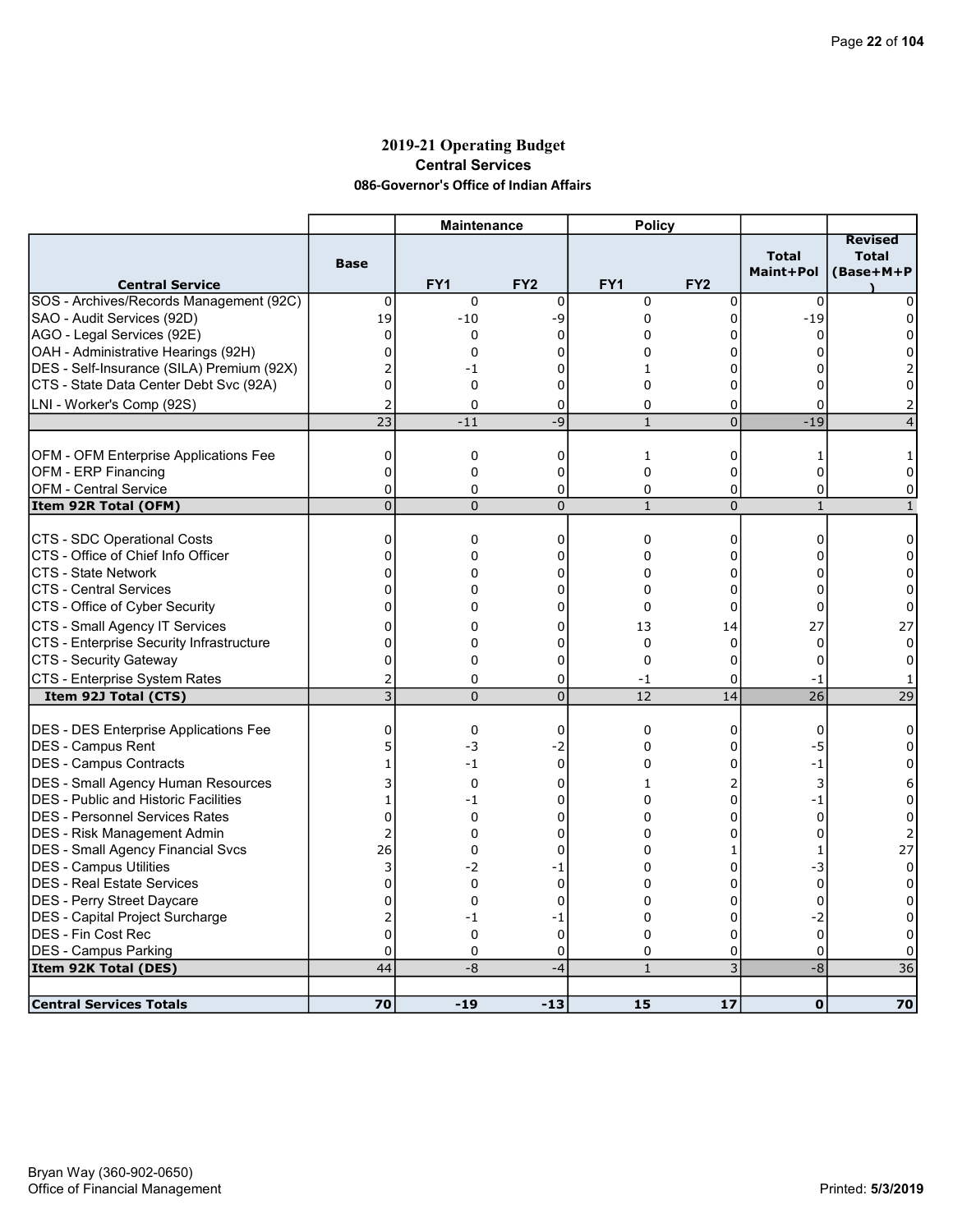# 2019-21 Operating Budget

## Central Services

### 086-Governor's Office of Indian Affairs

| | | Maintenance | | Policy | | | |
|---|---|---|---|---|---|---|---|
| **Central Service** | **Base** | **FY1** | **FY2** | **FY1** | **FY2** | **Total Maint+Pol** | **Revised Total (Base+M+P)** |
| SOS - Archives/Records Management (92C) | 0 | 0 | 0 | 0 | 0 | 0 | 0 |
| SAO - Audit Services (92D) | 19 | -10 | -9 | 0 | 0 | -19 | 0 |
| AGO - Legal Services (92E) | 0 | 0 | 0 | 0 | 0 | 0 | 0 |
| OAH - Administrative Hearings (92H) | 0 | 0 | 0 | 0 | 0 | 0 | 0 |
| DES - Self-Insurance (SILA) Premium (92X) | 2 | -1 | 0 | 1 | 0 | 0 | 2 |
| CTS - State Data Center Debt Svc (92A) | 0 | 0 | 0 | 0 | 0 | 0 | 0 |
| LNI - Worker's Comp (92S) | 2 | 0 | 0 | 0 | 0 | 0 | 2 |
| | 23 | -11 | -9 | 1 | 0 | -19 | 4 |
| | | | | | | | |
| OFM - OFM Enterprise Applications Fee | 0 | 0 | 0 | 1 | 0 | 1 | 1 |
| OFM - ERP Financing | 0 | 0 | 0 | 0 | 0 | 0 | 0 |
| OFM - Central Service | 0 | 0 | 0 | 0 | 0 | 0 | 0 |
| **Item 92R Total (OFM)** | 0 | 0 | 0 | 1 | 0 | 1 | 1 |
| | | | | | | | |
| CTS - SDC Operational Costs | 0 | 0 | 0 | 0 | 0 | 0 | 0 |
| CTS - Office of Chief Info Officer | 0 | 0 | 0 | 0 | 0 | 0 | 0 |
| CTS - State Network | 0 | 0 | 0 | 0 | 0 | 0 | 0 |
| CTS - Central Services | 0 | 0 | 0 | 0 | 0 | 0 | 0 |
| CTS - Office of Cyber Security | 0 | 0 | 0 | 0 | 0 | 0 | 0 |
| CTS - Small Agency IT Services | 0 | 0 | 0 | 13 | 14 | 27 | 27 |
| CTS - Enterprise Security Infrastructure | 0 | 0 | 0 | 0 | 0 | 0 | 0 |
| CTS - Security Gateway | 0 | 0 | 0 | 0 | 0 | 0 | 0 |
| CTS - Enterprise System Rates | 2 | 0 | 0 | -1 | 0 | -1 | 1 |
| **Item 92J Total (CTS)** | 3 | 0 | 0 | 12 | 14 | 26 | 29 |
| | | | | | | | |
| DES - DES Enterprise Applications Fee | 0 | 0 | 0 | 0 | 0 | 0 | 0 |
| DES - Campus Rent | 5 | -3 | -2 | 0 | 0 | -5 | 0 |
| DES - Campus Contracts | 1 | -1 | 0 | 0 | 0 | -1 | 0 |
| DES - Small Agency Human Resources | 3 | 0 | 0 | 1 | 2 | 3 | 6 |
| DES - Public and Historic Facilities | 1 | -1 | 0 | 0 | 0 | -1 | 0 |
| DES - Personnel Services Rates | 0 | 0 | 0 | 0 | 0 | 0 | 0 |
| DES - Risk Management Admin | 2 | 0 | 0 | 0 | 0 | 0 | 2 |
| DES - Small Agency Financial Svcs | 26 | 0 | 0 | 0 | 1 | 1 | 27 |
| DES - Campus Utilities | 3 | -2 | -1 | 0 | 0 | -3 | 0 |
| DES - Real Estate Services | 0 | 0 | 0 | 0 | 0 | 0 | 0 |
| DES - Perry Street Daycare | 0 | 0 | 0 | 0 | 0 | 0 | 0 |
| DES - Capital Project Surcharge | 2 | -1 | -1 | 0 | 0 | -2 | 0 |
| DES - Fin Cost Rec | 0 | 0 | 0 | 0 | 0 | 0 | 0 |
| DES - Campus Parking | 0 | 0 | 0 | 0 | 0 | 0 | 0 |
| **Item 92K Total (DES)** | 44 | -8 | -4 | 1 | 3 | -8 | 36 |
| | | | | | | | |
| **Central Services Totals** | **70** | **-19** | **-13** | **15** | **17** | **0** | **70** |

Bryan Way (360-902-0650)
Office of Financial Management

Printed: 5/3/2019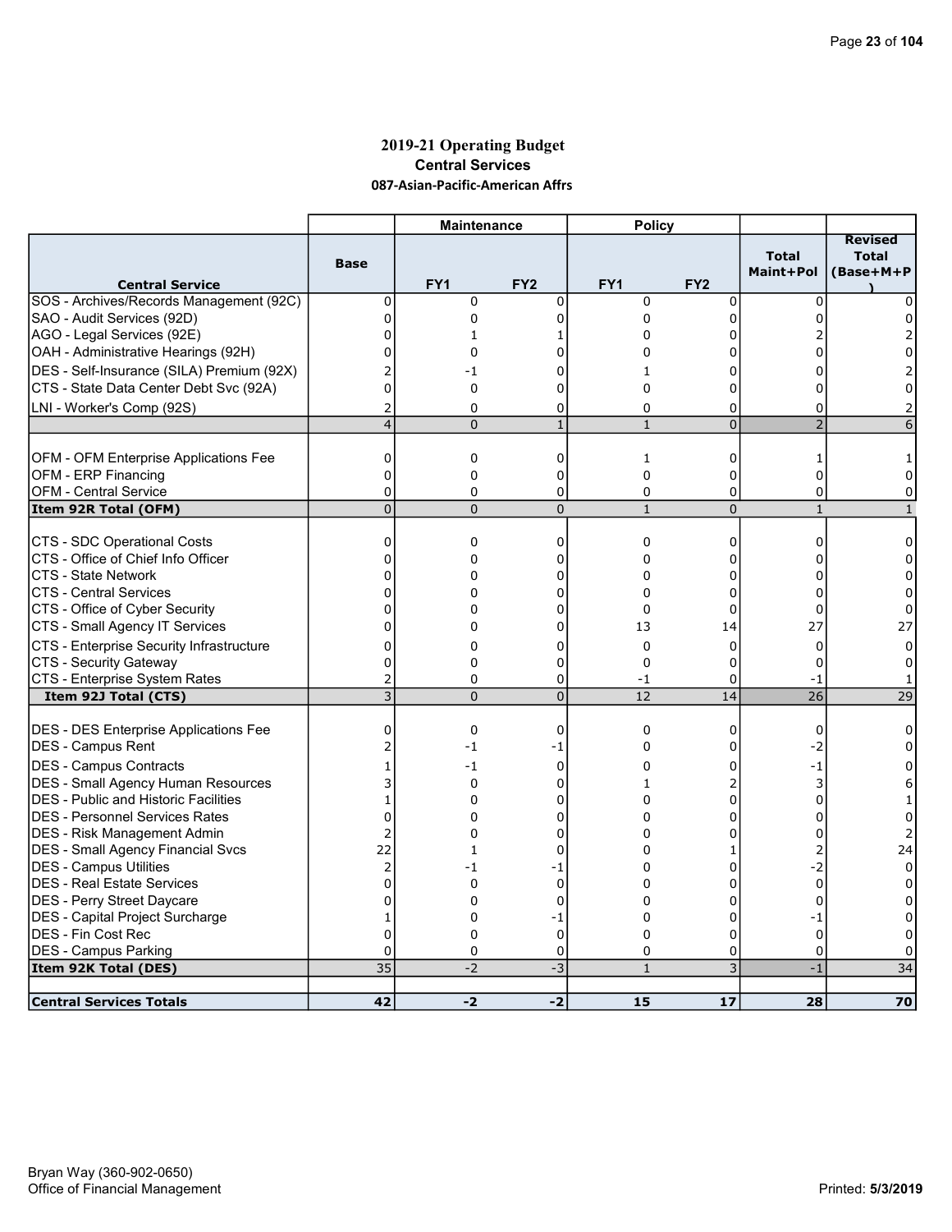## 2019-21 Operating Budget

### Central Services

#### 087-Asian-Pacific-American Affrs

| Central Service | Base | Maintenance FY1 | Maintenance FY2 | Policy FY1 | Policy FY2 | Total Maint+Pol | Revised Total (Base+M+P) |
|---|---|---|---|---|---|---|---|
| SOS - Archives/Records Management (92C) | 0 | 0 | 0 | 0 | 0 | 0 | 0 |
| SAO - Audit Services (92D) | 0 | 0 | 0 | 0 | 0 | 0 | 0 |
| AGO - Legal Services (92E) | 0 | 1 | 1 | 0 | 0 | 2 | 2 |
| OAH - Administrative Hearings (92H) | 0 | 0 | 0 | 0 | 0 | 0 | 0 |
| DES - Self-Insurance (SILA) Premium (92X) | 2 | -1 | 0 | 1 | 0 | 0 | 2 |
| CTS - State Data Center Debt Svc (92A) | 0 | 0 | 0 | 0 | 0 | 0 | 0 |
| LNI - Worker's Comp (92S) | 2 | 0 | 0 | 0 | 0 | 0 | 2 |
| | 4 | 0 | 1 | 1 | 0 | 2 | 6 |
| | | | | | | | |
| OFM - OFM Enterprise Applications Fee | 0 | 0 | 0 | 1 | 0 | 1 | 1 |
| OFM - ERP Financing | 0 | 0 | 0 | 0 | 0 | 0 | 0 |
| OFM - Central Service | 0 | 0 | 0 | 0 | 0 | 0 | 0 |
| **Item 92R Total (OFM)** | 0 | 0 | 0 | 1 | 0 | 1 | 1 |
| | | | | | | | |
| CTS - SDC Operational Costs | 0 | 0 | 0 | 0 | 0 | 0 | 0 |
| CTS - Office of Chief Info Officer | 0 | 0 | 0 | 0 | 0 | 0 | 0 |
| CTS - State Network | 0 | 0 | 0 | 0 | 0 | 0 | 0 |
| CTS - Central Services | 0 | 0 | 0 | 0 | 0 | 0 | 0 |
| CTS - Office of Cyber Security | 0 | 0 | 0 | 0 | 0 | 0 | 0 |
| CTS - Small Agency IT Services | 0 | 0 | 0 | 13 | 14 | 27 | 27 |
| CTS - Enterprise Security Infrastructure | 0 | 0 | 0 | 0 | 0 | 0 | 0 |
| CTS - Security Gateway | 0 | 0 | 0 | 0 | 0 | 0 | 0 |
| CTS - Enterprise System Rates | 2 | 0 | 0 | -1 | 0 | -1 | 1 |
| **Item 92J Total (CTS)** | 3 | 0 | 0 | 12 | 14 | 26 | 29 |
| | | | | | | | |
| DES - DES Enterprise Applications Fee | 0 | 0 | 0 | 0 | 0 | 0 | 0 |
| DES - Campus Rent | 2 | -1 | -1 | 0 | 0 | -2 | 0 |
| DES - Campus Contracts | 1 | -1 | 0 | 0 | 0 | -1 | 0 |
| DES - Small Agency Human Resources | 3 | 0 | 0 | 1 | 2 | 3 | 6 |
| DES - Public and Historic Facilities | 1 | 0 | 0 | 0 | 0 | 0 | 1 |
| DES - Personnel Services Rates | 0 | 0 | 0 | 0 | 0 | 0 | 0 |
| DES - Risk Management Admin | 2 | 0 | 0 | 0 | 0 | 0 | 2 |
| DES - Small Agency Financial Svcs | 22 | 1 | 0 | 0 | 1 | 2 | 24 |
| DES - Campus Utilities | 2 | -1 | -1 | 0 | 0 | -2 | 0 |
| DES - Real Estate Services | 0 | 0 | 0 | 0 | 0 | 0 | 0 |
| DES - Perry Street Daycare | 0 | 0 | 0 | 0 | 0 | 0 | 0 |
| DES - Capital Project Surcharge | 1 | 0 | -1 | 0 | 0 | -1 | 0 |
| DES - Fin Cost Rec | 0 | 0 | 0 | 0 | 0 | 0 | 0 |
| DES - Campus Parking | 0 | 0 | 0 | 0 | 0 | 0 | 0 |
| **Item 92K Total (DES)** | 35 | -2 | -3 | 1 | 3 | -1 | 34 |
| | | | | | | | |
| **Central Services Totals** | **42** | **-2** | **-2** | **15** | **17** | **28** | **70** |

Bryan Way (360-902-0650)
Office of Financial Management

Printed: 5/3/2019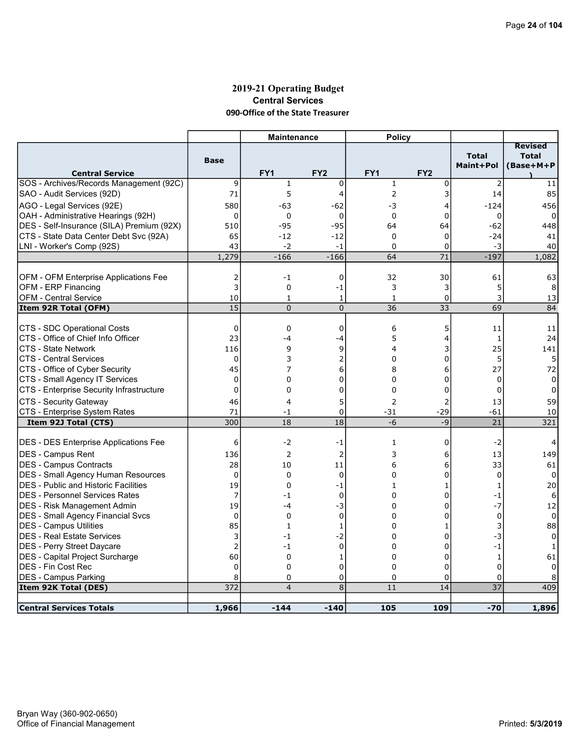# 2019-21 Operating Budget
## Central Services
### 090-Office of the State Treasurer

| | | Maintenance | | Policy | | | |
|---|---|---|---|---|---|---|---|
| **Central Service** | **Base** | **FY1** | **FY2** | **FY1** | **FY2** | **Total Maint+Pol** | **Revised Total (Base+M+P)** |
| SOS - Archives/Records Management (92C) | 9 | 1 | 0 | 1 | 0 | 2 | 11 |
| SAO - Audit Services (92D) | 71 | 5 | 4 | 2 | 3 | 14 | 85 |
| AGO - Legal Services (92E) | 580 | -63 | -62 | -3 | 4 | -124 | 456 |
| OAH - Administrative Hearings (92H) | 0 | 0 | 0 | 0 | 0 | 0 | 0 |
| DES - Self-Insurance (SILA) Premium (92X) | 510 | -95 | -95 | 64 | 64 | -62 | 448 |
| CTS - State Data Center Debt Svc (92A) | 65 | -12 | -12 | 0 | 0 | -24 | 41 |
| LNI - Worker's Comp (92S) | 43 | -2 | -1 | 0 | 0 | -3 | 40 |
| | 1,279 | -166 | -166 | 64 | 71 | -197 | 1,082 |
| | | | | | | | |
| OFM - OFM Enterprise Applications Fee | 2 | -1 | 0 | 32 | 30 | 61 | 63 |
| OFM - ERP Financing | 3 | 0 | -1 | 3 | 3 | 5 | 8 |
| OFM - Central Service | 10 | 1 | 1 | 1 | 0 | 3 | 13 |
| **Item 92R Total (OFM)** | 15 | 0 | 0 | 36 | 33 | 69 | 84 |
| | | | | | | | |
| CTS - SDC Operational Costs | 0 | 0 | 0 | 6 | 5 | 11 | 11 |
| CTS - Office of Chief Info Officer | 23 | -4 | -4 | 5 | 4 | 1 | 24 |
| CTS - State Network | 116 | 9 | 9 | 4 | 3 | 25 | 141 |
| CTS - Central Services | 0 | 3 | 2 | 0 | 0 | 5 | 5 |
| CTS - Office of Cyber Security | 45 | 7 | 6 | 8 | 6 | 27 | 72 |
| CTS - Small Agency IT Services | 0 | 0 | 0 | 0 | 0 | 0 | 0 |
| CTS - Enterprise Security Infrastructure | 0 | 0 | 0 | 0 | 0 | 0 | 0 |
| CTS - Security Gateway | 46 | 4 | 5 | 2 | 2 | 13 | 59 |
| CTS - Enterprise System Rates | 71 | -1 | 0 | -31 | -29 | -61 | 10 |
| **Item 92J Total (CTS)** | 300 | 18 | 18 | -6 | -9 | 21 | 321 |
| | | | | | | | |
| DES - DES Enterprise Applications Fee | 6 | -2 | -1 | 1 | 0 | -2 | 4 |
| DES - Campus Rent | 136 | 2 | 2 | 3 | 6 | 13 | 149 |
| DES - Campus Contracts | 28 | 10 | 11 | 6 | 6 | 33 | 61 |
| DES - Small Agency Human Resources | 0 | 0 | 0 | 0 | 0 | 0 | 0 |
| DES - Public and Historic Facilities | 19 | 0 | -1 | 1 | 1 | 1 | 20 |
| DES - Personnel Services Rates | 7 | -1 | 0 | 0 | 0 | -1 | 6 |
| DES - Risk Management Admin | 19 | -4 | -3 | 0 | 0 | -7 | 12 |
| DES - Small Agency Financial Svcs | 0 | 0 | 0 | 0 | 0 | 0 | 0 |
| DES - Campus Utilities | 85 | 1 | 1 | 0 | 1 | 3 | 88 |
| DES - Real Estate Services | 3 | -1 | -2 | 0 | 0 | -3 | 0 |
| DES - Perry Street Daycare | 2 | -1 | 0 | 0 | 0 | -1 | 1 |
| DES - Capital Project Surcharge | 60 | 0 | 1 | 0 | 0 | 1 | 61 |
| DES - Fin Cost Rec | 0 | 0 | 0 | 0 | 0 | 0 | 0 |
| DES - Campus Parking | 8 | 0 | 0 | 0 | 0 | 0 | 8 |
| **Item 92K Total (DES)** | 372 | 4 | 8 | 11 | 14 | 37 | 409 |
| | | | | | | | |
| **Central Services Totals** | **1,966** | **-144** | **-140** | **105** | **109** | **-70** | **1,896** |

Bryan Way (360-902-0650)
Office of Financial Management

Printed: **5/3/2019**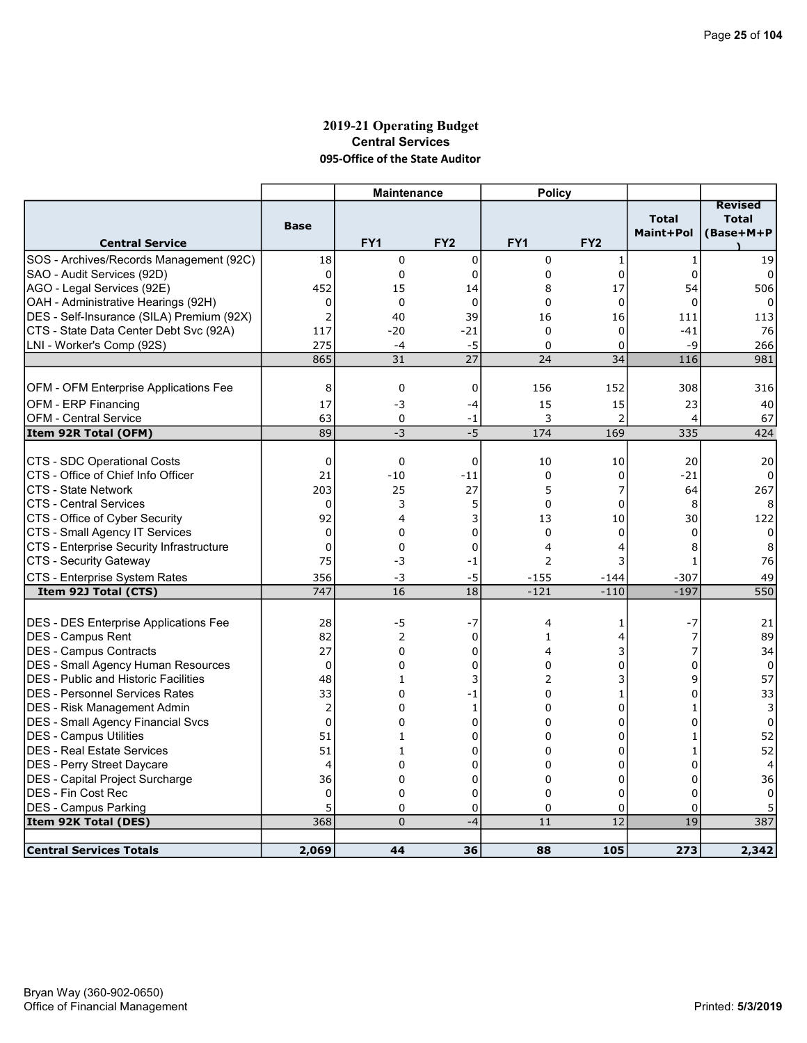# 2019-21 Operating Budget

## Central Services

### 095-Office of the State Auditor

| Central Service | Base | Maintenance FY1 | Maintenance FY2 | Policy FY1 | Policy FY2 | Total Maint+Pol | Revised Total (Base+M+P) |
|---|---|---|---|---|---|---|---|
| SOS - Archives/Records Management (92C) | 18 | 0 | 0 | 0 | 1 | 1 | 19 |
| SAO - Audit Services (92D) | 0 | 0 | 0 | 0 | 0 | 0 | 0 |
| AGO - Legal Services (92E) | 452 | 15 | 14 | 8 | 17 | 54 | 506 |
| OAH - Administrative Hearings (92H) | 0 | 0 | 0 | 0 | 0 | 0 | 0 |
| DES - Self-Insurance (SILA) Premium (92X) | 2 | 40 | 39 | 16 | 16 | 111 | 113 |
| CTS - State Data Center Debt Svc (92A) | 117 | -20 | -21 | 0 | 0 | -41 | 76 |
| LNI - Worker's Comp (92S) | 275 | -4 | -5 | 0 | 0 | -9 | 266 |
| | 865 | 31 | 27 | 24 | 34 | 116 | 981 |
| OFM - OFM Enterprise Applications Fee | 8 | 0 | 0 | 156 | 152 | 308 | 316 |
| OFM - ERP Financing | 17 | -3 | -4 | 15 | 15 | 23 | 40 |
| OFM - Central Service | 63 | 0 | -1 | 3 | 2 | 4 | 67 |
| **Item 92R Total (OFM)** | 89 | -3 | -5 | 174 | 169 | 335 | 424 |
| CTS - SDC Operational Costs | 0 | 0 | 0 | 10 | 10 | 20 | 20 |
| CTS - Office of Chief Info Officer | 21 | -10 | -11 | 0 | 0 | -21 | 0 |
| CTS - State Network | 203 | 25 | 27 | 5 | 7 | 64 | 267 |
| CTS - Central Services | 0 | 3 | 5 | 0 | 0 | 8 | 8 |
| CTS - Office of Cyber Security | 92 | 4 | 3 | 13 | 10 | 30 | 122 |
| CTS - Small Agency IT Services | 0 | 0 | 0 | 0 | 0 | 0 | 0 |
| CTS - Enterprise Security Infrastructure | 0 | 0 | 0 | 4 | 4 | 8 | 8 |
| CTS - Security Gateway | 75 | -3 | -1 | 2 | 3 | 1 | 76 |
| CTS - Enterprise System Rates | 356 | -3 | -5 | -155 | -144 | -307 | 49 |
| **Item 92J Total (CTS)** | 747 | 16 | 18 | -121 | -110 | -197 | 550 |
| DES - DES Enterprise Applications Fee | 28 | -5 | -7 | 4 | 1 | -7 | 21 |
| DES - Campus Rent | 82 | 2 | 0 | 1 | 4 | 7 | 89 |
| DES - Campus Contracts | 27 | 0 | 0 | 4 | 3 | 7 | 34 |
| DES - Small Agency Human Resources | 0 | 0 | 0 | 0 | 0 | 0 | 0 |
| DES - Public and Historic Facilities | 48 | 1 | 3 | 2 | 3 | 9 | 57 |
| DES - Personnel Services Rates | 33 | 0 | -1 | 0 | 1 | 0 | 33 |
| DES - Risk Management Admin | 2 | 0 | 1 | 0 | 0 | 1 | 3 |
| DES - Small Agency Financial Svcs | 0 | 0 | 0 | 0 | 0 | 0 | 0 |
| DES - Campus Utilities | 51 | 1 | 0 | 0 | 0 | 1 | 52 |
| DES - Real Estate Services | 51 | 1 | 0 | 0 | 0 | 1 | 52 |
| DES - Perry Street Daycare | 4 | 0 | 0 | 0 | 0 | 0 | 4 |
| DES - Capital Project Surcharge | 36 | 0 | 0 | 0 | 0 | 0 | 36 |
| DES - Fin Cost Rec | 0 | 0 | 0 | 0 | 0 | 0 | 0 |
| DES - Campus Parking | 5 | 0 | 0 | 0 | 0 | 0 | 5 |
| **Item 92K Total (DES)** | 368 | 0 | -4 | 11 | 12 | 19 | 387 |
| **Central Services Totals** | **2,069** | **44** | **36** | **88** | **105** | **273** | **2,342** |

Bryan Way (360-902-0650)
Office of Financial Management

Printed: 5/3/2019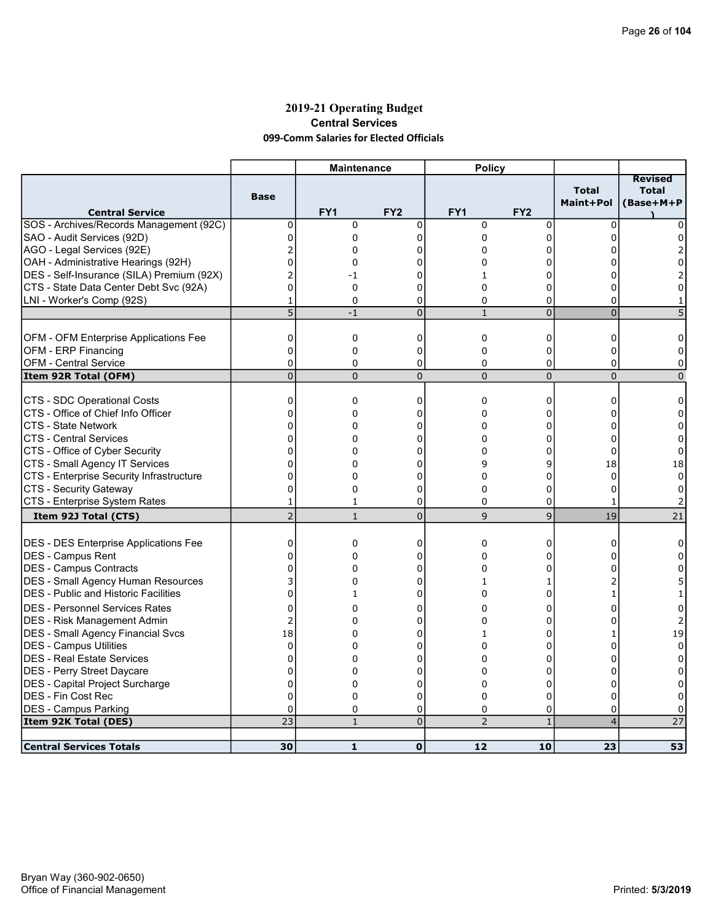## 2019-21 Operating Budget

### Central Services

#### 099-Comm Salaries for Elected Officials

| Central Service | Base | Maintenance FY1 | Maintenance FY2 | Policy FY1 | Policy FY2 | Total Maint+Pol | Revised Total (Base+M+P) |
|---|---|---|---|---|---|---|---|
| SOS - Archives/Records Management (92C) | 0 | 0 | 0 | 0 | 0 | 0 | 0 |
| SAO - Audit Services (92D) | 0 | 0 | 0 | 0 | 0 | 0 | 0 |
| AGO - Legal Services (92E) | 2 | 0 | 0 | 0 | 0 | 0 | 2 |
| OAH - Administrative Hearings (92H) | 0 | 0 | 0 | 0 | 0 | 0 | 0 |
| DES - Self-Insurance (SILA) Premium (92X) | 2 | -1 | 0 | 1 | 0 | 0 | 2 |
| CTS - State Data Center Debt Svc (92A) | 0 | 0 | 0 | 0 | 0 | 0 | 0 |
| LNI - Worker's Comp (92S) | 1 | 0 | 0 | 0 | 0 | 0 | 1 |
| | 5 | -1 | 0 | 1 | 0 | 0 | 5 |
| OFM - OFM Enterprise Applications Fee | 0 | 0 | 0 | 0 | 0 | 0 | 0 |
| OFM - ERP Financing | 0 | 0 | 0 | 0 | 0 | 0 | 0 |
| OFM - Central Service | 0 | 0 | 0 | 0 | 0 | 0 | 0 |
| **Item 92R Total (OFM)** | 0 | 0 | 0 | 0 | 0 | 0 | 0 |
| CTS - SDC Operational Costs | 0 | 0 | 0 | 0 | 0 | 0 | 0 |
| CTS - Office of Chief Info Officer | 0 | 0 | 0 | 0 | 0 | 0 | 0 |
| CTS - State Network | 0 | 0 | 0 | 0 | 0 | 0 | 0 |
| CTS - Central Services | 0 | 0 | 0 | 0 | 0 | 0 | 0 |
| CTS - Office of Cyber Security | 0 | 0 | 0 | 0 | 0 | 0 | 0 |
| CTS - Small Agency IT Services | 0 | 0 | 0 | 9 | 9 | 18 | 18 |
| CTS - Enterprise Security Infrastructure | 0 | 0 | 0 | 0 | 0 | 0 | 0 |
| CTS - Security Gateway | 0 | 0 | 0 | 0 | 0 | 0 | 0 |
| CTS - Enterprise System Rates | 1 | 1 | 0 | 0 | 0 | 1 | 2 |
| **Item 92J Total (CTS)** | 2 | 1 | 0 | 9 | 9 | 19 | 21 |
| DES - DES Enterprise Applications Fee | 0 | 0 | 0 | 0 | 0 | 0 | 0 |
| DES - Campus Rent | 0 | 0 | 0 | 0 | 0 | 0 | 0 |
| DES - Campus Contracts | 0 | 0 | 0 | 0 | 0 | 0 | 0 |
| DES - Small Agency Human Resources | 3 | 0 | 0 | 1 | 1 | 2 | 5 |
| DES - Public and Historic Facilities | 0 | 1 | 0 | 0 | 0 | 1 | 1 |
| DES - Personnel Services Rates | 0 | 0 | 0 | 0 | 0 | 0 | 0 |
| DES - Risk Management Admin | 2 | 0 | 0 | 0 | 0 | 0 | 2 |
| DES - Small Agency Financial Svcs | 18 | 0 | 0 | 1 | 0 | 1 | 19 |
| DES - Campus Utilities | 0 | 0 | 0 | 0 | 0 | 0 | 0 |
| DES - Real Estate Services | 0 | 0 | 0 | 0 | 0 | 0 | 0 |
| DES - Perry Street Daycare | 0 | 0 | 0 | 0 | 0 | 0 | 0 |
| DES - Capital Project Surcharge | 0 | 0 | 0 | 0 | 0 | 0 | 0 |
| DES - Fin Cost Rec | 0 | 0 | 0 | 0 | 0 | 0 | 0 |
| DES - Campus Parking | 0 | 0 | 0 | 0 | 0 | 0 | 0 |
| **Item 92K Total (DES)** | 23 | 1 | 0 | 2 | 1 | 4 | 27 |
| **Central Services Totals** | **30** | **1** | **0** | **12** | **10** | **23** | **53** |

Bryan Way (360-902-0650)
Office of Financial Management

Printed: 5/3/2019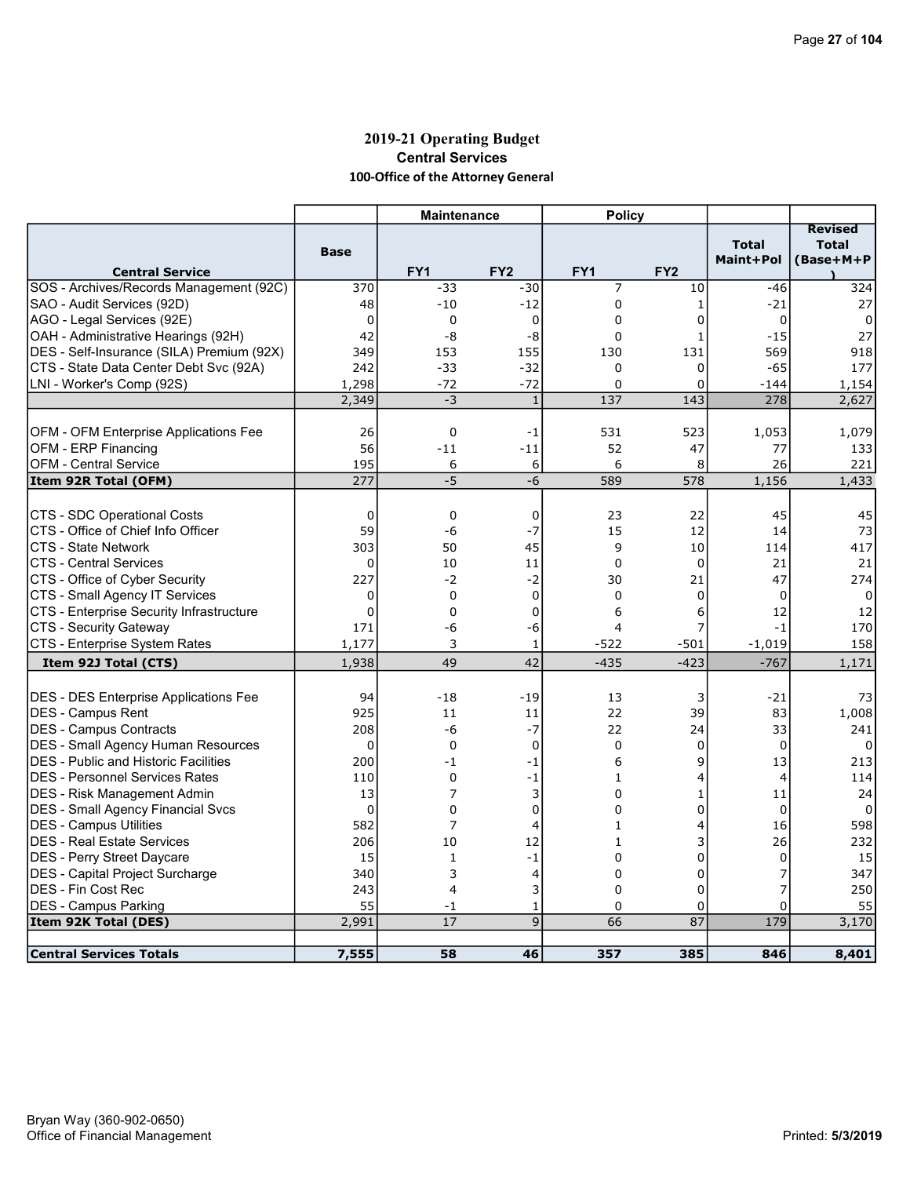# 2019-21 Operating Budget

## Central Services

### 100-Office of the Attorney General

| | | Maintenance | | Policy | | | |
|---|---|---|---|---|---|---|---|
| **Central Service** | **Base** | **FY1** | **FY2** | **FY1** | **FY2** | **Total Maint+Pol** | **Revised Total (Base+M+P)** |
| SOS - Archives/Records Management (92C) | 370 | -33 | -30 | 7 | 10 | -46 | 324 |
| SAO - Audit Services (92D) | 48 | -10 | -12 | 0 | 1 | -21 | 27 |
| AGO - Legal Services (92E) | 0 | 0 | 0 | 0 | 0 | 0 | 0 |
| OAH - Administrative Hearings (92H) | 42 | -8 | -8 | 0 | 1 | -15 | 27 |
| DES - Self-Insurance (SILA) Premium (92X) | 349 | 153 | 155 | 130 | 131 | 569 | 918 |
| CTS - State Data Center Debt Svc (92A) | 242 | -33 | -32 | 0 | 0 | -65 | 177 |
| LNI - Worker's Comp (92S) | 1,298 | -72 | -72 | 0 | 0 | -144 | 1,154 |
| | 2,349 | -3 | 1 | 137 | 143 | 278 | 2,627 |
| | | | | | | | |
| OFM - OFM Enterprise Applications Fee | 26 | 0 | -1 | 531 | 523 | 1,053 | 1,079 |
| OFM - ERP Financing | 56 | -11 | -11 | 52 | 47 | 77 | 133 |
| OFM - Central Service | 195 | 6 | 6 | 6 | 8 | 26 | 221 |
| **Item 92R Total (OFM)** | 277 | -5 | -6 | 589 | 578 | 1,156 | 1,433 |
| | | | | | | | |
| CTS - SDC Operational Costs | 0 | 0 | 0 | 23 | 22 | 45 | 45 |
| CTS - Office of Chief Info Officer | 59 | -6 | -7 | 15 | 12 | 14 | 73 |
| CTS - State Network | 303 | 50 | 45 | 9 | 10 | 114 | 417 |
| CTS - Central Services | 0 | 10 | 11 | 0 | 0 | 21 | 21 |
| CTS - Office of Cyber Security | 227 | -2 | -2 | 30 | 21 | 47 | 274 |
| CTS - Small Agency IT Services | 0 | 0 | 0 | 0 | 0 | 0 | 0 |
| CTS - Enterprise Security Infrastructure | 0 | 0 | 0 | 6 | 6 | 12 | 12 |
| CTS - Security Gateway | 171 | -6 | -6 | 4 | 7 | -1 | 170 |
| CTS - Enterprise System Rates | 1,177 | 3 | 1 | -522 | -501 | -1,019 | 158 |
| **Item 92J Total (CTS)** | 1,938 | 49 | 42 | -435 | -423 | -767 | 1,171 |
| | | | | | | | |
| DES - DES Enterprise Applications Fee | 94 | -18 | -19 | 13 | 3 | -21 | 73 |
| DES - Campus Rent | 925 | 11 | 11 | 22 | 39 | 83 | 1,008 |
| DES - Campus Contracts | 208 | -6 | -7 | 22 | 24 | 33 | 241 |
| DES - Small Agency Human Resources | 0 | 0 | 0 | 0 | 0 | 0 | 0 |
| DES - Public and Historic Facilities | 200 | -1 | -1 | 6 | 9 | 13 | 213 |
| DES - Personnel Services Rates | 110 | 0 | -1 | 1 | 4 | 4 | 114 |
| DES - Risk Management Admin | 13 | 7 | 3 | 0 | 1 | 11 | 24 |
| DES - Small Agency Financial Svcs | 0 | 0 | 0 | 0 | 0 | 0 | 0 |
| DES - Campus Utilities | 582 | 7 | 4 | 1 | 4 | 16 | 598 |
| DES - Real Estate Services | 206 | 10 | 12 | 1 | 3 | 26 | 232 |
| DES - Perry Street Daycare | 15 | 1 | -1 | 0 | 0 | 0 | 15 |
| DES - Capital Project Surcharge | 340 | 3 | 4 | 0 | 0 | 7 | 347 |
| DES - Fin Cost Rec | 243 | 4 | 3 | 0 | 0 | 7 | 250 |
| DES - Campus Parking | 55 | -1 | 1 | 0 | 0 | 0 | 55 |
| **Item 92K Total (DES)** | 2,991 | 17 | 9 | 66 | 87 | 179 | 3,170 |
| | | | | | | | |
| **Central Services Totals** | **7,555** | **58** | **46** | **357** | **385** | **846** | **8,401** |

Bryan Way (360-902-0650)
Office of Financial Management

Printed: 5/3/2019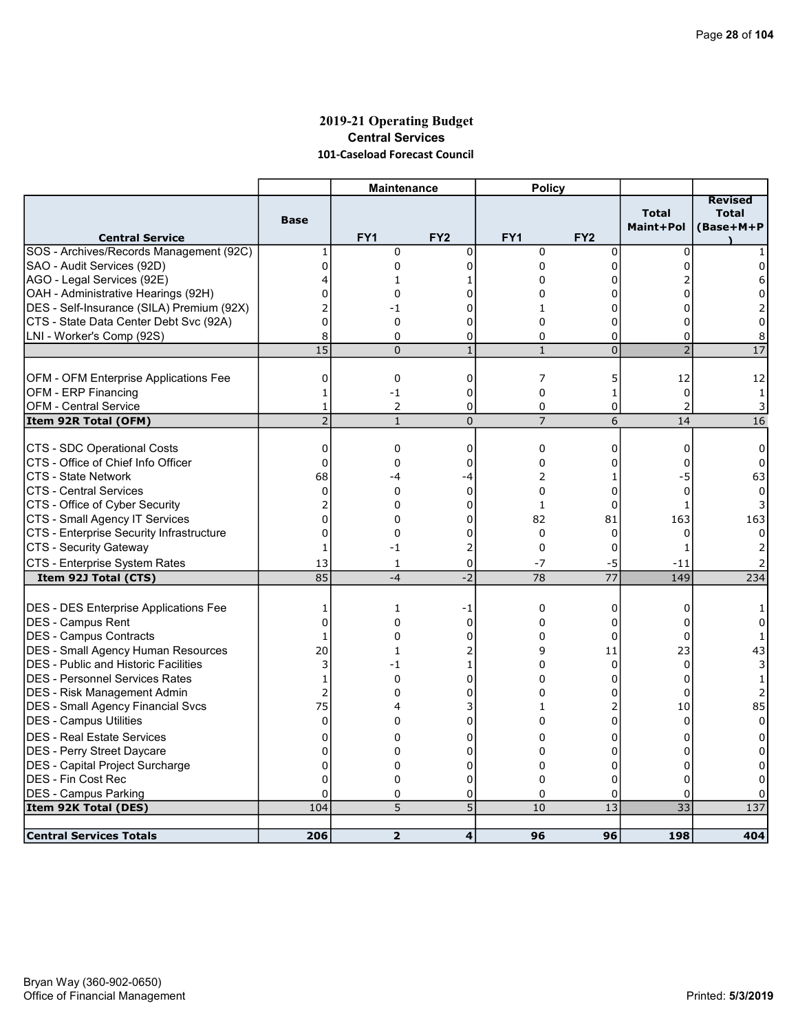## 2019-21 Operating Budget
### Central Services
#### 101-Caseload Forecast Council

| Central Service | Base | Maintenance FY1 | Maintenance FY2 | Policy FY1 | Policy FY2 | Total Maint+Pol | Revised Total (Base+M+P) |
|---|---|---|---|---|---|---|---|
| SOS - Archives/Records Management (92C) | 1 | 0 | 0 | 0 | 0 | 0 | 1 |
| SAO - Audit Services (92D) | 0 | 0 | 0 | 0 | 0 | 0 | 0 |
| AGO - Legal Services (92E) | 4 | 1 | 1 | 0 | 0 | 2 | 6 |
| OAH - Administrative Hearings (92H) | 0 | 0 | 0 | 0 | 0 | 0 | 0 |
| DES - Self-Insurance (SILA) Premium (92X) | 2 | -1 | 0 | 1 | 0 | 0 | 2 |
| CTS - State Data Center Debt Svc (92A) | 0 | 0 | 0 | 0 | 0 | 0 | 0 |
| LNI - Worker's Comp (92S) | 8 | 0 | 0 | 0 | 0 | 0 | 8 |
| | 15 | 0 | 1 | 1 | 0 | 2 | 17 |
| | | | | | | | |
| OFM - OFM Enterprise Applications Fee | 0 | 0 | 0 | 7 | 5 | 12 | 12 |
| OFM - ERP Financing | 1 | -1 | 0 | 0 | 1 | 0 | 1 |
| OFM - Central Service | 1 | 2 | 0 | 0 | 0 | 2 | 3 |
| **Item 92R Total (OFM)** | 2 | 1 | 0 | 7 | 6 | 14 | 16 |
| | | | | | | | |
| CTS - SDC Operational Costs | 0 | 0 | 0 | 0 | 0 | 0 | 0 |
| CTS - Office of Chief Info Officer | 0 | 0 | 0 | 0 | 0 | 0 | 0 |
| CTS - State Network | 68 | -4 | -4 | 2 | 1 | -5 | 63 |
| CTS - Central Services | 0 | 0 | 0 | 0 | 0 | 0 | 0 |
| CTS - Office of Cyber Security | 2 | 0 | 0 | 1 | 0 | 1 | 3 |
| CTS - Small Agency IT Services | 0 | 0 | 0 | 82 | 81 | 163 | 163 |
| CTS - Enterprise Security Infrastructure | 0 | 0 | 0 | 0 | 0 | 0 | 0 |
| CTS - Security Gateway | 1 | -1 | 2 | 0 | 0 | 1 | 2 |
| CTS - Enterprise System Rates | 13 | 1 | 0 | -7 | -5 | -11 | 2 |
| **Item 92J Total (CTS)** | 85 | -4 | -2 | 78 | 77 | 149 | 234 |
| | | | | | | | |
| DES - DES Enterprise Applications Fee | 1 | 1 | -1 | 0 | 0 | 0 | 1 |
| DES - Campus Rent | 0 | 0 | 0 | 0 | 0 | 0 | 0 |
| DES - Campus Contracts | 1 | 0 | 0 | 0 | 0 | 0 | 1 |
| DES - Small Agency Human Resources | 20 | 1 | 2 | 9 | 11 | 23 | 43 |
| DES - Public and Historic Facilities | 3 | -1 | 1 | 0 | 0 | 0 | 3 |
| DES - Personnel Services Rates | 1 | 0 | 0 | 0 | 0 | 0 | 1 |
| DES - Risk Management Admin | 2 | 0 | 0 | 0 | 0 | 0 | 2 |
| DES - Small Agency Financial Svcs | 75 | 4 | 3 | 1 | 2 | 10 | 85 |
| DES - Campus Utilities | 0 | 0 | 0 | 0 | 0 | 0 | 0 |
| DES - Real Estate Services | 0 | 0 | 0 | 0 | 0 | 0 | 0 |
| DES - Perry Street Daycare | 0 | 0 | 0 | 0 | 0 | 0 | 0 |
| DES - Capital Project Surcharge | 0 | 0 | 0 | 0 | 0 | 0 | 0 |
| DES - Fin Cost Rec | 0 | 0 | 0 | 0 | 0 | 0 | 0 |
| DES - Campus Parking | 0 | 0 | 0 | 0 | 0 | 0 | 0 |
| **Item 92K Total (DES)** | 104 | 5 | 5 | 10 | 13 | 33 | 137 |
| | | | | | | | |
| **Central Services Totals** | **206** | **2** | **4** | **96** | **96** | **198** | **404** |

Bryan Way (360-902-0650)
Office of Financial Management

Printed: 5/3/2019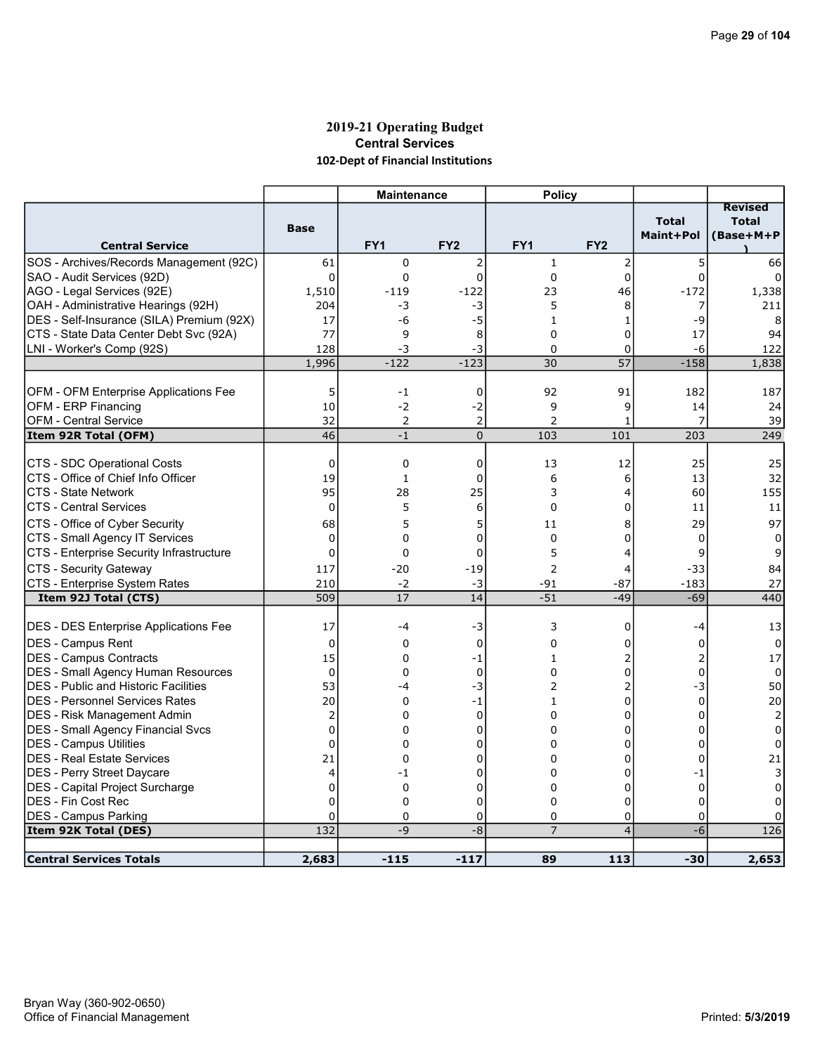# 2019-21 Operating Budget

## Central Services

### 102-Dept of Financial Institutions

| Central Service | Base | Maintenance FY1 | Maintenance FY2 | Policy FY1 | Policy FY2 | Total Maint+Pol | Revised Total (Base+M+P) |
|---|---|---|---|---|---|---|---|
| SOS - Archives/Records Management (92C) | 61 | 0 | 2 | 1 | 2 | 5 | 66 |
| SAO - Audit Services (92D) | 0 | 0 | 0 | 0 | 0 | 0 | 0 |
| AGO - Legal Services (92E) | 1,510 | -119 | -122 | 23 | 46 | -172 | 1,338 |
| OAH - Administrative Hearings (92H) | 204 | -3 | -3 | 5 | 8 | 7 | 211 |
| DES - Self-Insurance (SILA) Premium (92X) | 17 | -6 | -5 | 1 | 1 | -9 | 8 |
| CTS - State Data Center Debt Svc (92A) | 77 | 9 | 8 | 0 | 0 | 17 | 94 |
| LNI - Worker's Comp (92S) | 128 | -3 | -3 | 0 | 0 | -6 | 122 |
| | 1,996 | -122 | -123 | 30 | 57 | -158 | 1,838 |
| | | | | | | | |
| OFM - OFM Enterprise Applications Fee | 5 | -1 | 0 | 92 | 91 | 182 | 187 |
| OFM - ERP Financing | 10 | -2 | -2 | 9 | 9 | 14 | 24 |
| OFM - Central Service | 32 | 2 | 2 | 2 | 1 | 7 | 39 |
| **Item 92R Total (OFM)** | 46 | -1 | 0 | 103 | 101 | 203 | 249 |
| | | | | | | | |
| CTS - SDC Operational Costs | 0 | 0 | 0 | 13 | 12 | 25 | 25 |
| CTS - Office of Chief Info Officer | 19 | 1 | 0 | 6 | 6 | 13 | 32 |
| CTS - State Network | 95 | 28 | 25 | 3 | 4 | 60 | 155 |
| CTS - Central Services | 0 | 5 | 6 | 0 | 0 | 11 | 11 |
| CTS - Office of Cyber Security | 68 | 5 | 5 | 11 | 8 | 29 | 97 |
| CTS - Small Agency IT Services | 0 | 0 | 0 | 0 | 0 | 0 | 0 |
| CTS - Enterprise Security Infrastructure | 0 | 0 | 0 | 5 | 4 | 9 | 9 |
| CTS - Security Gateway | 117 | -20 | -19 | 2 | 4 | -33 | 84 |
| CTS - Enterprise System Rates | 210 | -2 | -3 | -91 | -87 | -183 | 27 |
| **Item 92J Total (CTS)** | 509 | 17 | 14 | -51 | -49 | -69 | 440 |
| | | | | | | | |
| DES - DES Enterprise Applications Fee | 17 | -4 | -3 | 3 | 0 | -4 | 13 |
| DES - Campus Rent | 0 | 0 | 0 | 0 | 0 | 0 | 0 |
| DES - Campus Contracts | 15 | 0 | -1 | 1 | 2 | 2 | 17 |
| DES - Small Agency Human Resources | 0 | 0 | 0 | 0 | 0 | 0 | 0 |
| DES - Public and Historic Facilities | 53 | -4 | -3 | 2 | 2 | -3 | 50 |
| DES - Personnel Services Rates | 20 | 0 | -1 | 1 | 0 | 0 | 20 |
| DES - Risk Management Admin | 2 | 0 | 0 | 0 | 0 | 0 | 2 |
| DES - Small Agency Financial Svcs | 0 | 0 | 0 | 0 | 0 | 0 | 0 |
| DES - Campus Utilities | 0 | 0 | 0 | 0 | 0 | 0 | 0 |
| DES - Real Estate Services | 21 | 0 | 0 | 0 | 0 | 0 | 21 |
| DES - Perry Street Daycare | 4 | -1 | 0 | 0 | 0 | -1 | 3 |
| DES - Capital Project Surcharge | 0 | 0 | 0 | 0 | 0 | 0 | 0 |
| DES - Fin Cost Rec | 0 | 0 | 0 | 0 | 0 | 0 | 0 |
| DES - Campus Parking | 0 | 0 | 0 | 0 | 0 | 0 | 0 |
| **Item 92K Total (DES)** | 132 | -9 | -8 | 7 | 4 | -6 | 126 |
| | | | | | | | |
| **Central Services Totals** | **2,683** | **-115** | **-117** | **89** | **113** | **-30** | **2,653** |

Bryan Way (360-902-0650)
Office of Financial Management

Printed: 5/3/2019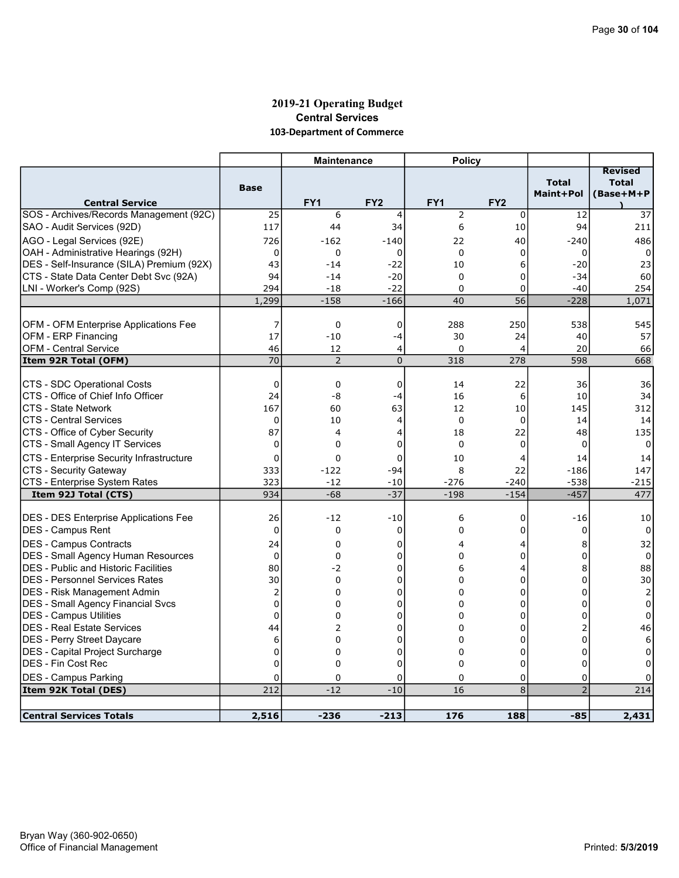## 2019-21 Operating Budget
### Central Services
### 103-Department of Commerce

| | | Maintenance | | Policy | | | |
|---|---|---|---|---|---|---|---|
| **Central Service** | **Base** | **FY1** | **FY2** | **FY1** | **FY2** | **Total Maint+Pol** | **Revised Total (Base+M+P)** |
| SOS - Archives/Records Management (92C) | 25 | 6 | 4 | 2 | 0 | 12 | 37 |
| SAO - Audit Services (92D) | 117 | 44 | 34 | 6 | 10 | 94 | 211 |
| AGO - Legal Services (92E) | 726 | -162 | -140 | 22 | 40 | -240 | 486 |
| OAH - Administrative Hearings (92H) | 0 | 0 | 0 | 0 | 0 | 0 | 0 |
| DES - Self-Insurance (SILA) Premium (92X) | 43 | -14 | -22 | 10 | 6 | -20 | 23 |
| CTS - State Data Center Debt Svc (92A) | 94 | -14 | -20 | 0 | 0 | -34 | 60 |
| LNI - Worker's Comp (92S) | 294 | -18 | -22 | 0 | 0 | -40 | 254 |
| | 1,299 | -158 | -166 | 40 | 56 | -228 | 1,071 |
| | | | | | | | |
| OFM - OFM Enterprise Applications Fee | 7 | 0 | 0 | 288 | 250 | 538 | 545 |
| OFM - ERP Financing | 17 | -10 | -4 | 30 | 24 | 40 | 57 |
| OFM - Central Service | 46 | 12 | 4 | 0 | 4 | 20 | 66 |
| **Item 92R Total (OFM)** | 70 | 2 | 0 | 318 | 278 | 598 | 668 |
| | | | | | | | |
| CTS - SDC Operational Costs | 0 | 0 | 0 | 14 | 22 | 36 | 36 |
| CTS - Office of Chief Info Officer | 24 | -8 | -4 | 16 | 6 | 10 | 34 |
| CTS - State Network | 167 | 60 | 63 | 12 | 10 | 145 | 312 |
| CTS - Central Services | 0 | 10 | 4 | 0 | 0 | 14 | 14 |
| CTS - Office of Cyber Security | 87 | 4 | 4 | 18 | 22 | 48 | 135 |
| CTS - Small Agency IT Services | 0 | 0 | 0 | 0 | 0 | 0 | 0 |
| CTS - Enterprise Security Infrastructure | 0 | 0 | 0 | 10 | 4 | 14 | 14 |
| CTS - Security Gateway | 333 | -122 | -94 | 8 | 22 | -186 | 147 |
| CTS - Enterprise System Rates | 323 | -12 | -10 | -276 | -240 | -538 | -215 |
| **Item 92J Total (CTS)** | 934 | -68 | -37 | -198 | -154 | -457 | 477 |
| | | | | | | | |
| DES - DES Enterprise Applications Fee | 26 | -12 | -10 | 6 | 0 | -16 | 10 |
| DES - Campus Rent | 0 | 0 | 0 | 0 | 0 | 0 | 0 |
| DES - Campus Contracts | 24 | 0 | 0 | 4 | 4 | 8 | 32 |
| DES - Small Agency Human Resources | 0 | 0 | 0 | 0 | 0 | 0 | 0 |
| DES - Public and Historic Facilities | 80 | -2 | 0 | 6 | 4 | 8 | 88 |
| DES - Personnel Services Rates | 30 | 0 | 0 | 0 | 0 | 0 | 30 |
| DES - Risk Management Admin | 2 | 0 | 0 | 0 | 0 | 0 | 2 |
| DES - Small Agency Financial Svcs | 0 | 0 | 0 | 0 | 0 | 0 | 0 |
| DES - Campus Utilities | 0 | 0 | 0 | 0 | 0 | 0 | 0 |
| DES - Real Estate Services | 44 | 2 | 0 | 0 | 0 | 2 | 46 |
| DES - Perry Street Daycare | 6 | 0 | 0 | 0 | 0 | 0 | 6 |
| DES - Capital Project Surcharge | 0 | 0 | 0 | 0 | 0 | 0 | 0 |
| DES - Fin Cost Rec | 0 | 0 | 0 | 0 | 0 | 0 | 0 |
| DES - Campus Parking | 0 | 0 | 0 | 0 | 0 | 0 | 0 |
| **Item 92K Total (DES)** | 212 | -12 | -10 | 16 | 8 | 2 | 214 |
| | | | | | | | |
| **Central Services Totals** | **2,516** | **-236** | **-213** | **176** | **188** | **-85** | **2,431** |

Bryan Way (360-902-0650)
Office of Financial Management

Printed: 5/3/2019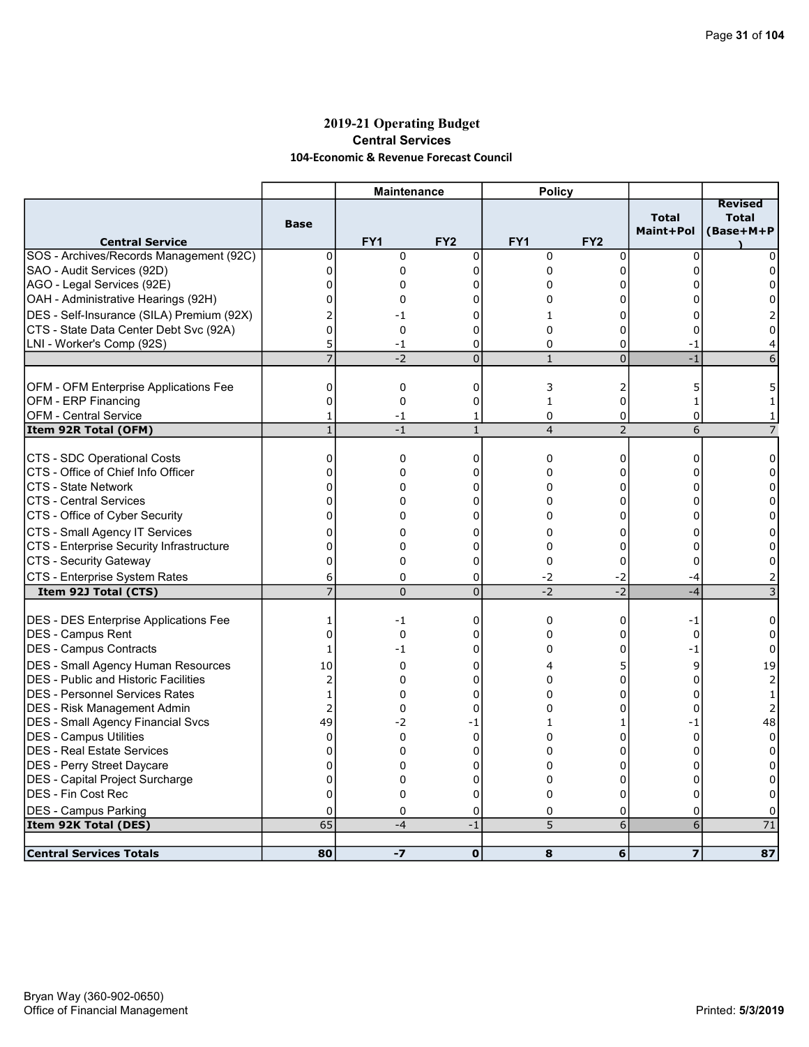# 2019-21 Operating Budget

## Central Services

### 104-Economic & Revenue Forecast Council

| | | Maintenance | | Policy | | | |
|---|---|---|---|---|---|---|---|
| **Central Service** | **Base** | **FY1** | **FY2** | **FY1** | **FY2** | **Total Maint+Pol** | **Revised Total (Base+M+P)** |
| SOS - Archives/Records Management (92C) | 0 | 0 | 0 | 0 | 0 | 0 | 0 |
| SAO - Audit Services (92D) | 0 | 0 | 0 | 0 | 0 | 0 | 0 |
| AGO - Legal Services (92E) | 0 | 0 | 0 | 0 | 0 | 0 | 0 |
| OAH - Administrative Hearings (92H) | 0 | 0 | 0 | 0 | 0 | 0 | 0 |
| DES - Self-Insurance (SILA) Premium (92X) | 2 | -1 | 0 | 1 | 0 | 0 | 2 |
| CTS - State Data Center Debt Svc (92A) | 0 | 0 | 0 | 0 | 0 | 0 | 0 |
| LNI - Worker's Comp (92S) | 5 | -1 | 0 | 0 | 0 | -1 | 4 |
| | 7 | -2 | 0 | 1 | 0 | -1 | 6 |
| | | | | | | | |
| OFM - OFM Enterprise Applications Fee | 0 | 0 | 0 | 3 | 2 | 5 | 5 |
| OFM - ERP Financing | 0 | 0 | 0 | 1 | 0 | 1 | 1 |
| OFM - Central Service | 1 | -1 | 1 | 0 | 0 | 0 | 1 |
| **Item 92R Total (OFM)** | 1 | -1 | 1 | 4 | 2 | 6 | 7 |
| | | | | | | | |
| CTS - SDC Operational Costs | 0 | 0 | 0 | 0 | 0 | 0 | 0 |
| CTS - Office of Chief Info Officer | 0 | 0 | 0 | 0 | 0 | 0 | 0 |
| CTS - State Network | 0 | 0 | 0 | 0 | 0 | 0 | 0 |
| CTS - Central Services | 0 | 0 | 0 | 0 | 0 | 0 | 0 |
| CTS - Office of Cyber Security | 0 | 0 | 0 | 0 | 0 | 0 | 0 |
| CTS - Small Agency IT Services | 0 | 0 | 0 | 0 | 0 | 0 | 0 |
| CTS - Enterprise Security Infrastructure | 0 | 0 | 0 | 0 | 0 | 0 | 0 |
| CTS - Security Gateway | 0 | 0 | 0 | 0 | 0 | 0 | 0 |
| CTS - Enterprise System Rates | 6 | 0 | 0 | -2 | -2 | -4 | 2 |
| **Item 92J Total (CTS)** | 7 | 0 | 0 | -2 | -2 | -4 | 3 |
| | | | | | | | |
| DES - DES Enterprise Applications Fee | 1 | -1 | 0 | 0 | 0 | -1 | 0 |
| DES - Campus Rent | 0 | 0 | 0 | 0 | 0 | 0 | 0 |
| DES - Campus Contracts | 1 | -1 | 0 | 0 | 0 | -1 | 0 |
| DES - Small Agency Human Resources | 10 | 0 | 0 | 4 | 5 | 9 | 19 |
| DES - Public and Historic Facilities | 2 | 0 | 0 | 0 | 0 | 0 | 2 |
| DES - Personnel Services Rates | 1 | 0 | 0 | 0 | 0 | 0 | 1 |
| DES - Risk Management Admin | 2 | 0 | 0 | 0 | 0 | 0 | 2 |
| DES - Small Agency Financial Svcs | 49 | -2 | -1 | 1 | 1 | -1 | 48 |
| DES - Campus Utilities | 0 | 0 | 0 | 0 | 0 | 0 | 0 |
| DES - Real Estate Services | 0 | 0 | 0 | 0 | 0 | 0 | 0 |
| DES - Perry Street Daycare | 0 | 0 | 0 | 0 | 0 | 0 | 0 |
| DES - Capital Project Surcharge | 0 | 0 | 0 | 0 | 0 | 0 | 0 |
| DES - Fin Cost Rec | 0 | 0 | 0 | 0 | 0 | 0 | 0 |
| DES - Campus Parking | 0 | 0 | 0 | 0 | 0 | 0 | 0 |
| **Item 92K Total (DES)** | 65 | -4 | -1 | 5 | 6 | 6 | 71 |
| | | | | | | | |
| **Central Services Totals** | **80** | **-7** | **0** | **8** | **6** | **7** | **87** |

Bryan Way (360-902-0650)
Office of Financial Management

Printed: 5/3/2019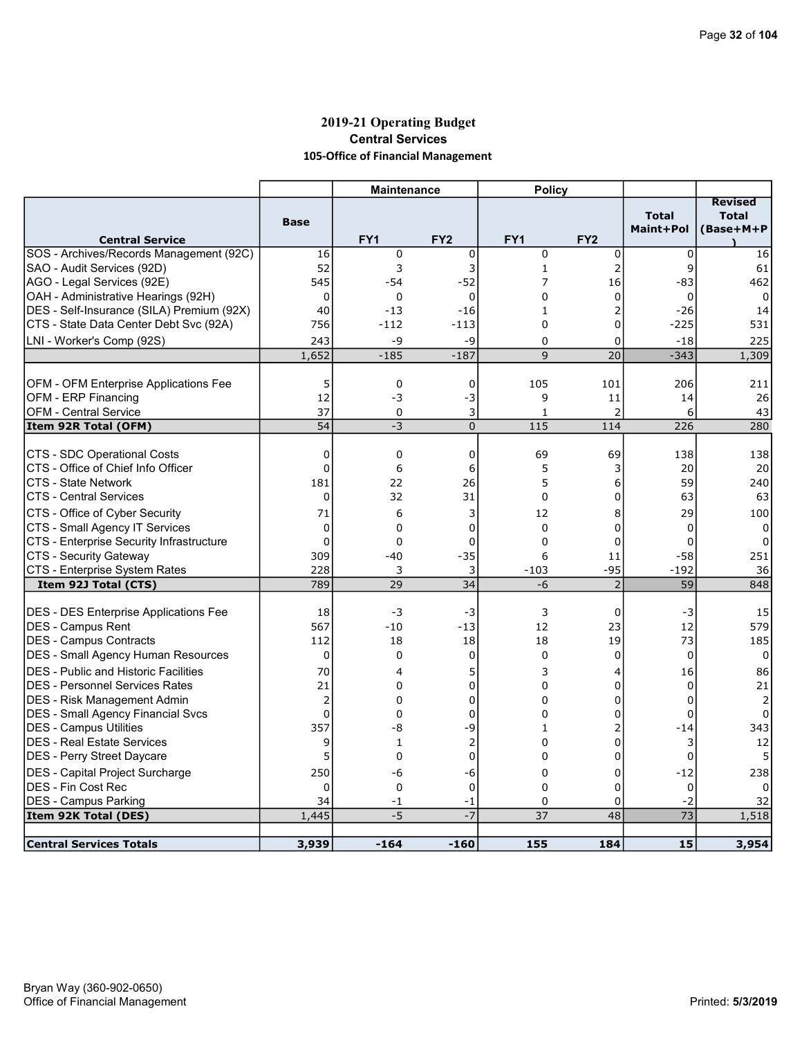# 2019-21 Operating Budget

## Central Services

### 105-Office of Financial Management

| | | Maintenance | | Policy | | | |
|---|---|---|---|---|---|---|---|
| **Central Service** | **Base** | **FY1** | **FY2** | **FY1** | **FY2** | **Total Maint+Pol** | **Revised Total (Base+M+P)** |
| SOS - Archives/Records Management (92C) | 16 | 0 | 0 | 0 | 0 | 0 | 16 |
| SAO - Audit Services (92D) | 52 | 3 | 3 | 1 | 2 | 9 | 61 |
| AGO - Legal Services (92E) | 545 | -54 | -52 | 7 | 16 | -83 | 462 |
| OAH - Administrative Hearings (92H) | 0 | 0 | 0 | 0 | 0 | 0 | 0 |
| DES - Self-Insurance (SILA) Premium (92X) | 40 | -13 | -16 | 1 | 2 | -26 | 14 |
| CTS - State Data Center Debt Svc (92A) | 756 | -112 | -113 | 0 | 0 | -225 | 531 |
| LNI - Worker's Comp (92S) | 243 | -9 | -9 | 0 | 0 | -18 | 225 |
| | 1,652 | -185 | -187 | 9 | 20 | -343 | 1,309 |
| | | | | | | | |
| OFM - OFM Enterprise Applications Fee | 5 | 0 | 0 | 105 | 101 | 206 | 211 |
| OFM - ERP Financing | 12 | -3 | -3 | 9 | 11 | 14 | 26 |
| OFM - Central Service | 37 | 0 | 3 | 1 | 2 | 6 | 43 |
| **Item 92R Total (OFM)** | 54 | -3 | 0 | 115 | 114 | 226 | 280 |
| | | | | | | | |
| CTS - SDC Operational Costs | 0 | 0 | 0 | 69 | 69 | 138 | 138 |
| CTS - Office of Chief Info Officer | 0 | 6 | 6 | 5 | 3 | 20 | 20 |
| CTS - State Network | 181 | 22 | 26 | 5 | 6 | 59 | 240 |
| CTS - Central Services | 0 | 32 | 31 | 0 | 0 | 63 | 63 |
| CTS - Office of Cyber Security | 71 | 6 | 3 | 12 | 8 | 29 | 100 |
| CTS - Small Agency IT Services | 0 | 0 | 0 | 0 | 0 | 0 | 0 |
| CTS - Enterprise Security Infrastructure | 0 | 0 | 0 | 0 | 0 | 0 | 0 |
| CTS - Security Gateway | 309 | -40 | -35 | 6 | 11 | -58 | 251 |
| CTS - Enterprise System Rates | 228 | 3 | 3 | -103 | -95 | -192 | 36 |
| **Item 92J Total (CTS)** | 789 | 29 | 34 | -6 | 2 | 59 | 848 |
| | | | | | | | |
| DES - DES Enterprise Applications Fee | 18 | -3 | -3 | 3 | 0 | -3 | 15 |
| DES - Campus Rent | 567 | -10 | -13 | 12 | 23 | 12 | 579 |
| DES - Campus Contracts | 112 | 18 | 18 | 18 | 19 | 73 | 185 |
| DES - Small Agency Human Resources | 0 | 0 | 0 | 0 | 0 | 0 | 0 |
| DES - Public and Historic Facilities | 70 | 4 | 5 | 3 | 4 | 16 | 86 |
| DES - Personnel Services Rates | 21 | 0 | 0 | 0 | 0 | 0 | 21 |
| DES - Risk Management Admin | 2 | 0 | 0 | 0 | 0 | 0 | 2 |
| DES - Small Agency Financial Svcs | 0 | 0 | 0 | 0 | 0 | 0 | 0 |
| DES - Campus Utilities | 357 | -8 | -9 | 1 | 2 | -14 | 343 |
| DES - Real Estate Services | 9 | 1 | 2 | 0 | 0 | 3 | 12 |
| DES - Perry Street Daycare | 5 | 0 | 0 | 0 | 0 | 0 | 5 |
| DES - Capital Project Surcharge | 250 | -6 | -6 | 0 | 0 | -12 | 238 |
| DES - Fin Cost Rec | 0 | 0 | 0 | 0 | 0 | 0 | 0 |
| DES - Campus Parking | 34 | -1 | -1 | 0 | 0 | -2 | 32 |
| **Item 92K Total (DES)** | 1,445 | -5 | -7 | 37 | 48 | 73 | 1,518 |
| | | | | | | | |
| **Central Services Totals** | **3,939** | **-164** | **-160** | **155** | **184** | **15** | **3,954** |

Bryan Way (360-902-0650)
Office of Financial Management

Printed: 5/3/2019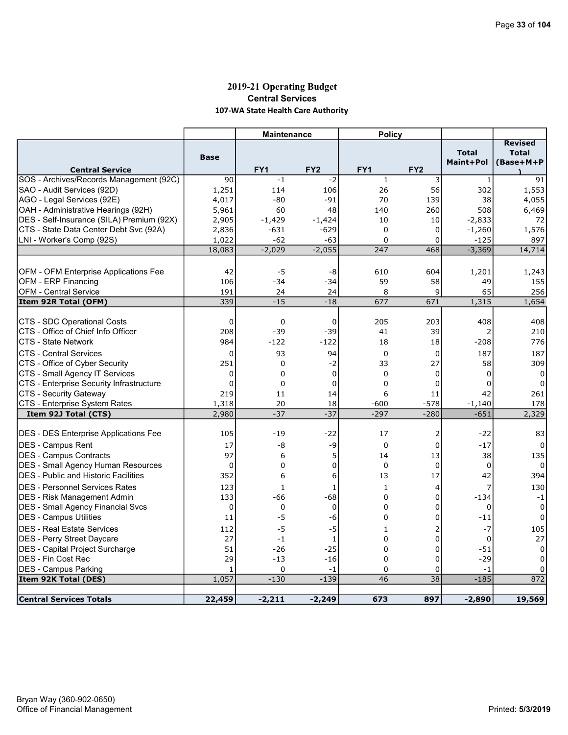# 2019-21 Operating Budget

## Central Services

### 107-WA State Health Care Authority

| | | Maintenance | | Policy | | | |
|---|---|---|---|---|---|---|---|
| **Central Service** | **Base** | **FY1** | **FY2** | **FY1** | **FY2** | **Total Maint+Pol** | **Revised Total (Base+M+P)** |
| SOS - Archives/Records Management (92C) | 90 | -1 | -2 | 1 | 3 | 1 | 91 |
| SAO - Audit Services (92D) | 1,251 | 114 | 106 | 26 | 56 | 302 | 1,553 |
| AGO - Legal Services (92E) | 4,017 | -80 | -91 | 70 | 139 | 38 | 4,055 |
| OAH - Administrative Hearings (92H) | 5,961 | 60 | 48 | 140 | 260 | 508 | 6,469 |
| DES - Self-Insurance (SILA) Premium (92X) | 2,905 | -1,429 | -1,424 | 10 | 10 | -2,833 | 72 |
| CTS - State Data Center Debt Svc (92A) | 2,836 | -631 | -629 | 0 | 0 | -1,260 | 1,576 |
| LNI - Worker's Comp (92S) | 1,022 | -62 | -63 | 0 | 0 | -125 | 897 |
| | 18,083 | -2,029 | -2,055 | 247 | 468 | -3,369 | 14,714 |
| | | | | | | | |
| OFM - OFM Enterprise Applications Fee | 42 | -5 | -8 | 610 | 604 | 1,201 | 1,243 |
| OFM - ERP Financing | 106 | -34 | -34 | 59 | 58 | 49 | 155 |
| OFM - Central Service | 191 | 24 | 24 | 8 | 9 | 65 | 256 |
| **Item 92R Total (OFM)** | 339 | -15 | -18 | 677 | 671 | 1,315 | 1,654 |
| | | | | | | | |
| CTS - SDC Operational Costs | 0 | 0 | 0 | 205 | 203 | 408 | 408 |
| CTS - Office of Chief Info Officer | 208 | -39 | -39 | 41 | 39 | 2 | 210 |
| CTS - State Network | 984 | -122 | -122 | 18 | 18 | -208 | 776 |
| CTS - Central Services | 0 | 93 | 94 | 0 | 0 | 187 | 187 |
| CTS - Office of Cyber Security | 251 | 0 | -2 | 33 | 27 | 58 | 309 |
| CTS - Small Agency IT Services | 0 | 0 | 0 | 0 | 0 | 0 | 0 |
| CTS - Enterprise Security Infrastructure | 0 | 0 | 0 | 0 | 0 | 0 | 0 |
| CTS - Security Gateway | 219 | 11 | 14 | 6 | 11 | 42 | 261 |
| CTS - Enterprise System Rates | 1,318 | 20 | 18 | -600 | -578 | -1,140 | 178 |
| **Item 92J Total (CTS)** | 2,980 | -37 | -37 | -297 | -280 | -651 | 2,329 |
| | | | | | | | |
| DES - DES Enterprise Applications Fee | 105 | -19 | -22 | 17 | 2 | -22 | 83 |
| DES - Campus Rent | 17 | -8 | -9 | 0 | 0 | -17 | 0 |
| DES - Campus Contracts | 97 | 6 | 5 | 14 | 13 | 38 | 135 |
| DES - Small Agency Human Resources | 0 | 0 | 0 | 0 | 0 | 0 | 0 |
| DES - Public and Historic Facilities | 352 | 6 | 6 | 13 | 17 | 42 | 394 |
| DES - Personnel Services Rates | 123 | 1 | 1 | 1 | 4 | 7 | 130 |
| DES - Risk Management Admin | 133 | -66 | -68 | 0 | 0 | -134 | -1 |
| DES - Small Agency Financial Svcs | 0 | 0 | 0 | 0 | 0 | 0 | 0 |
| DES - Campus Utilities | 11 | -5 | -6 | 0 | 0 | -11 | 0 |
| DES - Real Estate Services | 112 | -5 | -5 | 1 | 2 | -7 | 105 |
| DES - Perry Street Daycare | 27 | -1 | 1 | 0 | 0 | 0 | 27 |
| DES - Capital Project Surcharge | 51 | -26 | -25 | 0 | 0 | -51 | 0 |
| DES - Fin Cost Rec | 29 | -13 | -16 | 0 | 0 | -29 | 0 |
| DES - Campus Parking | 1 | 0 | -1 | 0 | 0 | -1 | 0 |
| **Item 92K Total (DES)** | 1,057 | -130 | -139 | 46 | 38 | -185 | 872 |
| | | | | | | | |
| **Central Services Totals** | **22,459** | **-2,211** | **-2,249** | **673** | **897** | **-2,890** | **19,569** |

Bryan Way (360-902-0650)
Office of Financial Management

Printed: **5/3/2019**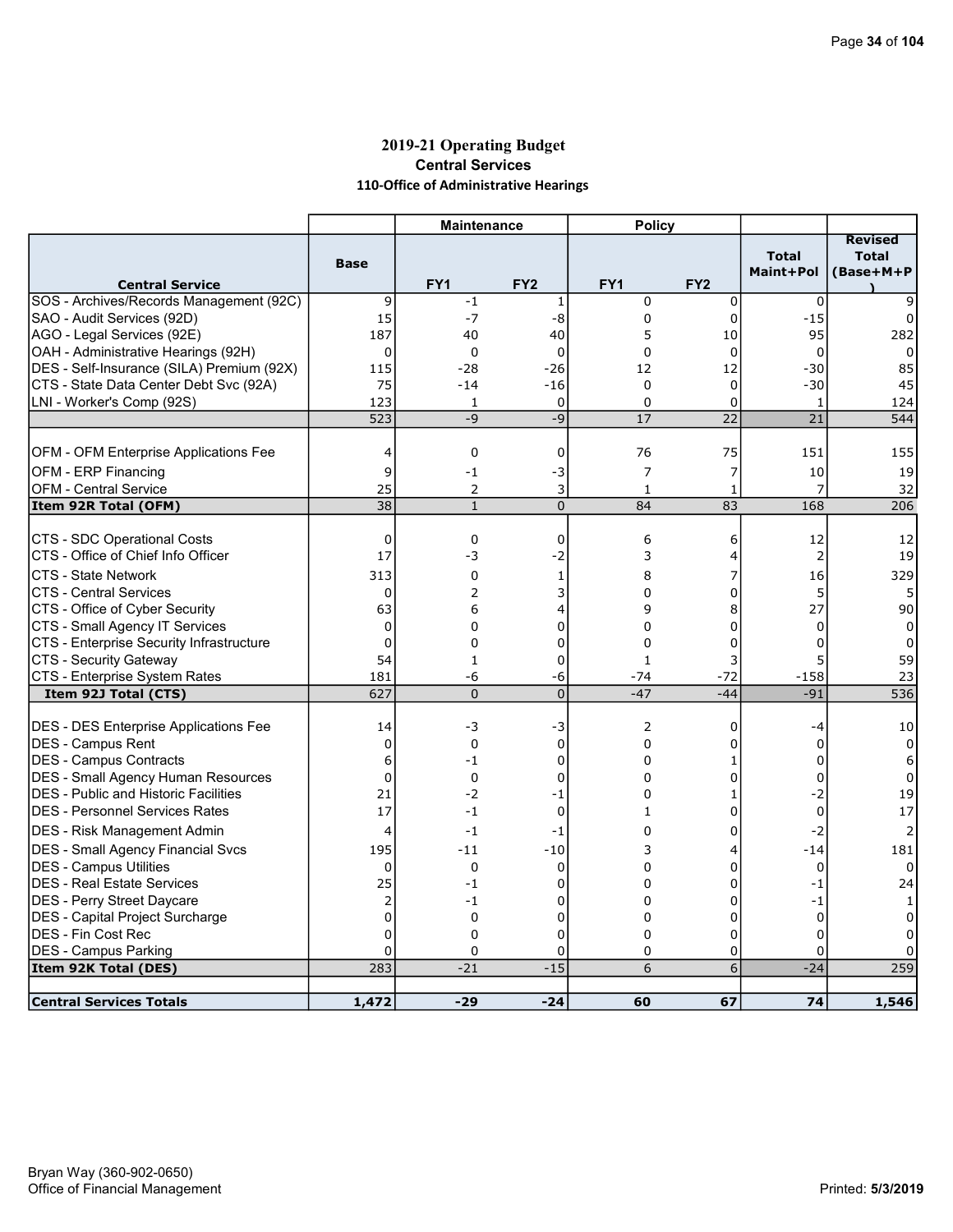# 2019-21 Operating Budget

## Central Services

### 110-Office of Administrative Hearings

| Central Service | Base | Maintenance FY1 | Maintenance FY2 | Policy FY1 | Policy FY2 | Total Maint+Pol | Revised Total (Base+M+P) |
|---|---|---|---|---|---|---|---|
| SOS - Archives/Records Management (92C) | 9 | -1 | 1 | 0 | 0 | 0 | 9 |
| SAO - Audit Services (92D) | 15 | -7 | -8 | 0 | 0 | -15 | 0 |
| AGO - Legal Services (92E) | 187 | 40 | 40 | 5 | 10 | 95 | 282 |
| OAH - Administrative Hearings (92H) | 0 | 0 | 0 | 0 | 0 | 0 | 0 |
| DES - Self-Insurance (SILA) Premium (92X) | 115 | -28 | -26 | 12 | 12 | -30 | 85 |
| CTS - State Data Center Debt Svc (92A) | 75 | -14 | -16 | 0 | 0 | -30 | 45 |
| LNI - Worker's Comp (92S) | 123 | 1 | 0 | 0 | 0 | 1 | 124 |
| | 523 | -9 | -9 | 17 | 22 | 21 | 544 |
| OFM - OFM Enterprise Applications Fee | 4 | 0 | 0 | 76 | 75 | 151 | 155 |
| OFM - ERP Financing | 9 | -1 | -3 | 7 | 7 | 10 | 19 |
| OFM - Central Service | 25 | 2 | 3 | 1 | 1 | 7 | 32 |
| **Item 92R Total (OFM)** | 38 | 1 | 0 | 84 | 83 | 168 | 206 |
| CTS - SDC Operational Costs | 0 | 0 | 0 | 6 | 6 | 12 | 12 |
| CTS - Office of Chief Info Officer | 17 | -3 | -2 | 3 | 4 | 2 | 19 |
| CTS - State Network | 313 | 0 | 1 | 8 | 7 | 16 | 329 |
| CTS - Central Services | 0 | 2 | 3 | 0 | 0 | 5 | 5 |
| CTS - Office of Cyber Security | 63 | 6 | 4 | 9 | 8 | 27 | 90 |
| CTS - Small Agency IT Services | 0 | 0 | 0 | 0 | 0 | 0 | 0 |
| CTS - Enterprise Security Infrastructure | 0 | 0 | 0 | 0 | 0 | 0 | 0 |
| CTS - Security Gateway | 54 | 1 | 0 | 1 | 3 | 5 | 59 |
| CTS - Enterprise System Rates | 181 | -6 | -6 | -74 | -72 | -158 | 23 |
| **Item 92J Total (CTS)** | 627 | 0 | 0 | -47 | -44 | -91 | 536 |
| DES - DES Enterprise Applications Fee | 14 | -3 | -3 | 2 | 0 | -4 | 10 |
| DES - Campus Rent | 0 | 0 | 0 | 0 | 0 | 0 | 0 |
| DES - Campus Contracts | 6 | -1 | 0 | 0 | 1 | 0 | 6 |
| DES - Small Agency Human Resources | 0 | 0 | 0 | 0 | 0 | 0 | 0 |
| DES - Public and Historic Facilities | 21 | -2 | -1 | 0 | 1 | -2 | 19 |
| DES - Personnel Services Rates | 17 | -1 | 0 | 1 | 0 | 0 | 17 |
| DES - Risk Management Admin | 4 | -1 | -1 | 0 | 0 | -2 | 2 |
| DES - Small Agency Financial Svcs | 195 | -11 | -10 | 3 | 4 | -14 | 181 |
| DES - Campus Utilities | 0 | 0 | 0 | 0 | 0 | 0 | 0 |
| DES - Real Estate Services | 25 | -1 | 0 | 0 | 0 | -1 | 24 |
| DES - Perry Street Daycare | 2 | -1 | 0 | 0 | 0 | -1 | 1 |
| DES - Capital Project Surcharge | 0 | 0 | 0 | 0 | 0 | 0 | 0 |
| DES - Fin Cost Rec | 0 | 0 | 0 | 0 | 0 | 0 | 0 |
| DES - Campus Parking | 0 | 0 | 0 | 0 | 0 | 0 | 0 |
| **Item 92K Total (DES)** | 283 | -21 | -15 | 6 | 6 | -24 | 259 |
| **Central Services Totals** | **1,472** | **-29** | **-24** | **60** | **67** | **74** | **1,546** |

Bryan Way (360-902-0650)
Office of Financial Management

Printed: **5/3/2019**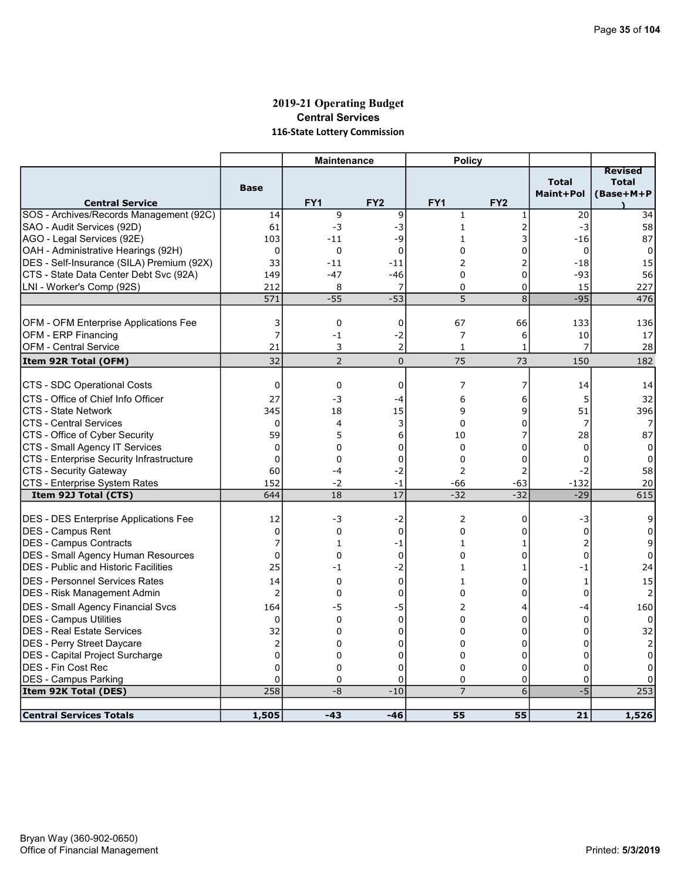# 2019-21 Operating Budget

## Central Services

### 116-State Lottery Commission

| Central Service | Base | Maintenance FY1 | Maintenance FY2 | Policy FY1 | Policy FY2 | Total Maint+Pol | Revised Total (Base+M+P) |
|---|---|---|---|---|---|---|---|
| SOS - Archives/Records Management (92C) | 14 | 9 | 9 | 1 | 1 | 20 | 34 |
| SAO - Audit Services (92D) | 61 | -3 | -3 | 1 | 2 | -3 | 58 |
| AGO - Legal Services (92E) | 103 | -11 | -9 | 1 | 3 | -16 | 87 |
| OAH - Administrative Hearings (92H) | 0 | 0 | 0 | 0 | 0 | 0 | 0 |
| DES - Self-Insurance (SILA) Premium (92X) | 33 | -11 | -11 | 2 | 2 | -18 | 15 |
| CTS - State Data Center Debt Svc (92A) | 149 | -47 | -46 | 0 | 0 | -93 | 56 |
| LNI - Worker's Comp (92S) | 212 | 8 | 7 | 0 | 0 | 15 | 227 |
| | 571 | -55 | -53 | 5 | 8 | -95 | 476 |
| OFM - OFM Enterprise Applications Fee | 3 | 0 | 0 | 67 | 66 | 133 | 136 |
| OFM - ERP Financing | 7 | -1 | -2 | 7 | 6 | 10 | 17 |
| OFM - Central Service | 21 | 3 | 2 | 1 | 1 | 7 | 28 |
| **Item 92R Total (OFM)** | 32 | 2 | 0 | 75 | 73 | 150 | 182 |
| CTS - SDC Operational Costs | 0 | 0 | 0 | 7 | 7 | 14 | 14 |
| CTS - Office of Chief Info Officer | 27 | -3 | -4 | 6 | 6 | 5 | 32 |
| CTS - State Network | 345 | 18 | 15 | 9 | 9 | 51 | 396 |
| CTS - Central Services | 0 | 4 | 3 | 0 | 0 | 7 | 7 |
| CTS - Office of Cyber Security | 59 | 5 | 6 | 10 | 7 | 28 | 87 |
| CTS - Small Agency IT Services | 0 | 0 | 0 | 0 | 0 | 0 | 0 |
| CTS - Enterprise Security Infrastructure | 0 | 0 | 0 | 0 | 0 | 0 | 0 |
| CTS - Security Gateway | 60 | -4 | -2 | 2 | 2 | -2 | 58 |
| CTS - Enterprise System Rates | 152 | -2 | -1 | -66 | -63 | -132 | 20 |
| **Item 92J Total (CTS)** | 644 | 18 | 17 | -32 | -32 | -29 | 615 |
| DES - DES Enterprise Applications Fee | 12 | -3 | -2 | 2 | 0 | -3 | 9 |
| DES - Campus Rent | 0 | 0 | 0 | 0 | 0 | 0 | 0 |
| DES - Campus Contracts | 7 | 1 | -1 | 1 | 1 | 2 | 9 |
| DES - Small Agency Human Resources | 0 | 0 | 0 | 0 | 0 | 0 | 0 |
| DES - Public and Historic Facilities | 25 | -1 | -2 | 1 | 1 | -1 | 24 |
| DES - Personnel Services Rates | 14 | 0 | 0 | 1 | 0 | 1 | 15 |
| DES - Risk Management Admin | 2 | 0 | 0 | 0 | 0 | 0 | 2 |
| DES - Small Agency Financial Svcs | 164 | -5 | -5 | 2 | 4 | -4 | 160 |
| DES - Campus Utilities | 0 | 0 | 0 | 0 | 0 | 0 | 0 |
| DES - Real Estate Services | 32 | 0 | 0 | 0 | 0 | 0 | 32 |
| DES - Perry Street Daycare | 2 | 0 | 0 | 0 | 0 | 0 | 2 |
| DES - Capital Project Surcharge | 0 | 0 | 0 | 0 | 0 | 0 | 0 |
| DES - Fin Cost Rec | 0 | 0 | 0 | 0 | 0 | 0 | 0 |
| DES - Campus Parking | 0 | 0 | 0 | 0 | 0 | 0 | 0 |
| **Item 92K Total (DES)** | 258 | -8 | -10 | 7 | 6 | -5 | 253 |
| **Central Services Totals** | **1,505** | **-43** | **-46** | **55** | **55** | **21** | **1,526** |

Bryan Way (360-902-0650)
Office of Financial Management

Printed: 5/3/2019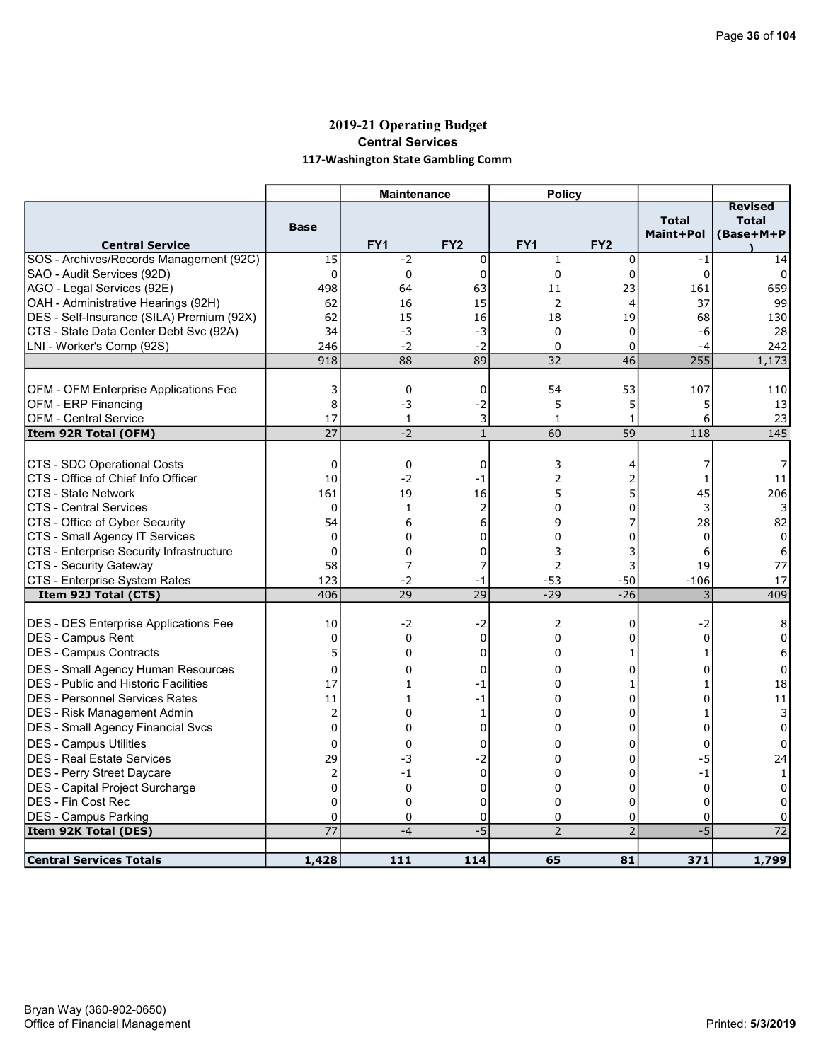# 2019-21 Operating Budget

## Central Services

### 117-Washington State Gambling Comm

| Central Service | Base | Maintenance | | Policy | | Total Maint+Pol | Revised Total (Base+M+P) |
|---|---|---|---|---|---|---|---|
| | | FY1 | FY2 | FY1 | FY2 | | |
| SOS - Archives/Records Management (92C) | 15 | -2 | 0 | 1 | 0 | -1 | 14 |
| SAO - Audit Services (92D) | 0 | 0 | 0 | 0 | 0 | 0 | 0 |
| AGO - Legal Services (92E) | 498 | 64 | 63 | 11 | 23 | 161 | 659 |
| OAH - Administrative Hearings (92H) | 62 | 16 | 15 | 2 | 4 | 37 | 99 |
| DES - Self-Insurance (SILA) Premium (92X) | 62 | 15 | 16 | 18 | 19 | 68 | 130 |
| CTS - State Data Center Debt Svc (92A) | 34 | -3 | -3 | 0 | 0 | -6 | 28 |
| LNI - Worker's Comp (92S) | 246 | -2 | -2 | 0 | 0 | -4 | 242 |
| | 918 | 88 | 89 | 32 | 46 | 255 | 1,173 |
| OFM - OFM Enterprise Applications Fee | 3 | 0 | 0 | 54 | 53 | 107 | 110 |
| OFM - ERP Financing | 8 | -3 | -2 | 5 | 5 | 5 | 13 |
| OFM - Central Service | 17 | 1 | 3 | 1 | 1 | 6 | 23 |
| **Item 92R Total (OFM)** | 27 | -2 | 1 | 60 | 59 | 118 | 145 |
| CTS - SDC Operational Costs | 0 | 0 | 0 | 3 | 4 | 7 | 7 |
| CTS - Office of Chief Info Officer | 10 | -2 | -1 | 2 | 2 | 1 | 11 |
| CTS - State Network | 161 | 19 | 16 | 5 | 5 | 45 | 206 |
| CTS - Central Services | 0 | 1 | 2 | 0 | 0 | 3 | 3 |
| CTS - Office of Cyber Security | 54 | 6 | 6 | 9 | 7 | 28 | 82 |
| CTS - Small Agency IT Services | 0 | 0 | 0 | 0 | 0 | 0 | 0 |
| CTS - Enterprise Security Infrastructure | 0 | 0 | 0 | 3 | 3 | 6 | 6 |
| CTS - Security Gateway | 58 | 7 | 7 | 2 | 3 | 19 | 77 |
| CTS - Enterprise System Rates | 123 | -2 | -1 | -53 | -50 | -106 | 17 |
| **Item 92J Total (CTS)** | 406 | 29 | 29 | -29 | -26 | 3 | 409 |
| DES - DES Enterprise Applications Fee | 10 | -2 | -2 | 2 | 0 | -2 | 8 |
| DES - Campus Rent | 0 | 0 | 0 | 0 | 0 | 0 | 0 |
| DES - Campus Contracts | 5 | 0 | 0 | 0 | 1 | 1 | 6 |
| DES - Small Agency Human Resources | 0 | 0 | 0 | 0 | 0 | 0 | 0 |
| DES - Public and Historic Facilities | 17 | 1 | -1 | 0 | 1 | 1 | 18 |
| DES - Personnel Services Rates | 11 | 1 | -1 | 0 | 0 | 0 | 11 |
| DES - Risk Management Admin | 2 | 0 | 1 | 0 | 0 | 1 | 3 |
| DES - Small Agency Financial Svcs | 0 | 0 | 0 | 0 | 0 | 0 | 0 |
| DES - Campus Utilities | 0 | 0 | 0 | 0 | 0 | 0 | 0 |
| DES - Real Estate Services | 29 | -3 | -2 | 0 | 0 | -5 | 24 |
| DES - Perry Street Daycare | 2 | -1 | 0 | 0 | 0 | -1 | 1 |
| DES - Capital Project Surcharge | 0 | 0 | 0 | 0 | 0 | 0 | 0 |
| DES - Fin Cost Rec | 0 | 0 | 0 | 0 | 0 | 0 | 0 |
| DES - Campus Parking | 0 | 0 | 0 | 0 | 0 | 0 | 0 |
| **Item 92K Total (DES)** | 77 | -4 | -5 | 2 | 2 | -5 | 72 |
| **Central Services Totals** | **1,428** | **111** | **114** | **65** | **81** | **371** | **1,799** |

Bryan Way (360-902-0650)
Office of Financial Management

Printed: 5/3/2019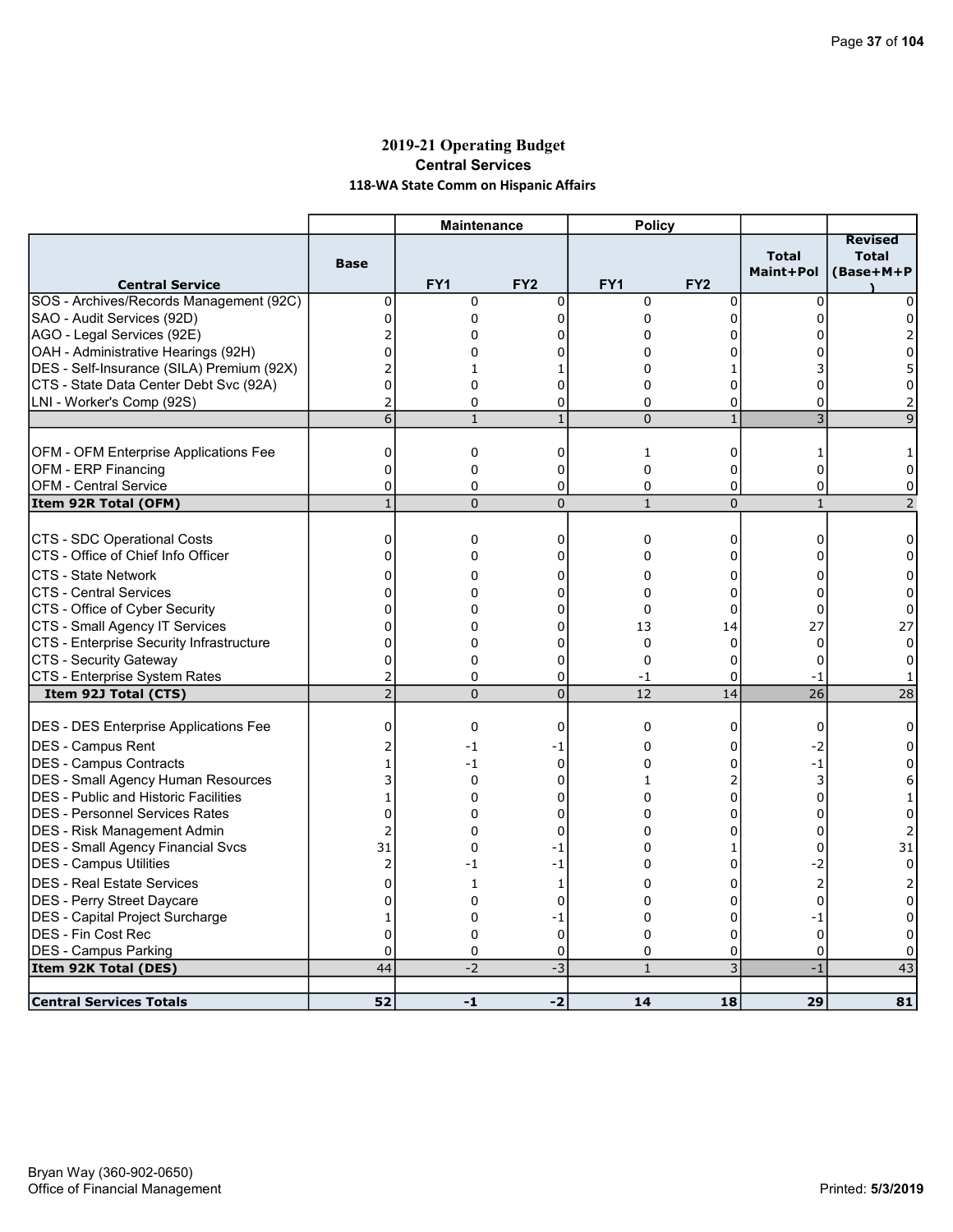# 2019-21 Operating Budget

## Central Services

### 118-WA State Comm on Hispanic Affairs

| | | Maintenance | | Policy | | | |
|---|---|---|---|---|---|---|---|
| Central Service | Base | FY1 | FY2 | FY1 | FY2 | Total Maint+Pol | Revised Total (Base+M+P) |
| SOS - Archives/Records Management (92C) | 0 | 0 | 0 | 0 | 0 | 0 | 0 |
| SAO - Audit Services (92D) | 0 | 0 | 0 | 0 | 0 | 0 | 0 |
| AGO - Legal Services (92E) | 2 | 0 | 0 | 0 | 0 | 0 | 2 |
| OAH - Administrative Hearings (92H) | 0 | 0 | 0 | 0 | 0 | 0 | 0 |
| DES - Self-Insurance (SILA) Premium (92X) | 2 | 1 | 1 | 0 | 1 | 3 | 5 |
| CTS - State Data Center Debt Svc (92A) | 0 | 0 | 0 | 0 | 0 | 0 | 0 |
| LNI - Worker's Comp (92S) | 2 | 0 | 0 | 0 | 0 | 0 | 2 |
| | 6 | 1 | 1 | 0 | 1 | 3 | 9 |
| | | | | | | | |
| OFM - OFM Enterprise Applications Fee | 0 | 0 | 0 | 1 | 0 | 1 | 1 |
| OFM - ERP Financing | 0 | 0 | 0 | 0 | 0 | 0 | 0 |
| OFM - Central Service | 0 | 0 | 0 | 0 | 0 | 0 | 0 |
| **Item 92R Total (OFM)** | 1 | 0 | 0 | 1 | 0 | 1 | 2 |
| | | | | | | | |
| CTS - SDC Operational Costs | 0 | 0 | 0 | 0 | 0 | 0 | 0 |
| CTS - Office of Chief Info Officer | 0 | 0 | 0 | 0 | 0 | 0 | 0 |
| CTS - State Network | 0 | 0 | 0 | 0 | 0 | 0 | 0 |
| CTS - Central Services | 0 | 0 | 0 | 0 | 0 | 0 | 0 |
| CTS - Office of Cyber Security | 0 | 0 | 0 | 0 | 0 | 0 | 0 |
| CTS - Small Agency IT Services | 0 | 0 | 0 | 13 | 14 | 27 | 27 |
| CTS - Enterprise Security Infrastructure | 0 | 0 | 0 | 0 | 0 | 0 | 0 |
| CTS - Security Gateway | 0 | 0 | 0 | 0 | 0 | 0 | 0 |
| CTS - Enterprise System Rates | 2 | 0 | 0 | -1 | 0 | -1 | 1 |
| **Item 92J Total (CTS)** | 2 | 0 | 0 | 12 | 14 | 26 | 28 |
| | | | | | | | |
| DES - DES Enterprise Applications Fee | 0 | 0 | 0 | 0 | 0 | 0 | 0 |
| DES - Campus Rent | 2 | -1 | -1 | 0 | 0 | -2 | 0 |
| DES - Campus Contracts | 1 | -1 | 0 | 0 | 0 | -1 | 0 |
| DES - Small Agency Human Resources | 3 | 0 | 0 | 1 | 2 | 3 | 6 |
| DES - Public and Historic Facilities | 1 | 0 | 0 | 0 | 0 | 0 | 1 |
| DES - Personnel Services Rates | 0 | 0 | 0 | 0 | 0 | 0 | 0 |
| DES - Risk Management Admin | 2 | 0 | 0 | 0 | 0 | 0 | 2 |
| DES - Small Agency Financial Svcs | 31 | 0 | -1 | 0 | 1 | 0 | 31 |
| DES - Campus Utilities | 2 | -1 | -1 | 0 | 0 | -2 | 0 |
| DES - Real Estate Services | 0 | 1 | 1 | 0 | 0 | 2 | 2 |
| DES - Perry Street Daycare | 0 | 0 | 0 | 0 | 0 | 0 | 0 |
| DES - Capital Project Surcharge | 1 | 0 | -1 | 0 | 0 | -1 | 0 |
| DES - Fin Cost Rec | 0 | 0 | 0 | 0 | 0 | 0 | 0 |
| DES - Campus Parking | 0 | 0 | 0 | 0 | 0 | 0 | 0 |
| **Item 92K Total (DES)** | 44 | -2 | -3 | 1 | 3 | -1 | 43 |
| | | | | | | | |
| **Central Services Totals** | **52** | **-1** | **-2** | **14** | **18** | **29** | **81** |

Bryan Way (360-902-0650)
Office of Financial Management

Printed: 5/3/2019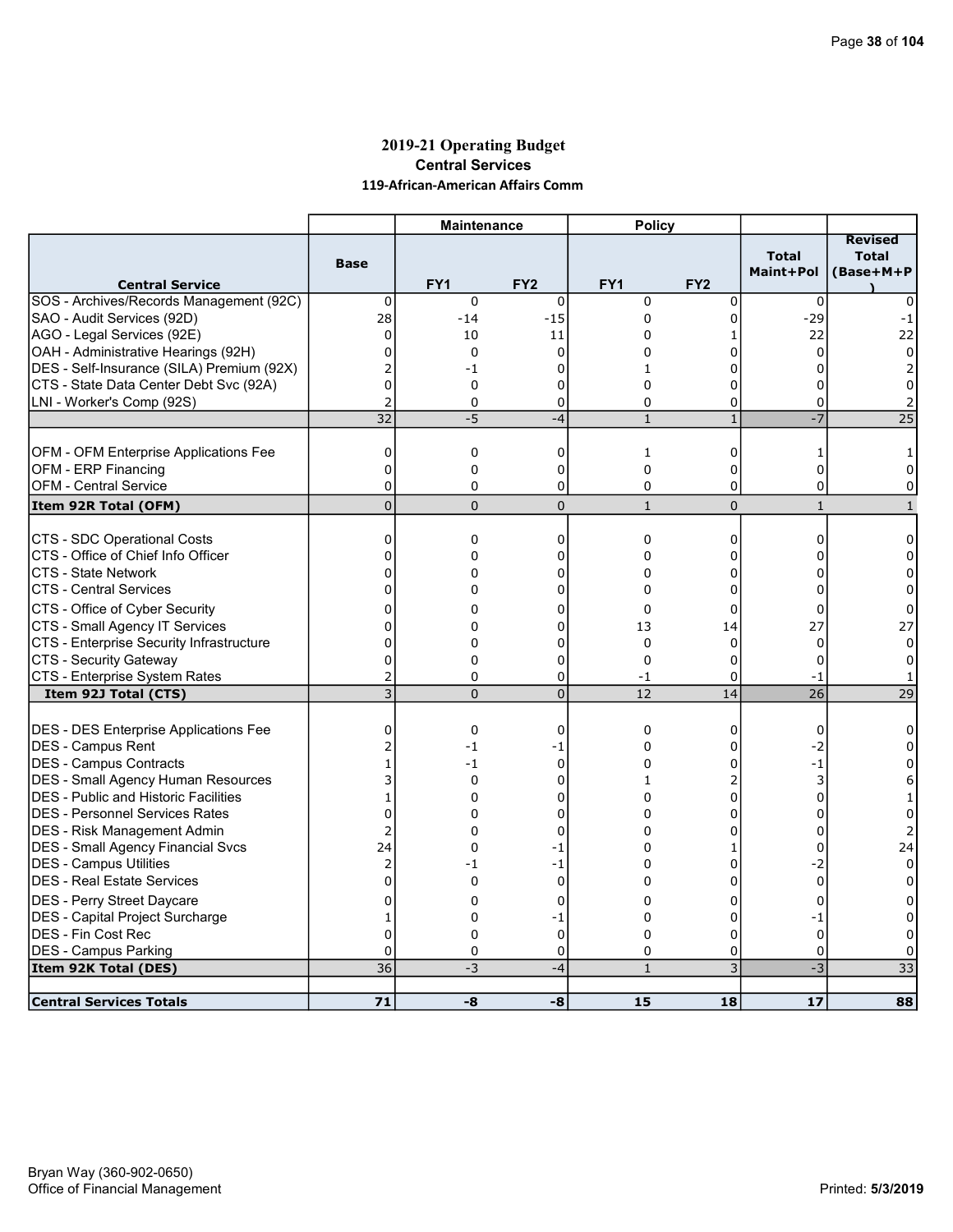# 2019-21 Operating Budget

## Central Services

### 119-African-American Affairs Comm

| Central Service | Base | Maintenance | | Policy | | Total Maint+Pol | Revised Total (Base+M+P) |
|---|---|---|---|---|---|---|---|
| | | FY1 | FY2 | FY1 | FY2 | | |
| SOS - Archives/Records Management (92C) | 0 | 0 | 0 | 0 | 0 | 0 | 0 |
| SAO - Audit Services (92D) | 28 | -14 | -15 | 0 | 0 | -29 | -1 |
| AGO - Legal Services (92E) | 0 | 10 | 11 | 0 | 1 | 22 | 22 |
| OAH - Administrative Hearings (92H) | 0 | 0 | 0 | 0 | 0 | 0 | 0 |
| DES - Self-Insurance (SILA) Premium (92X) | 2 | -1 | 0 | 1 | 0 | 0 | 2 |
| CTS - State Data Center Debt Svc (92A) | 0 | 0 | 0 | 0 | 0 | 0 | 0 |
| LNI - Worker's Comp (92S) | 2 | 0 | 0 | 0 | 0 | 0 | 2 |
| | 32 | -5 | -4 | 1 | 1 | -7 | 25 |
| OFM - OFM Enterprise Applications Fee | 0 | 0 | 0 | 1 | 0 | 1 | 1 |
| OFM - ERP Financing | 0 | 0 | 0 | 0 | 0 | 0 | 0 |
| OFM - Central Service | 0 | 0 | 0 | 0 | 0 | 0 | 0 |
| **Item 92R Total (OFM)** | 0 | 0 | 0 | 1 | 0 | 1 | 1 |
| CTS - SDC Operational Costs | 0 | 0 | 0 | 0 | 0 | 0 | 0 |
| CTS - Office of Chief Info Officer | 0 | 0 | 0 | 0 | 0 | 0 | 0 |
| CTS - State Network | 0 | 0 | 0 | 0 | 0 | 0 | 0 |
| CTS - Central Services | 0 | 0 | 0 | 0 | 0 | 0 | 0 |
| CTS - Office of Cyber Security | 0 | 0 | 0 | 0 | 0 | 0 | 0 |
| CTS - Small Agency IT Services | 0 | 0 | 0 | 13 | 14 | 27 | 27 |
| CTS - Enterprise Security Infrastructure | 0 | 0 | 0 | 0 | 0 | 0 | 0 |
| CTS - Security Gateway | 0 | 0 | 0 | 0 | 0 | 0 | 0 |
| CTS - Enterprise System Rates | 2 | 0 | 0 | -1 | 0 | -1 | 1 |
| **Item 92J Total (CTS)** | 3 | 0 | 0 | 12 | 14 | 26 | 29 |
| DES - DES Enterprise Applications Fee | 0 | 0 | 0 | 0 | 0 | 0 | 0 |
| DES - Campus Rent | 2 | -1 | -1 | 0 | 0 | -2 | 0 |
| DES - Campus Contracts | 1 | -1 | 0 | 0 | 0 | -1 | 0 |
| DES - Small Agency Human Resources | 3 | 0 | 0 | 1 | 2 | 3 | 6 |
| DES - Public and Historic Facilities | 1 | 0 | 0 | 0 | 0 | 0 | 1 |
| DES - Personnel Services Rates | 0 | 0 | 0 | 0 | 0 | 0 | 0 |
| DES - Risk Management Admin | 2 | 0 | 0 | 0 | 0 | 0 | 2 |
| DES - Small Agency Financial Svcs | 24 | 0 | -1 | 0 | 1 | 0 | 24 |
| DES - Campus Utilities | 2 | -1 | -1 | 0 | 0 | -2 | 0 |
| DES - Real Estate Services | 0 | 0 | 0 | 0 | 0 | 0 | 0 |
| DES - Perry Street Daycare | 0 | 0 | 0 | 0 | 0 | 0 | 0 |
| DES - Capital Project Surcharge | 1 | 0 | -1 | 0 | 0 | -1 | 0 |
| DES - Fin Cost Rec | 0 | 0 | 0 | 0 | 0 | 0 | 0 |
| DES - Campus Parking | 0 | 0 | 0 | 0 | 0 | 0 | 0 |
| **Item 92K Total (DES)** | 36 | -3 | -4 | 1 | 3 | -3 | 33 |
| **Central Services Totals** | **71** | **-8** | **-8** | **15** | **18** | **17** | **88** |

Bryan Way (360-902-0650)
Office of Financial Management

Printed: 5/3/2019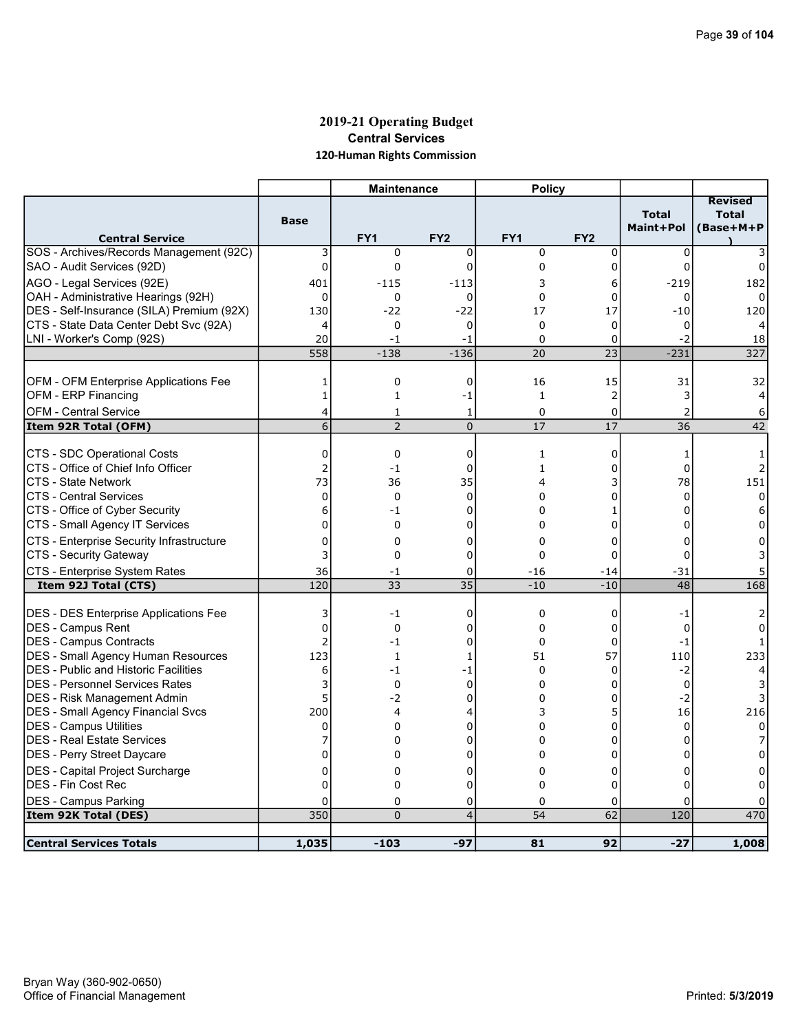# 2019-21 Operating Budget

## Central Services

### 120-Human Rights Commission

| Central Service | Base | Maintenance | | Policy | | Total Maint+Pol | Revised Total (Base+M+P) |
|---|---|---|---|---|---|---|---|
| | | FY1 | FY2 | FY1 | FY2 | | |
| SOS - Archives/Records Management (92C) | 3 | 0 | 0 | 0 | 0 | 0 | 3 |
| SAO - Audit Services (92D) | 0 | 0 | 0 | 0 | 0 | 0 | 0 |
| AGO - Legal Services (92E) | 401 | -115 | -113 | 3 | 6 | -219 | 182 |
| OAH - Administrative Hearings (92H) | 0 | 0 | 0 | 0 | 0 | 0 | 0 |
| DES - Self-Insurance (SILA) Premium (92X) | 130 | -22 | -22 | 17 | 17 | -10 | 120 |
| CTS - State Data Center Debt Svc (92A) | 4 | 0 | 0 | 0 | 0 | 0 | 4 |
| LNI - Worker's Comp (92S) | 20 | -1 | -1 | 0 | 0 | -2 | 18 |
| | 558 | -138 | -136 | 20 | 23 | -231 | 327 |
| OFM - OFM Enterprise Applications Fee | 1 | 0 | 0 | 16 | 15 | 31 | 32 |
| OFM - ERP Financing | 1 | 1 | -1 | 1 | 2 | 3 | 4 |
| OFM - Central Service | 4 | 1 | 1 | 0 | 0 | 2 | 6 |
| **Item 92R Total (OFM)** | 6 | 2 | 0 | 17 | 17 | 36 | 42 |
| CTS - SDC Operational Costs | 0 | 0 | 0 | 1 | 0 | 1 | 1 |
| CTS - Office of Chief Info Officer | 2 | -1 | 0 | 1 | 0 | 0 | 2 |
| CTS - State Network | 73 | 36 | 35 | 4 | 3 | 78 | 151 |
| CTS - Central Services | 0 | 0 | 0 | 0 | 0 | 0 | 0 |
| CTS - Office of Cyber Security | 6 | -1 | 0 | 0 | 1 | 0 | 6 |
| CTS - Small Agency IT Services | 0 | 0 | 0 | 0 | 0 | 0 | 0 |
| CTS - Enterprise Security Infrastructure | 0 | 0 | 0 | 0 | 0 | 0 | 0 |
| CTS - Security Gateway | 3 | 0 | 0 | 0 | 0 | 0 | 3 |
| CTS - Enterprise System Rates | 36 | -1 | 0 | -16 | -14 | -31 | 5 |
| **Item 92J Total (CTS)** | 120 | 33 | 35 | -10 | -10 | 48 | 168 |
| DES - DES Enterprise Applications Fee | 3 | -1 | 0 | 0 | 0 | -1 | 2 |
| DES - Campus Rent | 0 | 0 | 0 | 0 | 0 | 0 | 0 |
| DES - Campus Contracts | 2 | -1 | 0 | 0 | 0 | -1 | 1 |
| DES - Small Agency Human Resources | 123 | 1 | 1 | 51 | 57 | 110 | 233 |
| DES - Public and Historic Facilities | 6 | -1 | -1 | 0 | 0 | -2 | 4 |
| DES - Personnel Services Rates | 3 | 0 | 0 | 0 | 0 | 0 | 3 |
| DES - Risk Management Admin | 5 | -2 | 0 | 0 | 0 | -2 | 3 |
| DES - Small Agency Financial Svcs | 200 | 4 | 4 | 3 | 5 | 16 | 216 |
| DES - Campus Utilities | 0 | 0 | 0 | 0 | 0 | 0 | 0 |
| DES - Real Estate Services | 7 | 0 | 0 | 0 | 0 | 0 | 7 |
| DES - Perry Street Daycare | 0 | 0 | 0 | 0 | 0 | 0 | 0 |
| DES - Capital Project Surcharge | 0 | 0 | 0 | 0 | 0 | 0 | 0 |
| DES - Fin Cost Rec | 0 | 0 | 0 | 0 | 0 | 0 | 0 |
| DES - Campus Parking | 0 | 0 | 0 | 0 | 0 | 0 | 0 |
| **Item 92K Total (DES)** | 350 | 0 | 4 | 54 | 62 | 120 | 470 |
| **Central Services Totals** | **1,035** | **-103** | **-97** | **81** | **92** | **-27** | **1,008** |

Bryan Way (360-902-0650)
Office of Financial Management

Printed: 5/3/2019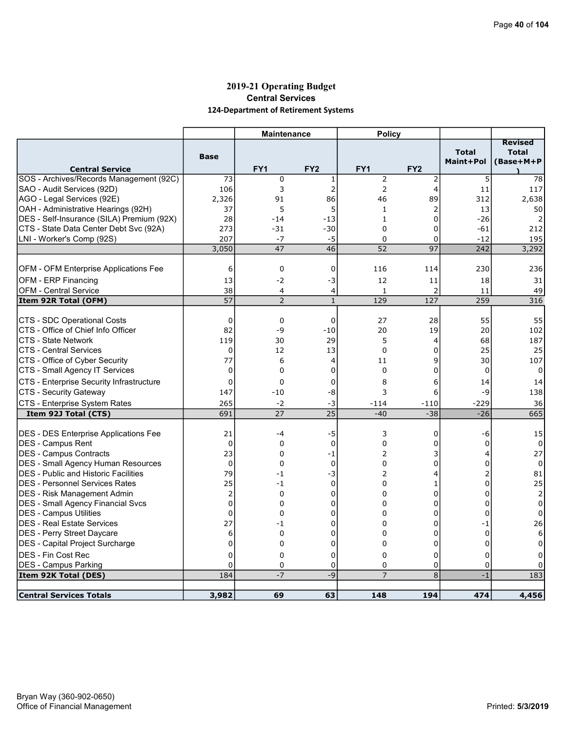# 2019-21 Operating Budget

## Central Services

### 124-Department of Retirement Systems

| | | Maintenance | | Policy | | | |
|---|---|---|---|---|---|---|---|
| **Central Service** | **Base** | **FY1** | **FY2** | **FY1** | **FY2** | **Total Maint+Pol** | **Revised Total (Base+M+P)** |
| SOS - Archives/Records Management (92C) | 73 | 0 | 1 | 2 | 2 | 5 | 78 |
| SAO - Audit Services (92D) | 106 | 3 | 2 | 2 | 4 | 11 | 117 |
| AGO - Legal Services (92E) | 2,326 | 91 | 86 | 46 | 89 | 312 | 2,638 |
| OAH - Administrative Hearings (92H) | 37 | 5 | 5 | 1 | 2 | 13 | 50 |
| DES - Self-Insurance (SILA) Premium (92X) | 28 | -14 | -13 | 1 | 0 | -26 | 2 |
| CTS - State Data Center Debt Svc (92A) | 273 | -31 | -30 | 0 | 0 | -61 | 212 |
| LNI - Worker's Comp (92S) | 207 | -7 | -5 | 0 | 0 | -12 | 195 |
| | 3,050 | 47 | 46 | 52 | 97 | 242 | 3,292 |
| | | | | | | | |
| OFM - OFM Enterprise Applications Fee | 6 | 0 | 0 | 116 | 114 | 230 | 236 |
| OFM - ERP Financing | 13 | -2 | -3 | 12 | 11 | 18 | 31 |
| OFM - Central Service | 38 | 4 | 4 | 1 | 2 | 11 | 49 |
| **Item 92R Total (OFM)** | 57 | 2 | 1 | 129 | 127 | 259 | 316 |
| | | | | | | | |
| CTS - SDC Operational Costs | 0 | 0 | 0 | 27 | 28 | 55 | 55 |
| CTS - Office of Chief Info Officer | 82 | -9 | -10 | 20 | 19 | 20 | 102 |
| CTS - State Network | 119 | 30 | 29 | 5 | 4 | 68 | 187 |
| CTS - Central Services | 0 | 12 | 13 | 0 | 0 | 25 | 25 |
| CTS - Office of Cyber Security | 77 | 6 | 4 | 11 | 9 | 30 | 107 |
| CTS - Small Agency IT Services | 0 | 0 | 0 | 0 | 0 | 0 | 0 |
| CTS - Enterprise Security Infrastructure | 0 | 0 | 0 | 8 | 6 | 14 | 14 |
| CTS - Security Gateway | 147 | -10 | -8 | 3 | 6 | -9 | 138 |
| CTS - Enterprise System Rates | 265 | -2 | -3 | -114 | -110 | -229 | 36 |
| **Item 92J Total (CTS)** | 691 | 27 | 25 | -40 | -38 | -26 | 665 |
| | | | | | | | |
| DES - DES Enterprise Applications Fee | 21 | -4 | -5 | 3 | 0 | -6 | 15 |
| DES - Campus Rent | 0 | 0 | 0 | 0 | 0 | 0 | 0 |
| DES - Campus Contracts | 23 | 0 | -1 | 2 | 3 | 4 | 27 |
| DES - Small Agency Human Resources | 0 | 0 | 0 | 0 | 0 | 0 | 0 |
| DES - Public and Historic Facilities | 79 | -1 | -3 | 2 | 4 | 2 | 81 |
| DES - Personnel Services Rates | 25 | -1 | 0 | 0 | 1 | 0 | 25 |
| DES - Risk Management Admin | 2 | 0 | 0 | 0 | 0 | 0 | 2 |
| DES - Small Agency Financial Svcs | 0 | 0 | 0 | 0 | 0 | 0 | 0 |
| DES - Campus Utilities | 0 | 0 | 0 | 0 | 0 | 0 | 0 |
| DES - Real Estate Services | 27 | -1 | 0 | 0 | 0 | -1 | 26 |
| DES - Perry Street Daycare | 6 | 0 | 0 | 0 | 0 | 0 | 6 |
| DES - Capital Project Surcharge | 0 | 0 | 0 | 0 | 0 | 0 | 0 |
| DES - Fin Cost Rec | 0 | 0 | 0 | 0 | 0 | 0 | 0 |
| DES - Campus Parking | 0 | 0 | 0 | 0 | 0 | 0 | 0 |
| **Item 92K Total (DES)** | 184 | -7 | -9 | 7 | 8 | -1 | 183 |
| | | | | | | | |
| **Central Services Totals** | **3,982** | **69** | **63** | **148** | **194** | **474** | **4,456** |

Bryan Way (360-902-0650)
Office of Financial Management

Printed: 5/3/2019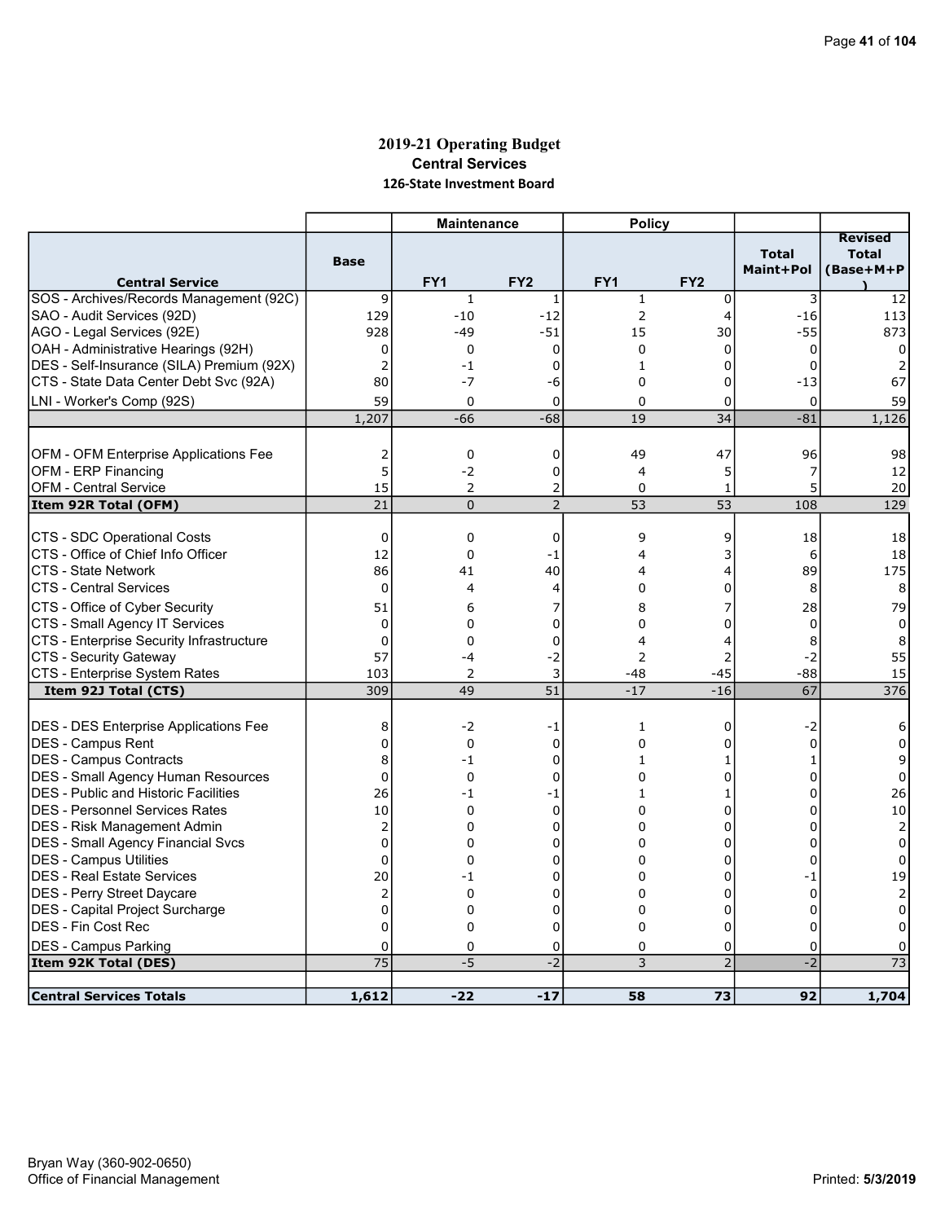# 2019-21 Operating Budget

## Central Services

### 126-State Investment Board

| | | Maintenance | | Policy | | | |
|---|---|---|---|---|---|---|---|
| **Central Service** | **Base** | **FY1** | **FY2** | **FY1** | **FY2** | **Total Maint+Pol** | **Revised Total (Base+M+P)** |
| SOS - Archives/Records Management (92C) | 9 | 1 | 1 | 1 | 0 | 3 | 12 |
| SAO - Audit Services (92D) | 129 | -10 | -12 | 2 | 4 | -16 | 113 |
| AGO - Legal Services (92E) | 928 | -49 | -51 | 15 | 30 | -55 | 873 |
| OAH - Administrative Hearings (92H) | 0 | 0 | 0 | 0 | 0 | 0 | 0 |
| DES - Self-Insurance (SILA) Premium (92X) | 2 | -1 | 0 | 1 | 0 | 0 | 2 |
| CTS - State Data Center Debt Svc (92A) | 80 | -7 | -6 | 0 | 0 | -13 | 67 |
| LNI - Worker's Comp (92S) | 59 | 0 | 0 | 0 | 0 | 0 | 59 |
| | 1,207 | -66 | -68 | 19 | 34 | -81 | 1,126 |
| | | | | | | | |
| OFM - OFM Enterprise Applications Fee | 2 | 0 | 0 | 49 | 47 | 96 | 98 |
| OFM - ERP Financing | 5 | -2 | 0 | 4 | 5 | 7 | 12 |
| OFM - Central Service | 15 | 2 | 2 | 0 | 1 | 5 | 20 |
| **Item 92R Total (OFM)** | 21 | 0 | 2 | 53 | 53 | 108 | 129 |
| | | | | | | | |
| CTS - SDC Operational Costs | 0 | 0 | 0 | 9 | 9 | 18 | 18 |
| CTS - Office of Chief Info Officer | 12 | 0 | -1 | 4 | 3 | 6 | 18 |
| CTS - State Network | 86 | 41 | 40 | 4 | 4 | 89 | 175 |
| CTS - Central Services | 0 | 4 | 4 | 0 | 0 | 8 | 8 |
| CTS - Office of Cyber Security | 51 | 6 | 7 | 8 | 7 | 28 | 79 |
| CTS - Small Agency IT Services | 0 | 0 | 0 | 0 | 0 | 0 | 0 |
| CTS - Enterprise Security Infrastructure | 0 | 0 | 0 | 4 | 4 | 8 | 8 |
| CTS - Security Gateway | 57 | -4 | -2 | 2 | 2 | -2 | 55 |
| CTS - Enterprise System Rates | 103 | 2 | 3 | -48 | -45 | -88 | 15 |
| **Item 92J Total (CTS)** | 309 | 49 | 51 | -17 | -16 | 67 | 376 |
| | | | | | | | |
| DES - DES Enterprise Applications Fee | 8 | -2 | -1 | 1 | 0 | -2 | 6 |
| DES - Campus Rent | 0 | 0 | 0 | 0 | 0 | 0 | 0 |
| DES - Campus Contracts | 8 | -1 | 0 | 1 | 1 | 1 | 9 |
| DES - Small Agency Human Resources | 0 | 0 | 0 | 0 | 0 | 0 | 0 |
| DES - Public and Historic Facilities | 26 | -1 | -1 | 1 | 1 | 0 | 26 |
| DES - Personnel Services Rates | 10 | 0 | 0 | 0 | 0 | 0 | 10 |
| DES - Risk Management Admin | 2 | 0 | 0 | 0 | 0 | 0 | 2 |
| DES - Small Agency Financial Svcs | 0 | 0 | 0 | 0 | 0 | 0 | 0 |
| DES - Campus Utilities | 0 | 0 | 0 | 0 | 0 | 0 | 0 |
| DES - Real Estate Services | 20 | -1 | 0 | 0 | 0 | -1 | 19 |
| DES - Perry Street Daycare | 2 | 0 | 0 | 0 | 0 | 0 | 2 |
| DES - Capital Project Surcharge | 0 | 0 | 0 | 0 | 0 | 0 | 0 |
| DES - Fin Cost Rec | 0 | 0 | 0 | 0 | 0 | 0 | 0 |
| DES - Campus Parking | 0 | 0 | 0 | 0 | 0 | 0 | 0 |
| **Item 92K Total (DES)** | 75 | -5 | -2 | 3 | 2 | -2 | 73 |
| | | | | | | | |
| **Central Services Totals** | **1,612** | **-22** | **-17** | **58** | **73** | **92** | **1,704** |

Bryan Way (360-902-0650)
Office of Financial Management

Printed: **5/3/2019**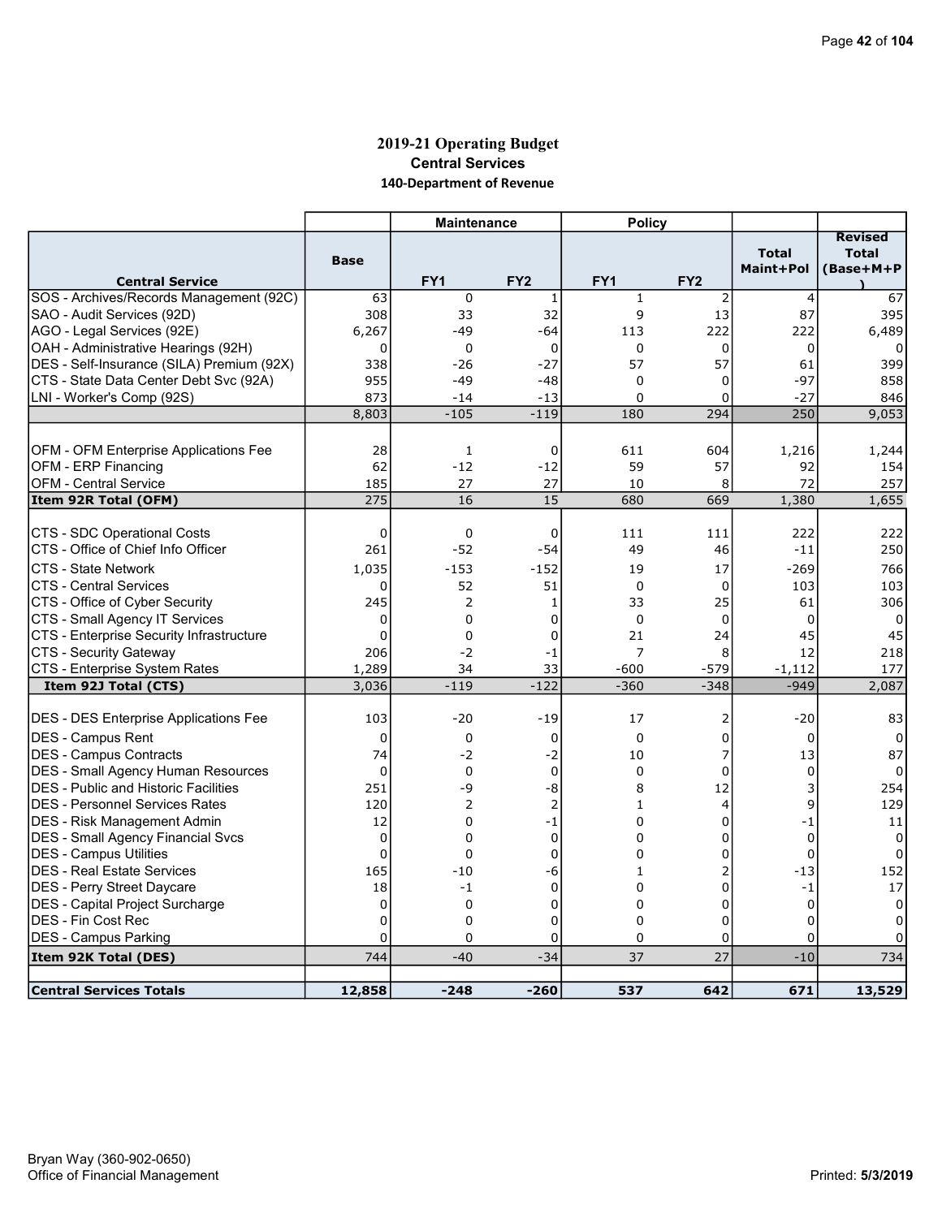# 2019-21 Operating Budget

## Central Services

### 140-Department of Revenue

| Central Service | Base | Maintenance FY1 | Maintenance FY2 | Policy FY1 | Policy FY2 | Total Maint+Pol | Revised Total (Base+M+P) |
|---|---|---|---|---|---|---|---|
| SOS - Archives/Records Management (92C) | 63 | 0 | 1 | 1 | 2 | 4 | 67 |
| SAO - Audit Services (92D) | 308 | 33 | 32 | 9 | 13 | 87 | 395 |
| AGO - Legal Services (92E) | 6,267 | -49 | -64 | 113 | 222 | 222 | 6,489 |
| OAH - Administrative Hearings (92H) | 0 | 0 | 0 | 0 | 0 | 0 | 0 |
| DES - Self-Insurance (SILA) Premium (92X) | 338 | -26 | -27 | 57 | 57 | 61 | 399 |
| CTS - State Data Center Debt Svc (92A) | 955 | -49 | -48 | 0 | 0 | -97 | 858 |
| LNI - Worker's Comp (92S) | 873 | -14 | -13 | 0 | 0 | -27 | 846 |
| | 8,803 | -105 | -119 | 180 | 294 | 250 | 9,053 |
| | | | | | | | |
| OFM - OFM Enterprise Applications Fee | 28 | 1 | 0 | 611 | 604 | 1,216 | 1,244 |
| OFM - ERP Financing | 62 | -12 | -12 | 59 | 57 | 92 | 154 |
| OFM - Central Service | 185 | 27 | 27 | 10 | 8 | 72 | 257 |
| **Item 92R Total (OFM)** | 275 | 16 | 15 | 680 | 669 | 1,380 | 1,655 |
| | | | | | | | |
| CTS - SDC Operational Costs | 0 | 0 | 0 | 111 | 111 | 222 | 222 |
| CTS - Office of Chief Info Officer | 261 | -52 | -54 | 49 | 46 | -11 | 250 |
| CTS - State Network | 1,035 | -153 | -152 | 19 | 17 | -269 | 766 |
| CTS - Central Services | 0 | 52 | 51 | 0 | 0 | 103 | 103 |
| CTS - Office of Cyber Security | 245 | 2 | 1 | 33 | 25 | 61 | 306 |
| CTS - Small Agency IT Services | 0 | 0 | 0 | 0 | 0 | 0 | 0 |
| CTS - Enterprise Security Infrastructure | 0 | 0 | 0 | 21 | 24 | 45 | 45 |
| CTS - Security Gateway | 206 | -2 | -1 | 7 | 8 | 12 | 218 |
| CTS - Enterprise System Rates | 1,289 | 34 | 33 | -600 | -579 | -1,112 | 177 |
| **Item 92J Total (CTS)** | 3,036 | -119 | -122 | -360 | -348 | -949 | 2,087 |
| | | | | | | | |
| DES - DES Enterprise Applications Fee | 103 | -20 | -19 | 17 | 2 | -20 | 83 |
| DES - Campus Rent | 0 | 0 | 0 | 0 | 0 | 0 | 0 |
| DES - Campus Contracts | 74 | -2 | -2 | 10 | 7 | 13 | 87 |
| DES - Small Agency Human Resources | 0 | 0 | 0 | 0 | 0 | 0 | 0 |
| DES - Public and Historic Facilities | 251 | -9 | -8 | 8 | 12 | 3 | 254 |
| DES - Personnel Services Rates | 120 | 2 | 2 | 1 | 4 | 9 | 129 |
| DES - Risk Management Admin | 12 | 0 | -1 | 0 | 0 | -1 | 11 |
| DES - Small Agency Financial Svcs | 0 | 0 | 0 | 0 | 0 | 0 | 0 |
| DES - Campus Utilities | 0 | 0 | 0 | 0 | 0 | 0 | 0 |
| DES - Real Estate Services | 165 | -10 | -6 | 1 | 2 | -13 | 152 |
| DES - Perry Street Daycare | 18 | -1 | 0 | 0 | 0 | -1 | 17 |
| DES - Capital Project Surcharge | 0 | 0 | 0 | 0 | 0 | 0 | 0 |
| DES - Fin Cost Rec | 0 | 0 | 0 | 0 | 0 | 0 | 0 |
| DES - Campus Parking | 0 | 0 | 0 | 0 | 0 | 0 | 0 |
| **Item 92K Total (DES)** | 744 | -40 | -34 | 37 | 27 | -10 | 734 |
| | | | | | | | |
| **Central Services Totals** | **12,858** | **-248** | **-260** | **537** | **642** | **671** | **13,529** |

Bryan Way (360-902-0650)
Office of Financial Management

Printed: 5/3/2019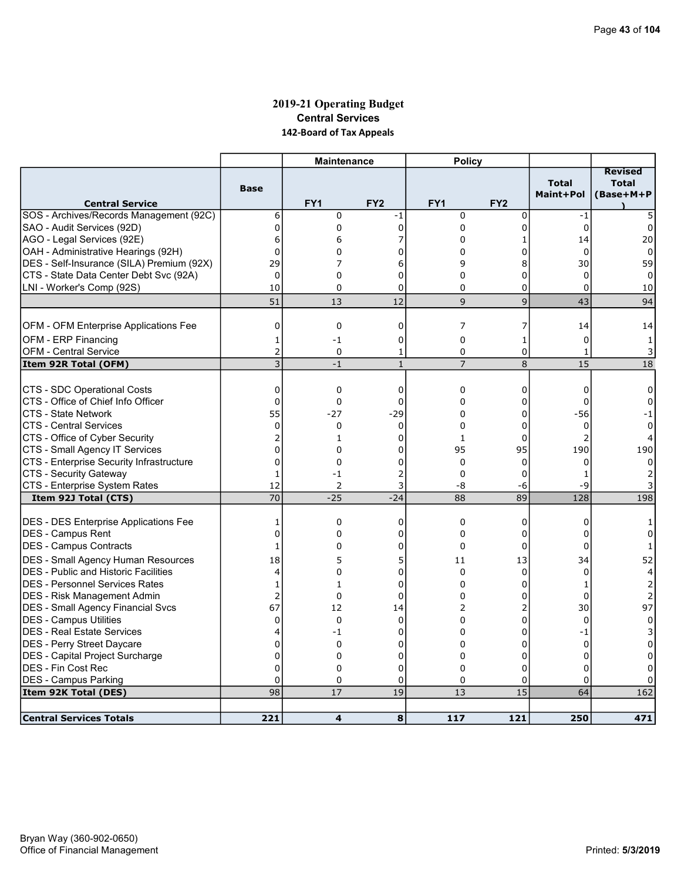# 2019-21 Operating Budget

## Central Services

### 142-Board of Tax Appeals

| Central Service | Base | Maintenance | | Policy | | Total Maint+Pol | Revised Total (Base+M+P) |
|---|---|---|---|---|---|---|---|
| | | FY1 | FY2 | FY1 | FY2 | | |
| SOS - Archives/Records Management (92C) | 6 | 0 | -1 | 0 | 0 | -1 | 5 |
| SAO - Audit Services (92D) | 0 | 0 | 0 | 0 | 0 | 0 | 0 |
| AGO - Legal Services (92E) | 6 | 6 | 7 | 0 | 1 | 14 | 20 |
| OAH - Administrative Hearings (92H) | 0 | 0 | 0 | 0 | 0 | 0 | 0 |
| DES - Self-Insurance (SILA) Premium (92X) | 29 | 7 | 6 | 9 | 8 | 30 | 59 |
| CTS - State Data Center Debt Svc (92A) | 0 | 0 | 0 | 0 | 0 | 0 | 0 |
| LNI - Worker's Comp (92S) | 10 | 0 | 0 | 0 | 0 | 0 | 10 |
| | 51 | 13 | 12 | 9 | 9 | 43 | 94 |
| OFM - OFM Enterprise Applications Fee | 0 | 0 | 0 | 7 | 7 | 14 | 14 |
| OFM - ERP Financing | 1 | -1 | 0 | 0 | 1 | 0 | 1 |
| OFM - Central Service | 2 | 0 | 1 | 0 | 0 | 1 | 3 |
| **Item 92R Total (OFM)** | 3 | -1 | 1 | 7 | 8 | 15 | 18 |
| CTS - SDC Operational Costs | 0 | 0 | 0 | 0 | 0 | 0 | 0 |
| CTS - Office of Chief Info Officer | 0 | 0 | 0 | 0 | 0 | 0 | 0 |
| CTS - State Network | 55 | -27 | -29 | 0 | 0 | -56 | -1 |
| CTS - Central Services | 0 | 0 | 0 | 0 | 0 | 0 | 0 |
| CTS - Office of Cyber Security | 2 | 1 | 0 | 1 | 0 | 2 | 4 |
| CTS - Small Agency IT Services | 0 | 0 | 0 | 95 | 95 | 190 | 190 |
| CTS - Enterprise Security Infrastructure | 0 | 0 | 0 | 0 | 0 | 0 | 0 |
| CTS - Security Gateway | 1 | -1 | 2 | 0 | 0 | 1 | 2 |
| CTS - Enterprise System Rates | 12 | 2 | 3 | -8 | -6 | -9 | 3 |
| **Item 92J Total (CTS)** | 70 | -25 | -24 | 88 | 89 | 128 | 198 |
| DES - DES Enterprise Applications Fee | 1 | 0 | 0 | 0 | 0 | 0 | 1 |
| DES - Campus Rent | 0 | 0 | 0 | 0 | 0 | 0 | 0 |
| DES - Campus Contracts | 1 | 0 | 0 | 0 | 0 | 0 | 1 |
| DES - Small Agency Human Resources | 18 | 5 | 5 | 11 | 13 | 34 | 52 |
| DES - Public and Historic Facilities | 4 | 0 | 0 | 0 | 0 | 0 | 4 |
| DES - Personnel Services Rates | 1 | 1 | 0 | 0 | 0 | 1 | 2 |
| DES - Risk Management Admin | 2 | 0 | 0 | 0 | 0 | 0 | 2 |
| DES - Small Agency Financial Svcs | 67 | 12 | 14 | 2 | 2 | 30 | 97 |
| DES - Campus Utilities | 0 | 0 | 0 | 0 | 0 | 0 | 0 |
| DES - Real Estate Services | 4 | -1 | 0 | 0 | 0 | -1 | 3 |
| DES - Perry Street Daycare | 0 | 0 | 0 | 0 | 0 | 0 | 0 |
| DES - Capital Project Surcharge | 0 | 0 | 0 | 0 | 0 | 0 | 0 |
| DES - Fin Cost Rec | 0 | 0 | 0 | 0 | 0 | 0 | 0 |
| DES - Campus Parking | 0 | 0 | 0 | 0 | 0 | 0 | 0 |
| **Item 92K Total (DES)** | 98 | 17 | 19 | 13 | 15 | 64 | 162 |
| **Central Services Totals** | **221** | **4** | **8** | **117** | **121** | **250** | **471** |

Bryan Way (360-902-0650)
Office of Financial Management

Printed: 5/3/2019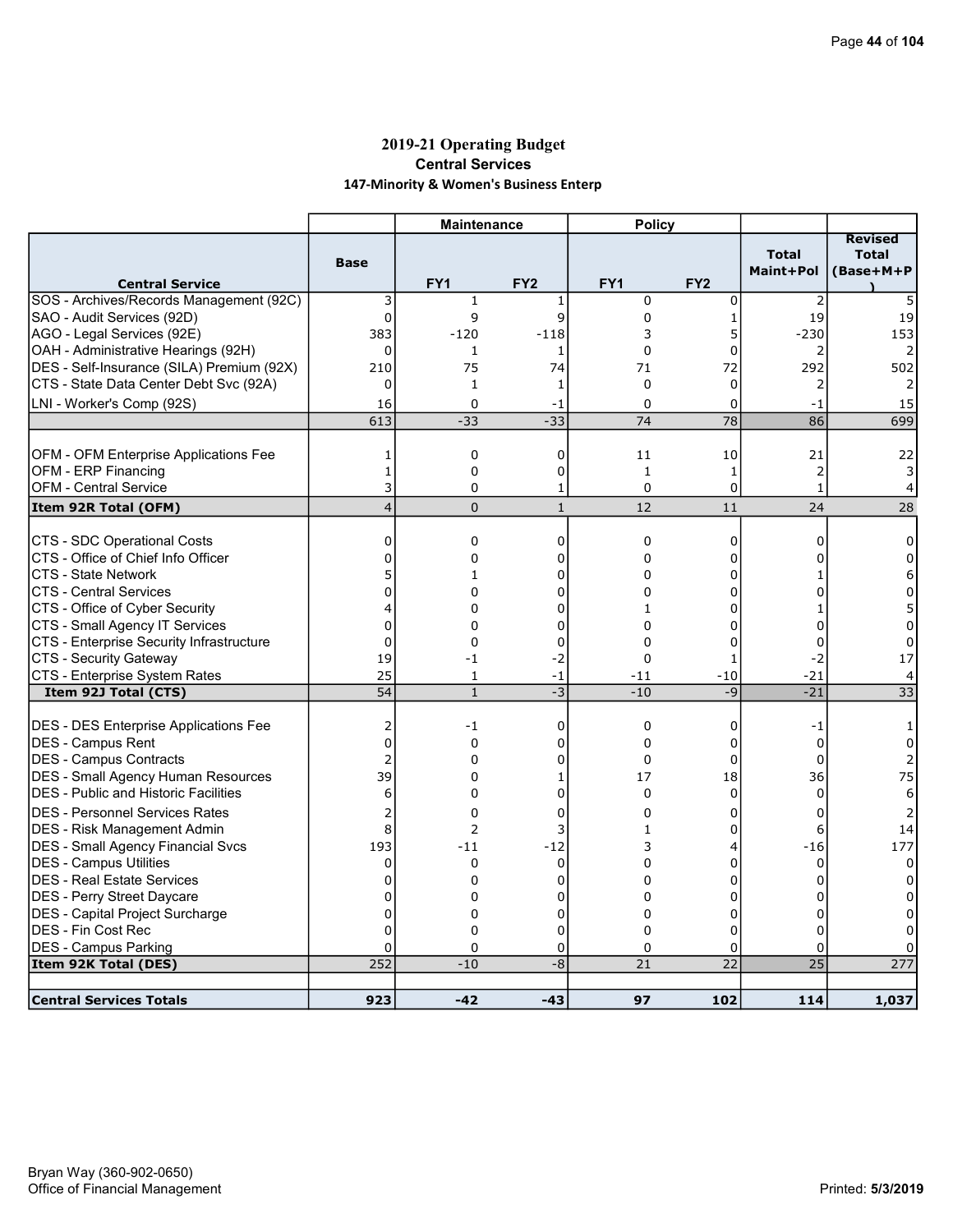# 2019-21 Operating Budget

## Central Services

### 147-Minority & Women's Business Enterp

| Central Service | Base | Maintenance FY1 | Maintenance FY2 | Policy FY1 | Policy FY2 | Total Maint+Pol | Revised Total (Base+M+P) |
|---|---|---|---|---|---|---|---|
| SOS - Archives/Records Management (92C) | 3 | 1 | 1 | 0 | 0 | 2 | 5 |
| SAO - Audit Services (92D) | 0 | 9 | 9 | 0 | 1 | 19 | 19 |
| AGO - Legal Services (92E) | 383 | -120 | -118 | 3 | 5 | -230 | 153 |
| OAH - Administrative Hearings (92H) | 0 | 1 | 1 | 0 | 0 | 2 | 2 |
| DES - Self-Insurance (SILA) Premium (92X) | 210 | 75 | 74 | 71 | 72 | 292 | 502 |
| CTS - State Data Center Debt Svc (92A) | 0 | 1 | 1 | 0 | 0 | 2 | 2 |
| LNI - Worker's Comp (92S) | 16 | 0 | -1 | 0 | 0 | -1 | 15 |
| | 613 | -33 | -33 | 74 | 78 | 86 | 699 |
| OFM - OFM Enterprise Applications Fee | 1 | 0 | 0 | 11 | 10 | 21 | 22 |
| OFM - ERP Financing | 1 | 0 | 0 | 1 | 1 | 2 | 3 |
| OFM - Central Service | 3 | 0 | 1 | 0 | 0 | 1 | 4 |
| **Item 92R Total (OFM)** | 4 | 0 | 1 | 12 | 11 | 24 | 28 |
| CTS - SDC Operational Costs | 0 | 0 | 0 | 0 | 0 | 0 | 0 |
| CTS - Office of Chief Info Officer | 0 | 0 | 0 | 0 | 0 | 0 | 0 |
| CTS - State Network | 5 | 1 | 0 | 0 | 0 | 1 | 6 |
| CTS - Central Services | 0 | 0 | 0 | 0 | 0 | 0 | 0 |
| CTS - Office of Cyber Security | 4 | 0 | 0 | 1 | 0 | 1 | 5 |
| CTS - Small Agency IT Services | 0 | 0 | 0 | 0 | 0 | 0 | 0 |
| CTS - Enterprise Security Infrastructure | 0 | 0 | 0 | 0 | 0 | 0 | 0 |
| CTS - Security Gateway | 19 | -1 | -2 | 0 | 1 | -2 | 17 |
| CTS - Enterprise System Rates | 25 | 1 | -1 | -11 | -10 | -21 | 4 |
| **Item 92J Total (CTS)** | 54 | 1 | -3 | -10 | -9 | -21 | 33 |
| DES - DES Enterprise Applications Fee | 2 | -1 | 0 | 0 | 0 | -1 | 1 |
| DES - Campus Rent | 0 | 0 | 0 | 0 | 0 | 0 | 0 |
| DES - Campus Contracts | 2 | 0 | 0 | 0 | 0 | 0 | 2 |
| DES - Small Agency Human Resources | 39 | 0 | 1 | 17 | 18 | 36 | 75 |
| DES - Public and Historic Facilities | 6 | 0 | 0 | 0 | 0 | 0 | 6 |
| DES - Personnel Services Rates | 2 | 0 | 0 | 0 | 0 | 0 | 2 |
| DES - Risk Management Admin | 8 | 2 | 3 | 1 | 0 | 6 | 14 |
| DES - Small Agency Financial Svcs | 193 | -11 | -12 | 3 | 4 | -16 | 177 |
| DES - Campus Utilities | 0 | 0 | 0 | 0 | 0 | 0 | 0 |
| DES - Real Estate Services | 0 | 0 | 0 | 0 | 0 | 0 | 0 |
| DES - Perry Street Daycare | 0 | 0 | 0 | 0 | 0 | 0 | 0 |
| DES - Capital Project Surcharge | 0 | 0 | 0 | 0 | 0 | 0 | 0 |
| DES - Fin Cost Rec | 0 | 0 | 0 | 0 | 0 | 0 | 0 |
| DES - Campus Parking | 0 | 0 | 0 | 0 | 0 | 0 | 0 |
| **Item 92K Total (DES)** | 252 | -10 | -8 | 21 | 22 | 25 | 277 |
| **Central Services Totals** | **923** | **-42** | **-43** | **97** | **102** | **114** | **1,037** |

Bryan Way (360-902-0650)
Office of Financial Management

Printed: 5/3/2019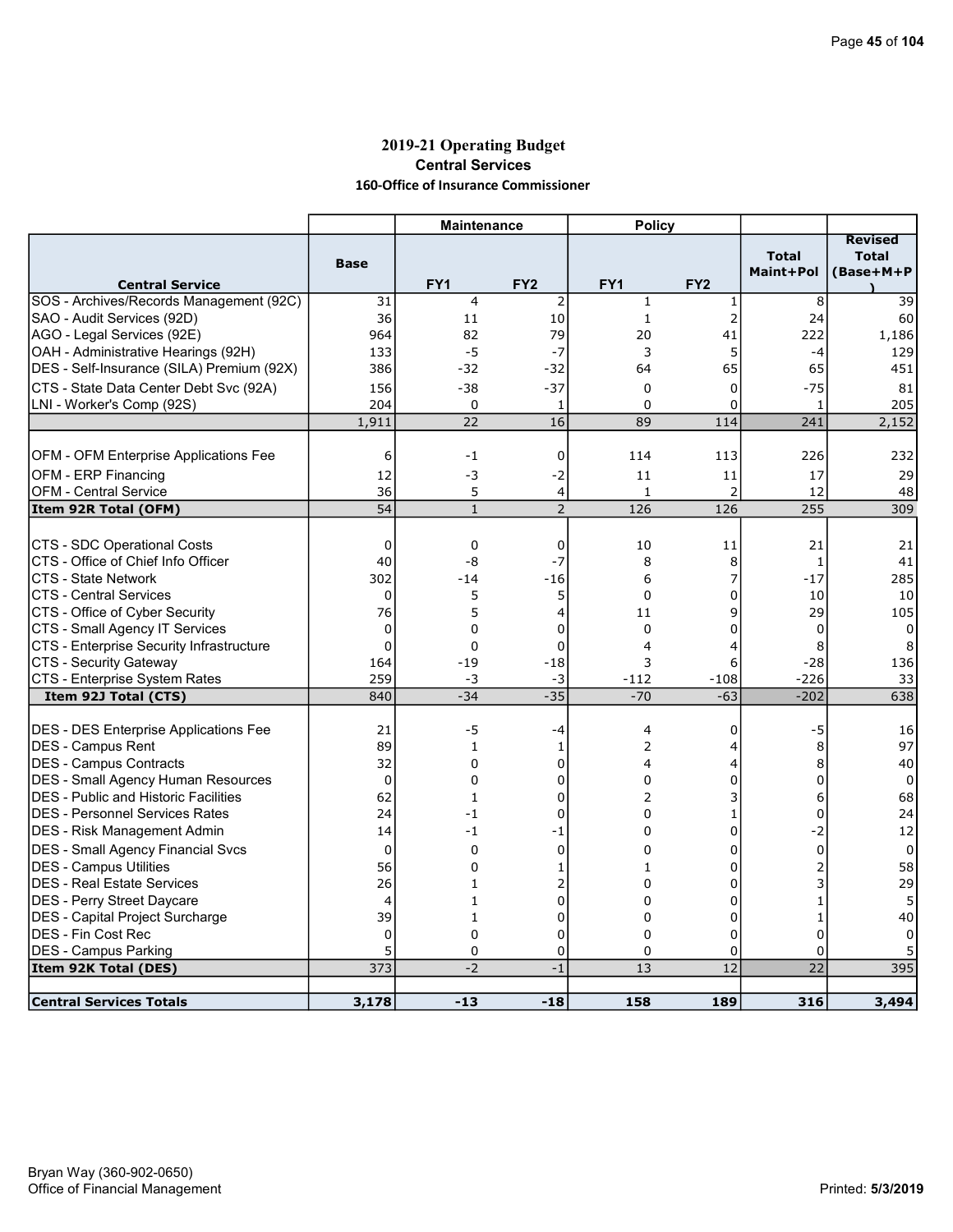# 2019-21 Operating Budget

## Central Services

### 160-Office of Insurance Commissioner

| Central Service | Base | Maintenance FY1 | Maintenance FY2 | Policy FY1 | Policy FY2 | Total Maint+Pol | Revised Total (Base+M+P) |
|---|---|---|---|---|---|---|---|
| SOS - Archives/Records Management (92C) | 31 | 4 | 2 | 1 | 1 | 8 | 39 |
| SAO - Audit Services (92D) | 36 | 11 | 10 | 1 | 2 | 24 | 60 |
| AGO - Legal Services (92E) | 964 | 82 | 79 | 20 | 41 | 222 | 1,186 |
| OAH - Administrative Hearings (92H) | 133 | -5 | -7 | 3 | 5 | -4 | 129 |
| DES - Self-Insurance (SILA) Premium (92X) | 386 | -32 | -32 | 64 | 65 | 65 | 451 |
| CTS - State Data Center Debt Svc (92A) | 156 | -38 | -37 | 0 | 0 | -75 | 81 |
| LNI - Worker's Comp (92S) | 204 | 0 | 1 | 0 | 0 | 1 | 205 |
| | 1,911 | 22 | 16 | 89 | 114 | 241 | 2,152 |
| | | | | | | | |
| OFM - OFM Enterprise Applications Fee | 6 | -1 | 0 | 114 | 113 | 226 | 232 |
| OFM - ERP Financing | 12 | -3 | -2 | 11 | 11 | 17 | 29 |
| OFM - Central Service | 36 | 5 | 4 | 1 | 2 | 12 | 48 |
| **Item 92R Total (OFM)** | 54 | 1 | 2 | 126 | 126 | 255 | 309 |
| | | | | | | | |
| CTS - SDC Operational Costs | 0 | 0 | 0 | 10 | 11 | 21 | 21 |
| CTS - Office of Chief Info Officer | 40 | -8 | -7 | 8 | 8 | 1 | 41 |
| CTS - State Network | 302 | -14 | -16 | 6 | 7 | -17 | 285 |
| CTS - Central Services | 0 | 5 | 5 | 0 | 0 | 10 | 10 |
| CTS - Office of Cyber Security | 76 | 5 | 4 | 11 | 9 | 29 | 105 |
| CTS - Small Agency IT Services | 0 | 0 | 0 | 0 | 0 | 0 | 0 |
| CTS - Enterprise Security Infrastructure | 0 | 0 | 0 | 4 | 4 | 8 | 8 |
| CTS - Security Gateway | 164 | -19 | -18 | 3 | 6 | -28 | 136 |
| CTS - Enterprise System Rates | 259 | -3 | -3 | -112 | -108 | -226 | 33 |
| **Item 92J Total (CTS)** | 840 | -34 | -35 | -70 | -63 | -202 | 638 |
| | | | | | | | |
| DES - DES Enterprise Applications Fee | 21 | -5 | -4 | 4 | 0 | -5 | 16 |
| DES - Campus Rent | 89 | 1 | 1 | 2 | 4 | 8 | 97 |
| DES - Campus Contracts | 32 | 0 | 0 | 4 | 4 | 8 | 40 |
| DES - Small Agency Human Resources | 0 | 0 | 0 | 0 | 0 | 0 | 0 |
| DES - Public and Historic Facilities | 62 | 1 | 0 | 2 | 3 | 6 | 68 |
| DES - Personnel Services Rates | 24 | -1 | 0 | 0 | 1 | 0 | 24 |
| DES - Risk Management Admin | 14 | -1 | -1 | 0 | 0 | -2 | 12 |
| DES - Small Agency Financial Svcs | 0 | 0 | 0 | 0 | 0 | 0 | 0 |
| DES - Campus Utilities | 56 | 0 | 1 | 1 | 0 | 2 | 58 |
| DES - Real Estate Services | 26 | 1 | 2 | 0 | 0 | 3 | 29 |
| DES - Perry Street Daycare | 4 | 1 | 0 | 0 | 0 | 1 | 5 |
| DES - Capital Project Surcharge | 39 | 1 | 0 | 0 | 0 | 1 | 40 |
| DES - Fin Cost Rec | 0 | 0 | 0 | 0 | 0 | 0 | 0 |
| DES - Campus Parking | 5 | 0 | 0 | 0 | 0 | 0 | 5 |
| **Item 92K Total (DES)** | 373 | -2 | -1 | 13 | 12 | 22 | 395 |
| | | | | | | | |
| **Central Services Totals** | **3,178** | **-13** | **-18** | **158** | **189** | **316** | **3,494** |

Bryan Way (360-902-0650)
Office of Financial Management

Printed: 5/3/2019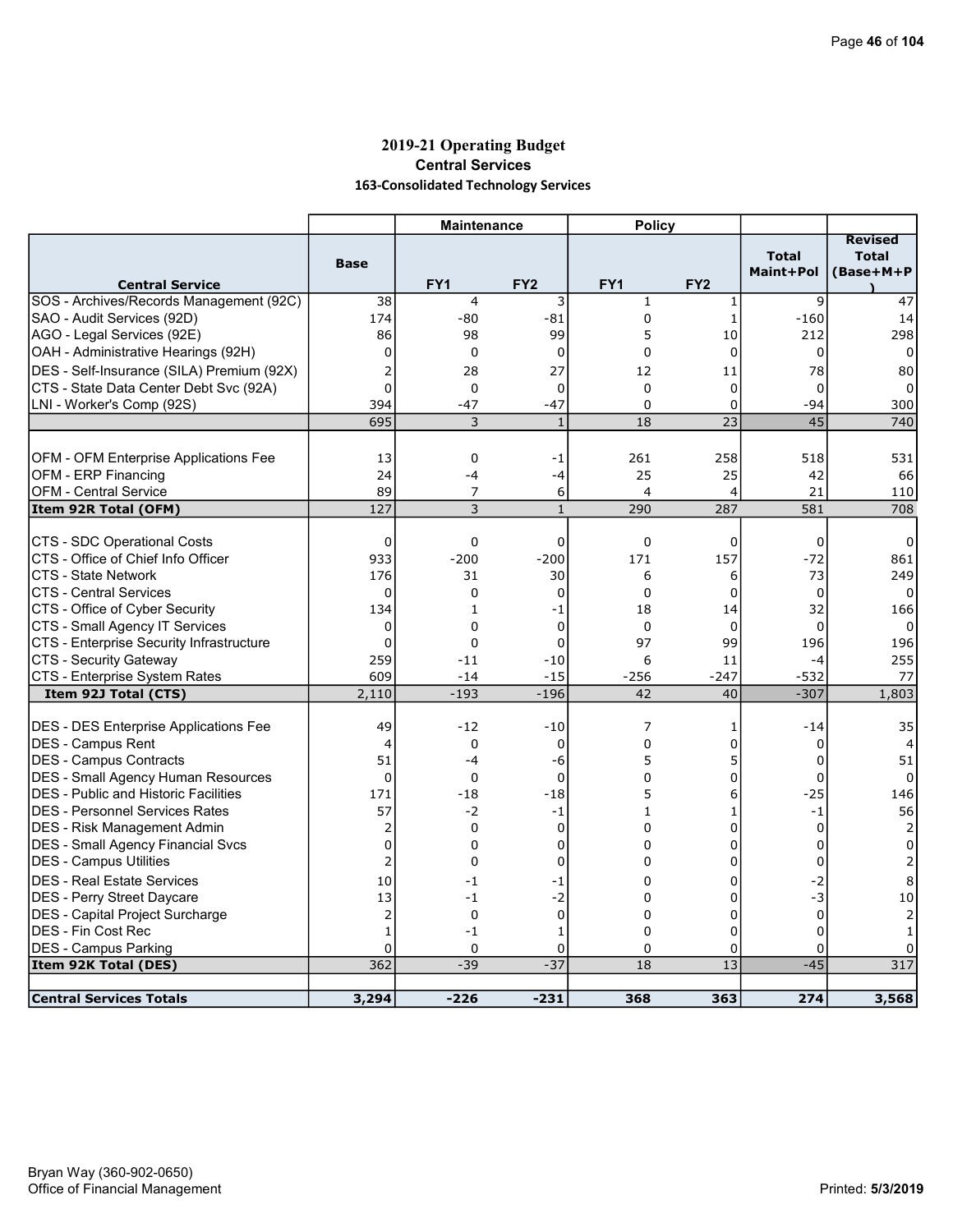## 2019-21 Operating Budget

### Central Services

### 163-Consolidated Technology Services

| | | Maintenance | | Policy | | | |
|---|---|---|---|---|---|---|---|
| **Central Service** | **Base** | **FY1** | **FY2** | **FY1** | **FY2** | **Total Maint+Pol** | **Revised Total (Base+M+P)** |
| SOS - Archives/Records Management (92C) | 38 | 4 | 3 | 1 | 1 | 9 | 47 |
| SAO - Audit Services (92D) | 174 | -80 | -81 | 0 | 1 | -160 | 14 |
| AGO - Legal Services (92E) | 86 | 98 | 99 | 5 | 10 | 212 | 298 |
| OAH - Administrative Hearings (92H) | 0 | 0 | 0 | 0 | 0 | 0 | 0 |
| DES - Self-Insurance (SILA) Premium (92X) | 2 | 28 | 27 | 12 | 11 | 78 | 80 |
| CTS - State Data Center Debt Svc (92A) | 0 | 0 | 0 | 0 | 0 | 0 | 0 |
| LNI - Worker's Comp (92S) | 394 | -47 | -47 | 0 | 0 | -94 | 300 |
| | 695 | 3 | 1 | 18 | 23 | 45 | 740 |
| | | | | | | | |
| OFM - OFM Enterprise Applications Fee | 13 | 0 | -1 | 261 | 258 | 518 | 531 |
| OFM - ERP Financing | 24 | -4 | -4 | 25 | 25 | 42 | 66 |
| OFM - Central Service | 89 | 7 | 6 | 4 | 4 | 21 | 110 |
| **Item 92R Total (OFM)** | 127 | 3 | 1 | 290 | 287 | 581 | 708 |
| | | | | | | | |
| CTS - SDC Operational Costs | 0 | 0 | 0 | 0 | 0 | 0 | 0 |
| CTS - Office of Chief Info Officer | 933 | -200 | -200 | 171 | 157 | -72 | 861 |
| CTS - State Network | 176 | 31 | 30 | 6 | 6 | 73 | 249 |
| CTS - Central Services | 0 | 0 | 0 | 0 | 0 | 0 | 0 |
| CTS - Office of Cyber Security | 134 | 1 | -1 | 18 | 14 | 32 | 166 |
| CTS - Small Agency IT Services | 0 | 0 | 0 | 0 | 0 | 0 | 0 |
| CTS - Enterprise Security Infrastructure | 0 | 0 | 0 | 97 | 99 | 196 | 196 |
| CTS - Security Gateway | 259 | -11 | -10 | 6 | 11 | -4 | 255 |
| CTS - Enterprise System Rates | 609 | -14 | -15 | -256 | -247 | -532 | 77 |
| **Item 92J Total (CTS)** | 2,110 | -193 | -196 | 42 | 40 | -307 | 1,803 |
| | | | | | | | |
| DES - DES Enterprise Applications Fee | 49 | -12 | -10 | 7 | 1 | -14 | 35 |
| DES - Campus Rent | 4 | 0 | 0 | 0 | 0 | 0 | 4 |
| DES - Campus Contracts | 51 | -4 | -6 | 5 | 5 | 0 | 51 |
| DES - Small Agency Human Resources | 0 | 0 | 0 | 0 | 0 | 0 | 0 |
| DES - Public and Historic Facilities | 171 | -18 | -18 | 5 | 6 | -25 | 146 |
| DES - Personnel Services Rates | 57 | -2 | -1 | 1 | 1 | -1 | 56 |
| DES - Risk Management Admin | 2 | 0 | 0 | 0 | 0 | 0 | 2 |
| DES - Small Agency Financial Svcs | 0 | 0 | 0 | 0 | 0 | 0 | 0 |
| DES - Campus Utilities | 2 | 0 | 0 | 0 | 0 | 0 | 2 |
| DES - Real Estate Services | 10 | -1 | -1 | 0 | 0 | -2 | 8 |
| DES - Perry Street Daycare | 13 | -1 | -2 | 0 | 0 | -3 | 10 |
| DES - Capital Project Surcharge | 2 | 0 | 0 | 0 | 0 | 0 | 2 |
| DES - Fin Cost Rec | 1 | -1 | 1 | 0 | 0 | 0 | 1 |
| DES - Campus Parking | 0 | 0 | 0 | 0 | 0 | 0 | 0 |
| **Item 92K Total (DES)** | 362 | -39 | -37 | 18 | 13 | -45 | 317 |
| | | | | | | | |
| **Central Services Totals** | **3,294** | **-226** | **-231** | **368** | **363** | **274** | **3,568** |

Bryan Way (360-902-0650)
Office of Financial Management

Printed: **5/3/2019**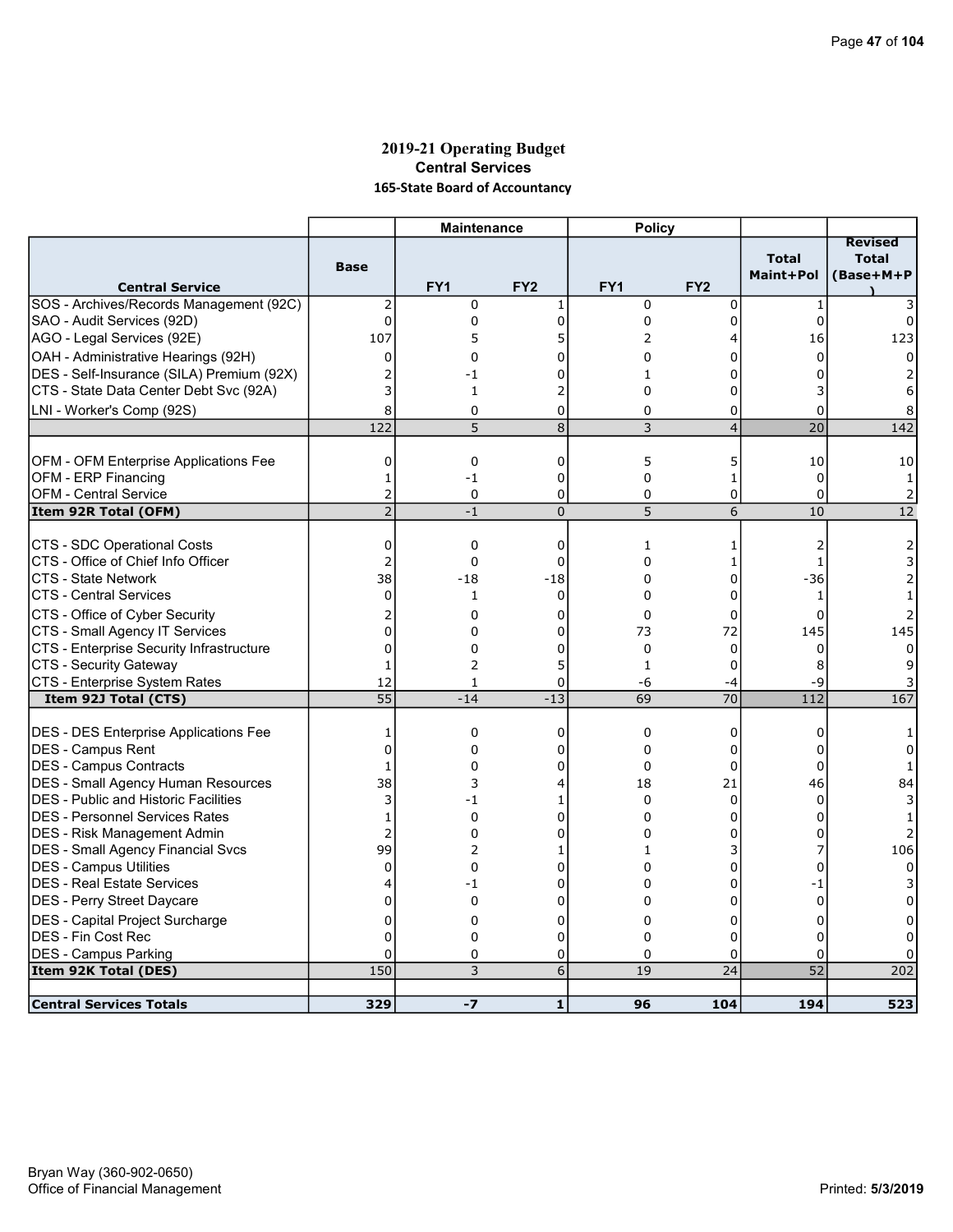# 2019-21 Operating Budget

## Central Services

### 165-State Board of Accountancy

| | | Maintenance | | Policy | | | |
|---|---|---|---|---|---|---|---|
| **Central Service** | **Base** | **FY1** | **FY2** | **FY1** | **FY2** | **Total Maint+Pol** | **Revised Total (Base+M+P)** |
| SOS - Archives/Records Management (92C) | 2 | 0 | 1 | 0 | 0 | 1 | 3 |
| SAO - Audit Services (92D) | 0 | 0 | 0 | 0 | 0 | 0 | 0 |
| AGO - Legal Services (92E) | 107 | 5 | 5 | 2 | 4 | 16 | 123 |
| OAH - Administrative Hearings (92H) | 0 | 0 | 0 | 0 | 0 | 0 | 0 |
| DES - Self-Insurance (SILA) Premium (92X) | 2 | -1 | 0 | 1 | 0 | 0 | 2 |
| CTS - State Data Center Debt Svc (92A) | 3 | 1 | 2 | 0 | 0 | 3 | 6 |
| LNI - Worker's Comp (92S) | 8 | 0 | 0 | 0 | 0 | 0 | 8 |
| | 122 | 5 | 8 | 3 | 4 | 20 | 142 |
| | | | | | | | |
| OFM - OFM Enterprise Applications Fee | 0 | 0 | 0 | 5 | 5 | 10 | 10 |
| OFM - ERP Financing | 1 | -1 | 0 | 0 | 1 | 0 | 1 |
| OFM - Central Service | 2 | 0 | 0 | 0 | 0 | 0 | 2 |
| **Item 92R Total (OFM)** | 2 | -1 | 0 | 5 | 6 | 10 | 12 |
| | | | | | | | |
| CTS - SDC Operational Costs | 0 | 0 | 0 | 1 | 1 | 2 | 2 |
| CTS - Office of Chief Info Officer | 2 | 0 | 0 | 0 | 1 | 1 | 3 |
| CTS - State Network | 38 | -18 | -18 | 0 | 0 | -36 | 2 |
| CTS - Central Services | 0 | 1 | 0 | 0 | 0 | 1 | 1 |
| CTS - Office of Cyber Security | 2 | 0 | 0 | 0 | 0 | 0 | 2 |
| CTS - Small Agency IT Services | 0 | 0 | 0 | 73 | 72 | 145 | 145 |
| CTS - Enterprise Security Infrastructure | 0 | 0 | 0 | 0 | 0 | 0 | 0 |
| CTS - Security Gateway | 1 | 2 | 5 | 1 | 0 | 8 | 9 |
| CTS - Enterprise System Rates | 12 | 1 | 0 | -6 | -4 | -9 | 3 |
| **Item 92J Total (CTS)** | 55 | -14 | -13 | 69 | 70 | 112 | 167 |
| | | | | | | | |
| DES - DES Enterprise Applications Fee | 1 | 0 | 0 | 0 | 0 | 0 | 1 |
| DES - Campus Rent | 0 | 0 | 0 | 0 | 0 | 0 | 0 |
| DES - Campus Contracts | 1 | 0 | 0 | 0 | 0 | 0 | 1 |
| DES - Small Agency Human Resources | 38 | 3 | 4 | 18 | 21 | 46 | 84 |
| DES - Public and Historic Facilities | 3 | -1 | 1 | 0 | 0 | 0 | 3 |
| DES - Personnel Services Rates | 1 | 0 | 0 | 0 | 0 | 0 | 1 |
| DES - Risk Management Admin | 2 | 0 | 0 | 0 | 0 | 0 | 2 |
| DES - Small Agency Financial Svcs | 99 | 2 | 1 | 1 | 3 | 7 | 106 |
| DES - Campus Utilities | 0 | 0 | 0 | 0 | 0 | 0 | 0 |
| DES - Real Estate Services | 4 | -1 | 0 | 0 | 0 | -1 | 3 |
| DES - Perry Street Daycare | 0 | 0 | 0 | 0 | 0 | 0 | 0 |
| DES - Capital Project Surcharge | 0 | 0 | 0 | 0 | 0 | 0 | 0 |
| DES - Fin Cost Rec | 0 | 0 | 0 | 0 | 0 | 0 | 0 |
| DES - Campus Parking | 0 | 0 | 0 | 0 | 0 | 0 | 0 |
| **Item 92K Total (DES)** | 150 | 3 | 6 | 19 | 24 | 52 | 202 |
| | | | | | | | |
| **Central Services Totals** | **329** | **-7** | **1** | **96** | **104** | **194** | **523** |

Bryan Way (360-902-0650)
Office of Financial Management

Printed: 5/3/2019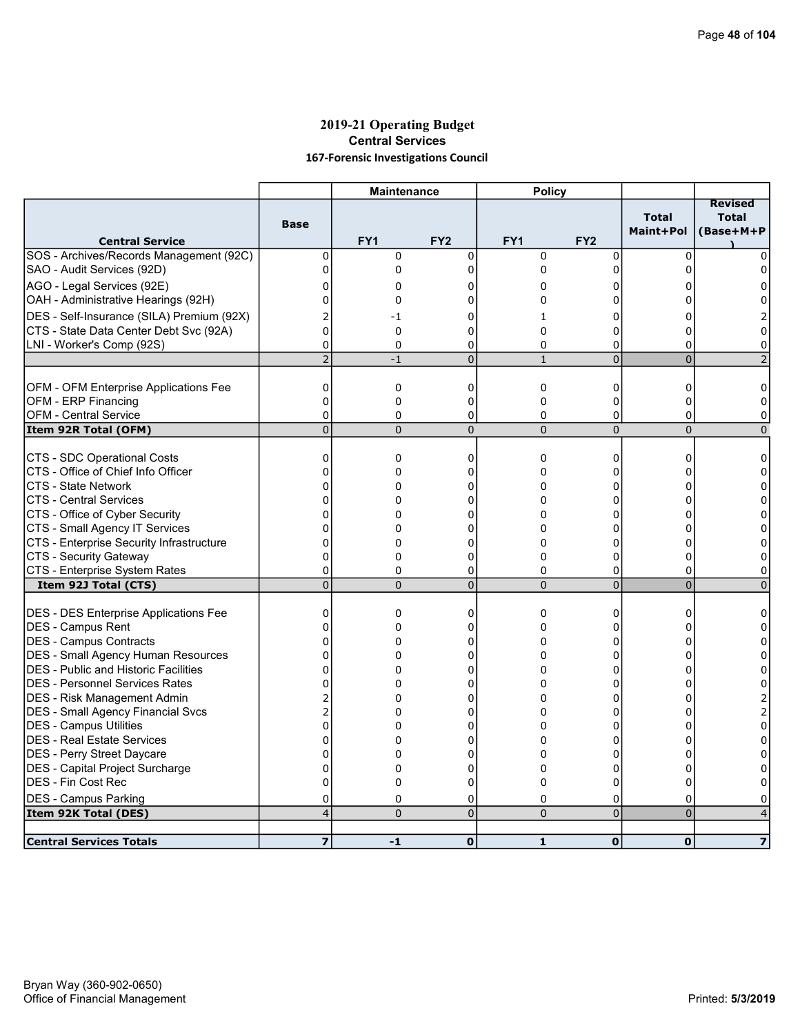# 2019-21 Operating Budget
## Central Services
### 167-Forensic Investigations Council

| | | Maintenance | | Policy | | | |
|---|---|---|---|---|---|---|---|
| **Central Service** | **Base** | **FY1** | **FY2** | **FY1** | **FY2** | **Total Maint+Pol** | **Revised Total (Base+M+P)** |
| SOS - Archives/Records Management (92C) | 0 | 0 | 0 | 0 | 0 | 0 | 0 |
| SAO - Audit Services (92D) | 0 | 0 | 0 | 0 | 0 | 0 | 0 |
| AGO - Legal Services (92E) | 0 | 0 | 0 | 0 | 0 | 0 | 0 |
| OAH - Administrative Hearings (92H) | 0 | 0 | 0 | 0 | 0 | 0 | 0 |
| DES - Self-Insurance (SILA) Premium (92X) | 2 | -1 | 0 | 1 | 0 | 0 | 2 |
| CTS - State Data Center Debt Svc (92A) | 0 | 0 | 0 | 0 | 0 | 0 | 0 |
| LNI - Worker's Comp (92S) | 0 | 0 | 0 | 0 | 0 | 0 | 0 |
| | 2 | -1 | 0 | 1 | 0 | 0 | 2 |
| | | | | | | | |
| OFM - OFM Enterprise Applications Fee | 0 | 0 | 0 | 0 | 0 | 0 | 0 |
| OFM - ERP Financing | 0 | 0 | 0 | 0 | 0 | 0 | 0 |
| OFM - Central Service | 0 | 0 | 0 | 0 | 0 | 0 | 0 |
| **Item 92R Total (OFM)** | 0 | 0 | 0 | 0 | 0 | 0 | 0 |
| | | | | | | | |
| CTS - SDC Operational Costs | 0 | 0 | 0 | 0 | 0 | 0 | 0 |
| CTS - Office of Chief Info Officer | 0 | 0 | 0 | 0 | 0 | 0 | 0 |
| CTS - State Network | 0 | 0 | 0 | 0 | 0 | 0 | 0 |
| CTS - Central Services | 0 | 0 | 0 | 0 | 0 | 0 | 0 |
| CTS - Office of Cyber Security | 0 | 0 | 0 | 0 | 0 | 0 | 0 |
| CTS - Small Agency IT Services | 0 | 0 | 0 | 0 | 0 | 0 | 0 |
| CTS - Enterprise Security Infrastructure | 0 | 0 | 0 | 0 | 0 | 0 | 0 |
| CTS - Security Gateway | 0 | 0 | 0 | 0 | 0 | 0 | 0 |
| CTS - Enterprise System Rates | 0 | 0 | 0 | 0 | 0 | 0 | 0 |
| **Item 92J Total (CTS)** | 0 | 0 | 0 | 0 | 0 | 0 | 0 |
| | | | | | | | |
| DES - DES Enterprise Applications Fee | 0 | 0 | 0 | 0 | 0 | 0 | 0 |
| DES - Campus Rent | 0 | 0 | 0 | 0 | 0 | 0 | 0 |
| DES - Campus Contracts | 0 | 0 | 0 | 0 | 0 | 0 | 0 |
| DES - Small Agency Human Resources | 0 | 0 | 0 | 0 | 0 | 0 | 0 |
| DES - Public and Historic Facilities | 0 | 0 | 0 | 0 | 0 | 0 | 0 |
| DES - Personnel Services Rates | 0 | 0 | 0 | 0 | 0 | 0 | 0 |
| DES - Risk Management Admin | 2 | 0 | 0 | 0 | 0 | 0 | 2 |
| DES - Small Agency Financial Svcs | 2 | 0 | 0 | 0 | 0 | 0 | 2 |
| DES - Campus Utilities | 0 | 0 | 0 | 0 | 0 | 0 | 0 |
| DES - Real Estate Services | 0 | 0 | 0 | 0 | 0 | 0 | 0 |
| DES - Perry Street Daycare | 0 | 0 | 0 | 0 | 0 | 0 | 0 |
| DES - Capital Project Surcharge | 0 | 0 | 0 | 0 | 0 | 0 | 0 |
| DES - Fin Cost Rec | 0 | 0 | 0 | 0 | 0 | 0 | 0 |
| DES - Campus Parking | 0 | 0 | 0 | 0 | 0 | 0 | 0 |
| **Item 92K Total (DES)** | 4 | 0 | 0 | 0 | 0 | 0 | 4 |
| | | | | | | | |
| **Central Services Totals** | **7** | **-1** | **0** | **1** | **0** | **0** | **7** |

Bryan Way (360-902-0650)
Office of Financial Management

Printed: **5/3/2019**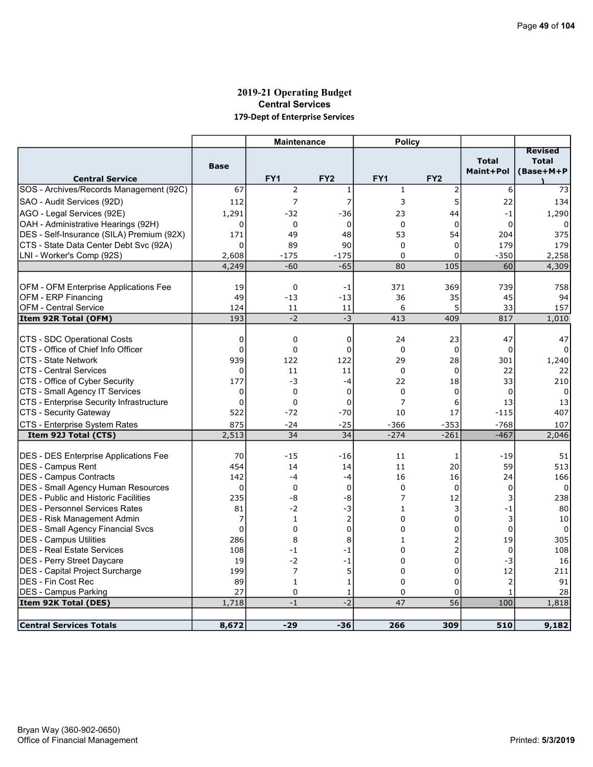# 2019-21 Operating Budget
## Central Services
### 179-Dept of Enterprise Services

| | | Maintenance | | Policy | | | |
|---|---|---|---|---|---|---|---|
| **Central Service** | **Base** | **FY1** | **FY2** | **FY1** | **FY2** | **Total Maint+Pol** | **Revised Total (Base+M+P)** |
| SOS - Archives/Records Management (92C) | 67 | 2 | 1 | 1 | 2 | 6 | 73 |
| SAO - Audit Services (92D) | 112 | 7 | 7 | 3 | 5 | 22 | 134 |
| AGO - Legal Services (92E) | 1,291 | -32 | -36 | 23 | 44 | -1 | 1,290 |
| OAH - Administrative Hearings (92H) | 0 | 0 | 0 | 0 | 0 | 0 | 0 |
| DES - Self-Insurance (SILA) Premium (92X) | 171 | 49 | 48 | 53 | 54 | 204 | 375 |
| CTS - State Data Center Debt Svc (92A) | 0 | 89 | 90 | 0 | 0 | 179 | 179 |
| LNI - Worker's Comp (92S) | 2,608 | -175 | -175 | 0 | 0 | -350 | 2,258 |
| | 4,249 | -60 | -65 | 80 | 105 | 60 | 4,309 |
| | | | | | | | |
| OFM - OFM Enterprise Applications Fee | 19 | 0 | -1 | 371 | 369 | 739 | 758 |
| OFM - ERP Financing | 49 | -13 | -13 | 36 | 35 | 45 | 94 |
| OFM - Central Service | 124 | 11 | 11 | 6 | 5 | 33 | 157 |
| **Item 92R Total (OFM)** | 193 | -2 | -3 | 413 | 409 | 817 | 1,010 |
| | | | | | | | |
| CTS - SDC Operational Costs | 0 | 0 | 0 | 24 | 23 | 47 | 47 |
| CTS - Office of Chief Info Officer | 0 | 0 | 0 | 0 | 0 | 0 | 0 |
| CTS - State Network | 939 | 122 | 122 | 29 | 28 | 301 | 1,240 |
| CTS - Central Services | 0 | 11 | 11 | 0 | 0 | 22 | 22 |
| CTS - Office of Cyber Security | 177 | -3 | -4 | 22 | 18 | 33 | 210 |
| CTS - Small Agency IT Services | 0 | 0 | 0 | 0 | 0 | 0 | 0 |
| CTS - Enterprise Security Infrastructure | 0 | 0 | 0 | 7 | 6 | 13 | 13 |
| CTS - Security Gateway | 522 | -72 | -70 | 10 | 17 | -115 | 407 |
| CTS - Enterprise System Rates | 875 | -24 | -25 | -366 | -353 | -768 | 107 |
| **Item 92J Total (CTS)** | 2,513 | 34 | 34 | -274 | -261 | -467 | 2,046 |
| | | | | | | | |
| DES - DES Enterprise Applications Fee | 70 | -15 | -16 | 11 | 1 | -19 | 51 |
| DES - Campus Rent | 454 | 14 | 14 | 11 | 20 | 59 | 513 |
| DES - Campus Contracts | 142 | -4 | -4 | 16 | 16 | 24 | 166 |
| DES - Small Agency Human Resources | 0 | 0 | 0 | 0 | 0 | 0 | 0 |
| DES - Public and Historic Facilities | 235 | -8 | -8 | 7 | 12 | 3 | 238 |
| DES - Personnel Services Rates | 81 | -2 | -3 | 1 | 3 | -1 | 80 |
| DES - Risk Management Admin | 7 | 1 | 2 | 0 | 0 | 3 | 10 |
| DES - Small Agency Financial Svcs | 0 | 0 | 0 | 0 | 0 | 0 | 0 |
| DES - Campus Utilities | 286 | 8 | 8 | 1 | 2 | 19 | 305 |
| DES - Real Estate Services | 108 | -1 | -1 | 0 | 2 | 0 | 108 |
| DES - Perry Street Daycare | 19 | -2 | -1 | 0 | 0 | -3 | 16 |
| DES - Capital Project Surcharge | 199 | 7 | 5 | 0 | 0 | 12 | 211 |
| DES - Fin Cost Rec | 89 | 1 | 1 | 0 | 0 | 2 | 91 |
| DES - Campus Parking | 27 | 0 | 1 | 0 | 0 | 1 | 28 |
| **Item 92K Total (DES)** | 1,718 | -1 | -2 | 47 | 56 | 100 | 1,818 |
| | | | | | | | |
| **Central Services Totals** | **8,672** | **-29** | **-36** | **266** | **309** | **510** | **9,182** |

Bryan Way (360-902-0650)
Office of Financial Management

Printed: **5/3/2019**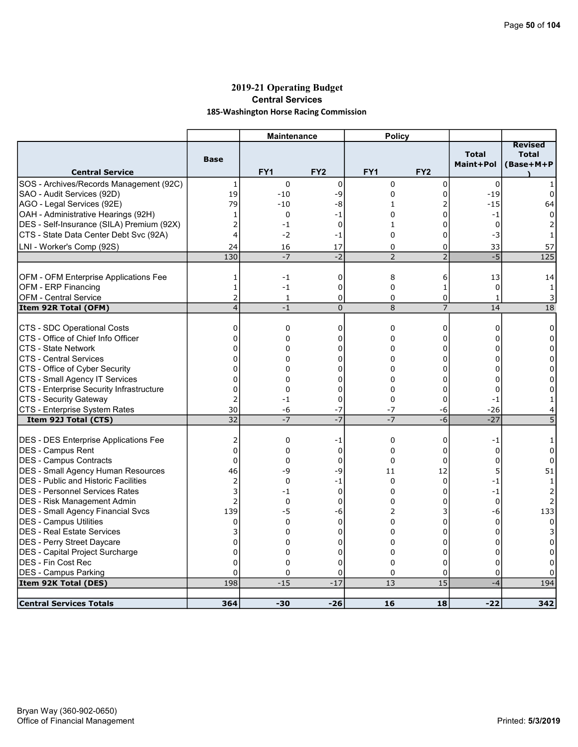# 2019-21 Operating Budget

## Central Services

### 185-Washington Horse Racing Commission

| Central Service | Base | Maintenance FY1 | Maintenance FY2 | Policy FY1 | Policy FY2 | Total Maint+Pol | Revised Total (Base+M+P) |
|---|---|---|---|---|---|---|---|
| SOS - Archives/Records Management (92C) | 1 | 0 | 0 | 0 | 0 | 0 | 1 |
| SAO - Audit Services (92D) | 19 | -10 | -9 | 0 | 0 | -19 | 0 |
| AGO - Legal Services (92E) | 79 | -10 | -8 | 1 | 2 | -15 | 64 |
| OAH - Administrative Hearings (92H) | 1 | 0 | -1 | 0 | 0 | -1 | 0 |
| DES - Self-Insurance (SILA) Premium (92X) | 2 | -1 | 0 | 1 | 0 | 0 | 2 |
| CTS - State Data Center Debt Svc (92A) | 4 | -2 | -1 | 0 | 0 | -3 | 1 |
| LNI - Worker's Comp (92S) | 24 | 16 | 17 | 0 | 0 | 33 | 57 |
| | 130 | -7 | -2 | 2 | 2 | -5 | 125 |
| | | | | | | | |
| OFM - OFM Enterprise Applications Fee | 1 | -1 | 0 | 8 | 6 | 13 | 14 |
| OFM - ERP Financing | 1 | -1 | 0 | 0 | 1 | 0 | 1 |
| OFM - Central Service | 2 | 1 | 0 | 0 | 0 | 1 | 3 |
| **Item 92R Total (OFM)** | 4 | -1 | 0 | 8 | 7 | 14 | 18 |
| | | | | | | | |
| CTS - SDC Operational Costs | 0 | 0 | 0 | 0 | 0 | 0 | 0 |
| CTS - Office of Chief Info Officer | 0 | 0 | 0 | 0 | 0 | 0 | 0 |
| CTS - State Network | 0 | 0 | 0 | 0 | 0 | 0 | 0 |
| CTS - Central Services | 0 | 0 | 0 | 0 | 0 | 0 | 0 |
| CTS - Office of Cyber Security | 0 | 0 | 0 | 0 | 0 | 0 | 0 |
| CTS - Small Agency IT Services | 0 | 0 | 0 | 0 | 0 | 0 | 0 |
| CTS - Enterprise Security Infrastructure | 0 | 0 | 0 | 0 | 0 | 0 | 0 |
| CTS - Security Gateway | 2 | -1 | 0 | 0 | 0 | -1 | 1 |
| CTS - Enterprise System Rates | 30 | -6 | -7 | -7 | -6 | -26 | 4 |
| **Item 92J Total (CTS)** | 32 | -7 | -7 | -7 | -6 | -27 | 5 |
| | | | | | | | |
| DES - DES Enterprise Applications Fee | 2 | 0 | -1 | 0 | 0 | -1 | 1 |
| DES - Campus Rent | 0 | 0 | 0 | 0 | 0 | 0 | 0 |
| DES - Campus Contracts | 0 | 0 | 0 | 0 | 0 | 0 | 0 |
| DES - Small Agency Human Resources | 46 | -9 | -9 | 11 | 12 | 5 | 51 |
| DES - Public and Historic Facilities | 2 | 0 | -1 | 0 | 0 | -1 | 1 |
| DES - Personnel Services Rates | 3 | -1 | 0 | 0 | 0 | -1 | 2 |
| DES - Risk Management Admin | 2 | 0 | 0 | 0 | 0 | 0 | 2 |
| DES - Small Agency Financial Svcs | 139 | -5 | -6 | 2 | 3 | -6 | 133 |
| DES - Campus Utilities | 0 | 0 | 0 | 0 | 0 | 0 | 0 |
| DES - Real Estate Services | 3 | 0 | 0 | 0 | 0 | 0 | 3 |
| DES - Perry Street Daycare | 0 | 0 | 0 | 0 | 0 | 0 | 0 |
| DES - Capital Project Surcharge | 0 | 0 | 0 | 0 | 0 | 0 | 0 |
| DES - Fin Cost Rec | 0 | 0 | 0 | 0 | 0 | 0 | 0 |
| DES - Campus Parking | 0 | 0 | 0 | 0 | 0 | 0 | 0 |
| **Item 92K Total (DES)** | 198 | -15 | -17 | 13 | 15 | -4 | 194 |
| | | | | | | | |
| **Central Services Totals** | **364** | **-30** | **-26** | **16** | **18** | **-22** | **342** |

Bryan Way (360-902-0650)
Office of Financial Management

Printed: **5/3/2019**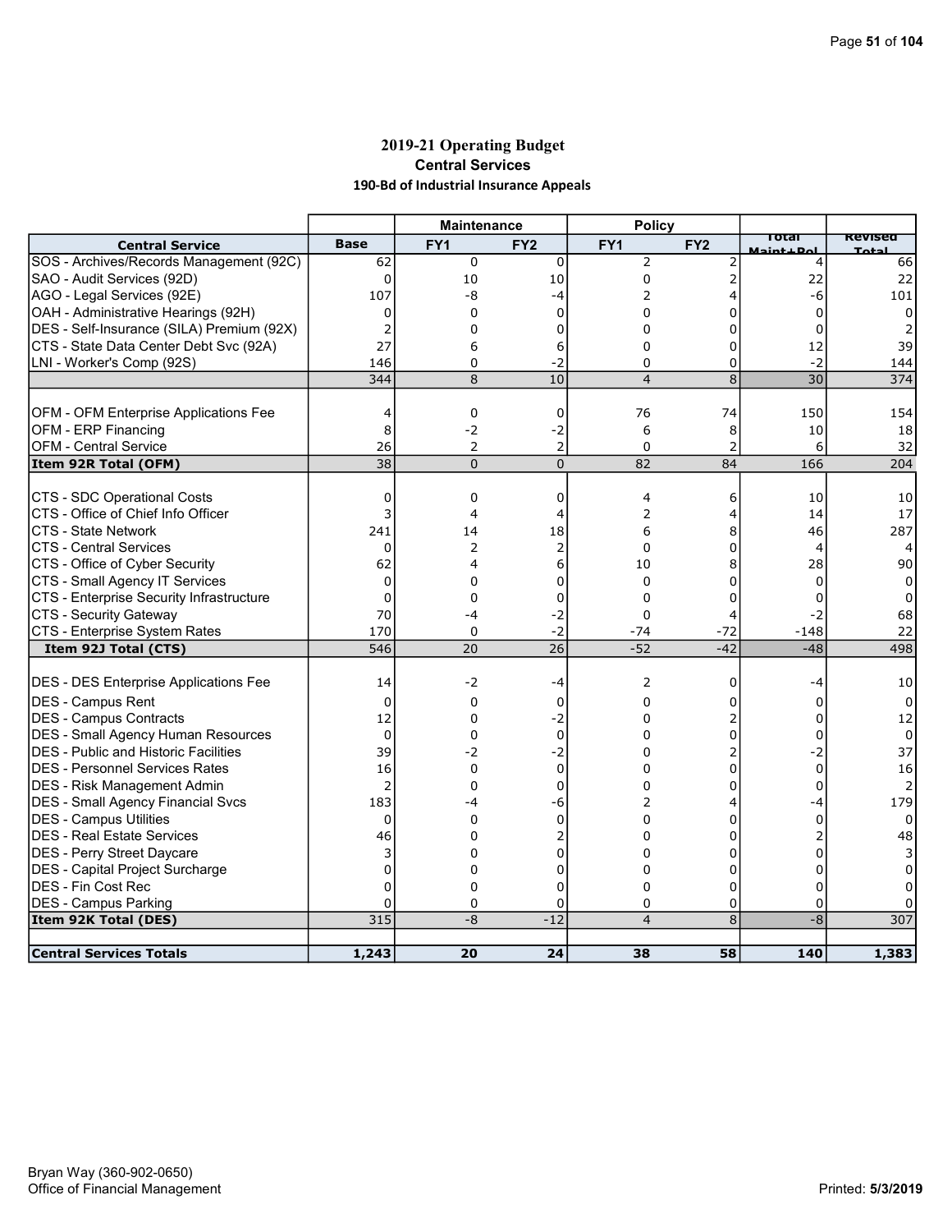# 2019-21 Operating Budget
## Central Services
### 190-Bd of Industrial Insurance Appeals

| Central Service | Base | Maintenance | | Policy | | Total Maint+Pol | Revised Total |
|---|---|---|---|---|---|---|---|
| | | FY1 | FY2 | FY1 | FY2 | | |
| SOS - Archives/Records Management (92C) | 62 | 0 | 0 | 2 | 2 | 4 | 66 |
| SAO - Audit Services (92D) | 0 | 10 | 10 | 0 | 2 | 22 | 22 |
| AGO - Legal Services (92E) | 107 | -8 | -4 | 2 | 4 | -6 | 101 |
| OAH - Administrative Hearings (92H) | 0 | 0 | 0 | 0 | 0 | 0 | 0 |
| DES - Self-Insurance (SILA) Premium (92X) | 2 | 0 | 0 | 0 | 0 | 0 | 2 |
| CTS - State Data Center Debt Svc (92A) | 27 | 6 | 6 | 0 | 0 | 12 | 39 |
| LNI - Worker's Comp (92S) | 146 | 0 | -2 | 0 | 0 | -2 | 144 |
| | 344 | 8 | 10 | 4 | 8 | 30 | 374 |
| | | | | | | | |
| OFM - OFM Enterprise Applications Fee | 4 | 0 | 0 | 76 | 74 | 150 | 154 |
| OFM - ERP Financing | 8 | -2 | -2 | 6 | 8 | 10 | 18 |
| OFM - Central Service | 26 | 2 | 2 | 0 | 2 | 6 | 32 |
| **Item 92R Total (OFM)** | 38 | 0 | 0 | 82 | 84 | 166 | 204 |
| | | | | | | | |
| CTS - SDC Operational Costs | 0 | 0 | 0 | 4 | 6 | 10 | 10 |
| CTS - Office of Chief Info Officer | 3 | 4 | 4 | 2 | 4 | 14 | 17 |
| CTS - State Network | 241 | 14 | 18 | 6 | 8 | 46 | 287 |
| CTS - Central Services | 0 | 2 | 2 | 0 | 0 | 4 | 4 |
| CTS - Office of Cyber Security | 62 | 4 | 6 | 10 | 8 | 28 | 90 |
| CTS - Small Agency IT Services | 0 | 0 | 0 | 0 | 0 | 0 | 0 |
| CTS - Enterprise Security Infrastructure | 0 | 0 | 0 | 0 | 0 | 0 | 0 |
| CTS - Security Gateway | 70 | -4 | -2 | 0 | 4 | -2 | 68 |
| CTS - Enterprise System Rates | 170 | 0 | -2 | -74 | -72 | -148 | 22 |
| **Item 92J Total (CTS)** | 546 | 20 | 26 | -52 | -42 | -48 | 498 |
| | | | | | | | |
| DES - DES Enterprise Applications Fee | 14 | -2 | -4 | 2 | 0 | -4 | 10 |
| DES - Campus Rent | 0 | 0 | 0 | 0 | 0 | 0 | 0 |
| DES - Campus Contracts | 12 | 0 | -2 | 0 | 2 | 0 | 12 |
| DES - Small Agency Human Resources | 0 | 0 | 0 | 0 | 0 | 0 | 0 |
| DES - Public and Historic Facilities | 39 | -2 | -2 | 0 | 2 | -2 | 37 |
| DES - Personnel Services Rates | 16 | 0 | 0 | 0 | 0 | 0 | 16 |
| DES - Risk Management Admin | 2 | 0 | 0 | 0 | 0 | 0 | 2 |
| DES - Small Agency Financial Svcs | 183 | -4 | -6 | 2 | 4 | -4 | 179 |
| DES - Campus Utilities | 0 | 0 | 0 | 0 | 0 | 0 | 0 |
| DES - Real Estate Services | 46 | 0 | 2 | 0 | 0 | 2 | 48 |
| DES - Perry Street Daycare | 3 | 0 | 0 | 0 | 0 | 0 | 3 |
| DES - Capital Project Surcharge | 0 | 0 | 0 | 0 | 0 | 0 | 0 |
| DES - Fin Cost Rec | 0 | 0 | 0 | 0 | 0 | 0 | 0 |
| DES - Campus Parking | 0 | 0 | 0 | 0 | 0 | 0 | 0 |
| **Item 92K Total (DES)** | 315 | -8 | -12 | 4 | 8 | -8 | 307 |
| | | | | | | | |
| **Central Services Totals** | **1,243** | **20** | **24** | **38** | **58** | **140** | **1,383** |

Bryan Way (360-902-0650)
Office of Financial Management

Printed: **5/3/2019**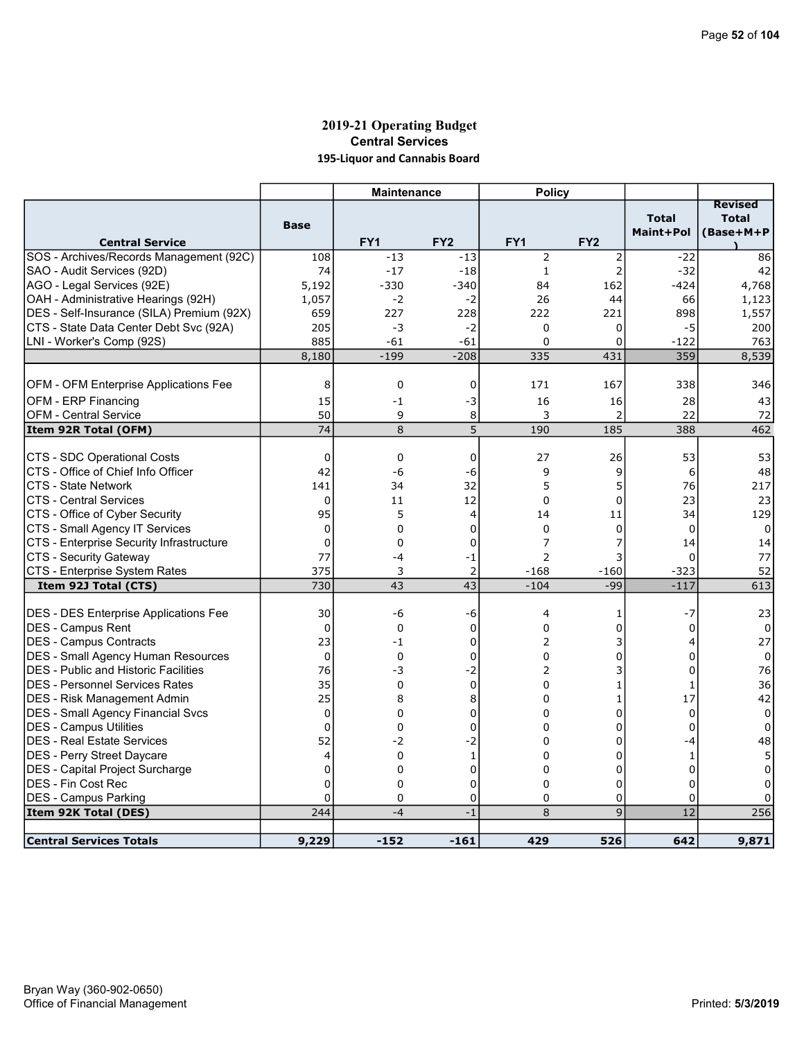# 2019-21 Operating Budget
## Central Services
### 195-Liquor and Cannabis Board

| Central Service | Base | Maintenance | | Policy | | Total Maint+Pol | Revised Total (Base+M+P) |
|---|---|---|---|---|---|---|---|
| | | FY1 | FY2 | FY1 | FY2 | | |
| SOS - Archives/Records Management (92C) | 108 | -13 | -13 | 2 | 2 | -22 | 86 |
| SAO - Audit Services (92D) | 74 | -17 | -18 | 1 | 2 | -32 | 42 |
| AGO - Legal Services (92E) | 5,192 | -330 | -340 | 84 | 162 | -424 | 4,768 |
| OAH - Administrative Hearings (92H) | 1,057 | -2 | -2 | 26 | 44 | 66 | 1,123 |
| DES - Self-Insurance (SILA) Premium (92X) | 659 | 227 | 228 | 222 | 221 | 898 | 1,557 |
| CTS - State Data Center Debt Svc (92A) | 205 | -3 | -2 | 0 | 0 | -5 | 200 |
| LNI - Worker's Comp (92S) | 885 | -61 | -61 | 0 | 0 | -122 | 763 |
| | 8,180 | -199 | -208 | 335 | 431 | 359 | 8,539 |
| | | | | | | | |
| OFM - OFM Enterprise Applications Fee | 8 | 0 | 0 | 171 | 167 | 338 | 346 |
| OFM - ERP Financing | 15 | -1 | -3 | 16 | 16 | 28 | 43 |
| OFM - Central Service | 50 | 9 | 8 | 3 | 2 | 22 | 72 |
| **Item 92R Total (OFM)** | 74 | 8 | 5 | 190 | 185 | 388 | 462 |
| | | | | | | | |
| CTS - SDC Operational Costs | 0 | 0 | 0 | 27 | 26 | 53 | 53 |
| CTS - Office of Chief Info Officer | 42 | -6 | -6 | 9 | 9 | 6 | 48 |
| CTS - State Network | 141 | 34 | 32 | 5 | 5 | 76 | 217 |
| CTS - Central Services | 0 | 11 | 12 | 0 | 0 | 23 | 23 |
| CTS - Office of Cyber Security | 95 | 5 | 4 | 14 | 11 | 34 | 129 |
| CTS - Small Agency IT Services | 0 | 0 | 0 | 0 | 0 | 0 | 0 |
| CTS - Enterprise Security Infrastructure | 0 | 0 | 0 | 7 | 7 | 14 | 14 |
| CTS - Security Gateway | 77 | -4 | -1 | 2 | 3 | 0 | 77 |
| CTS - Enterprise System Rates | 375 | 3 | 2 | -168 | -160 | -323 | 52 |
| **Item 92J Total (CTS)** | 730 | 43 | 43 | -104 | -99 | -117 | 613 |
| | | | | | | | |
| DES - DES Enterprise Applications Fee | 30 | -6 | -6 | 4 | 1 | -7 | 23 |
| DES - Campus Rent | 0 | 0 | 0 | 0 | 0 | 0 | 0 |
| DES - Campus Contracts | 23 | -1 | 0 | 2 | 3 | 4 | 27 |
| DES - Small Agency Human Resources | 0 | 0 | 0 | 0 | 0 | 0 | 0 |
| DES - Public and Historic Facilities | 76 | -3 | -2 | 2 | 3 | 0 | 76 |
| DES - Personnel Services Rates | 35 | 0 | 0 | 0 | 1 | 1 | 36 |
| DES - Risk Management Admin | 25 | 8 | 8 | 0 | 1 | 17 | 42 |
| DES - Small Agency Financial Svcs | 0 | 0 | 0 | 0 | 0 | 0 | 0 |
| DES - Campus Utilities | 0 | 0 | 0 | 0 | 0 | 0 | 0 |
| DES - Real Estate Services | 52 | -2 | -2 | 0 | 0 | -4 | 48 |
| DES - Perry Street Daycare | 4 | 0 | 1 | 0 | 0 | 1 | 5 |
| DES - Capital Project Surcharge | 0 | 0 | 0 | 0 | 0 | 0 | 0 |
| DES - Fin Cost Rec | 0 | 0 | 0 | 0 | 0 | 0 | 0 |
| DES - Campus Parking | 0 | 0 | 0 | 0 | 0 | 0 | 0 |
| **Item 92K Total (DES)** | 244 | -4 | -1 | 8 | 9 | 12 | 256 |
| | | | | | | | |
| **Central Services Totals** | **9,229** | **-152** | **-161** | **429** | **526** | **642** | **9,871** |

Bryan Way (360-902-0650)
Office of Financial Management

Printed: **5/3/2019**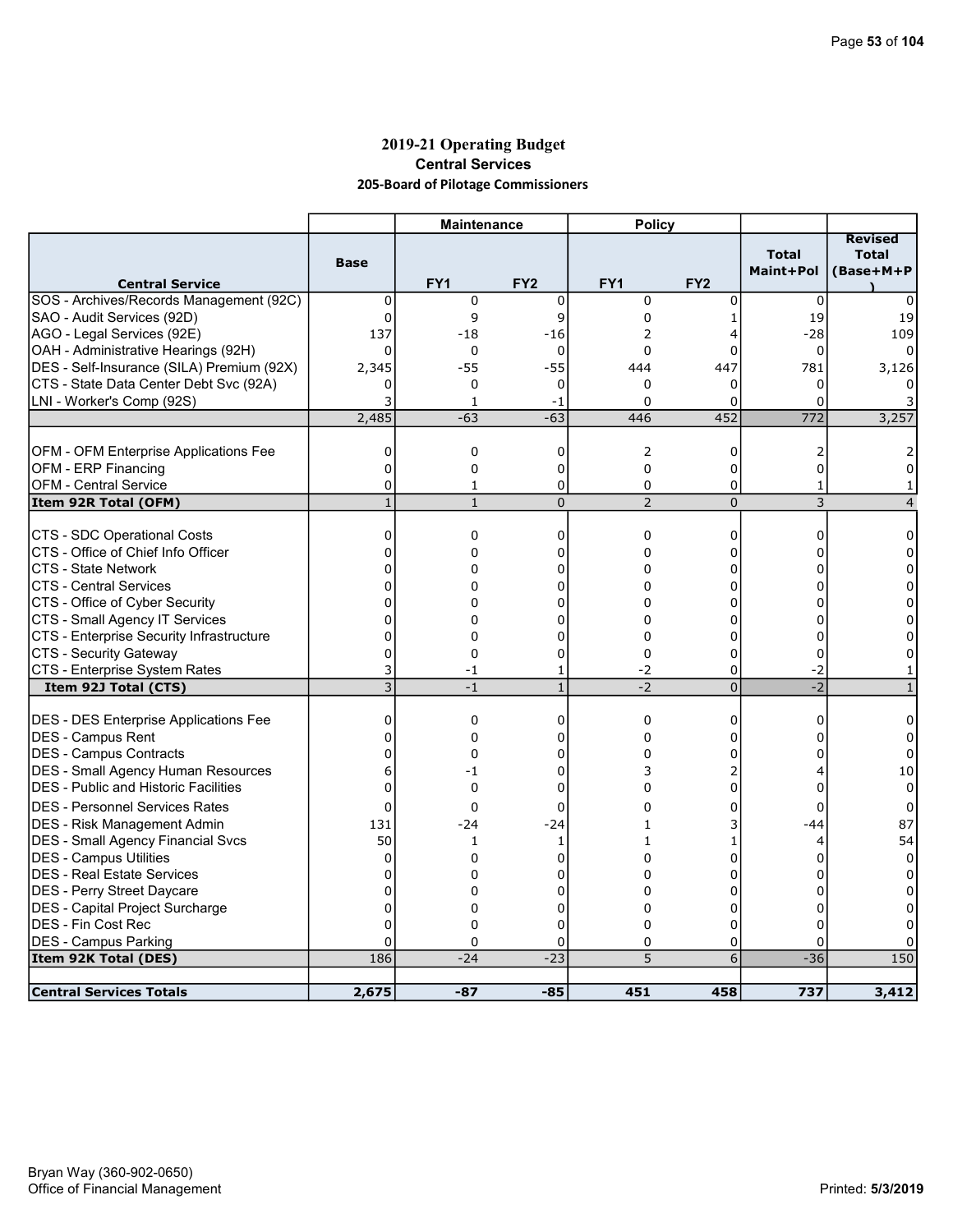# 2019-21 Operating Budget

## Central Services

### 205-Board of Pilotage Commissioners

| | | Maintenance | | Policy | | | |
|---|---|---|---|---|---|---|---|
| **Central Service** | **Base** | **FY1** | **FY2** | **FY1** | **FY2** | **Total Maint+Pol** | **Revised Total (Base+M+P)** |
| SOS - Archives/Records Management (92C) | 0 | 0 | 0 | 0 | 0 | 0 | 0 |
| SAO - Audit Services (92D) | 0 | 9 | 9 | 0 | 1 | 19 | 19 |
| AGO - Legal Services (92E) | 137 | -18 | -16 | 2 | 4 | -28 | 109 |
| OAH - Administrative Hearings (92H) | 0 | 0 | 0 | 0 | 0 | 0 | 0 |
| DES - Self-Insurance (SILA) Premium (92X) | 2,345 | -55 | -55 | 444 | 447 | 781 | 3,126 |
| CTS - State Data Center Debt Svc (92A) | 0 | 0 | 0 | 0 | 0 | 0 | 0 |
| LNI - Worker's Comp (92S) | 3 | 1 | -1 | 0 | 0 | 0 | 3 |
| | 2,485 | -63 | -63 | 446 | 452 | 772 | 3,257 |
| | | | | | | | |
| OFM - OFM Enterprise Applications Fee | 0 | 0 | 0 | 2 | 0 | 2 | 2 |
| OFM - ERP Financing | 0 | 0 | 0 | 0 | 0 | 0 | 0 |
| OFM - Central Service | 0 | 1 | 0 | 0 | 0 | 1 | 1 |
| **Item 92R Total (OFM)** | 1 | 1 | 0 | 2 | 0 | 3 | 4 |
| | | | | | | | |
| CTS - SDC Operational Costs | 0 | 0 | 0 | 0 | 0 | 0 | 0 |
| CTS - Office of Chief Info Officer | 0 | 0 | 0 | 0 | 0 | 0 | 0 |
| CTS - State Network | 0 | 0 | 0 | 0 | 0 | 0 | 0 |
| CTS - Central Services | 0 | 0 | 0 | 0 | 0 | 0 | 0 |
| CTS - Office of Cyber Security | 0 | 0 | 0 | 0 | 0 | 0 | 0 |
| CTS - Small Agency IT Services | 0 | 0 | 0 | 0 | 0 | 0 | 0 |
| CTS - Enterprise Security Infrastructure | 0 | 0 | 0 | 0 | 0 | 0 | 0 |
| CTS - Security Gateway | 0 | 0 | 0 | 0 | 0 | 0 | 0 |
| CTS - Enterprise System Rates | 3 | -1 | 1 | -2 | 0 | -2 | 1 |
| **Item 92J Total (CTS)** | 3 | -1 | 1 | -2 | 0 | -2 | 1 |
| | | | | | | | |
| DES - DES Enterprise Applications Fee | 0 | 0 | 0 | 0 | 0 | 0 | 0 |
| DES - Campus Rent | 0 | 0 | 0 | 0 | 0 | 0 | 0 |
| DES - Campus Contracts | 0 | 0 | 0 | 0 | 0 | 0 | 0 |
| DES - Small Agency Human Resources | 6 | -1 | 0 | 3 | 2 | 4 | 10 |
| DES - Public and Historic Facilities | 0 | 0 | 0 | 0 | 0 | 0 | 0 |
| DES - Personnel Services Rates | 0 | 0 | 0 | 0 | 0 | 0 | 0 |
| DES - Risk Management Admin | 131 | -24 | -24 | 1 | 3 | -44 | 87 |
| DES - Small Agency Financial Svcs | 50 | 1 | 1 | 1 | 1 | 4 | 54 |
| DES - Campus Utilities | 0 | 0 | 0 | 0 | 0 | 0 | 0 |
| DES - Real Estate Services | 0 | 0 | 0 | 0 | 0 | 0 | 0 |
| DES - Perry Street Daycare | 0 | 0 | 0 | 0 | 0 | 0 | 0 |
| DES - Capital Project Surcharge | 0 | 0 | 0 | 0 | 0 | 0 | 0 |
| DES - Fin Cost Rec | 0 | 0 | 0 | 0 | 0 | 0 | 0 |
| DES - Campus Parking | 0 | 0 | 0 | 0 | 0 | 0 | 0 |
| **Item 92K Total (DES)** | 186 | -24 | -23 | 5 | 6 | -36 | 150 |
| | | | | | | | |
| **Central Services Totals** | **2,675** | **-87** | **-85** | **451** | **458** | **737** | **3,412** |

Bryan Way (360-902-0650)
Office of Financial Management

Printed: **5/3/2019**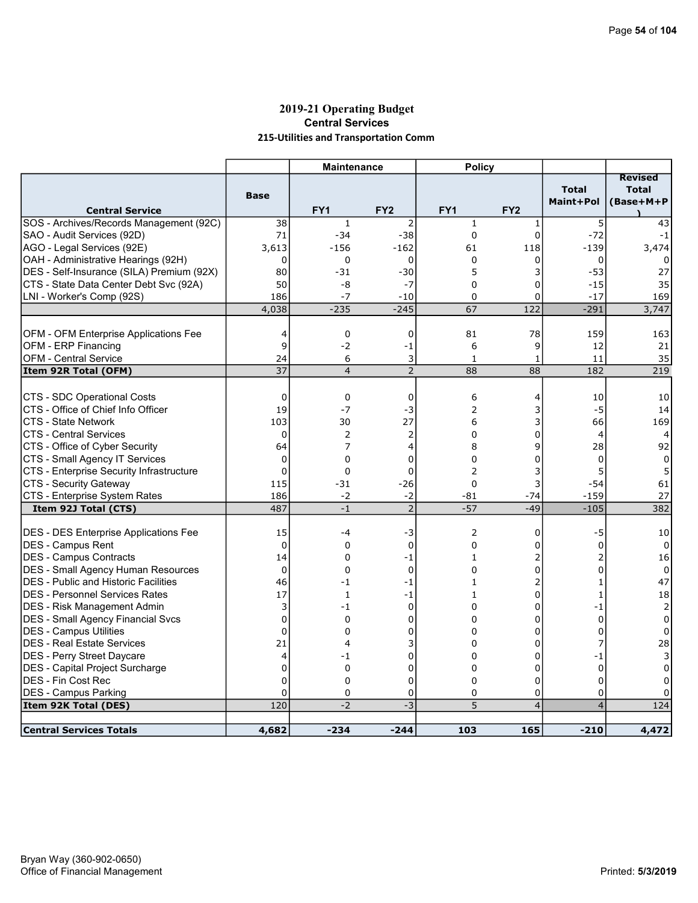# 2019-21 Operating Budget

## Central Services

### 215-Utilities and Transportation Comm

| | | Maintenance | | Policy | | | |
|---|---|---|---|---|---|---|---|
| **Central Service** | **Base** | **FY1** | **FY2** | **FY1** | **FY2** | **Total Maint+Pol** | **Revised Total (Base+M+P)** |
| SOS - Archives/Records Management (92C) | 38 | 1 | 2 | 1 | 1 | 5 | 43 |
| SAO - Audit Services (92D) | 71 | -34 | -38 | 0 | 0 | -72 | -1 |
| AGO - Legal Services (92E) | 3,613 | -156 | -162 | 61 | 118 | -139 | 3,474 |
| OAH - Administrative Hearings (92H) | 0 | 0 | 0 | 0 | 0 | 0 | 0 |
| DES - Self-Insurance (SILA) Premium (92X) | 80 | -31 | -30 | 5 | 3 | -53 | 27 |
| CTS - State Data Center Debt Svc (92A) | 50 | -8 | -7 | 0 | 0 | -15 | 35 |
| LNI - Worker's Comp (92S) | 186 | -7 | -10 | 0 | 0 | -17 | 169 |
| | 4,038 | -235 | -245 | 67 | 122 | -291 | 3,747 |
| | | | | | | | |
| OFM - OFM Enterprise Applications Fee | 4 | 0 | 0 | 81 | 78 | 159 | 163 |
| OFM - ERP Financing | 9 | -2 | -1 | 6 | 9 | 12 | 21 |
| OFM - Central Service | 24 | 6 | 3 | 1 | 1 | 11 | 35 |
| **Item 92R Total (OFM)** | 37 | 4 | 2 | 88 | 88 | 182 | 219 |
| | | | | | | | |
| CTS - SDC Operational Costs | 0 | 0 | 0 | 6 | 4 | 10 | 10 |
| CTS - Office of Chief Info Officer | 19 | -7 | -3 | 2 | 3 | -5 | 14 |
| CTS - State Network | 103 | 30 | 27 | 6 | 3 | 66 | 169 |
| CTS - Central Services | 0 | 2 | 2 | 0 | 0 | 4 | 4 |
| CTS - Office of Cyber Security | 64 | 7 | 4 | 8 | 9 | 28 | 92 |
| CTS - Small Agency IT Services | 0 | 0 | 0 | 0 | 0 | 0 | 0 |
| CTS - Enterprise Security Infrastructure | 0 | 0 | 0 | 2 | 3 | 5 | 5 |
| CTS - Security Gateway | 115 | -31 | -26 | 0 | 3 | -54 | 61 |
| CTS - Enterprise System Rates | 186 | -2 | -2 | -81 | -74 | -159 | 27 |
| **Item 92J Total (CTS)** | 487 | -1 | 2 | -57 | -49 | -105 | 382 |
| | | | | | | | |
| DES - DES Enterprise Applications Fee | 15 | -4 | -3 | 2 | 0 | -5 | 10 |
| DES - Campus Rent | 0 | 0 | 0 | 0 | 0 | 0 | 0 |
| DES - Campus Contracts | 14 | 0 | -1 | 1 | 2 | 2 | 16 |
| DES - Small Agency Human Resources | 0 | 0 | 0 | 0 | 0 | 0 | 0 |
| DES - Public and Historic Facilities | 46 | -1 | -1 | 1 | 2 | 1 | 47 |
| DES - Personnel Services Rates | 17 | 1 | -1 | 1 | 0 | 1 | 18 |
| DES - Risk Management Admin | 3 | -1 | 0 | 0 | 0 | -1 | 2 |
| DES - Small Agency Financial Svcs | 0 | 0 | 0 | 0 | 0 | 0 | 0 |
| DES - Campus Utilities | 0 | 0 | 0 | 0 | 0 | 0 | 0 |
| DES - Real Estate Services | 21 | 4 | 3 | 0 | 0 | 7 | 28 |
| DES - Perry Street Daycare | 4 | -1 | 0 | 0 | 0 | -1 | 3 |
| DES - Capital Project Surcharge | 0 | 0 | 0 | 0 | 0 | 0 | 0 |
| DES - Fin Cost Rec | 0 | 0 | 0 | 0 | 0 | 0 | 0 |
| DES - Campus Parking | 0 | 0 | 0 | 0 | 0 | 0 | 0 |
| **Item 92K Total (DES)** | 120 | -2 | -3 | 5 | 4 | 4 | 124 |
| | | | | | | | |
| **Central Services Totals** | **4,682** | **-234** | **-244** | **103** | **165** | **-210** | **4,472** |

Bryan Way (360-902-0650)
Office of Financial Management

Printed: **5/3/2019**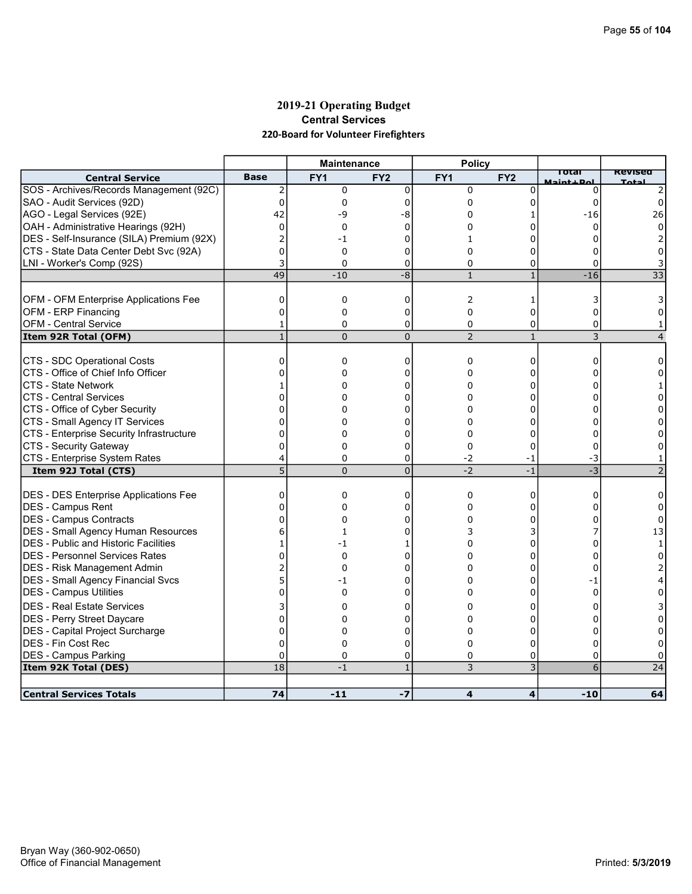# 2019-21 Operating Budget

## Central Services

### 220-Board for Volunteer Firefighters

| Central Service | Base | Maintenance FY1 | Maintenance FY2 | Policy FY1 | Policy FY2 | Total Maint+Pol | Revised Total |
|---|---|---|---|---|---|---|---|
| SOS - Archives/Records Management (92C) | 2 | 0 | 0 | 0 | 0 | 0 | 2 |
| SAO - Audit Services (92D) | 0 | 0 | 0 | 0 | 0 | 0 | 0 |
| AGO - Legal Services (92E) | 42 | -9 | -8 | 0 | 1 | -16 | 26 |
| OAH - Administrative Hearings (92H) | 0 | 0 | 0 | 0 | 0 | 0 | 0 |
| DES - Self-Insurance (SILA) Premium (92X) | 2 | -1 | 0 | 1 | 0 | 0 | 2 |
| CTS - State Data Center Debt Svc (92A) | 0 | 0 | 0 | 0 | 0 | 0 | 0 |
| LNI - Worker's Comp (92S) | 3 | 0 | 0 | 0 | 0 | 0 | 3 |
| | 49 | -10 | -8 | 1 | 1 | -16 | 33 |
| | | | | | | | |
| OFM - OFM Enterprise Applications Fee | 0 | 0 | 0 | 2 | 1 | 3 | 3 |
| OFM - ERP Financing | 0 | 0 | 0 | 0 | 0 | 0 | 0 |
| OFM - Central Service | 1 | 0 | 0 | 0 | 0 | 0 | 1 |
| **Item 92R Total (OFM)** | 1 | 0 | 0 | 2 | 1 | 3 | 4 |
| | | | | | | | |
| CTS - SDC Operational Costs | 0 | 0 | 0 | 0 | 0 | 0 | 0 |
| CTS - Office of Chief Info Officer | 0 | 0 | 0 | 0 | 0 | 0 | 0 |
| CTS - State Network | 1 | 0 | 0 | 0 | 0 | 0 | 1 |
| CTS - Central Services | 0 | 0 | 0 | 0 | 0 | 0 | 0 |
| CTS - Office of Cyber Security | 0 | 0 | 0 | 0 | 0 | 0 | 0 |
| CTS - Small Agency IT Services | 0 | 0 | 0 | 0 | 0 | 0 | 0 |
| CTS - Enterprise Security Infrastructure | 0 | 0 | 0 | 0 | 0 | 0 | 0 |
| CTS - Security Gateway | 0 | 0 | 0 | 0 | 0 | 0 | 0 |
| CTS - Enterprise System Rates | 4 | 0 | 0 | -2 | -1 | -3 | 1 |
| **Item 92J Total (CTS)** | 5 | 0 | 0 | -2 | -1 | -3 | 2 |
| | | | | | | | |
| DES - DES Enterprise Applications Fee | 0 | 0 | 0 | 0 | 0 | 0 | 0 |
| DES - Campus Rent | 0 | 0 | 0 | 0 | 0 | 0 | 0 |
| DES - Campus Contracts | 0 | 0 | 0 | 0 | 0 | 0 | 0 |
| DES - Small Agency Human Resources | 6 | 1 | 0 | 3 | 3 | 7 | 13 |
| DES - Public and Historic Facilities | 1 | -1 | 1 | 0 | 0 | 0 | 1 |
| DES - Personnel Services Rates | 0 | 0 | 0 | 0 | 0 | 0 | 0 |
| DES - Risk Management Admin | 2 | 0 | 0 | 0 | 0 | 0 | 2 |
| DES - Small Agency Financial Svcs | 5 | -1 | 0 | 0 | 0 | -1 | 4 |
| DES - Campus Utilities | 0 | 0 | 0 | 0 | 0 | 0 | 0 |
| DES - Real Estate Services | 3 | 0 | 0 | 0 | 0 | 0 | 3 |
| DES - Perry Street Daycare | 0 | 0 | 0 | 0 | 0 | 0 | 0 |
| DES - Capital Project Surcharge | 0 | 0 | 0 | 0 | 0 | 0 | 0 |
| DES - Fin Cost Rec | 0 | 0 | 0 | 0 | 0 | 0 | 0 |
| DES - Campus Parking | 0 | 0 | 0 | 0 | 0 | 0 | 0 |
| **Item 92K Total (DES)** | 18 | -1 | 1 | 3 | 3 | 6 | 24 |
| | | | | | | | |
| **Central Services Totals** | **74** | **-11** | **-7** | **4** | **4** | **-10** | **64** |

Bryan Way (360-902-0650)
Office of Financial Management

Printed: **5/3/2019**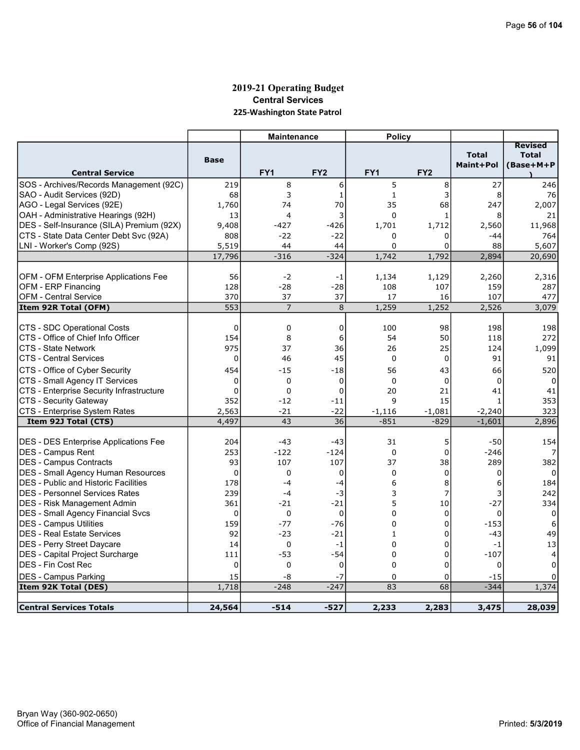## 2019-21 Operating Budget
### Central Services
### 225-Washington State Patrol

| Central Service | Base | Maintenance FY1 | Maintenance FY2 | Policy FY1 | Policy FY2 | Total Maint+Pol | Revised Total (Base+M+P) |
|---|---|---|---|---|---|---|---|
| SOS - Archives/Records Management (92C) | 219 | 8 | 6 | 5 | 8 | 27 | 246 |
| SAO - Audit Services (92D) | 68 | 3 | 1 | 1 | 3 | 8 | 76 |
| AGO - Legal Services (92E) | 1,760 | 74 | 70 | 35 | 68 | 247 | 2,007 |
| OAH - Administrative Hearings (92H) | 13 | 4 | 3 | 0 | 1 | 8 | 21 |
| DES - Self-Insurance (SILA) Premium (92X) | 9,408 | -427 | -426 | 1,701 | 1,712 | 2,560 | 11,968 |
| CTS - State Data Center Debt Svc (92A) | 808 | -22 | -22 | 0 | 0 | -44 | 764 |
| LNI - Worker's Comp (92S) | 5,519 | 44 | 44 | 0 | 0 | 88 | 5,607 |
| | 17,796 | -316 | -324 | 1,742 | 1,792 | 2,894 | 20,690 |
| | | | | | | | |
| OFM - OFM Enterprise Applications Fee | 56 | -2 | -1 | 1,134 | 1,129 | 2,260 | 2,316 |
| OFM - ERP Financing | 128 | -28 | -28 | 108 | 107 | 159 | 287 |
| OFM - Central Service | 370 | 37 | 37 | 17 | 16 | 107 | 477 |
| **Item 92R Total (OFM)** | 553 | 7 | 8 | 1,259 | 1,252 | 2,526 | 3,079 |
| | | | | | | | |
| CTS - SDC Operational Costs | 0 | 0 | 0 | 100 | 98 | 198 | 198 |
| CTS - Office of Chief Info Officer | 154 | 8 | 6 | 54 | 50 | 118 | 272 |
| CTS - State Network | 975 | 37 | 36 | 26 | 25 | 124 | 1,099 |
| CTS - Central Services | 0 | 46 | 45 | 0 | 0 | 91 | 91 |
| CTS - Office of Cyber Security | 454 | -15 | -18 | 56 | 43 | 66 | 520 |
| CTS - Small Agency IT Services | 0 | 0 | 0 | 0 | 0 | 0 | 0 |
| CTS - Enterprise Security Infrastructure | 0 | 0 | 0 | 20 | 21 | 41 | 41 |
| CTS - Security Gateway | 352 | -12 | -11 | 9 | 15 | 1 | 353 |
| CTS - Enterprise System Rates | 2,563 | -21 | -22 | -1,116 | -1,081 | -2,240 | 323 |
| **Item 92J Total (CTS)** | 4,497 | 43 | 36 | -851 | -829 | -1,601 | 2,896 |
| | | | | | | | |
| DES - DES Enterprise Applications Fee | 204 | -43 | -43 | 31 | 5 | -50 | 154 |
| DES - Campus Rent | 253 | -122 | -124 | 0 | 0 | -246 | 7 |
| DES - Campus Contracts | 93 | 107 | 107 | 37 | 38 | 289 | 382 |
| DES - Small Agency Human Resources | 0 | 0 | 0 | 0 | 0 | 0 | 0 |
| DES - Public and Historic Facilities | 178 | -4 | -4 | 6 | 8 | 6 | 184 |
| DES - Personnel Services Rates | 239 | -4 | -3 | 3 | 7 | 3 | 242 |
| DES - Risk Management Admin | 361 | -21 | -21 | 5 | 10 | -27 | 334 |
| DES - Small Agency Financial Svcs | 0 | 0 | 0 | 0 | 0 | 0 | 0 |
| DES - Campus Utilities | 159 | -77 | -76 | 0 | 0 | -153 | 6 |
| DES - Real Estate Services | 92 | -23 | -21 | 1 | 0 | -43 | 49 |
| DES - Perry Street Daycare | 14 | 0 | -1 | 0 | 0 | -1 | 13 |
| DES - Capital Project Surcharge | 111 | -53 | -54 | 0 | 0 | -107 | 4 |
| DES - Fin Cost Rec | 0 | 0 | 0 | 0 | 0 | 0 | 0 |
| DES - Campus Parking | 15 | -8 | -7 | 0 | 0 | -15 | 0 |
| **Item 92K Total (DES)** | 1,718 | -248 | -247 | 83 | 68 | -344 | 1,374 |
| | | | | | | | |
| **Central Services Totals** | **24,564** | **-514** | **-527** | **2,233** | **2,283** | **3,475** | **28,039** |

Bryan Way (360-902-0650)
Office of Financial Management

Printed: 5/3/2019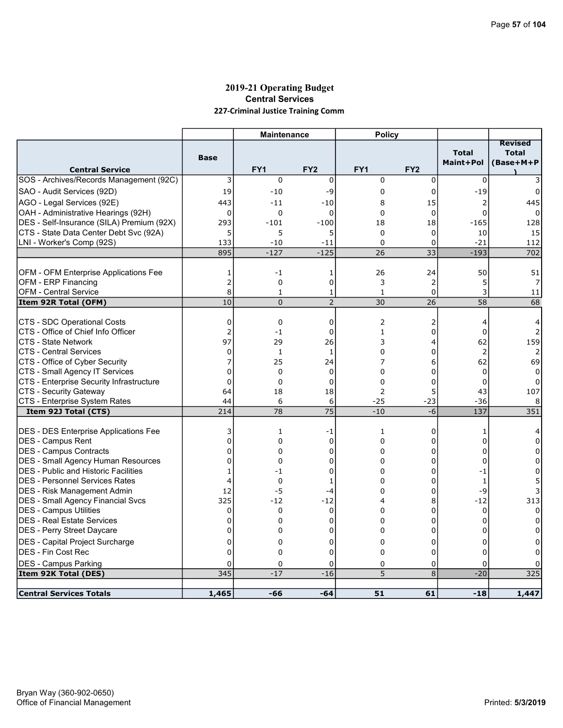# 2019-21 Operating Budget
## Central Services
### 227-Criminal Justice Training Comm

| | | Maintenance | | Policy | | | |
|---|---|---|---|---|---|---|---|
| **Central Service** | **Base** | **FY1** | **FY2** | **FY1** | **FY2** | **Total Maint+Pol** | **Revised Total (Base+M+P)** |
| SOS - Archives/Records Management (92C) | 3 | 0 | 0 | 0 | 0 | 0 | 3 |
| SAO - Audit Services (92D) | 19 | -10 | -9 | 0 | 0 | -19 | 0 |
| AGO - Legal Services (92E) | 443 | -11 | -10 | 8 | 15 | 2 | 445 |
| OAH - Administrative Hearings (92H) | 0 | 0 | 0 | 0 | 0 | 0 | 0 |
| DES - Self-Insurance (SILA) Premium (92X) | 293 | -101 | -100 | 18 | 18 | -165 | 128 |
| CTS - State Data Center Debt Svc (92A) | 5 | 5 | 5 | 0 | 0 | 10 | 15 |
| LNI - Worker's Comp (92S) | 133 | -10 | -11 | 0 | 0 | -21 | 112 |
| | 895 | -127 | -125 | 26 | 33 | -193 | 702 |
| | | | | | | | |
| OFM - OFM Enterprise Applications Fee | 1 | -1 | 1 | 26 | 24 | 50 | 51 |
| OFM - ERP Financing | 2 | 0 | 0 | 3 | 2 | 5 | 7 |
| OFM - Central Service | 8 | 1 | 1 | 1 | 0 | 3 | 11 |
| **Item 92R Total (OFM)** | 10 | 0 | 2 | 30 | 26 | 58 | 68 |
| | | | | | | | |
| CTS - SDC Operational Costs | 0 | 0 | 0 | 2 | 2 | 4 | 4 |
| CTS - Office of Chief Info Officer | 2 | -1 | 0 | 1 | 0 | 0 | 2 |
| CTS - State Network | 97 | 29 | 26 | 3 | 4 | 62 | 159 |
| CTS - Central Services | 0 | 1 | 1 | 0 | 0 | 2 | 2 |
| CTS - Office of Cyber Security | 7 | 25 | 24 | 7 | 6 | 62 | 69 |
| CTS - Small Agency IT Services | 0 | 0 | 0 | 0 | 0 | 0 | 0 |
| CTS - Enterprise Security Infrastructure | 0 | 0 | 0 | 0 | 0 | 0 | 0 |
| CTS - Security Gateway | 64 | 18 | 18 | 2 | 5 | 43 | 107 |
| CTS - Enterprise System Rates | 44 | 6 | 6 | -25 | -23 | -36 | 8 |
| **Item 92J Total (CTS)** | 214 | 78 | 75 | -10 | -6 | 137 | 351 |
| | | | | | | | |
| DES - DES Enterprise Applications Fee | 3 | 1 | -1 | 1 | 0 | 1 | 4 |
| DES - Campus Rent | 0 | 0 | 0 | 0 | 0 | 0 | 0 |
| DES - Campus Contracts | 0 | 0 | 0 | 0 | 0 | 0 | 0 |
| DES - Small Agency Human Resources | 0 | 0 | 0 | 0 | 0 | 0 | 0 |
| DES - Public and Historic Facilities | 1 | -1 | 0 | 0 | 0 | -1 | 0 |
| DES - Personnel Services Rates | 4 | 0 | 1 | 0 | 0 | 1 | 5 |
| DES - Risk Management Admin | 12 | -5 | -4 | 0 | 0 | -9 | 3 |
| DES - Small Agency Financial Svcs | 325 | -12 | -12 | 4 | 8 | -12 | 313 |
| DES - Campus Utilities | 0 | 0 | 0 | 0 | 0 | 0 | 0 |
| DES - Real Estate Services | 0 | 0 | 0 | 0 | 0 | 0 | 0 |
| DES - Perry Street Daycare | 0 | 0 | 0 | 0 | 0 | 0 | 0 |
| DES - Capital Project Surcharge | 0 | 0 | 0 | 0 | 0 | 0 | 0 |
| DES - Fin Cost Rec | 0 | 0 | 0 | 0 | 0 | 0 | 0 |
| DES - Campus Parking | 0 | 0 | 0 | 0 | 0 | 0 | 0 |
| **Item 92K Total (DES)** | 345 | -17 | -16 | 5 | 8 | -20 | 325 |
| | | | | | | | |
| **Central Services Totals** | **1,465** | **-66** | **-64** | **51** | **61** | **-18** | **1,447** |

Bryan Way (360-902-0650)
Office of Financial Management

Printed: 5/3/2019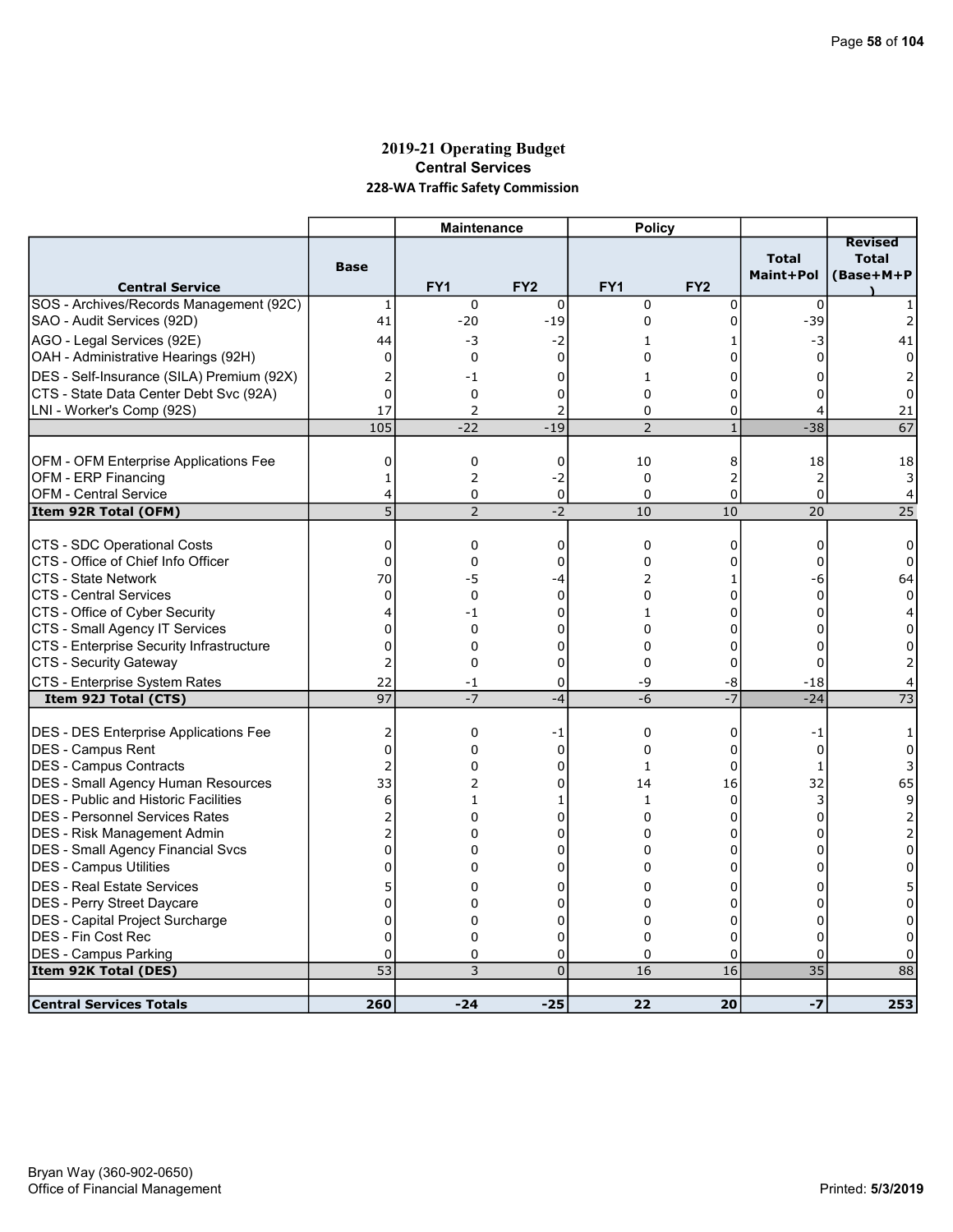# 2019-21 Operating Budget

## Central Services

### 228-WA Traffic Safety Commission

| | | Maintenance | | Policy | | | |
|---|---|---|---|---|---|---|---|
| **Central Service** | **Base** | **FY1** | **FY2** | **FY1** | **FY2** | **Total Maint+Pol** | **Revised Total (Base+M+P)** |
| SOS - Archives/Records Management (92C) | 1 | 0 | 0 | 0 | 0 | 0 | 1 |
| SAO - Audit Services (92D) | 41 | -20 | -19 | 0 | 0 | -39 | 2 |
| AGO - Legal Services (92E) | 44 | -3 | -2 | 1 | 1 | -3 | 41 |
| OAH - Administrative Hearings (92H) | 0 | 0 | 0 | 0 | 0 | 0 | 0 |
| DES - Self-Insurance (SILA) Premium (92X) | 2 | -1 | 0 | 1 | 0 | 0 | 2 |
| CTS - State Data Center Debt Svc (92A) | 0 | 0 | 0 | 0 | 0 | 0 | 0 |
| LNI - Worker's Comp (92S) | 17 | 2 | 2 | 0 | 0 | 4 | 21 |
| | 105 | -22 | -19 | 2 | 1 | -38 | 67 |
| | | | | | | | |
| OFM - OFM Enterprise Applications Fee | 0 | 0 | 0 | 10 | 8 | 18 | 18 |
| OFM - ERP Financing | 1 | 2 | -2 | 0 | 2 | 2 | 3 |
| OFM - Central Service | 4 | 0 | 0 | 0 | 0 | 0 | 4 |
| **Item 92R Total (OFM)** | 5 | 2 | -2 | 10 | 10 | 20 | 25 |
| | | | | | | | |
| CTS - SDC Operational Costs | 0 | 0 | 0 | 0 | 0 | 0 | 0 |
| CTS - Office of Chief Info Officer | 0 | 0 | 0 | 0 | 0 | 0 | 0 |
| CTS - State Network | 70 | -5 | -4 | 2 | 1 | -6 | 64 |
| CTS - Central Services | 0 | 0 | 0 | 0 | 0 | 0 | 0 |
| CTS - Office of Cyber Security | 4 | -1 | 0 | 1 | 0 | 0 | 4 |
| CTS - Small Agency IT Services | 0 | 0 | 0 | 0 | 0 | 0 | 0 |
| CTS - Enterprise Security Infrastructure | 0 | 0 | 0 | 0 | 0 | 0 | 0 |
| CTS - Security Gateway | 2 | 0 | 0 | 0 | 0 | 0 | 2 |
| CTS - Enterprise System Rates | 22 | -1 | 0 | -9 | -8 | -18 | 4 |
| **Item 92J Total (CTS)** | 97 | -7 | -4 | -6 | -7 | -24 | 73 |
| | | | | | | | |
| DES - DES Enterprise Applications Fee | 2 | 0 | -1 | 0 | 0 | -1 | 1 |
| DES - Campus Rent | 0 | 0 | 0 | 0 | 0 | 0 | 0 |
| DES - Campus Contracts | 2 | 0 | 0 | 1 | 0 | 1 | 3 |
| DES - Small Agency Human Resources | 33 | 2 | 0 | 14 | 16 | 32 | 65 |
| DES - Public and Historic Facilities | 6 | 1 | 1 | 1 | 0 | 3 | 9 |
| DES - Personnel Services Rates | 2 | 0 | 0 | 0 | 0 | 0 | 2 |
| DES - Risk Management Admin | 2 | 0 | 0 | 0 | 0 | 0 | 2 |
| DES - Small Agency Financial Svcs | 0 | 0 | 0 | 0 | 0 | 0 | 0 |
| DES - Campus Utilities | 0 | 0 | 0 | 0 | 0 | 0 | 0 |
| DES - Real Estate Services | 5 | 0 | 0 | 0 | 0 | 0 | 5 |
| DES - Perry Street Daycare | 0 | 0 | 0 | 0 | 0 | 0 | 0 |
| DES - Capital Project Surcharge | 0 | 0 | 0 | 0 | 0 | 0 | 0 |
| DES - Fin Cost Rec | 0 | 0 | 0 | 0 | 0 | 0 | 0 |
| DES - Campus Parking | 0 | 0 | 0 | 0 | 0 | 0 | 0 |
| **Item 92K Total (DES)** | 53 | 3 | 0 | 16 | 16 | 35 | 88 |
| | | | | | | | |
| **Central Services Totals** | **260** | **-24** | **-25** | **22** | **20** | **-7** | **253** |

Bryan Way (360-902-0650)
Office of Financial Management

Printed: 5/3/2019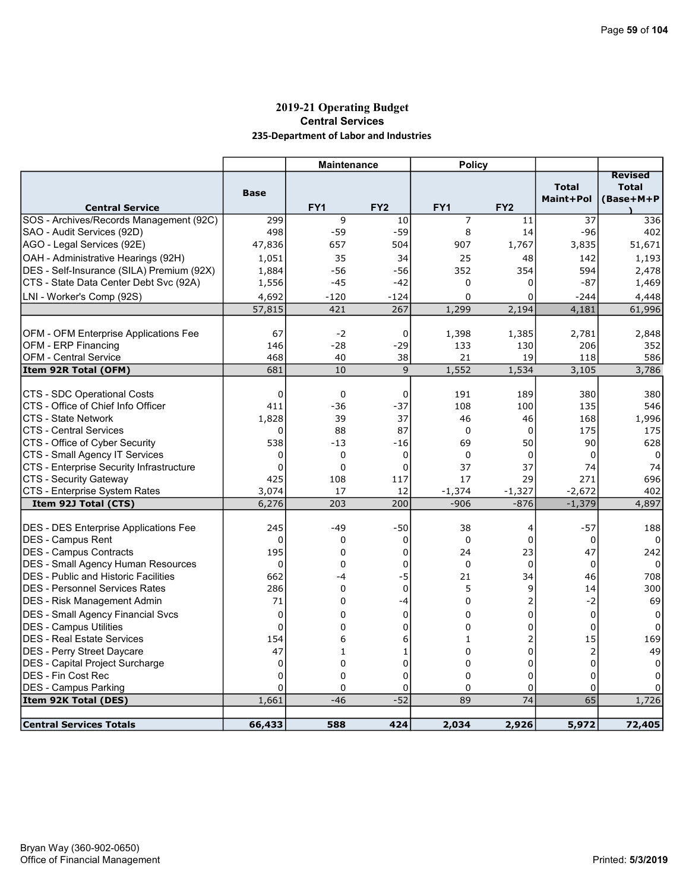# 2019-21 Operating Budget

## Central Services

### 235-Department of Labor and Industries

| Central Service | Base | Maintenance FY1 | Maintenance FY2 | Policy FY1 | Policy FY2 | Total Maint+Pol | Revised Total (Base+M+P) |
|---|---|---|---|---|---|---|---|
| SOS - Archives/Records Management (92C) | 299 | 9 | 10 | 7 | 11 | 37 | 336 |
| SAO - Audit Services (92D) | 498 | -59 | -59 | 8 | 14 | -96 | 402 |
| AGO - Legal Services (92E) | 47,836 | 657 | 504 | 907 | 1,767 | 3,835 | 51,671 |
| OAH - Administrative Hearings (92H) | 1,051 | 35 | 34 | 25 | 48 | 142 | 1,193 |
| DES - Self-Insurance (SILA) Premium (92X) | 1,884 | -56 | -56 | 352 | 354 | 594 | 2,478 |
| CTS - State Data Center Debt Svc (92A) | 1,556 | -45 | -42 | 0 | 0 | -87 | 1,469 |
| LNI - Worker's Comp (92S) | 4,692 | -120 | -124 | 0 | 0 | -244 | 4,448 |
| | 57,815 | 421 | 267 | 1,299 | 2,194 | 4,181 | 61,996 |
| | | | | | | | |
| OFM - OFM Enterprise Applications Fee | 67 | -2 | 0 | 1,398 | 1,385 | 2,781 | 2,848 |
| OFM - ERP Financing | 146 | -28 | -29 | 133 | 130 | 206 | 352 |
| OFM - Central Service | 468 | 40 | 38 | 21 | 19 | 118 | 586 |
| **Item 92R Total (OFM)** | 681 | 10 | 9 | 1,552 | 1,534 | 3,105 | 3,786 |
| | | | | | | | |
| CTS - SDC Operational Costs | 0 | 0 | 0 | 191 | 189 | 380 | 380 |
| CTS - Office of Chief Info Officer | 411 | -36 | -37 | 108 | 100 | 135 | 546 |
| CTS - State Network | 1,828 | 39 | 37 | 46 | 46 | 168 | 1,996 |
| CTS - Central Services | 0 | 88 | 87 | 0 | 0 | 175 | 175 |
| CTS - Office of Cyber Security | 538 | -13 | -16 | 69 | 50 | 90 | 628 |
| CTS - Small Agency IT Services | 0 | 0 | 0 | 0 | 0 | 0 | 0 |
| CTS - Enterprise Security Infrastructure | 0 | 0 | 0 | 37 | 37 | 74 | 74 |
| CTS - Security Gateway | 425 | 108 | 117 | 17 | 29 | 271 | 696 |
| CTS - Enterprise System Rates | 3,074 | 17 | 12 | -1,374 | -1,327 | -2,672 | 402 |
| **Item 92J Total (CTS)** | 6,276 | 203 | 200 | -906 | -876 | -1,379 | 4,897 |
| | | | | | | | |
| DES - DES Enterprise Applications Fee | 245 | -49 | -50 | 38 | 4 | -57 | 188 |
| DES - Campus Rent | 0 | 0 | 0 | 0 | 0 | 0 | 0 |
| DES - Campus Contracts | 195 | 0 | 0 | 24 | 23 | 47 | 242 |
| DES - Small Agency Human Resources | 0 | 0 | 0 | 0 | 0 | 0 | 0 |
| DES - Public and Historic Facilities | 662 | -4 | -5 | 21 | 34 | 46 | 708 |
| DES - Personnel Services Rates | 286 | 0 | 0 | 5 | 9 | 14 | 300 |
| DES - Risk Management Admin | 71 | 0 | -4 | 0 | 2 | -2 | 69 |
| DES - Small Agency Financial Svcs | 0 | 0 | 0 | 0 | 0 | 0 | 0 |
| DES - Campus Utilities | 0 | 0 | 0 | 0 | 0 | 0 | 0 |
| DES - Real Estate Services | 154 | 6 | 6 | 1 | 2 | 15 | 169 |
| DES - Perry Street Daycare | 47 | 1 | 1 | 0 | 0 | 2 | 49 |
| DES - Capital Project Surcharge | 0 | 0 | 0 | 0 | 0 | 0 | 0 |
| DES - Fin Cost Rec | 0 | 0 | 0 | 0 | 0 | 0 | 0 |
| DES - Campus Parking | 0 | 0 | 0 | 0 | 0 | 0 | 0 |
| **Item 92K Total (DES)** | 1,661 | -46 | -52 | 89 | 74 | 65 | 1,726 |
| | | | | | | | |
| **Central Services Totals** | **66,433** | **588** | **424** | **2,034** | **2,926** | **5,972** | **72,405** |

Bryan Way (360-902-0650)
Office of Financial Management

Printed: **5/3/2019**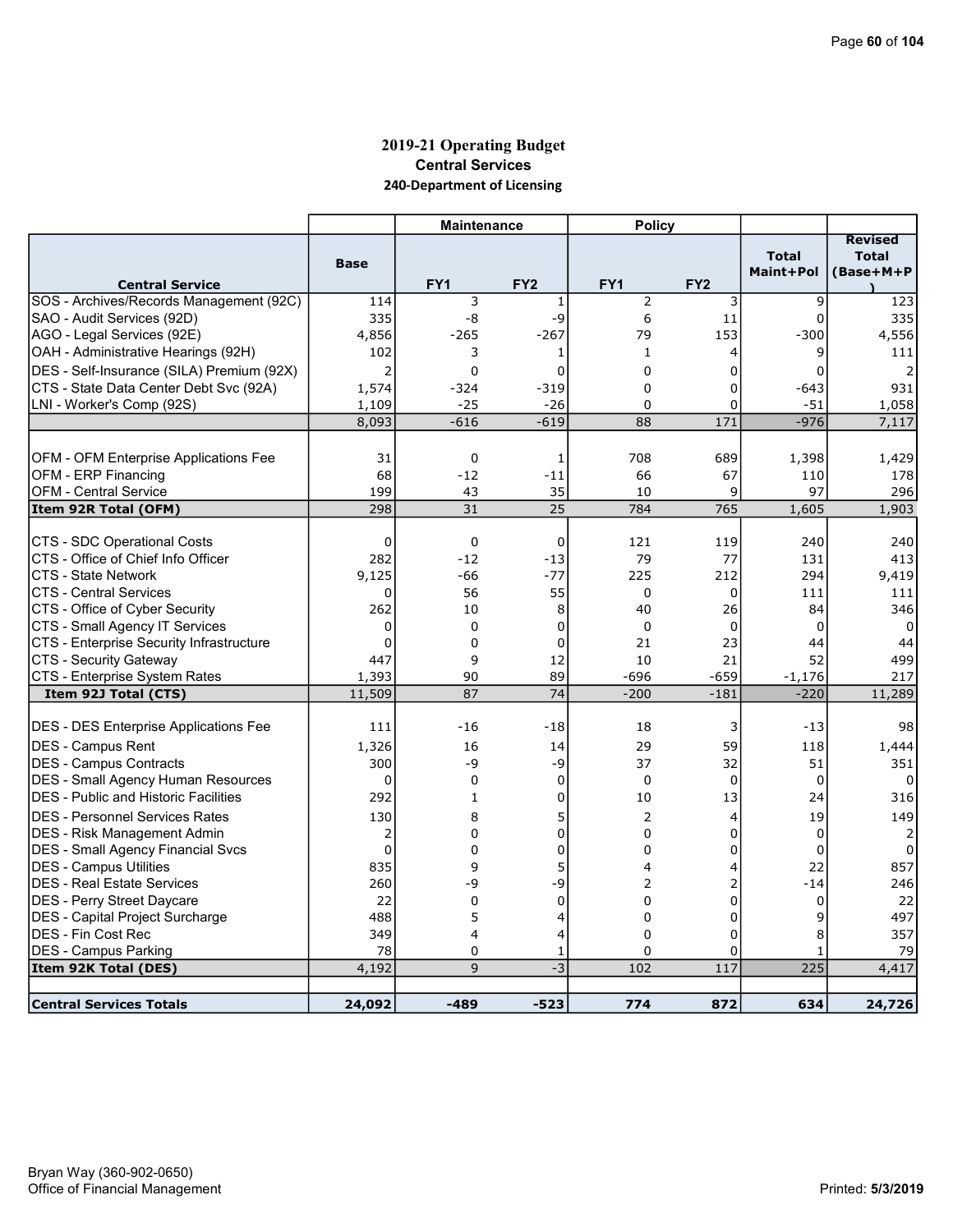# 2019-21 Operating Budget

## Central Services

### 240-Department of Licensing

| Central Service | Base | Maintenance FY1 | Maintenance FY2 | Policy FY1 | Policy FY2 | Total Maint+Pol | Revised Total (Base+M+P) |
|---|---|---|---|---|---|---|---|
| SOS - Archives/Records Management (92C) | 114 | 3 | 1 | 2 | 3 | 9 | 123 |
| SAO - Audit Services (92D) | 335 | -8 | -9 | 6 | 11 | 0 | 335 |
| AGO - Legal Services (92E) | 4,856 | -265 | -267 | 79 | 153 | -300 | 4,556 |
| OAH - Administrative Hearings (92H) | 102 | 3 | 1 | 1 | 4 | 9 | 111 |
| DES - Self-Insurance (SILA) Premium (92X) | 2 | 0 | 0 | 0 | 0 | 0 | 2 |
| CTS - State Data Center Debt Svc (92A) | 1,574 | -324 | -319 | 0 | 0 | -643 | 931 |
| LNI - Worker's Comp (92S) | 1,109 | -25 | -26 | 0 | 0 | -51 | 1,058 |
| | 8,093 | -616 | -619 | 88 | 171 | -976 | 7,117 |
| | | | | | | | |
| OFM - OFM Enterprise Applications Fee | 31 | 0 | 1 | 708 | 689 | 1,398 | 1,429 |
| OFM - ERP Financing | 68 | -12 | -11 | 66 | 67 | 110 | 178 |
| OFM - Central Service | 199 | 43 | 35 | 10 | 9 | 97 | 296 |
| **Item 92R Total (OFM)** | 298 | 31 | 25 | 784 | 765 | 1,605 | 1,903 |
| | | | | | | | |
| CTS - SDC Operational Costs | 0 | 0 | 0 | 121 | 119 | 240 | 240 |
| CTS - Office of Chief Info Officer | 282 | -12 | -13 | 79 | 77 | 131 | 413 |
| CTS - State Network | 9,125 | -66 | -77 | 225 | 212 | 294 | 9,419 |
| CTS - Central Services | 0 | 56 | 55 | 0 | 0 | 111 | 111 |
| CTS - Office of Cyber Security | 262 | 10 | 8 | 40 | 26 | 84 | 346 |
| CTS - Small Agency IT Services | 0 | 0 | 0 | 0 | 0 | 0 | 0 |
| CTS - Enterprise Security Infrastructure | 0 | 0 | 0 | 21 | 23 | 44 | 44 |
| CTS - Security Gateway | 447 | 9 | 12 | 10 | 21 | 52 | 499 |
| CTS - Enterprise System Rates | 1,393 | 90 | 89 | -696 | -659 | -1,176 | 217 |
| **Item 92J Total (CTS)** | 11,509 | 87 | 74 | -200 | -181 | -220 | 11,289 |
| | | | | | | | |
| DES - DES Enterprise Applications Fee | 111 | -16 | -18 | 18 | 3 | -13 | 98 |
| DES - Campus Rent | 1,326 | 16 | 14 | 29 | 59 | 118 | 1,444 |
| DES - Campus Contracts | 300 | -9 | -9 | 37 | 32 | 51 | 351 |
| DES - Small Agency Human Resources | 0 | 0 | 0 | 0 | 0 | 0 | 0 |
| DES - Public and Historic Facilities | 292 | 1 | 0 | 10 | 13 | 24 | 316 |
| DES - Personnel Services Rates | 130 | 8 | 5 | 2 | 4 | 19 | 149 |
| DES - Risk Management Admin | 2 | 0 | 0 | 0 | 0 | 0 | 2 |
| DES - Small Agency Financial Svcs | 0 | 0 | 0 | 0 | 0 | 0 | 0 |
| DES - Campus Utilities | 835 | 9 | 5 | 4 | 4 | 22 | 857 |
| DES - Real Estate Services | 260 | -9 | -9 | 2 | 2 | -14 | 246 |
| DES - Perry Street Daycare | 22 | 0 | 0 | 0 | 0 | 0 | 22 |
| DES - Capital Project Surcharge | 488 | 5 | 4 | 0 | 0 | 9 | 497 |
| DES - Fin Cost Rec | 349 | 4 | 4 | 0 | 0 | 8 | 357 |
| DES - Campus Parking | 78 | 0 | 1 | 0 | 0 | 1 | 79 |
| **Item 92K Total (DES)** | 4,192 | 9 | -3 | 102 | 117 | 225 | 4,417 |
| | | | | | | | |
| **Central Services Totals** | **24,092** | **-489** | **-523** | **774** | **872** | **634** | **24,726** |

Bryan Way (360-902-0650)
Office of Financial Management

Printed: 5/3/2019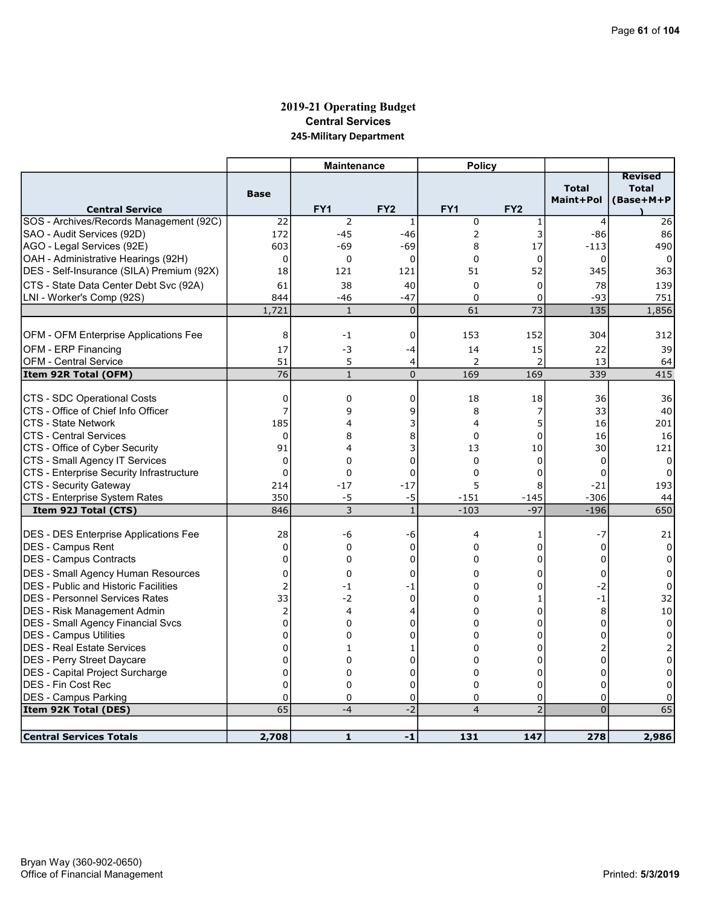# 2019-21 Operating Budget

## Central Services

### 245-Military Department

| Central Service | Base | Maintenance FY1 | Maintenance FY2 | Policy FY1 | Policy FY2 | Total Maint+Pol | Revised Total (Base+M+P) |
|---|---|---|---|---|---|---|---|
| SOS - Archives/Records Management (92C) | 22 | 2 | 1 | 0 | 1 | 4 | 26 |
| SAO - Audit Services (92D) | 172 | -45 | -46 | 2 | 3 | -86 | 86 |
| AGO - Legal Services (92E) | 603 | -69 | -69 | 8 | 17 | -113 | 490 |
| OAH - Administrative Hearings (92H) | 0 | 0 | 0 | 0 | 0 | 0 | 0 |
| DES - Self-Insurance (SILA) Premium (92X) | 18 | 121 | 121 | 51 | 52 | 345 | 363 |
| CTS - State Data Center Debt Svc (92A) | 61 | 38 | 40 | 0 | 0 | 78 | 139 |
| LNI - Worker's Comp (92S) | 844 | -46 | -47 | 0 | 0 | -93 | 751 |
| | 1,721 | 1 | 0 | 61 | 73 | 135 | 1,856 |
| | | | | | | | |
| OFM - OFM Enterprise Applications Fee | 8 | -1 | 0 | 153 | 152 | 304 | 312 |
| OFM - ERP Financing | 17 | -3 | -4 | 14 | 15 | 22 | 39 |
| OFM - Central Service | 51 | 5 | 4 | 2 | 2 | 13 | 64 |
| **Item 92R Total (OFM)** | 76 | 1 | 0 | 169 | 169 | 339 | 415 |
| | | | | | | | |
| CTS - SDC Operational Costs | 0 | 0 | 0 | 18 | 18 | 36 | 36 |
| CTS - Office of Chief Info Officer | 7 | 9 | 9 | 8 | 7 | 33 | 40 |
| CTS - State Network | 185 | 4 | 3 | 4 | 5 | 16 | 201 |
| CTS - Central Services | 0 | 8 | 8 | 0 | 0 | 16 | 16 |
| CTS - Office of Cyber Security | 91 | 4 | 3 | 13 | 10 | 30 | 121 |
| CTS - Small Agency IT Services | 0 | 0 | 0 | 0 | 0 | 0 | 0 |
| CTS - Enterprise Security Infrastructure | 0 | 0 | 0 | 0 | 0 | 0 | 0 |
| CTS - Security Gateway | 214 | -17 | -17 | 5 | 8 | -21 | 193 |
| CTS - Enterprise System Rates | 350 | -5 | -5 | -151 | -145 | -306 | 44 |
| **Item 92J Total (CTS)** | 846 | 3 | 1 | -103 | -97 | -196 | 650 |
| | | | | | | | |
| DES - DES Enterprise Applications Fee | 28 | -6 | -6 | 4 | 1 | -7 | 21 |
| DES - Campus Rent | 0 | 0 | 0 | 0 | 0 | 0 | 0 |
| DES - Campus Contracts | 0 | 0 | 0 | 0 | 0 | 0 | 0 |
| DES - Small Agency Human Resources | 0 | 0 | 0 | 0 | 0 | 0 | 0 |
| DES - Public and Historic Facilities | 2 | -1 | -1 | 0 | 0 | -2 | 0 |
| DES - Personnel Services Rates | 33 | -2 | 0 | 0 | 1 | -1 | 32 |
| DES - Risk Management Admin | 2 | 4 | 4 | 0 | 0 | 8 | 10 |
| DES - Small Agency Financial Svcs | 0 | 0 | 0 | 0 | 0 | 0 | 0 |
| DES - Campus Utilities | 0 | 0 | 0 | 0 | 0 | 0 | 0 |
| DES - Real Estate Services | 0 | 1 | 1 | 0 | 0 | 2 | 2 |
| DES - Perry Street Daycare | 0 | 0 | 0 | 0 | 0 | 0 | 0 |
| DES - Capital Project Surcharge | 0 | 0 | 0 | 0 | 0 | 0 | 0 |
| DES - Fin Cost Rec | 0 | 0 | 0 | 0 | 0 | 0 | 0 |
| DES - Campus Parking | 0 | 0 | 0 | 0 | 0 | 0 | 0 |
| **Item 92K Total (DES)** | 65 | -4 | -2 | 4 | 2 | 0 | 65 |
| | | | | | | | |
| **Central Services Totals** | **2,708** | **1** | **-1** | **131** | **147** | **278** | **2,986** |

Bryan Way (360-902-0650)
Office of Financial Management

Printed: 5/3/2019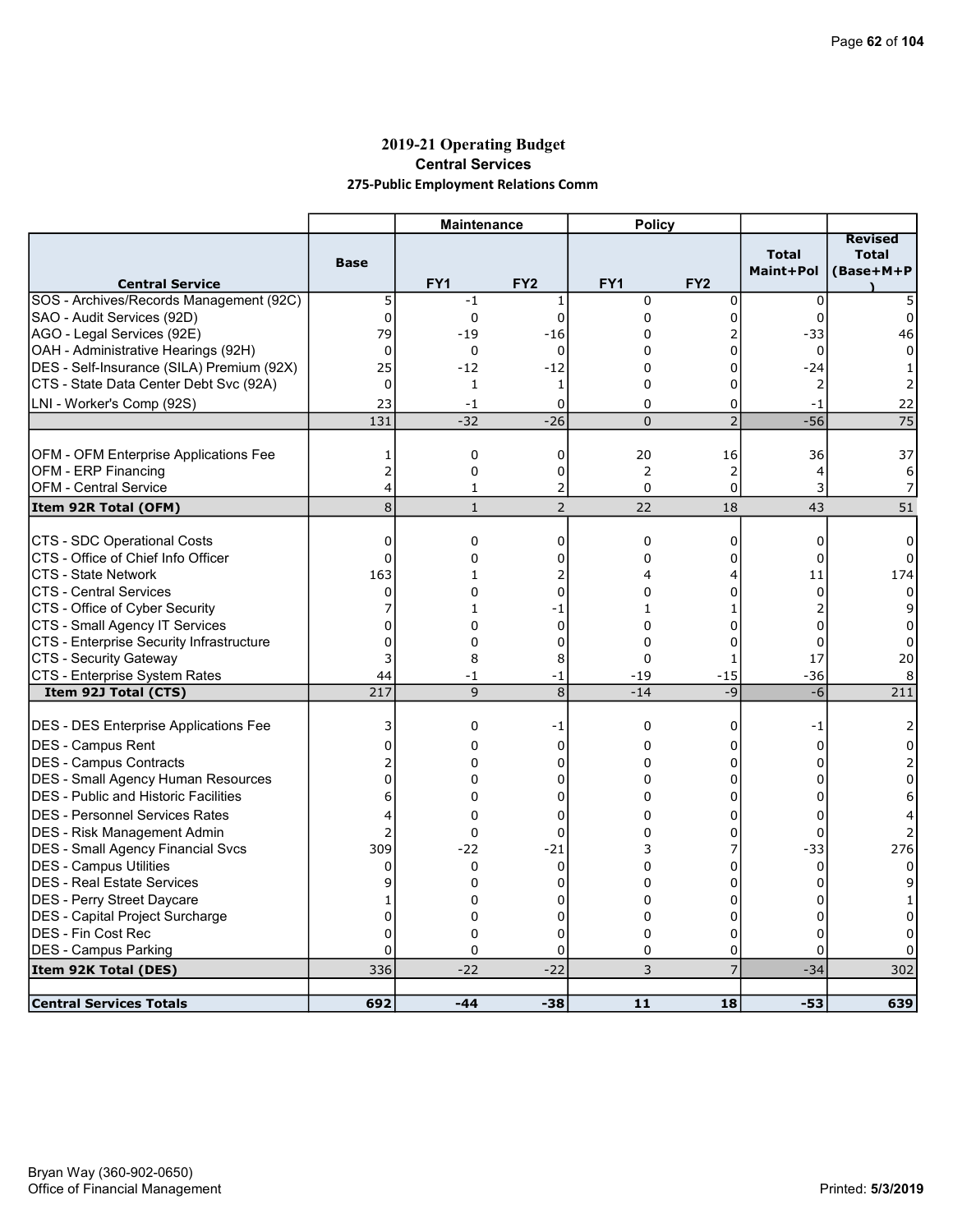# 2019-21 Operating Budget

## Central Services

### 275-Public Employment Relations Comm

| | | Maintenance | | Policy | | | |
|---|---|---|---|---|---|---|---|
| **Central Service** | **Base** | **FY1** | **FY2** | **FY1** | **FY2** | **Total Maint+Pol** | **Revised Total (Base+M+P)** |
| SOS - Archives/Records Management (92C) | 5 | -1 | 1 | 0 | 0 | 0 | 5 |
| SAO - Audit Services (92D) | 0 | 0 | 0 | 0 | 0 | 0 | 0 |
| AGO - Legal Services (92E) | 79 | -19 | -16 | 0 | 2 | -33 | 46 |
| OAH - Administrative Hearings (92H) | 0 | 0 | 0 | 0 | 0 | 0 | 0 |
| DES - Self-Insurance (SILA) Premium (92X) | 25 | -12 | -12 | 0 | 0 | -24 | 1 |
| CTS - State Data Center Debt Svc (92A) | 0 | 1 | 1 | 0 | 0 | 2 | 2 |
| LNI - Worker's Comp (92S) | 23 | -1 | 0 | 0 | 0 | -1 | 22 |
| | 131 | -32 | -26 | 0 | 2 | -56 | 75 |
| OFM - OFM Enterprise Applications Fee | 1 | 0 | 0 | 20 | 16 | 36 | 37 |
| OFM - ERP Financing | 2 | 0 | 0 | 2 | 2 | 4 | 6 |
| OFM - Central Service | 4 | 1 | 2 | 0 | 0 | 3 | 7 |
| **Item 92R Total (OFM)** | 8 | 1 | 2 | 22 | 18 | 43 | 51 |
| CTS - SDC Operational Costs | 0 | 0 | 0 | 0 | 0 | 0 | 0 |
| CTS - Office of Chief Info Officer | 0 | 0 | 0 | 0 | 0 | 0 | 0 |
| CTS - State Network | 163 | 1 | 2 | 4 | 4 | 11 | 174 |
| CTS - Central Services | 0 | 0 | 0 | 0 | 0 | 0 | 0 |
| CTS - Office of Cyber Security | 7 | 1 | -1 | 1 | 1 | 2 | 9 |
| CTS - Small Agency IT Services | 0 | 0 | 0 | 0 | 0 | 0 | 0 |
| CTS - Enterprise Security Infrastructure | 0 | 0 | 0 | 0 | 0 | 0 | 0 |
| CTS - Security Gateway | 3 | 8 | 8 | 0 | 1 | 17 | 20 |
| CTS - Enterprise System Rates | 44 | -1 | -1 | -19 | -15 | -36 | 8 |
| **Item 92J Total (CTS)** | 217 | 9 | 8 | -14 | -9 | -6 | 211 |
| DES - DES Enterprise Applications Fee | 3 | 0 | -1 | 0 | 0 | -1 | 2 |
| DES - Campus Rent | 0 | 0 | 0 | 0 | 0 | 0 | 0 |
| DES - Campus Contracts | 2 | 0 | 0 | 0 | 0 | 0 | 2 |
| DES - Small Agency Human Resources | 0 | 0 | 0 | 0 | 0 | 0 | 0 |
| DES - Public and Historic Facilities | 6 | 0 | 0 | 0 | 0 | 0 | 6 |
| DES - Personnel Services Rates | 4 | 0 | 0 | 0 | 0 | 0 | 4 |
| DES - Risk Management Admin | 2 | 0 | 0 | 0 | 0 | 0 | 2 |
| DES - Small Agency Financial Svcs | 309 | -22 | -21 | 3 | 7 | -33 | 276 |
| DES - Campus Utilities | 0 | 0 | 0 | 0 | 0 | 0 | 0 |
| DES - Real Estate Services | 9 | 0 | 0 | 0 | 0 | 0 | 9 |
| DES - Perry Street Daycare | 1 | 0 | 0 | 0 | 0 | 0 | 1 |
| DES - Capital Project Surcharge | 0 | 0 | 0 | 0 | 0 | 0 | 0 |
| DES - Fin Cost Rec | 0 | 0 | 0 | 0 | 0 | 0 | 0 |
| DES - Campus Parking | 0 | 0 | 0 | 0 | 0 | 0 | 0 |
| **Item 92K Total (DES)** | 336 | -22 | -22 | 3 | 7 | -34 | 302 |
| **Central Services Totals** | **692** | **-44** | **-38** | **11** | **18** | **-53** | **639** |

Bryan Way (360-902-0650)
Office of Financial Management

Printed: 5/3/2019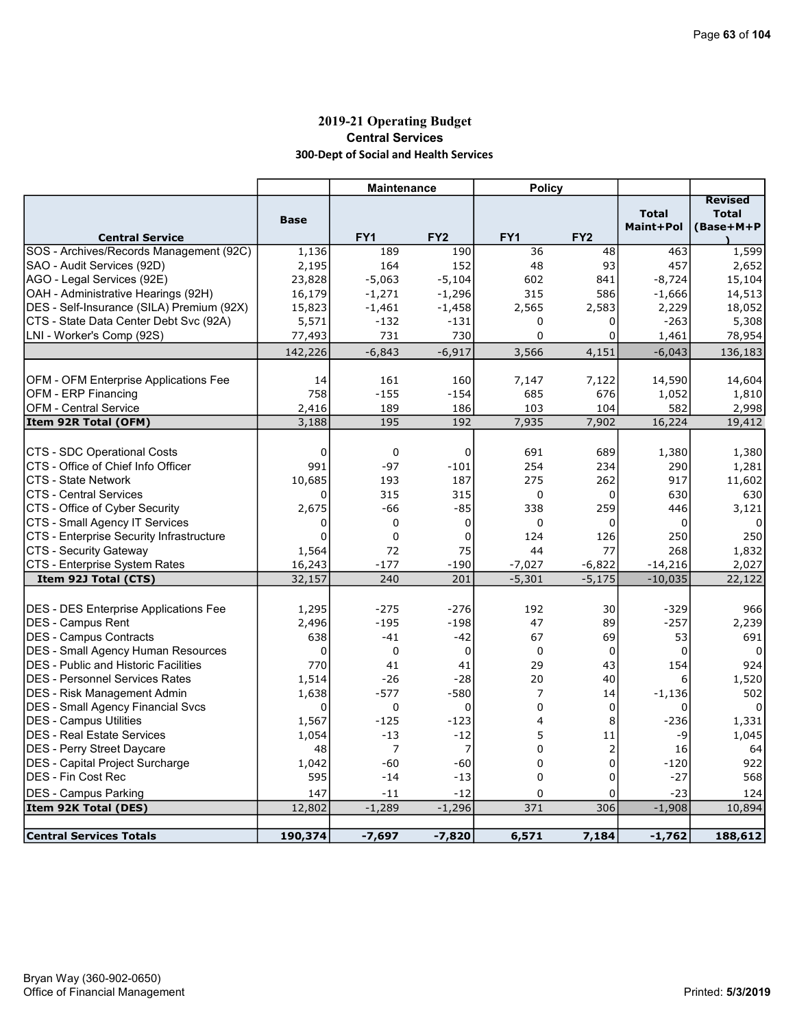# 2019-21 Operating Budget

## Central Services

### 300-Dept of Social and Health Services

| Central Service | Base | Maintenance FY1 | Maintenance FY2 | Policy FY1 | Policy FY2 | Total Maint+Pol | Revised Total (Base+M+P) |
|---|---|---|---|---|---|---|---|
| SOS - Archives/Records Management (92C) | 1,136 | 189 | 190 | 36 | 48 | 463 | 1,599 |
| SAO - Audit Services (92D) | 2,195 | 164 | 152 | 48 | 93 | 457 | 2,652 |
| AGO - Legal Services (92E) | 23,828 | -5,063 | -5,104 | 602 | 841 | -8,724 | 15,104 |
| OAH - Administrative Hearings (92H) | 16,179 | -1,271 | -1,296 | 315 | 586 | -1,666 | 14,513 |
| DES - Self-Insurance (SILA) Premium (92X) | 15,823 | -1,461 | -1,458 | 2,565 | 2,583 | 2,229 | 18,052 |
| CTS - State Data Center Debt Svc (92A) | 5,571 | -132 | -131 | 0 | 0 | -263 | 5,308 |
| LNI - Worker's Comp (92S) | 77,493 | 731 | 730 | 0 | 0 | 1,461 | 78,954 |
| | 142,226 | -6,843 | -6,917 | 3,566 | 4,151 | -6,043 | 136,183 |
| OFM - OFM Enterprise Applications Fee | 14 | 161 | 160 | 7,147 | 7,122 | 14,590 | 14,604 |
| OFM - ERP Financing | 758 | -155 | -154 | 685 | 676 | 1,052 | 1,810 |
| OFM - Central Service | 2,416 | 189 | 186 | 103 | 104 | 582 | 2,998 |
| **Item 92R Total (OFM)** | 3,188 | 195 | 192 | 7,935 | 7,902 | 16,224 | 19,412 |
| CTS - SDC Operational Costs | 0 | 0 | 0 | 691 | 689 | 1,380 | 1,380 |
| CTS - Office of Chief Info Officer | 991 | -97 | -101 | 254 | 234 | 290 | 1,281 |
| CTS - State Network | 10,685 | 193 | 187 | 275 | 262 | 917 | 11,602 |
| CTS - Central Services | 0 | 315 | 315 | 0 | 0 | 630 | 630 |
| CTS - Office of Cyber Security | 2,675 | -66 | -85 | 338 | 259 | 446 | 3,121 |
| CTS - Small Agency IT Services | 0 | 0 | 0 | 0 | 0 | 0 | 0 |
| CTS - Enterprise Security Infrastructure | 0 | 0 | 0 | 124 | 126 | 250 | 250 |
| CTS - Security Gateway | 1,564 | 72 | 75 | 44 | 77 | 268 | 1,832 |
| CTS - Enterprise System Rates | 16,243 | -177 | -190 | -7,027 | -6,822 | -14,216 | 2,027 |
| **Item 92J Total (CTS)** | 32,157 | 240 | 201 | -5,301 | -5,175 | -10,035 | 22,122 |
| DES - DES Enterprise Applications Fee | 1,295 | -275 | -276 | 192 | 30 | -329 | 966 |
| DES - Campus Rent | 2,496 | -195 | -198 | 47 | 89 | -257 | 2,239 |
| DES - Campus Contracts | 638 | -41 | -42 | 67 | 69 | 53 | 691 |
| DES - Small Agency Human Resources | 0 | 0 | 0 | 0 | 0 | 0 | 0 |
| DES - Public and Historic Facilities | 770 | 41 | 41 | 29 | 43 | 154 | 924 |
| DES - Personnel Services Rates | 1,514 | -26 | -28 | 20 | 40 | 6 | 1,520 |
| DES - Risk Management Admin | 1,638 | -577 | -580 | 7 | 14 | -1,136 | 502 |
| DES - Small Agency Financial Svcs | 0 | 0 | 0 | 0 | 0 | 0 | 0 |
| DES - Campus Utilities | 1,567 | -125 | -123 | 4 | 8 | -236 | 1,331 |
| DES - Real Estate Services | 1,054 | -13 | -12 | 5 | 11 | -9 | 1,045 |
| DES - Perry Street Daycare | 48 | 7 | 7 | 0 | 2 | 16 | 64 |
| DES - Capital Project Surcharge | 1,042 | -60 | -60 | 0 | 0 | -120 | 922 |
| DES - Fin Cost Rec | 595 | -14 | -13 | 0 | 0 | -27 | 568 |
| DES - Campus Parking | 147 | -11 | -12 | 0 | 0 | -23 | 124 |
| **Item 92K Total (DES)** | 12,802 | -1,289 | -1,296 | 371 | 306 | -1,908 | 10,894 |
| **Central Services Totals** | **190,374** | **-7,697** | **-7,820** | **6,571** | **7,184** | **-1,762** | **188,612** |

Bryan Way (360-902-0650)
Office of Financial Management

Printed: 5/3/2019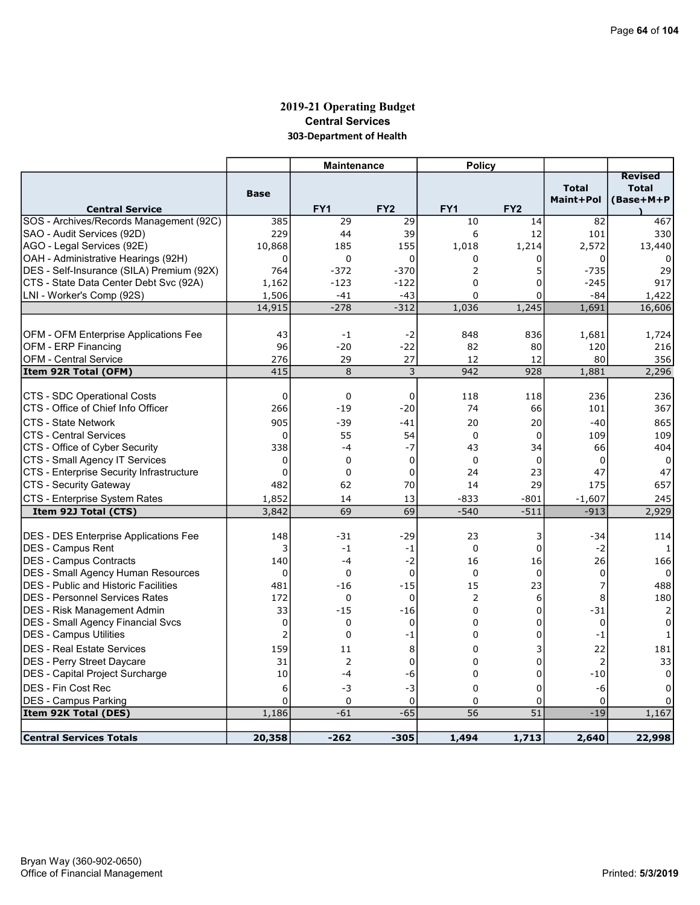# 2019-21 Operating Budget
## Central Services
### 303-Department of Health

| Central Service | Base | Maintenance FY1 | Maintenance FY2 | Policy FY1 | Policy FY2 | Total Maint+Pol | Revised Total (Base+M+P) |
|---|---|---|---|---|---|---|---|
| SOS - Archives/Records Management (92C) | 385 | 29 | 29 | 10 | 14 | 82 | 467 |
| SAO - Audit Services (92D) | 229 | 44 | 39 | 6 | 12 | 101 | 330 |
| AGO - Legal Services (92E) | 10,868 | 185 | 155 | 1,018 | 1,214 | 2,572 | 13,440 |
| OAH - Administrative Hearings (92H) | 0 | 0 | 0 | 0 | 0 | 0 | 0 |
| DES - Self-Insurance (SILA) Premium (92X) | 764 | -372 | -370 | 2 | 5 | -735 | 29 |
| CTS - State Data Center Debt Svc (92A) | 1,162 | -123 | -122 | 0 | 0 | -245 | 917 |
| LNI - Worker's Comp (92S) | 1,506 | -41 | -43 | 0 | 0 | -84 | 1,422 |
| | 14,915 | -278 | -312 | 1,036 | 1,245 | 1,691 | 16,606 |
| | | | | | | | |
| OFM - OFM Enterprise Applications Fee | 43 | -1 | -2 | 848 | 836 | 1,681 | 1,724 |
| OFM - ERP Financing | 96 | -20 | -22 | 82 | 80 | 120 | 216 |
| OFM - Central Service | 276 | 29 | 27 | 12 | 12 | 80 | 356 |
| **Item 92R Total (OFM)** | 415 | 8 | 3 | 942 | 928 | 1,881 | 2,296 |
| | | | | | | | |
| CTS - SDC Operational Costs | 0 | 0 | 0 | 118 | 118 | 236 | 236 |
| CTS - Office of Chief Info Officer | 266 | -19 | -20 | 74 | 66 | 101 | 367 |
| CTS - State Network | 905 | -39 | -41 | 20 | 20 | -40 | 865 |
| CTS - Central Services | 0 | 55 | 54 | 0 | 0 | 109 | 109 |
| CTS - Office of Cyber Security | 338 | -4 | -7 | 43 | 34 | 66 | 404 |
| CTS - Small Agency IT Services | 0 | 0 | 0 | 0 | 0 | 0 | 0 |
| CTS - Enterprise Security Infrastructure | 0 | 0 | 0 | 24 | 23 | 47 | 47 |
| CTS - Security Gateway | 482 | 62 | 70 | 14 | 29 | 175 | 657 |
| CTS - Enterprise System Rates | 1,852 | 14 | 13 | -833 | -801 | -1,607 | 245 |
| **Item 92J Total (CTS)** | 3,842 | 69 | 69 | -540 | -511 | -913 | 2,929 |
| | | | | | | | |
| DES - DES Enterprise Applications Fee | 148 | -31 | -29 | 23 | 3 | -34 | 114 |
| DES - Campus Rent | 3 | -1 | -1 | 0 | 0 | -2 | 1 |
| DES - Campus Contracts | 140 | -4 | -2 | 16 | 16 | 26 | 166 |
| DES - Small Agency Human Resources | 0 | 0 | 0 | 0 | 0 | 0 | 0 |
| DES - Public and Historic Facilities | 481 | -16 | -15 | 15 | 23 | 7 | 488 |
| DES - Personnel Services Rates | 172 | 0 | 0 | 2 | 6 | 8 | 180 |
| DES - Risk Management Admin | 33 | -15 | -16 | 0 | 0 | -31 | 2 |
| DES - Small Agency Financial Svcs | 0 | 0 | 0 | 0 | 0 | 0 | 0 |
| DES - Campus Utilities | 2 | 0 | -1 | 0 | 0 | -1 | 1 |
| DES - Real Estate Services | 159 | 11 | 8 | 0 | 3 | 22 | 181 |
| DES - Perry Street Daycare | 31 | 2 | 0 | 0 | 0 | 2 | 33 |
| DES - Capital Project Surcharge | 10 | -4 | -6 | 0 | 0 | -10 | 0 |
| DES - Fin Cost Rec | 6 | -3 | -3 | 0 | 0 | -6 | 0 |
| DES - Campus Parking | 0 | 0 | 0 | 0 | 0 | 0 | 0 |
| **Item 92K Total (DES)** | 1,186 | -61 | -65 | 56 | 51 | -19 | 1,167 |
| | | | | | | | |
| **Central Services Totals** | **20,358** | **-262** | **-305** | **1,494** | **1,713** | **2,640** | **22,998** |

Bryan Way (360-902-0650)
Office of Financial Management

Printed: 5/3/2019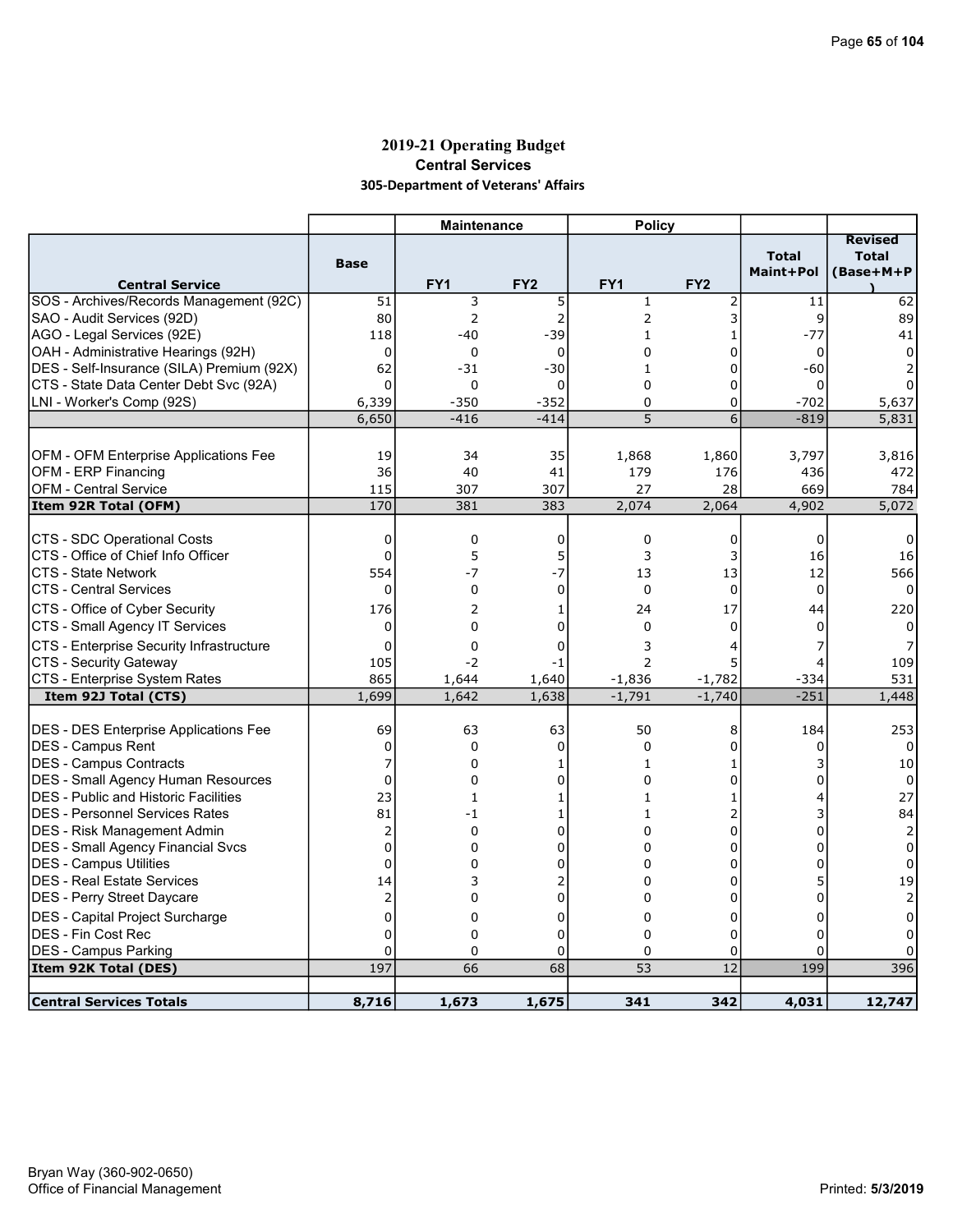## 2019-21 Operating Budget
### Central Services
#### 305-Department of Veterans' Affairs

| Central Service | Base | Maintenance FY1 | Maintenance FY2 | Policy FY1 | Policy FY2 | Total Maint+Pol | Revised Total (Base+M+P) |
|---|---|---|---|---|---|---|---|
| SOS - Archives/Records Management (92C) | 51 | 3 | 5 | 1 | 2 | 11 | 62 |
| SAO - Audit Services (92D) | 80 | 2 | 2 | 2 | 3 | 9 | 89 |
| AGO - Legal Services (92E) | 118 | -40 | -39 | 1 | 1 | -77 | 41 |
| OAH - Administrative Hearings (92H) | 0 | 0 | 0 | 0 | 0 | 0 | 0 |
| DES - Self-Insurance (SILA) Premium (92X) | 62 | -31 | -30 | 1 | 0 | -60 | 2 |
| CTS - State Data Center Debt Svc (92A) | 0 | 0 | 0 | 0 | 0 | 0 | 0 |
| LNI - Worker's Comp (92S) | 6,339 | -350 | -352 | 0 | 0 | -702 | 5,637 |
| | 6,650 | -416 | -414 | 5 | 6 | -819 | 5,831 |
| | | | | | | | |
| OFM - OFM Enterprise Applications Fee | 19 | 34 | 35 | 1,868 | 1,860 | 3,797 | 3,816 |
| OFM - ERP Financing | 36 | 40 | 41 | 179 | 176 | 436 | 472 |
| OFM - Central Service | 115 | 307 | 307 | 27 | 28 | 669 | 784 |
| **Item 92R Total (OFM)** | 170 | 381 | 383 | 2,074 | 2,064 | 4,902 | 5,072 |
| | | | | | | | |
| CTS - SDC Operational Costs | 0 | 0 | 0 | 0 | 0 | 0 | 0 |
| CTS - Office of Chief Info Officer | 0 | 5 | 5 | 3 | 3 | 16 | 16 |
| CTS - State Network | 554 | -7 | -7 | 13 | 13 | 12 | 566 |
| CTS - Central Services | 0 | 0 | 0 | 0 | 0 | 0 | 0 |
| CTS - Office of Cyber Security | 176 | 2 | 1 | 24 | 17 | 44 | 220 |
| CTS - Small Agency IT Services | 0 | 0 | 0 | 0 | 0 | 0 | 0 |
| CTS - Enterprise Security Infrastructure | 0 | 0 | 0 | 3 | 4 | 7 | 7 |
| CTS - Security Gateway | 105 | -2 | -1 | 2 | 5 | 4 | 109 |
| CTS - Enterprise System Rates | 865 | 1,644 | 1,640 | -1,836 | -1,782 | -334 | 531 |
| **Item 92J Total (CTS)** | 1,699 | 1,642 | 1,638 | -1,791 | -1,740 | -251 | 1,448 |
| | | | | | | | |
| DES - DES Enterprise Applications Fee | 69 | 63 | 63 | 50 | 8 | 184 | 253 |
| DES - Campus Rent | 0 | 0 | 0 | 0 | 0 | 0 | 0 |
| DES - Campus Contracts | 7 | 0 | 1 | 1 | 1 | 3 | 10 |
| DES - Small Agency Human Resources | 0 | 0 | 0 | 0 | 0 | 0 | 0 |
| DES - Public and Historic Facilities | 23 | 1 | 1 | 1 | 1 | 4 | 27 |
| DES - Personnel Services Rates | 81 | -1 | 1 | 1 | 2 | 3 | 84 |
| DES - Risk Management Admin | 2 | 0 | 0 | 0 | 0 | 0 | 2 |
| DES - Small Agency Financial Svcs | 0 | 0 | 0 | 0 | 0 | 0 | 0 |
| DES - Campus Utilities | 0 | 0 | 0 | 0 | 0 | 0 | 0 |
| DES - Real Estate Services | 14 | 3 | 2 | 0 | 0 | 5 | 19 |
| DES - Perry Street Daycare | 2 | 0 | 0 | 0 | 0 | 0 | 2 |
| DES - Capital Project Surcharge | 0 | 0 | 0 | 0 | 0 | 0 | 0 |
| DES - Fin Cost Rec | 0 | 0 | 0 | 0 | 0 | 0 | 0 |
| DES - Campus Parking | 0 | 0 | 0 | 0 | 0 | 0 | 0 |
| **Item 92K Total (DES)** | 197 | 66 | 68 | 53 | 12 | 199 | 396 |
| | | | | | | | |
| **Central Services Totals** | **8,716** | **1,673** | **1,675** | **341** | **342** | **4,031** | **12,747** |

Bryan Way (360-902-0650)
Office of Financial Management

Printed: 5/3/2019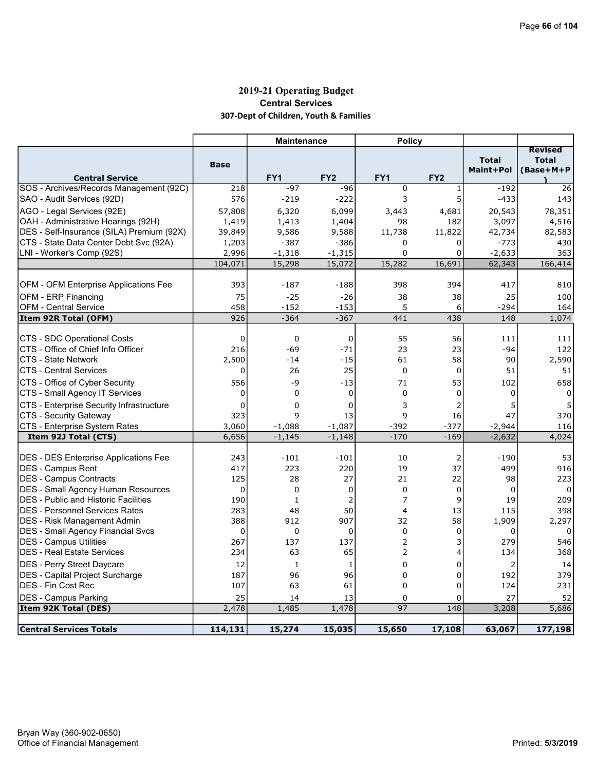# 2019-21 Operating Budget

## Central Services

### 307-Dept of Children, Youth & Families

| Central Service | Base | Maintenance FY1 | Maintenance FY2 | Policy FY1 | Policy FY2 | Total Maint+Pol | Revised Total (Base+M+P) |
|---|---|---|---|---|---|---|---|
| SOS - Archives/Records Management (92C) | 218 | -97 | -96 | 0 | 1 | -192 | 26 |
| SAO - Audit Services (92D) | 576 | -219 | -222 | 3 | 5 | -433 | 143 |
| AGO - Legal Services (92E) | 57,808 | 6,320 | 6,099 | 3,443 | 4,681 | 20,543 | 78,351 |
| OAH - Administrative Hearings (92H) | 1,419 | 1,413 | 1,404 | 98 | 182 | 3,097 | 4,516 |
| DES - Self-Insurance (SILA) Premium (92X) | 39,849 | 9,586 | 9,588 | 11,738 | 11,822 | 42,734 | 82,583 |
| CTS - State Data Center Debt Svc (92A) | 1,203 | -387 | -386 | 0 | 0 | -773 | 430 |
| LNI - Worker's Comp (92S) | 2,996 | -1,318 | -1,315 | 0 | 0 | -2,633 | 363 |
| | 104,071 | 15,298 | 15,072 | 15,282 | 16,691 | 62,343 | 166,414 |
| | | | | | | | |
| OFM - OFM Enterprise Applications Fee | 393 | -187 | -188 | 398 | 394 | 417 | 810 |
| OFM - ERP Financing | 75 | -25 | -26 | 38 | 38 | 25 | 100 |
| OFM - Central Service | 458 | -152 | -153 | 5 | 6 | -294 | 164 |
| **Item 92R Total (OFM)** | 926 | -364 | -367 | 441 | 438 | 148 | 1,074 |
| | | | | | | | |
| CTS - SDC Operational Costs | 0 | 0 | 0 | 55 | 56 | 111 | 111 |
| CTS - Office of Chief Info Officer | 216 | -69 | -71 | 23 | 23 | -94 | 122 |
| CTS - State Network | 2,500 | -14 | -15 | 61 | 58 | 90 | 2,590 |
| CTS - Central Services | 0 | 26 | 25 | 0 | 0 | 51 | 51 |
| CTS - Office of Cyber Security | 556 | -9 | -13 | 71 | 53 | 102 | 658 |
| CTS - Small Agency IT Services | 0 | 0 | 0 | 0 | 0 | 0 | 0 |
| CTS - Enterprise Security Infrastructure | 0 | 0 | 0 | 3 | 2 | 5 | 5 |
| CTS - Security Gateway | 323 | 9 | 13 | 9 | 16 | 47 | 370 |
| CTS - Enterprise System Rates | 3,060 | -1,088 | -1,087 | -392 | -377 | -2,944 | 116 |
| **Item 92J Total (CTS)** | 6,656 | -1,145 | -1,148 | -170 | -169 | -2,632 | 4,024 |
| | | | | | | | |
| DES - DES Enterprise Applications Fee | 243 | -101 | -101 | 10 | 2 | -190 | 53 |
| DES - Campus Rent | 417 | 223 | 220 | 19 | 37 | 499 | 916 |
| DES - Campus Contracts | 125 | 28 | 27 | 21 | 22 | 98 | 223 |
| DES - Small Agency Human Resources | 0 | 0 | 0 | 0 | 0 | 0 | 0 |
| DES - Public and Historic Facilities | 190 | 1 | 2 | 7 | 9 | 19 | 209 |
| DES - Personnel Services Rates | 283 | 48 | 50 | 4 | 13 | 115 | 398 |
| DES - Risk Management Admin | 388 | 912 | 907 | 32 | 58 | 1,909 | 2,297 |
| DES - Small Agency Financial Svcs | 0 | 0 | 0 | 0 | 0 | 0 | 0 |
| DES - Campus Utilities | 267 | 137 | 137 | 2 | 3 | 279 | 546 |
| DES - Real Estate Services | 234 | 63 | 65 | 2 | 4 | 134 | 368 |
| DES - Perry Street Daycare | 12 | 1 | 1 | 0 | 0 | 2 | 14 |
| DES - Capital Project Surcharge | 187 | 96 | 96 | 0 | 0 | 192 | 379 |
| DES - Fin Cost Rec | 107 | 63 | 61 | 0 | 0 | 124 | 231 |
| DES - Campus Parking | 25 | 14 | 13 | 0 | 0 | 27 | 52 |
| **Item 92K Total (DES)** | 2,478 | 1,485 | 1,478 | 97 | 148 | 3,208 | 5,686 |
| | | | | | | | |
| **Central Services Totals** | **114,131** | **15,274** | **15,035** | **15,650** | **17,108** | **63,067** | **177,198** |

Bryan Way (360-902-0650)
Office of Financial Management

Printed: 5/3/2019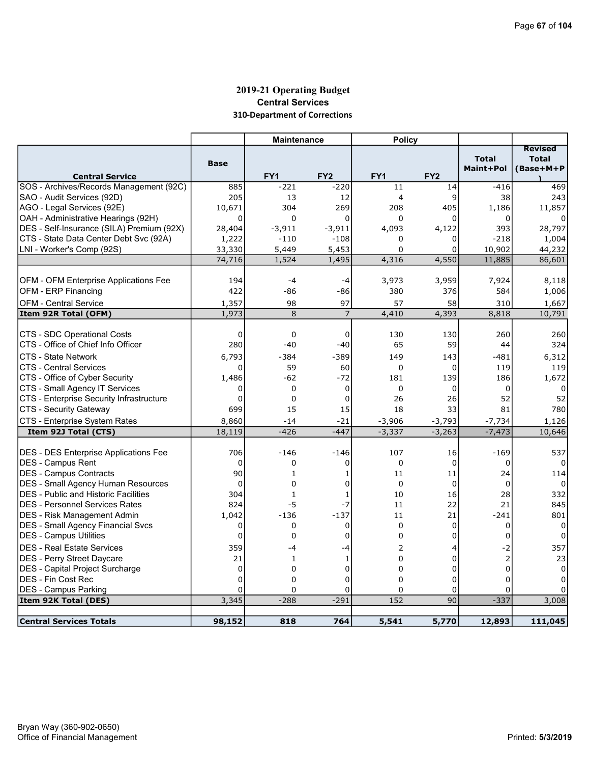# 2019-21 Operating Budget

## Central Services

### 310-Department of Corrections

| Central Service | Base | Maintenance | | Policy | | Total Maint+Pol | Revised Total (Base+M+P) |
|---|---|---|---|---|---|---|---|
| | | FY1 | FY2 | FY1 | FY2 | | |
| SOS - Archives/Records Management (92C) | 885 | -221 | -220 | 11 | 14 | -416 | 469 |
| SAO - Audit Services (92D) | 205 | 13 | 12 | 4 | 9 | 38 | 243 |
| AGO - Legal Services (92E) | 10,671 | 304 | 269 | 208 | 405 | 1,186 | 11,857 |
| OAH - Administrative Hearings (92H) | 0 | 0 | 0 | 0 | 0 | 0 | 0 |
| DES - Self-Insurance (SILA) Premium (92X) | 28,404 | -3,911 | -3,911 | 4,093 | 4,122 | 393 | 28,797 |
| CTS - State Data Center Debt Svc (92A) | 1,222 | -110 | -108 | 0 | 0 | -218 | 1,004 |
| LNI - Worker's Comp (92S) | 33,330 | 5,449 | 5,453 | 0 | 0 | 10,902 | 44,232 |
| | 74,716 | 1,524 | 1,495 | 4,316 | 4,550 | 11,885 | 86,601 |
| OFM - OFM Enterprise Applications Fee | 194 | -4 | -4 | 3,973 | 3,959 | 7,924 | 8,118 |
| OFM - ERP Financing | 422 | -86 | -86 | 380 | 376 | 584 | 1,006 |
| OFM - Central Service | 1,357 | 98 | 97 | 57 | 58 | 310 | 1,667 |
| **Item 92R Total (OFM)** | 1,973 | 8 | 7 | 4,410 | 4,393 | 8,818 | 10,791 |
| CTS - SDC Operational Costs | 0 | 0 | 0 | 130 | 130 | 260 | 260 |
| CTS - Office of Chief Info Officer | 280 | -40 | -40 | 65 | 59 | 44 | 324 |
| CTS - State Network | 6,793 | -384 | -389 | 149 | 143 | -481 | 6,312 |
| CTS - Central Services | 0 | 59 | 60 | 0 | 0 | 119 | 119 |
| CTS - Office of Cyber Security | 1,486 | -62 | -72 | 181 | 139 | 186 | 1,672 |
| CTS - Small Agency IT Services | 0 | 0 | 0 | 0 | 0 | 0 | 0 |
| CTS - Enterprise Security Infrastructure | 0 | 0 | 0 | 26 | 26 | 52 | 52 |
| CTS - Security Gateway | 699 | 15 | 15 | 18 | 33 | 81 | 780 |
| CTS - Enterprise System Rates | 8,860 | -14 | -21 | -3,906 | -3,793 | -7,734 | 1,126 |
| **Item 92J Total (CTS)** | 18,119 | -426 | -447 | -3,337 | -3,263 | -7,473 | 10,646 |
| DES - DES Enterprise Applications Fee | 706 | -146 | -146 | 107 | 16 | -169 | 537 |
| DES - Campus Rent | 0 | 0 | 0 | 0 | 0 | 0 | 0 |
| DES - Campus Contracts | 90 | 1 | 1 | 11 | 11 | 24 | 114 |
| DES - Small Agency Human Resources | 0 | 0 | 0 | 0 | 0 | 0 | 0 |
| DES - Public and Historic Facilities | 304 | 1 | 1 | 10 | 16 | 28 | 332 |
| DES - Personnel Services Rates | 824 | -5 | -7 | 11 | 22 | 21 | 845 |
| DES - Risk Management Admin | 1,042 | -136 | -137 | 11 | 21 | -241 | 801 |
| DES - Small Agency Financial Svcs | 0 | 0 | 0 | 0 | 0 | 0 | 0 |
| DES - Campus Utilities | 0 | 0 | 0 | 0 | 0 | 0 | 0 |
| DES - Real Estate Services | 359 | -4 | -4 | 2 | 4 | -2 | 357 |
| DES - Perry Street Daycare | 21 | 1 | 1 | 0 | 0 | 2 | 23 |
| DES - Capital Project Surcharge | 0 | 0 | 0 | 0 | 0 | 0 | 0 |
| DES - Fin Cost Rec | 0 | 0 | 0 | 0 | 0 | 0 | 0 |
| DES - Campus Parking | 0 | 0 | 0 | 0 | 0 | 0 | 0 |
| **Item 92K Total (DES)** | 3,345 | -288 | -291 | 152 | 90 | -337 | 3,008 |
| **Central Services Totals** | **98,152** | **818** | **764** | **5,541** | **5,770** | **12,893** | **111,045** |

Bryan Way (360-902-0650)
Office of Financial Management

Printed: **5/3/2019**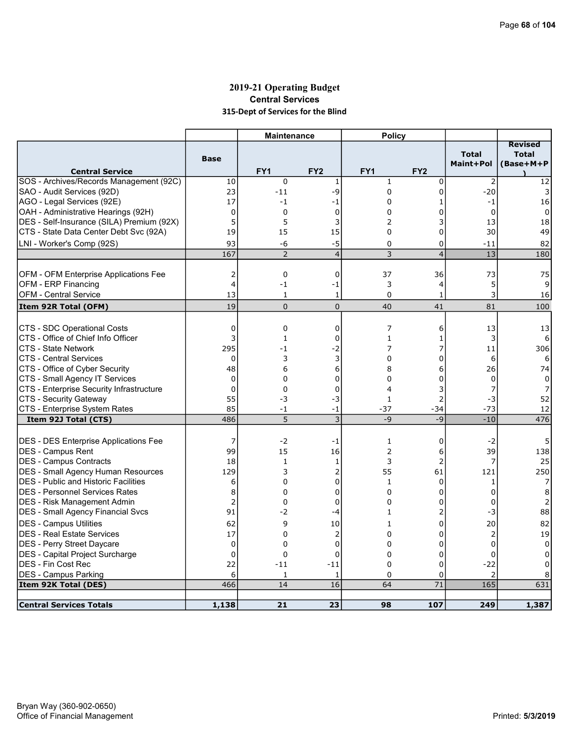## 2019-21 Operating Budget

### Central Services

### 315-Dept of Services for the Blind

| | | Maintenance | | Policy | | | |
|---|---|---|---|---|---|---|---|
| **Central Service** | **Base** | **FY1** | **FY2** | **FY1** | **FY2** | **Total Maint+Pol** | **Revised Total (Base+M+P)** |
| SOS - Archives/Records Management (92C) | 10 | 0 | 1 | 1 | 0 | 2 | 12 |
| SAO - Audit Services (92D) | 23 | -11 | -9 | 0 | 0 | -20 | 3 |
| AGO - Legal Services (92E) | 17 | -1 | -1 | 0 | 1 | -1 | 16 |
| OAH - Administrative Hearings (92H) | 0 | 0 | 0 | 0 | 0 | 0 | 0 |
| DES - Self-Insurance (SILA) Premium (92X) | 5 | 5 | 3 | 2 | 3 | 13 | 18 |
| CTS - State Data Center Debt Svc (92A) | 19 | 15 | 15 | 0 | 0 | 30 | 49 |
| LNI - Worker's Comp (92S) | 93 | -6 | -5 | 0 | 0 | -11 | 82 |
| | 167 | 2 | 4 | 3 | 4 | 13 | 180 |
| | | | | | | | |
| OFM - OFM Enterprise Applications Fee | 2 | 0 | 0 | 37 | 36 | 73 | 75 |
| OFM - ERP Financing | 4 | -1 | -1 | 3 | 4 | 5 | 9 |
| OFM - Central Service | 13 | 1 | 1 | 0 | 1 | 3 | 16 |
| **Item 92R Total (OFM)** | 19 | 0 | 0 | 40 | 41 | 81 | 100 |
| | | | | | | | |
| CTS - SDC Operational Costs | 0 | 0 | 0 | 7 | 6 | 13 | 13 |
| CTS - Office of Chief Info Officer | 3 | 1 | 0 | 1 | 1 | 3 | 6 |
| CTS - State Network | 295 | -1 | -2 | 7 | 7 | 11 | 306 |
| CTS - Central Services | 0 | 3 | 3 | 0 | 0 | 6 | 6 |
| CTS - Office of Cyber Security | 48 | 6 | 6 | 8 | 6 | 26 | 74 |
| CTS - Small Agency IT Services | 0 | 0 | 0 | 0 | 0 | 0 | 0 |
| CTS - Enterprise Security Infrastructure | 0 | 0 | 0 | 4 | 3 | 7 | 7 |
| CTS - Security Gateway | 55 | -3 | -3 | 1 | 2 | -3 | 52 |
| CTS - Enterprise System Rates | 85 | -1 | -1 | -37 | -34 | -73 | 12 |
| **Item 92J Total (CTS)** | 486 | 5 | 3 | -9 | -9 | -10 | 476 |
| | | | | | | | |
| DES - DES Enterprise Applications Fee | 7 | -2 | -1 | 1 | 0 | -2 | 5 |
| DES - Campus Rent | 99 | 15 | 16 | 2 | 6 | 39 | 138 |
| DES - Campus Contracts | 18 | 1 | 1 | 3 | 2 | 7 | 25 |
| DES - Small Agency Human Resources | 129 | 3 | 2 | 55 | 61 | 121 | 250 |
| DES - Public and Historic Facilities | 6 | 0 | 0 | 1 | 0 | 1 | 7 |
| DES - Personnel Services Rates | 8 | 0 | 0 | 0 | 0 | 0 | 8 |
| DES - Risk Management Admin | 2 | 0 | 0 | 0 | 0 | 0 | 2 |
| DES - Small Agency Financial Svcs | 91 | -2 | -4 | 1 | 2 | -3 | 88 |
| DES - Campus Utilities | 62 | 9 | 10 | 1 | 0 | 20 | 82 |
| DES - Real Estate Services | 17 | 0 | 2 | 0 | 0 | 2 | 19 |
| DES - Perry Street Daycare | 0 | 0 | 0 | 0 | 0 | 0 | 0 |
| DES - Capital Project Surcharge | 0 | 0 | 0 | 0 | 0 | 0 | 0 |
| DES - Fin Cost Rec | 22 | -11 | -11 | 0 | 0 | -22 | 0 |
| DES - Campus Parking | 6 | 1 | 1 | 0 | 0 | 2 | 8 |
| **Item 92K Total (DES)** | 466 | 14 | 16 | 64 | 71 | 165 | 631 |
| | | | | | | | |
| **Central Services Totals** | **1,138** | **21** | **23** | **98** | **107** | **249** | **1,387** |

Bryan Way (360-902-0650)
Office of Financial Management

Printed: 5/3/2019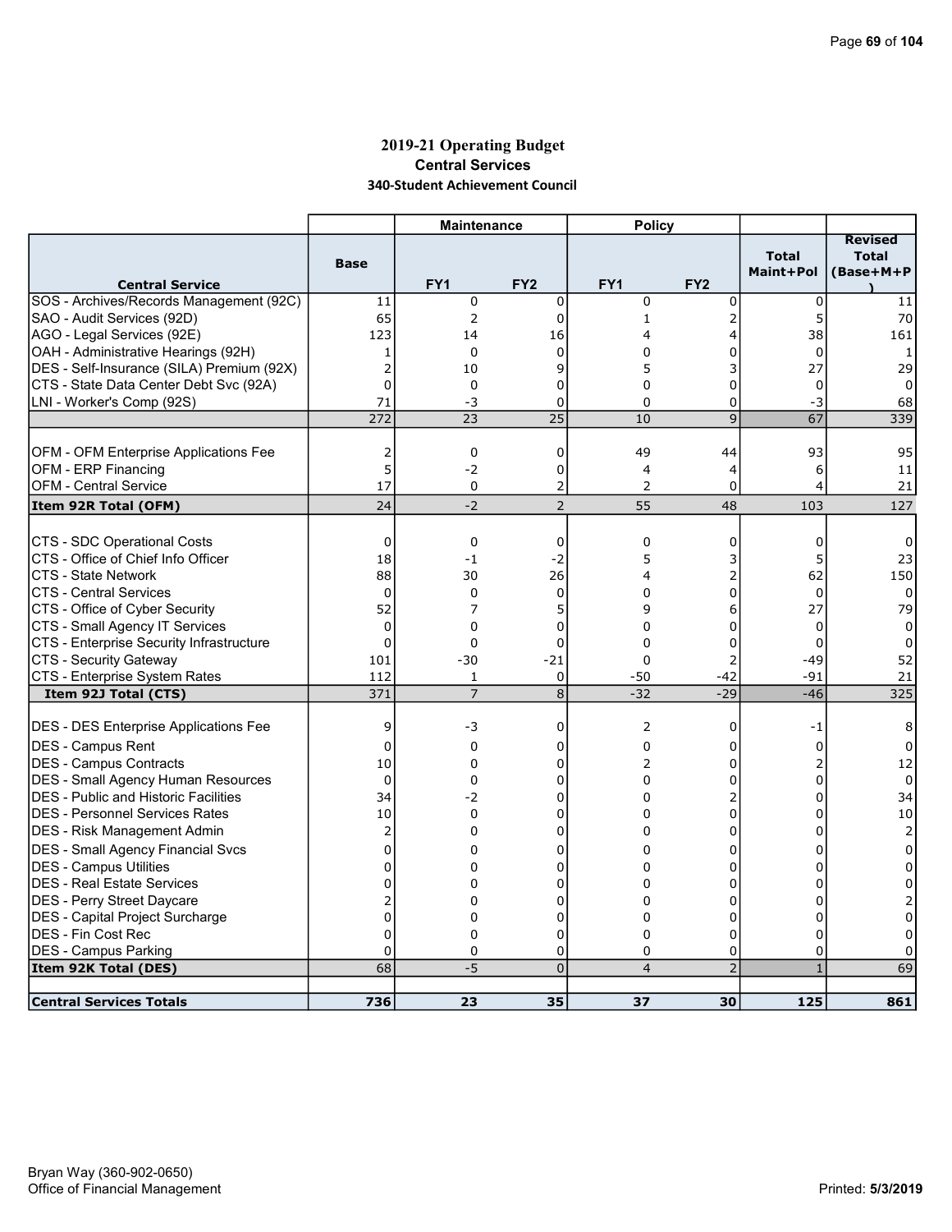# 2019-21 Operating Budget

## Central Services

### 340-Student Achievement Council

| | | Maintenance | | Policy | | | |
|---|---|---|---|---|---|---|---|
| **Central Service** | **Base** | **FY1** | **FY2** | **FY1** | **FY2** | **Total Maint+Pol** | **Revised Total (Base+M+P)** |
| SOS - Archives/Records Management (92C) | 11 | 0 | 0 | 0 | 0 | 0 | 11 |
| SAO - Audit Services (92D) | 65 | 2 | 0 | 1 | 2 | 5 | 70 |
| AGO - Legal Services (92E) | 123 | 14 | 16 | 4 | 4 | 38 | 161 |
| OAH - Administrative Hearings (92H) | 1 | 0 | 0 | 0 | 0 | 0 | 1 |
| DES - Self-Insurance (SILA) Premium (92X) | 2 | 10 | 9 | 5 | 3 | 27 | 29 |
| CTS - State Data Center Debt Svc (92A) | 0 | 0 | 0 | 0 | 0 | 0 | 0 |
| LNI - Worker's Comp (92S) | 71 | -3 | 0 | 0 | 0 | -3 | 68 |
| | 272 | 23 | 25 | 10 | 9 | 67 | 339 |
| | | | | | | | |
| OFM - OFM Enterprise Applications Fee | 2 | 0 | 0 | 49 | 44 | 93 | 95 |
| OFM - ERP Financing | 5 | -2 | 0 | 4 | 4 | 6 | 11 |
| OFM - Central Service | 17 | 0 | 2 | 2 | 0 | 4 | 21 |
| **Item 92R Total (OFM)** | 24 | -2 | 2 | 55 | 48 | 103 | 127 |
| | | | | | | | |
| CTS - SDC Operational Costs | 0 | 0 | 0 | 0 | 0 | 0 | 0 |
| CTS - Office of Chief Info Officer | 18 | -1 | -2 | 5 | 3 | 5 | 23 |
| CTS - State Network | 88 | 30 | 26 | 4 | 2 | 62 | 150 |
| CTS - Central Services | 0 | 0 | 0 | 0 | 0 | 0 | 0 |
| CTS - Office of Cyber Security | 52 | 7 | 5 | 9 | 6 | 27 | 79 |
| CTS - Small Agency IT Services | 0 | 0 | 0 | 0 | 0 | 0 | 0 |
| CTS - Enterprise Security Infrastructure | 0 | 0 | 0 | 0 | 0 | 0 | 0 |
| CTS - Security Gateway | 101 | -30 | -21 | 0 | 2 | -49 | 52 |
| CTS - Enterprise System Rates | 112 | 1 | 0 | -50 | -42 | -91 | 21 |
| **Item 92J Total (CTS)** | 371 | 7 | 8 | -32 | -29 | -46 | 325 |
| | | | | | | | |
| DES - DES Enterprise Applications Fee | 9 | -3 | 0 | 2 | 0 | -1 | 8 |
| DES - Campus Rent | 0 | 0 | 0 | 0 | 0 | 0 | 0 |
| DES - Campus Contracts | 10 | 0 | 0 | 2 | 0 | 2 | 12 |
| DES - Small Agency Human Resources | 0 | 0 | 0 | 0 | 0 | 0 | 0 |
| DES - Public and Historic Facilities | 34 | -2 | 0 | 0 | 2 | 0 | 34 |
| DES - Personnel Services Rates | 10 | 0 | 0 | 0 | 0 | 0 | 10 |
| DES - Risk Management Admin | 2 | 0 | 0 | 0 | 0 | 0 | 2 |
| DES - Small Agency Financial Svcs | 0 | 0 | 0 | 0 | 0 | 0 | 0 |
| DES - Campus Utilities | 0 | 0 | 0 | 0 | 0 | 0 | 0 |
| DES - Real Estate Services | 0 | 0 | 0 | 0 | 0 | 0 | 0 |
| DES - Perry Street Daycare | 2 | 0 | 0 | 0 | 0 | 0 | 2 |
| DES - Capital Project Surcharge | 0 | 0 | 0 | 0 | 0 | 0 | 0 |
| DES - Fin Cost Rec | 0 | 0 | 0 | 0 | 0 | 0 | 0 |
| DES - Campus Parking | 0 | 0 | 0 | 0 | 0 | 0 | 0 |
| **Item 92K Total (DES)** | 68 | -5 | 0 | 4 | 2 | 1 | 69 |
| | | | | | | | |
| **Central Services Totals** | **736** | **23** | **35** | **37** | **30** | **125** | **861** |

Bryan Way (360-902-0650)
Office of Financial Management

Printed: **5/3/2019**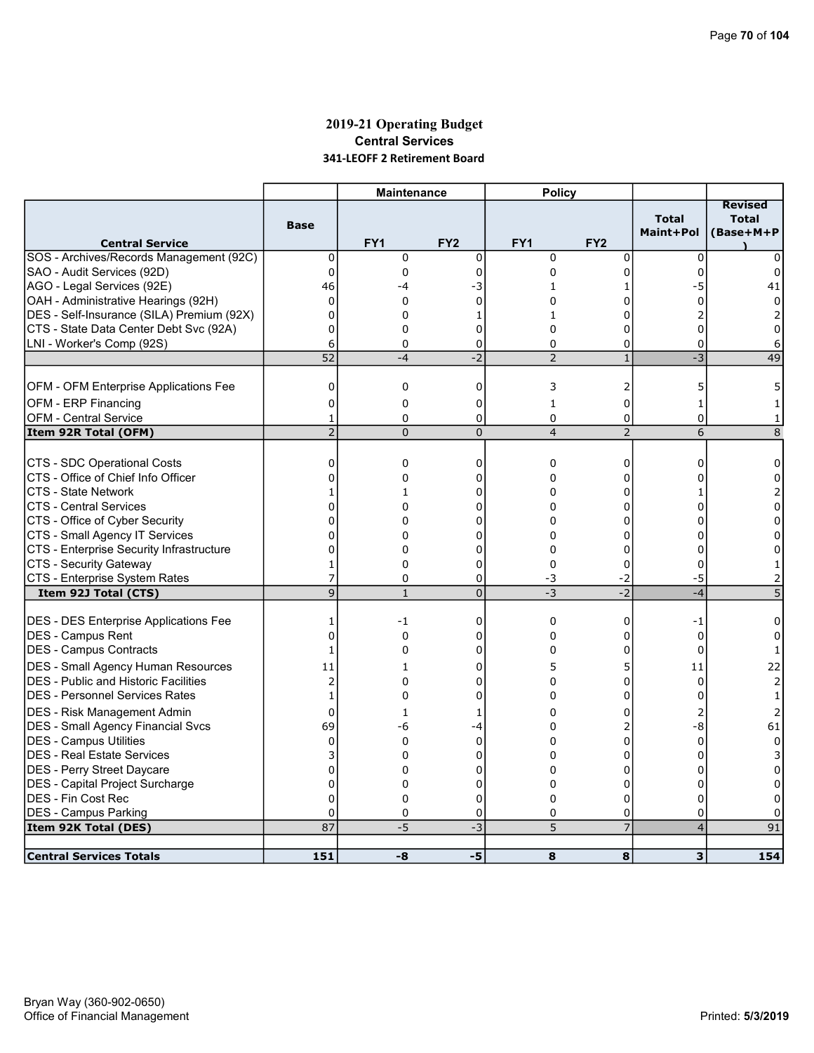# 2019-21 Operating Budget

## Central Services

### 341-LEOFF 2 Retirement Board

| Central Service | Base | Maintenance FY1 | Maintenance FY2 | Policy FY1 | Policy FY2 | Total Maint+Pol | Revised Total (Base+M+P) |
|---|---|---|---|---|---|---|---|
| SOS - Archives/Records Management (92C) | 0 | 0 | 0 | 0 | 0 | 0 | 0 |
| SAO - Audit Services (92D) | 0 | 0 | 0 | 0 | 0 | 0 | 0 |
| AGO - Legal Services (92E) | 46 | -4 | -3 | 1 | 1 | -5 | 41 |
| OAH - Administrative Hearings (92H) | 0 | 0 | 0 | 0 | 0 | 0 | 0 |
| DES - Self-Insurance (SILA) Premium (92X) | 0 | 0 | 1 | 1 | 0 | 2 | 2 |
| CTS - State Data Center Debt Svc (92A) | 0 | 0 | 0 | 0 | 0 | 0 | 0 |
| LNI - Worker's Comp (92S) | 6 | 0 | 0 | 0 | 0 | 0 | 6 |
| | 52 | -4 | -2 | 2 | 1 | -3 | 49 |
| OFM - OFM Enterprise Applications Fee | 0 | 0 | 0 | 3 | 2 | 5 | 5 |
| OFM - ERP Financing | 0 | 0 | 0 | 1 | 0 | 1 | 1 |
| OFM - Central Service | 1 | 0 | 0 | 0 | 0 | 0 | 1 |
| **Item 92R Total (OFM)** | 2 | 0 | 0 | 4 | 2 | 6 | 8 |
| CTS - SDC Operational Costs | 0 | 0 | 0 | 0 | 0 | 0 | 0 |
| CTS - Office of Chief Info Officer | 0 | 0 | 0 | 0 | 0 | 0 | 0 |
| CTS - State Network | 1 | 1 | 0 | 0 | 0 | 1 | 2 |
| CTS - Central Services | 0 | 0 | 0 | 0 | 0 | 0 | 0 |
| CTS - Office of Cyber Security | 0 | 0 | 0 | 0 | 0 | 0 | 0 |
| CTS - Small Agency IT Services | 0 | 0 | 0 | 0 | 0 | 0 | 0 |
| CTS - Enterprise Security Infrastructure | 0 | 0 | 0 | 0 | 0 | 0 | 0 |
| CTS - Security Gateway | 1 | 0 | 0 | 0 | 0 | 0 | 1 |
| CTS - Enterprise System Rates | 7 | 0 | 0 | -3 | -2 | -5 | 2 |
| **Item 92J Total (CTS)** | 9 | 1 | 0 | -3 | -2 | -4 | 5 |
| DES - DES Enterprise Applications Fee | 1 | -1 | 0 | 0 | 0 | -1 | 0 |
| DES - Campus Rent | 0 | 0 | 0 | 0 | 0 | 0 | 0 |
| DES - Campus Contracts | 1 | 0 | 0 | 0 | 0 | 0 | 1 |
| DES - Small Agency Human Resources | 11 | 1 | 0 | 5 | 5 | 11 | 22 |
| DES - Public and Historic Facilities | 2 | 0 | 0 | 0 | 0 | 0 | 2 |
| DES - Personnel Services Rates | 1 | 0 | 0 | 0 | 0 | 0 | 1 |
| DES - Risk Management Admin | 0 | 1 | 1 | 0 | 0 | 2 | 2 |
| DES - Small Agency Financial Svcs | 69 | -6 | -4 | 0 | 2 | -8 | 61 |
| DES - Campus Utilities | 0 | 0 | 0 | 0 | 0 | 0 | 0 |
| DES - Real Estate Services | 3 | 0 | 0 | 0 | 0 | 0 | 3 |
| DES - Perry Street Daycare | 0 | 0 | 0 | 0 | 0 | 0 | 0 |
| DES - Capital Project Surcharge | 0 | 0 | 0 | 0 | 0 | 0 | 0 |
| DES - Fin Cost Rec | 0 | 0 | 0 | 0 | 0 | 0 | 0 |
| DES - Campus Parking | 0 | 0 | 0 | 0 | 0 | 0 | 0 |
| **Item 92K Total (DES)** | 87 | -5 | -3 | 5 | 7 | 4 | 91 |
| **Central Services Totals** | **151** | **-8** | **-5** | **8** | **8** | **3** | **154** |

Bryan Way (360-902-0650)
Office of Financial Management

Printed: 5/3/2019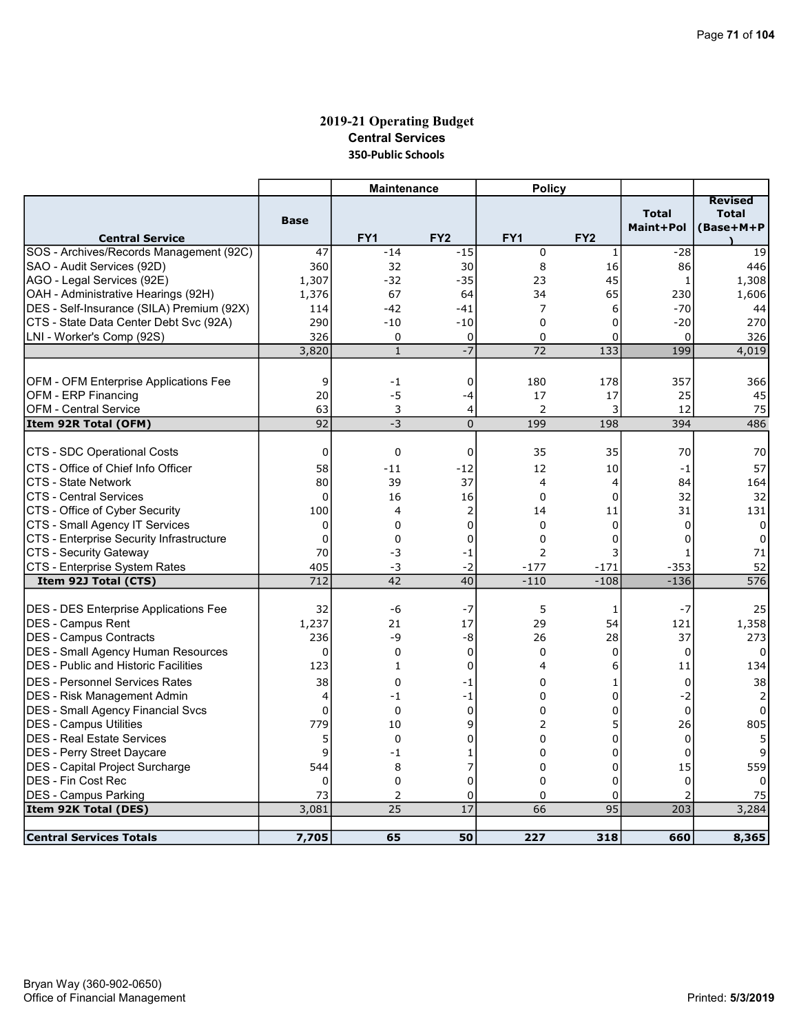# 2019-21 Operating Budget

## Central Services

### 350-Public Schools

| | | Maintenance | | Policy | | | |
|---|---|---|---|---|---|---|---|
| **Central Service** | **Base** | **FY1** | **FY2** | **FY1** | **FY2** | **Total Maint+Pol** | **Revised Total (Base+M+P)** |
| SOS - Archives/Records Management (92C) | 47 | -14 | -15 | 0 | 1 | -28 | 19 |
| SAO - Audit Services (92D) | 360 | 32 | 30 | 8 | 16 | 86 | 446 |
| AGO - Legal Services (92E) | 1,307 | -32 | -35 | 23 | 45 | 1 | 1,308 |
| OAH - Administrative Hearings (92H) | 1,376 | 67 | 64 | 34 | 65 | 230 | 1,606 |
| DES - Self-Insurance (SILA) Premium (92X) | 114 | -42 | -41 | 7 | 6 | -70 | 44 |
| CTS - State Data Center Debt Svc (92A) | 290 | -10 | -10 | 0 | 0 | -20 | 270 |
| LNI - Worker's Comp (92S) | 326 | 0 | 0 | 0 | 0 | 0 | 326 |
| | 3,820 | 1 | -7 | 72 | 133 | 199 | 4,019 |
| OFM - OFM Enterprise Applications Fee | 9 | -1 | 0 | 180 | 178 | 357 | 366 |
| OFM - ERP Financing | 20 | -5 | -4 | 17 | 17 | 25 | 45 |
| OFM - Central Service | 63 | 3 | 4 | 2 | 3 | 12 | 75 |
| **Item 92R Total (OFM)** | 92 | -3 | 0 | 199 | 198 | 394 | 486 |
| CTS - SDC Operational Costs | 0 | 0 | 0 | 35 | 35 | 70 | 70 |
| CTS - Office of Chief Info Officer | 58 | -11 | -12 | 12 | 10 | -1 | 57 |
| CTS - State Network | 80 | 39 | 37 | 4 | 4 | 84 | 164 |
| CTS - Central Services | 0 | 16 | 16 | 0 | 0 | 32 | 32 |
| CTS - Office of Cyber Security | 100 | 4 | 2 | 14 | 11 | 31 | 131 |
| CTS - Small Agency IT Services | 0 | 0 | 0 | 0 | 0 | 0 | 0 |
| CTS - Enterprise Security Infrastructure | 0 | 0 | 0 | 0 | 0 | 0 | 0 |
| CTS - Security Gateway | 70 | -3 | -1 | 2 | 3 | 1 | 71 |
| CTS - Enterprise System Rates | 405 | -3 | -2 | -177 | -171 | -353 | 52 |
| **Item 92J Total (CTS)** | 712 | 42 | 40 | -110 | -108 | -136 | 576 |
| DES - DES Enterprise Applications Fee | 32 | -6 | -7 | 5 | 1 | -7 | 25 |
| DES - Campus Rent | 1,237 | 21 | 17 | 29 | 54 | 121 | 1,358 |
| DES - Campus Contracts | 236 | -9 | -8 | 26 | 28 | 37 | 273 |
| DES - Small Agency Human Resources | 0 | 0 | 0 | 0 | 0 | 0 | 0 |
| DES - Public and Historic Facilities | 123 | 1 | 0 | 4 | 6 | 11 | 134 |
| DES - Personnel Services Rates | 38 | 0 | -1 | 0 | 1 | 0 | 38 |
| DES - Risk Management Admin | 4 | -1 | -1 | 0 | 0 | -2 | 2 |
| DES - Small Agency Financial Svcs | 0 | 0 | 0 | 0 | 0 | 0 | 0 |
| DES - Campus Utilities | 779 | 10 | 9 | 2 | 5 | 26 | 805 |
| DES - Real Estate Services | 5 | 0 | 0 | 0 | 0 | 0 | 5 |
| DES - Perry Street Daycare | 9 | -1 | 1 | 0 | 0 | 0 | 9 |
| DES - Capital Project Surcharge | 544 | 8 | 7 | 0 | 0 | 15 | 559 |
| DES - Fin Cost Rec | 0 | 0 | 0 | 0 | 0 | 0 | 0 |
| DES - Campus Parking | 73 | 2 | 0 | 0 | 0 | 2 | 75 |
| **Item 92K Total (DES)** | 3,081 | 25 | 17 | 66 | 95 | 203 | 3,284 |
| **Central Services Totals** | **7,705** | **65** | **50** | **227** | **318** | **660** | **8,365** |

Bryan Way (360-902-0650)
Office of Financial Management

Printed: 5/3/2019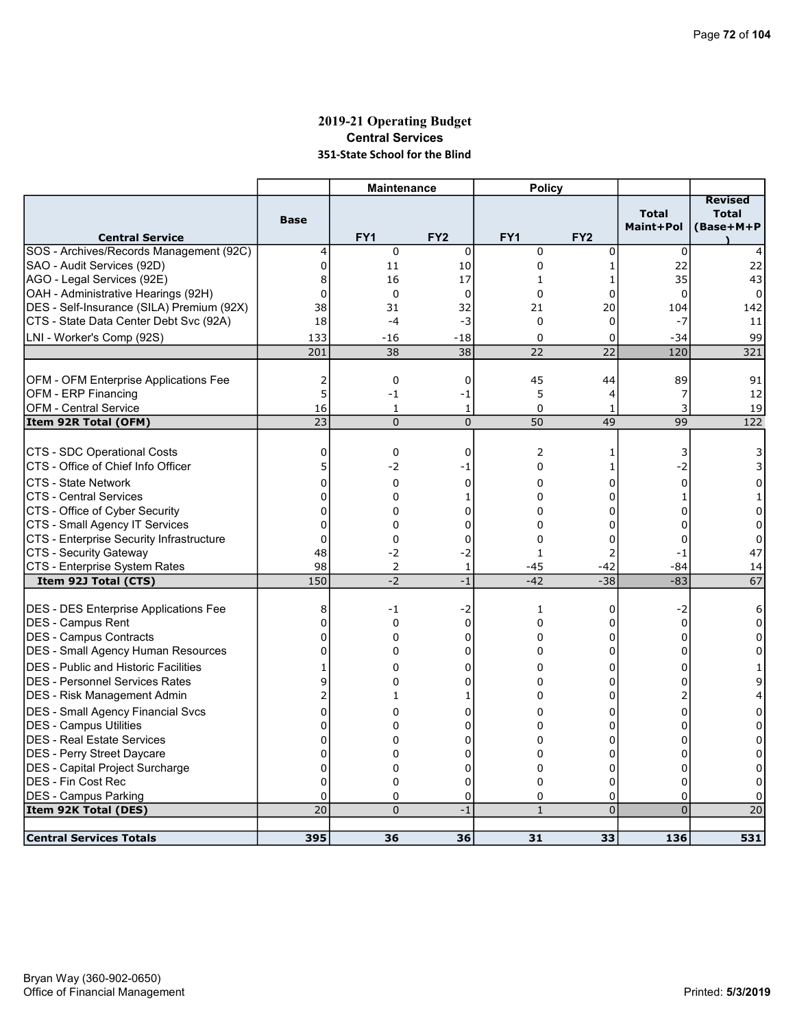# 2019-21 Operating Budget

## Central Services

### 351-State School for the Blind

| | | Maintenance | | Policy | | | |
|---|---|---|---|---|---|---|---|
| **Central Service** | **Base** | **FY1** | **FY2** | **FY1** | **FY2** | **Total Maint+Pol** | **Revised Total (Base+M+P)** |
| SOS - Archives/Records Management (92C) | 4 | 0 | 0 | 0 | 0 | 0 | 4 |
| SAO - Audit Services (92D) | 0 | 11 | 10 | 0 | 1 | 22 | 22 |
| AGO - Legal Services (92E) | 8 | 16 | 17 | 1 | 1 | 35 | 43 |
| OAH - Administrative Hearings (92H) | 0 | 0 | 0 | 0 | 0 | 0 | 0 |
| DES - Self-Insurance (SILA) Premium (92X) | 38 | 31 | 32 | 21 | 20 | 104 | 142 |
| CTS - State Data Center Debt Svc (92A) | 18 | -4 | -3 | 0 | 0 | -7 | 11 |
| LNI - Worker's Comp (92S) | 133 | -16 | -18 | 0 | 0 | -34 | 99 |
| | 201 | 38 | 38 | 22 | 22 | 120 | 321 |
| | | | | | | | |
| OFM - OFM Enterprise Applications Fee | 2 | 0 | 0 | 45 | 44 | 89 | 91 |
| OFM - ERP Financing | 5 | -1 | -1 | 5 | 4 | 7 | 12 |
| OFM - Central Service | 16 | 1 | 1 | 0 | 1 | 3 | 19 |
| **Item 92R Total (OFM)** | 23 | 0 | 0 | 50 | 49 | 99 | 122 |
| | | | | | | | |
| CTS - SDC Operational Costs | 0 | 0 | 0 | 2 | 1 | 3 | 3 |
| CTS - Office of Chief Info Officer | 5 | -2 | -1 | 0 | 1 | -2 | 3 |
| CTS - State Network | 0 | 0 | 0 | 0 | 0 | 0 | 0 |
| CTS - Central Services | 0 | 0 | 1 | 0 | 0 | 1 | 1 |
| CTS - Office of Cyber Security | 0 | 0 | 0 | 0 | 0 | 0 | 0 |
| CTS - Small Agency IT Services | 0 | 0 | 0 | 0 | 0 | 0 | 0 |
| CTS - Enterprise Security Infrastructure | 0 | 0 | 0 | 0 | 0 | 0 | 0 |
| CTS - Security Gateway | 48 | -2 | -2 | 1 | 2 | -1 | 47 |
| CTS - Enterprise System Rates | 98 | 2 | 1 | -45 | -42 | -84 | 14 |
| **Item 92J Total (CTS)** | 150 | -2 | -1 | -42 | -38 | -83 | 67 |
| | | | | | | | |
| DES - DES Enterprise Applications Fee | 8 | -1 | -2 | 1 | 0 | -2 | 6 |
| DES - Campus Rent | 0 | 0 | 0 | 0 | 0 | 0 | 0 |
| DES - Campus Contracts | 0 | 0 | 0 | 0 | 0 | 0 | 0 |
| DES - Small Agency Human Resources | 0 | 0 | 0 | 0 | 0 | 0 | 0 |
| DES - Public and Historic Facilities | 1 | 0 | 0 | 0 | 0 | 0 | 1 |
| DES - Personnel Services Rates | 9 | 0 | 0 | 0 | 0 | 0 | 9 |
| DES - Risk Management Admin | 2 | 1 | 1 | 0 | 0 | 2 | 4 |
| DES - Small Agency Financial Svcs | 0 | 0 | 0 | 0 | 0 | 0 | 0 |
| DES - Campus Utilities | 0 | 0 | 0 | 0 | 0 | 0 | 0 |
| DES - Real Estate Services | 0 | 0 | 0 | 0 | 0 | 0 | 0 |
| DES - Perry Street Daycare | 0 | 0 | 0 | 0 | 0 | 0 | 0 |
| DES - Capital Project Surcharge | 0 | 0 | 0 | 0 | 0 | 0 | 0 |
| DES - Fin Cost Rec | 0 | 0 | 0 | 0 | 0 | 0 | 0 |
| DES - Campus Parking | 0 | 0 | 0 | 0 | 0 | 0 | 0 |
| **Item 92K Total (DES)** | 20 | 0 | -1 | 1 | 0 | 0 | 20 |
| | | | | | | | |
| **Central Services Totals** | **395** | **36** | **36** | **31** | **33** | **136** | **531** |

Bryan Way (360-902-0650)
Office of Financial Management

Printed: **5/3/2019**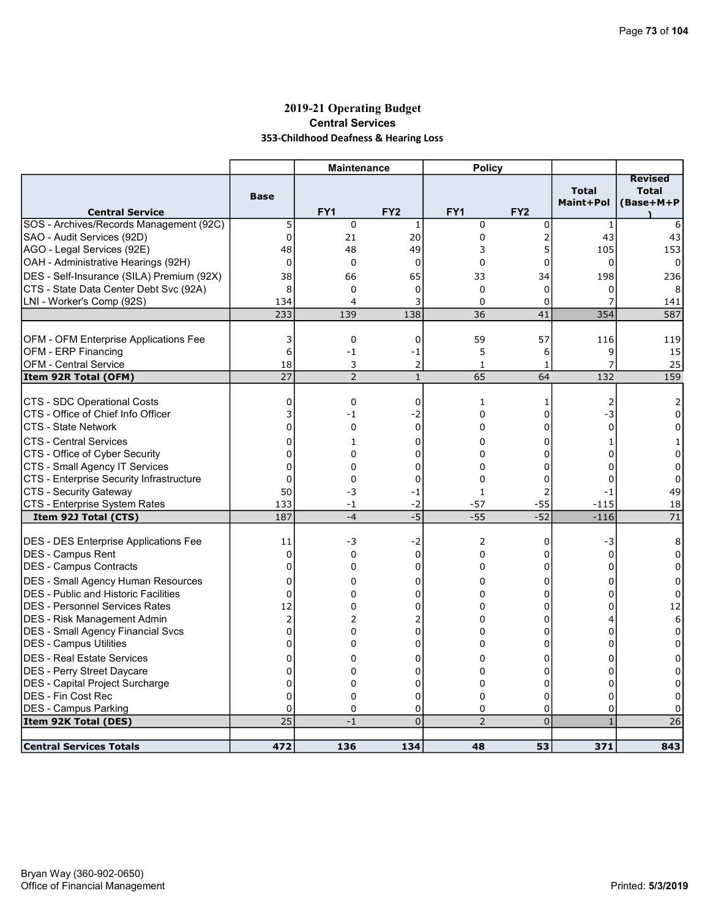# 2019-21 Operating Budget

## Central Services

### 353-Childhood Deafness & Hearing Loss

| | | Maintenance | | Policy | | | |
|---|---|---|---|---|---|---|---|
| **Central Service** | **Base** | **FY1** | **FY2** | **FY1** | **FY2** | **Total Maint+Pol** | **Revised Total (Base+M+P)** |
| SOS - Archives/Records Management (92C) | 5 | 0 | 1 | 0 | 0 | 1 | 6 |
| SAO - Audit Services (92D) | 0 | 21 | 20 | 0 | 2 | 43 | 43 |
| AGO - Legal Services (92E) | 48 | 48 | 49 | 3 | 5 | 105 | 153 |
| OAH - Administrative Hearings (92H) | 0 | 0 | 0 | 0 | 0 | 0 | 0 |
| DES - Self-Insurance (SILA) Premium (92X) | 38 | 66 | 65 | 33 | 34 | 198 | 236 |
| CTS - State Data Center Debt Svc (92A) | 8 | 0 | 0 | 0 | 0 | 0 | 8 |
| LNI - Worker's Comp (92S) | 134 | 4 | 3 | 0 | 0 | 7 | 141 |
| | 233 | 139 | 138 | 36 | 41 | 354 | 587 |
| | | | | | | | |
| OFM - OFM Enterprise Applications Fee | 3 | 0 | 0 | 59 | 57 | 116 | 119 |
| OFM - ERP Financing | 6 | -1 | -1 | 5 | 6 | 9 | 15 |
| OFM - Central Service | 18 | 3 | 2 | 1 | 1 | 7 | 25 |
| **Item 92R Total (OFM)** | 27 | 2 | 1 | 65 | 64 | 132 | 159 |
| | | | | | | | |
| CTS - SDC Operational Costs | 0 | 0 | 0 | 1 | 1 | 2 | 2 |
| CTS - Office of Chief Info Officer | 3 | -1 | -2 | 0 | 0 | -3 | 0 |
| CTS - State Network | 0 | 0 | 0 | 0 | 0 | 0 | 0 |
| CTS - Central Services | 0 | 1 | 0 | 0 | 0 | 1 | 1 |
| CTS - Office of Cyber Security | 0 | 0 | 0 | 0 | 0 | 0 | 0 |
| CTS - Small Agency IT Services | 0 | 0 | 0 | 0 | 0 | 0 | 0 |
| CTS - Enterprise Security Infrastructure | 0 | 0 | 0 | 0 | 0 | 0 | 0 |
| CTS - Security Gateway | 50 | -3 | -1 | 1 | 2 | -1 | 49 |
| CTS - Enterprise System Rates | 133 | -1 | -2 | -57 | -55 | -115 | 18 |
| **Item 92J Total (CTS)** | 187 | -4 | -5 | -55 | -52 | -116 | 71 |
| | | | | | | | |
| DES - DES Enterprise Applications Fee | 11 | -3 | -2 | 2 | 0 | -3 | 8 |
| DES - Campus Rent | 0 | 0 | 0 | 0 | 0 | 0 | 0 |
| DES - Campus Contracts | 0 | 0 | 0 | 0 | 0 | 0 | 0 |
| DES - Small Agency Human Resources | 0 | 0 | 0 | 0 | 0 | 0 | 0 |
| DES - Public and Historic Facilities | 0 | 0 | 0 | 0 | 0 | 0 | 0 |
| DES - Personnel Services Rates | 12 | 0 | 0 | 0 | 0 | 0 | 12 |
| DES - Risk Management Admin | 2 | 2 | 2 | 0 | 0 | 4 | 6 |
| DES - Small Agency Financial Svcs | 0 | 0 | 0 | 0 | 0 | 0 | 0 |
| DES - Campus Utilities | 0 | 0 | 0 | 0 | 0 | 0 | 0 |
| DES - Real Estate Services | 0 | 0 | 0 | 0 | 0 | 0 | 0 |
| DES - Perry Street Daycare | 0 | 0 | 0 | 0 | 0 | 0 | 0 |
| DES - Capital Project Surcharge | 0 | 0 | 0 | 0 | 0 | 0 | 0 |
| DES - Fin Cost Rec | 0 | 0 | 0 | 0 | 0 | 0 | 0 |
| DES - Campus Parking | 0 | 0 | 0 | 0 | 0 | 0 | 0 |
| **Item 92K Total (DES)** | 25 | -1 | 0 | 2 | 0 | 1 | 26 |
| | | | | | | | |
| **Central Services Totals** | **472** | **136** | **134** | **48** | **53** | **371** | **843** |

Bryan Way (360-902-0650)
Office of Financial Management

Printed: 5/3/2019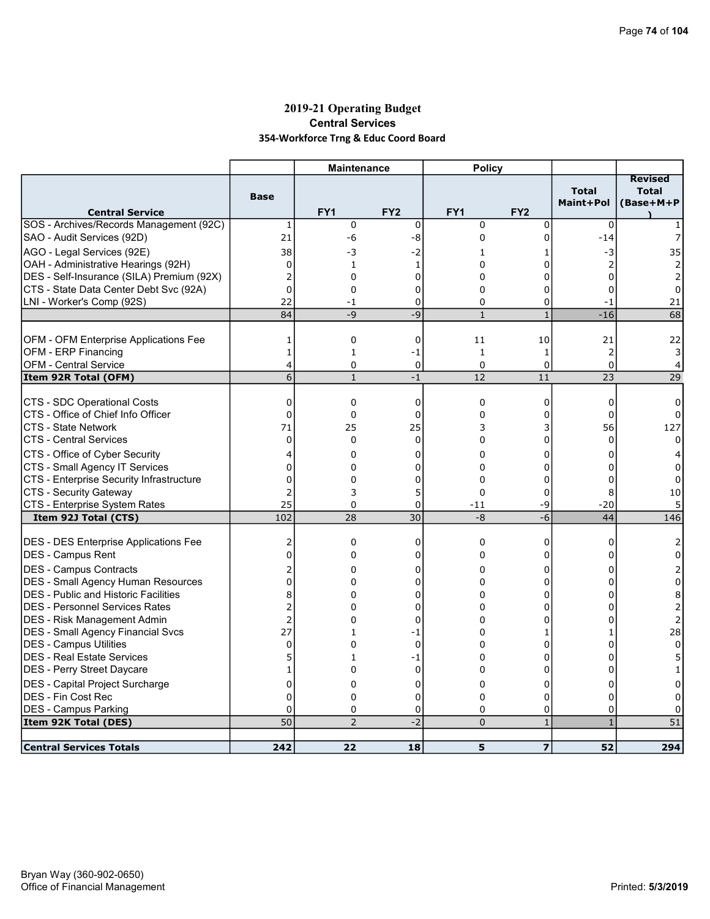# 2019-21 Operating Budget

## Central Services

### 354-Workforce Trng & Educ Coord Board

| | | Maintenance | | Policy | | | |
|---|---|---|---|---|---|---|---|
| **Central Service** | **Base** | **FY1** | **FY2** | **FY1** | **FY2** | **Total Maint+Pol** | **Revised Total (Base+M+P)** |
| SOS - Archives/Records Management (92C) | 1 | 0 | 0 | 0 | 0 | 0 | 1 |
| SAO - Audit Services (92D) | 21 | -6 | -8 | 0 | 0 | -14 | 7 |
| AGO - Legal Services (92E) | 38 | -3 | -2 | 1 | 1 | -3 | 35 |
| OAH - Administrative Hearings (92H) | 0 | 1 | 1 | 0 | 0 | 2 | 2 |
| DES - Self-Insurance (SILA) Premium (92X) | 2 | 0 | 0 | 0 | 0 | 0 | 2 |
| CTS - State Data Center Debt Svc (92A) | 0 | 0 | 0 | 0 | 0 | 0 | 0 |
| LNI - Worker's Comp (92S) | 22 | -1 | 0 | 0 | 0 | -1 | 21 |
| | 84 | -9 | -9 | 1 | 1 | -16 | 68 |
| OFM - OFM Enterprise Applications Fee | 1 | 0 | 0 | 11 | 10 | 21 | 22 |
| OFM - ERP Financing | 1 | 1 | -1 | 1 | 1 | 2 | 3 |
| OFM - Central Service | 4 | 0 | 0 | 0 | 0 | 0 | 4 |
| **Item 92R Total (OFM)** | 6 | 1 | -1 | 12 | 11 | 23 | 29 |
| CTS - SDC Operational Costs | 0 | 0 | 0 | 0 | 0 | 0 | 0 |
| CTS - Office of Chief Info Officer | 0 | 0 | 0 | 0 | 0 | 0 | 0 |
| CTS - State Network | 71 | 25 | 25 | 3 | 3 | 56 | 127 |
| CTS - Central Services | 0 | 0 | 0 | 0 | 0 | 0 | 0 |
| CTS - Office of Cyber Security | 4 | 0 | 0 | 0 | 0 | 0 | 4 |
| CTS - Small Agency IT Services | 0 | 0 | 0 | 0 | 0 | 0 | 0 |
| CTS - Enterprise Security Infrastructure | 0 | 0 | 0 | 0 | 0 | 0 | 0 |
| CTS - Security Gateway | 2 | 3 | 5 | 0 | 0 | 8 | 10 |
| CTS - Enterprise System Rates | 25 | 0 | 0 | -11 | -9 | -20 | 5 |
| **Item 92J Total (CTS)** | 102 | 28 | 30 | -8 | -6 | 44 | 146 |
| DES - DES Enterprise Applications Fee | 2 | 0 | 0 | 0 | 0 | 0 | 2 |
| DES - Campus Rent | 0 | 0 | 0 | 0 | 0 | 0 | 0 |
| DES - Campus Contracts | 2 | 0 | 0 | 0 | 0 | 0 | 2 |
| DES - Small Agency Human Resources | 0 | 0 | 0 | 0 | 0 | 0 | 0 |
| DES - Public and Historic Facilities | 8 | 0 | 0 | 0 | 0 | 0 | 8 |
| DES - Personnel Services Rates | 2 | 0 | 0 | 0 | 0 | 0 | 2 |
| DES - Risk Management Admin | 2 | 0 | 0 | 0 | 0 | 0 | 2 |
| DES - Small Agency Financial Svcs | 27 | 1 | -1 | 0 | 1 | 1 | 28 |
| DES - Campus Utilities | 0 | 0 | 0 | 0 | 0 | 0 | 0 |
| DES - Real Estate Services | 5 | 1 | -1 | 0 | 0 | 0 | 5 |
| DES - Perry Street Daycare | 1 | 0 | 0 | 0 | 0 | 0 | 1 |
| DES - Capital Project Surcharge | 0 | 0 | 0 | 0 | 0 | 0 | 0 |
| DES - Fin Cost Rec | 0 | 0 | 0 | 0 | 0 | 0 | 0 |
| DES - Campus Parking | 0 | 0 | 0 | 0 | 0 | 0 | 0 |
| **Item 92K Total (DES)** | 50 | 2 | -2 | 0 | 1 | 1 | 51 |
| **Central Services Totals** | **242** | **22** | **18** | **5** | **7** | **52** | **294** |

Bryan Way (360-902-0650)
Office of Financial Management

Printed: **5/3/2019**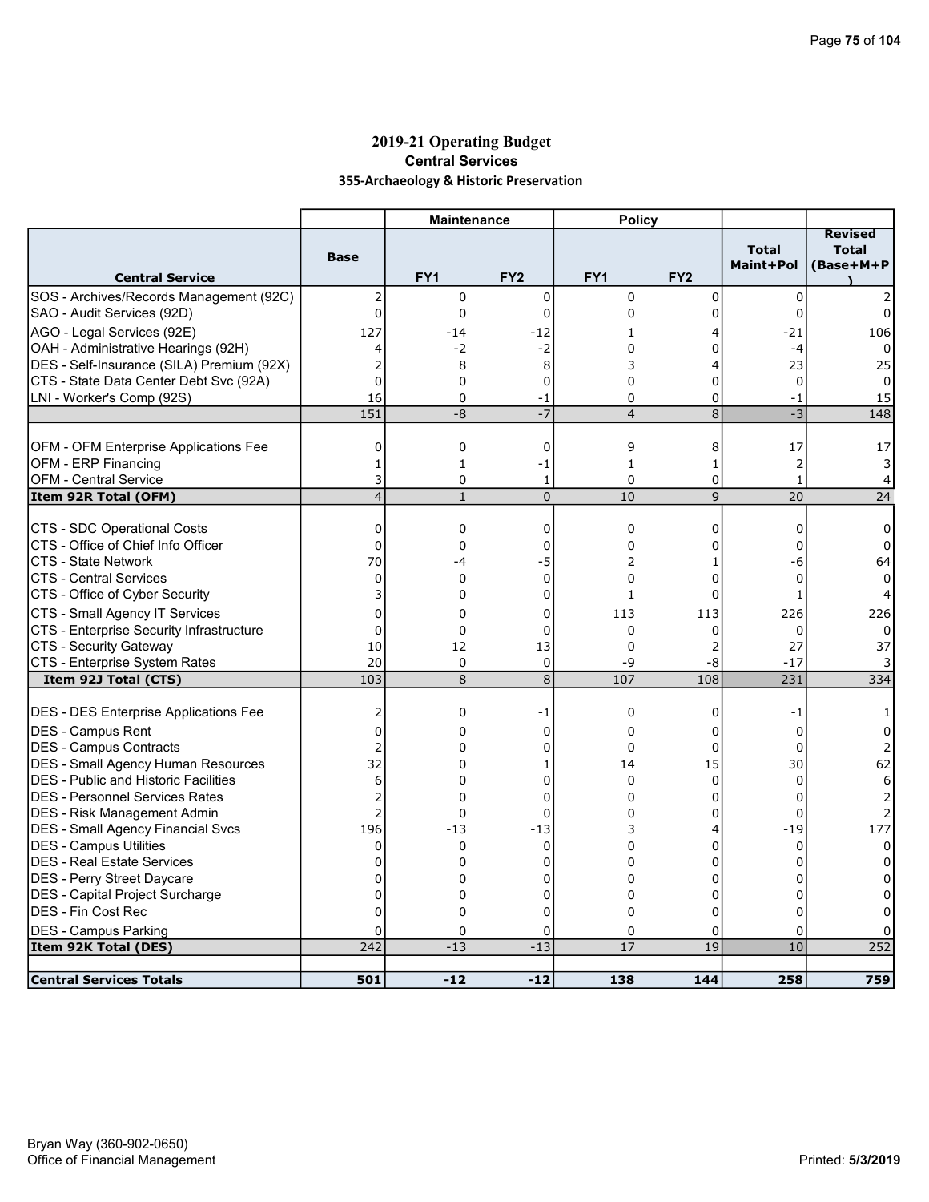# 2019-21 Operating Budget

## Central Services

### 355-Archaeology & Historic Preservation

| | | Maintenance | | Policy | | | |
|---|---|---|---|---|---|---|---|
| **Central Service** | **Base** | **FY1** | **FY2** | **FY1** | **FY2** | **Total Maint+Pol** | **Revised Total (Base+M+P)** |
| SOS - Archives/Records Management (92C) | 2 | 0 | 0 | 0 | 0 | 0 | 2 |
| SAO - Audit Services (92D) | 0 | 0 | 0 | 0 | 0 | 0 | 0 |
| AGO - Legal Services (92E) | 127 | -14 | -12 | 1 | 4 | -21 | 106 |
| OAH - Administrative Hearings (92H) | 4 | -2 | -2 | 0 | 0 | -4 | 0 |
| DES - Self-Insurance (SILA) Premium (92X) | 2 | 8 | 8 | 3 | 4 | 23 | 25 |
| CTS - State Data Center Debt Svc (92A) | 0 | 0 | 0 | 0 | 0 | 0 | 0 |
| LNI - Worker's Comp (92S) | 16 | 0 | -1 | 0 | 0 | -1 | 15 |
| | 151 | -8 | -7 | 4 | 8 | -3 | 148 |
| | | | | | | | |
| OFM - OFM Enterprise Applications Fee | 0 | 0 | 0 | 9 | 8 | 17 | 17 |
| OFM - ERP Financing | 1 | 1 | -1 | 1 | 1 | 2 | 3 |
| OFM - Central Service | 3 | 0 | 1 | 0 | 0 | 1 | 4 |
| **Item 92R Total (OFM)** | 4 | 1 | 0 | 10 | 9 | 20 | 24 |
| | | | | | | | |
| CTS - SDC Operational Costs | 0 | 0 | 0 | 0 | 0 | 0 | 0 |
| CTS - Office of Chief Info Officer | 0 | 0 | 0 | 0 | 0 | 0 | 0 |
| CTS - State Network | 70 | -4 | -5 | 2 | 1 | -6 | 64 |
| CTS - Central Services | 0 | 0 | 0 | 0 | 0 | 0 | 0 |
| CTS - Office of Cyber Security | 3 | 0 | 0 | 1 | 0 | 1 | 4 |
| CTS - Small Agency IT Services | 0 | 0 | 0 | 113 | 113 | 226 | 226 |
| CTS - Enterprise Security Infrastructure | 0 | 0 | 0 | 0 | 0 | 0 | 0 |
| CTS - Security Gateway | 10 | 12 | 13 | 0 | 2 | 27 | 37 |
| CTS - Enterprise System Rates | 20 | 0 | 0 | -9 | -8 | -17 | 3 |
| **Item 92J Total (CTS)** | 103 | 8 | 8 | 107 | 108 | 231 | 334 |
| | | | | | | | |
| DES - DES Enterprise Applications Fee | 2 | 0 | -1 | 0 | 0 | -1 | 1 |
| DES - Campus Rent | 0 | 0 | 0 | 0 | 0 | 0 | 0 |
| DES - Campus Contracts | 2 | 0 | 0 | 0 | 0 | 0 | 2 |
| DES - Small Agency Human Resources | 32 | 0 | 1 | 14 | 15 | 30 | 62 |
| DES - Public and Historic Facilities | 6 | 0 | 0 | 0 | 0 | 0 | 6 |
| DES - Personnel Services Rates | 2 | 0 | 0 | 0 | 0 | 0 | 2 |
| DES - Risk Management Admin | 2 | 0 | 0 | 0 | 0 | 0 | 2 |
| DES - Small Agency Financial Svcs | 196 | -13 | -13 | 3 | 4 | -19 | 177 |
| DES - Campus Utilities | 0 | 0 | 0 | 0 | 0 | 0 | 0 |
| DES - Real Estate Services | 0 | 0 | 0 | 0 | 0 | 0 | 0 |
| DES - Perry Street Daycare | 0 | 0 | 0 | 0 | 0 | 0 | 0 |
| DES - Capital Project Surcharge | 0 | 0 | 0 | 0 | 0 | 0 | 0 |
| DES - Fin Cost Rec | 0 | 0 | 0 | 0 | 0 | 0 | 0 |
| DES - Campus Parking | 0 | 0 | 0 | 0 | 0 | 0 | 0 |
| **Item 92K Total (DES)** | 242 | -13 | -13 | 17 | 19 | 10 | 252 |
| | | | | | | | |
| **Central Services Totals** | **501** | **-12** | **-12** | **138** | **144** | **258** | **759** |

Bryan Way (360-902-0650)
Office of Financial Management

Printed: 5/3/2019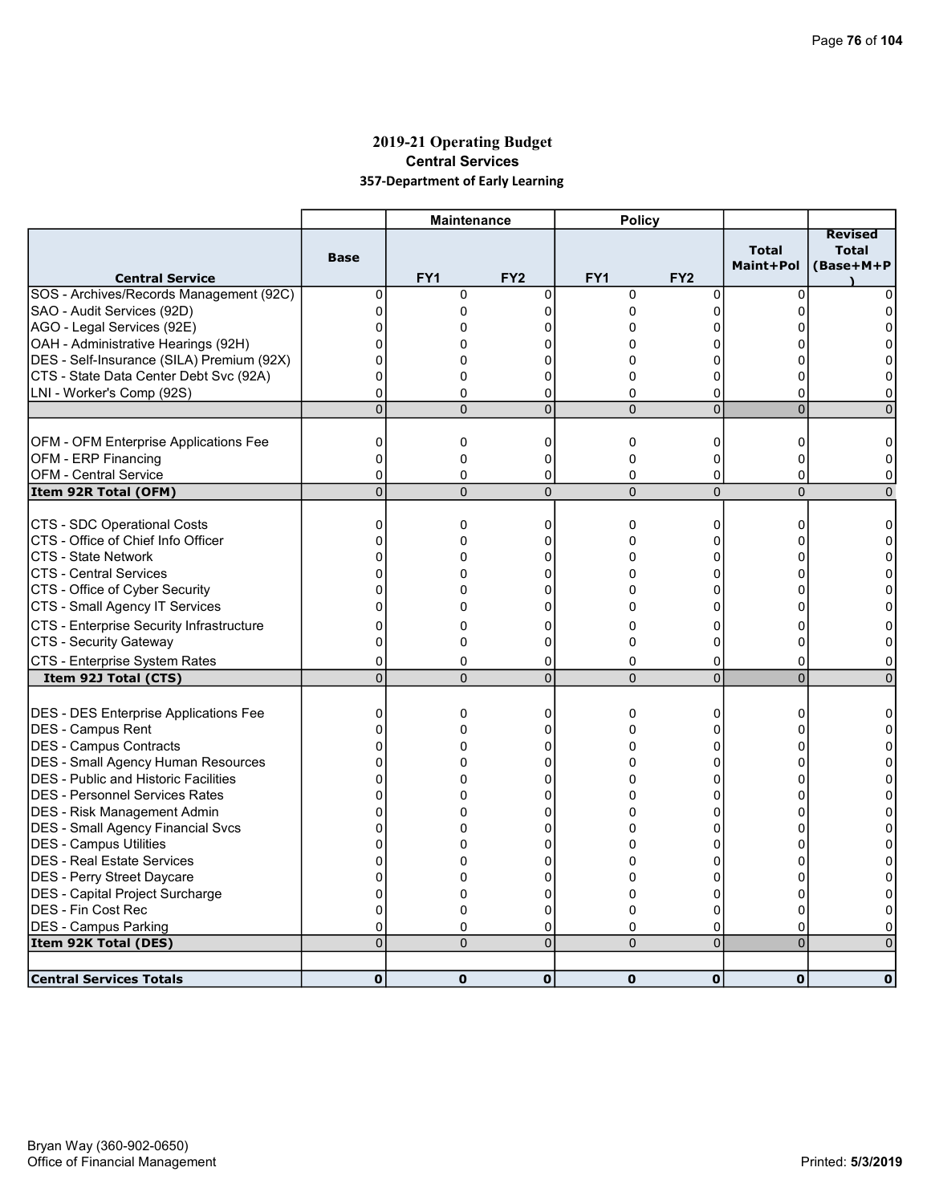# 2019-21 Operating Budget

## Central Services

### 357-Department of Early Learning

| | | Maintenance | | Policy | | | |
|---|---|---|---|---|---|---|---|
| **Central Service** | **Base** | **FY1** | **FY2** | **FY1** | **FY2** | **Total Maint+Pol** | **Revised Total (Base+M+P)** |
| SOS - Archives/Records Management (92C) | 0 | 0 | 0 | 0 | 0 | 0 | 0 |
| SAO - Audit Services (92D) | 0 | 0 | 0 | 0 | 0 | 0 | 0 |
| AGO - Legal Services (92E) | 0 | 0 | 0 | 0 | 0 | 0 | 0 |
| OAH - Administrative Hearings (92H) | 0 | 0 | 0 | 0 | 0 | 0 | 0 |
| DES - Self-Insurance (SILA) Premium (92X) | 0 | 0 | 0 | 0 | 0 | 0 | 0 |
| CTS - State Data Center Debt Svc (92A) | 0 | 0 | 0 | 0 | 0 | 0 | 0 |
| LNI - Worker's Comp (92S) | 0 | 0 | 0 | 0 | 0 | 0 | 0 |
| | 0 | 0 | 0 | 0 | 0 | 0 | 0 |
| | | | | | | | |
| OFM - OFM Enterprise Applications Fee | 0 | 0 | 0 | 0 | 0 | 0 | 0 |
| OFM - ERP Financing | 0 | 0 | 0 | 0 | 0 | 0 | 0 |
| OFM - Central Service | 0 | 0 | 0 | 0 | 0 | 0 | 0 |
| **Item 92R Total (OFM)** | 0 | 0 | 0 | 0 | 0 | 0 | 0 |
| | | | | | | | |
| CTS - SDC Operational Costs | 0 | 0 | 0 | 0 | 0 | 0 | 0 |
| CTS - Office of Chief Info Officer | 0 | 0 | 0 | 0 | 0 | 0 | 0 |
| CTS - State Network | 0 | 0 | 0 | 0 | 0 | 0 | 0 |
| CTS - Central Services | 0 | 0 | 0 | 0 | 0 | 0 | 0 |
| CTS - Office of Cyber Security | 0 | 0 | 0 | 0 | 0 | 0 | 0 |
| CTS - Small Agency IT Services | 0 | 0 | 0 | 0 | 0 | 0 | 0 |
| CTS - Enterprise Security Infrastructure | 0 | 0 | 0 | 0 | 0 | 0 | 0 |
| CTS - Security Gateway | 0 | 0 | 0 | 0 | 0 | 0 | 0 |
| CTS - Enterprise System Rates | 0 | 0 | 0 | 0 | 0 | 0 | 0 |
| **Item 92J Total (CTS)** | 0 | 0 | 0 | 0 | 0 | 0 | 0 |
| | | | | | | | |
| DES - DES Enterprise Applications Fee | 0 | 0 | 0 | 0 | 0 | 0 | 0 |
| DES - Campus Rent | 0 | 0 | 0 | 0 | 0 | 0 | 0 |
| DES - Campus Contracts | 0 | 0 | 0 | 0 | 0 | 0 | 0 |
| DES - Small Agency Human Resources | 0 | 0 | 0 | 0 | 0 | 0 | 0 |
| DES - Public and Historic Facilities | 0 | 0 | 0 | 0 | 0 | 0 | 0 |
| DES - Personnel Services Rates | 0 | 0 | 0 | 0 | 0 | 0 | 0 |
| DES - Risk Management Admin | 0 | 0 | 0 | 0 | 0 | 0 | 0 |
| DES - Small Agency Financial Svcs | 0 | 0 | 0 | 0 | 0 | 0 | 0 |
| DES - Campus Utilities | 0 | 0 | 0 | 0 | 0 | 0 | 0 |
| DES - Real Estate Services | 0 | 0 | 0 | 0 | 0 | 0 | 0 |
| DES - Perry Street Daycare | 0 | 0 | 0 | 0 | 0 | 0 | 0 |
| DES - Capital Project Surcharge | 0 | 0 | 0 | 0 | 0 | 0 | 0 |
| DES - Fin Cost Rec | 0 | 0 | 0 | 0 | 0 | 0 | 0 |
| DES - Campus Parking | 0 | 0 | 0 | 0 | 0 | 0 | 0 |
| **Item 92K Total (DES)** | 0 | 0 | 0 | 0 | 0 | 0 | 0 |
| | | | | | | | |
| **Central Services Totals** | **0** | **0** | **0** | **0** | **0** | **0** | **0** |

Bryan Way (360-902-0650)
Office of Financial Management

Printed: **5/3/2019**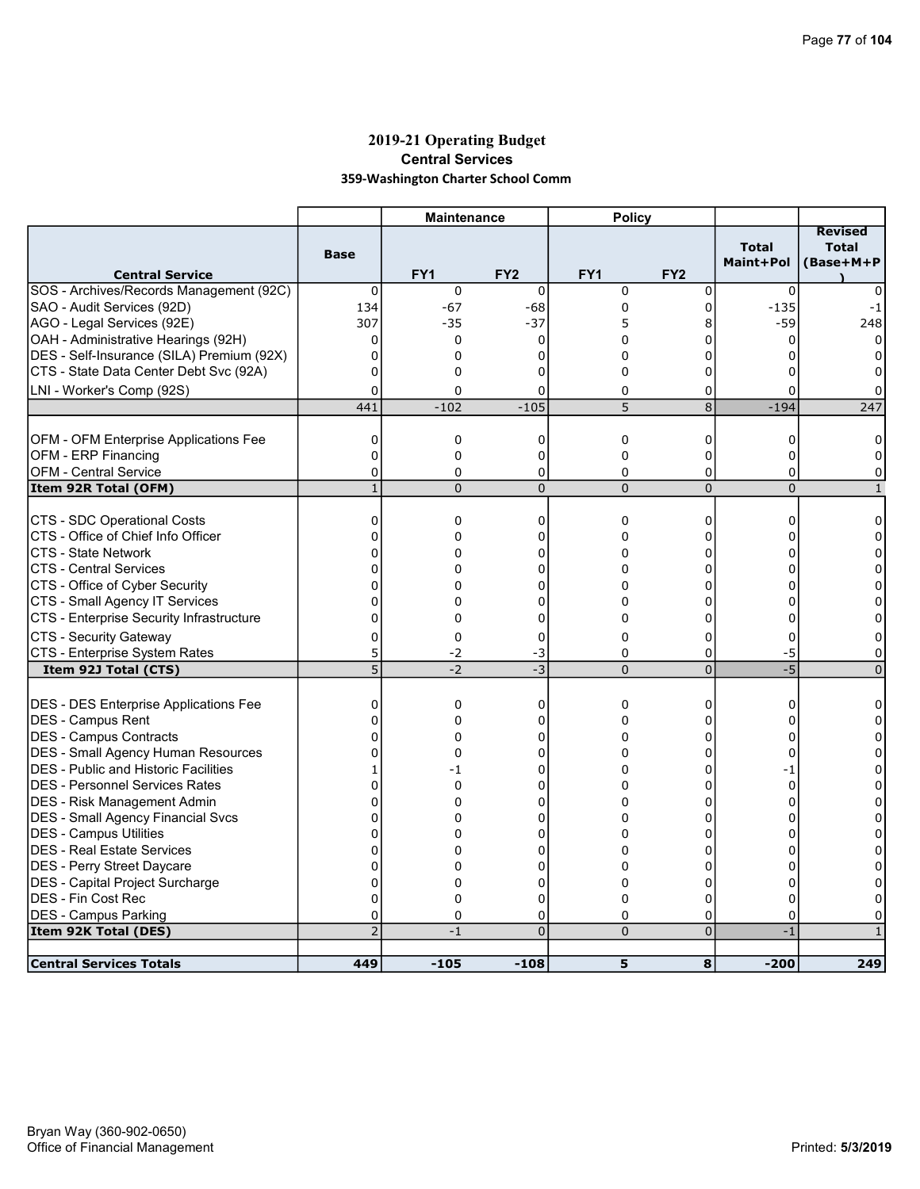# 2019-21 Operating Budget

## Central Services

### 359-Washington Charter School Comm

| | | Maintenance | | Policy | | | |
|---|---|---|---|---|---|---|---|
| **Central Service** | **Base** | **FY1** | **FY2** | **FY1** | **FY2** | **Total Maint+Pol** | **Revised Total (Base+M+P)** |
| SOS - Archives/Records Management (92C) | 0 | 0 | 0 | 0 | 0 | 0 | 0 |
| SAO - Audit Services (92D) | 134 | -67 | -68 | 0 | 0 | -135 | -1 |
| AGO - Legal Services (92E) | 307 | -35 | -37 | 5 | 8 | -59 | 248 |
| OAH - Administrative Hearings (92H) | 0 | 0 | 0 | 0 | 0 | 0 | 0 |
| DES - Self-Insurance (SILA) Premium (92X) | 0 | 0 | 0 | 0 | 0 | 0 | 0 |
| CTS - State Data Center Debt Svc (92A) | 0 | 0 | 0 | 0 | 0 | 0 | 0 |
| LNI - Worker's Comp (92S) | 0 | 0 | 0 | 0 | 0 | 0 | 0 |
| | 441 | -102 | -105 | 5 | 8 | -194 | 247 |
| OFM - OFM Enterprise Applications Fee | 0 | 0 | 0 | 0 | 0 | 0 | 0 |
| OFM - ERP Financing | 0 | 0 | 0 | 0 | 0 | 0 | 0 |
| OFM - Central Service | 0 | 0 | 0 | 0 | 0 | 0 | 0 |
| **Item 92R Total (OFM)** | 1 | 0 | 0 | 0 | 0 | 0 | 1 |
| CTS - SDC Operational Costs | 0 | 0 | 0 | 0 | 0 | 0 | 0 |
| CTS - Office of Chief Info Officer | 0 | 0 | 0 | 0 | 0 | 0 | 0 |
| CTS - State Network | 0 | 0 | 0 | 0 | 0 | 0 | 0 |
| CTS - Central Services | 0 | 0 | 0 | 0 | 0 | 0 | 0 |
| CTS - Office of Cyber Security | 0 | 0 | 0 | 0 | 0 | 0 | 0 |
| CTS - Small Agency IT Services | 0 | 0 | 0 | 0 | 0 | 0 | 0 |
| CTS - Enterprise Security Infrastructure | 0 | 0 | 0 | 0 | 0 | 0 | 0 |
| CTS - Security Gateway | 0 | 0 | 0 | 0 | 0 | 0 | 0 |
| CTS - Enterprise System Rates | 5 | -2 | -3 | 0 | 0 | -5 | 0 |
| **Item 92J Total (CTS)** | 5 | -2 | -3 | 0 | 0 | -5 | 0 |
| DES - DES Enterprise Applications Fee | 0 | 0 | 0 | 0 | 0 | 0 | 0 |
| DES - Campus Rent | 0 | 0 | 0 | 0 | 0 | 0 | 0 |
| DES - Campus Contracts | 0 | 0 | 0 | 0 | 0 | 0 | 0 |
| DES - Small Agency Human Resources | 0 | 0 | 0 | 0 | 0 | 0 | 0 |
| DES - Public and Historic Facilities | 1 | -1 | 0 | 0 | 0 | -1 | 0 |
| DES - Personnel Services Rates | 0 | 0 | 0 | 0 | 0 | 0 | 0 |
| DES - Risk Management Admin | 0 | 0 | 0 | 0 | 0 | 0 | 0 |
| DES - Small Agency Financial Svcs | 0 | 0 | 0 | 0 | 0 | 0 | 0 |
| DES - Campus Utilities | 0 | 0 | 0 | 0 | 0 | 0 | 0 |
| DES - Real Estate Services | 0 | 0 | 0 | 0 | 0 | 0 | 0 |
| DES - Perry Street Daycare | 0 | 0 | 0 | 0 | 0 | 0 | 0 |
| DES - Capital Project Surcharge | 0 | 0 | 0 | 0 | 0 | 0 | 0 |
| DES - Fin Cost Rec | 0 | 0 | 0 | 0 | 0 | 0 | 0 |
| DES - Campus Parking | 0 | 0 | 0 | 0 | 0 | 0 | 0 |
| **Item 92K Total (DES)** | 2 | -1 | 0 | 0 | 0 | -1 | 1 |
| **Central Services Totals** | **449** | **-105** | **-108** | **5** | **8** | **-200** | **249** |

Bryan Way (360-902-0650)
Office of Financial Management

Printed: **5/3/2019**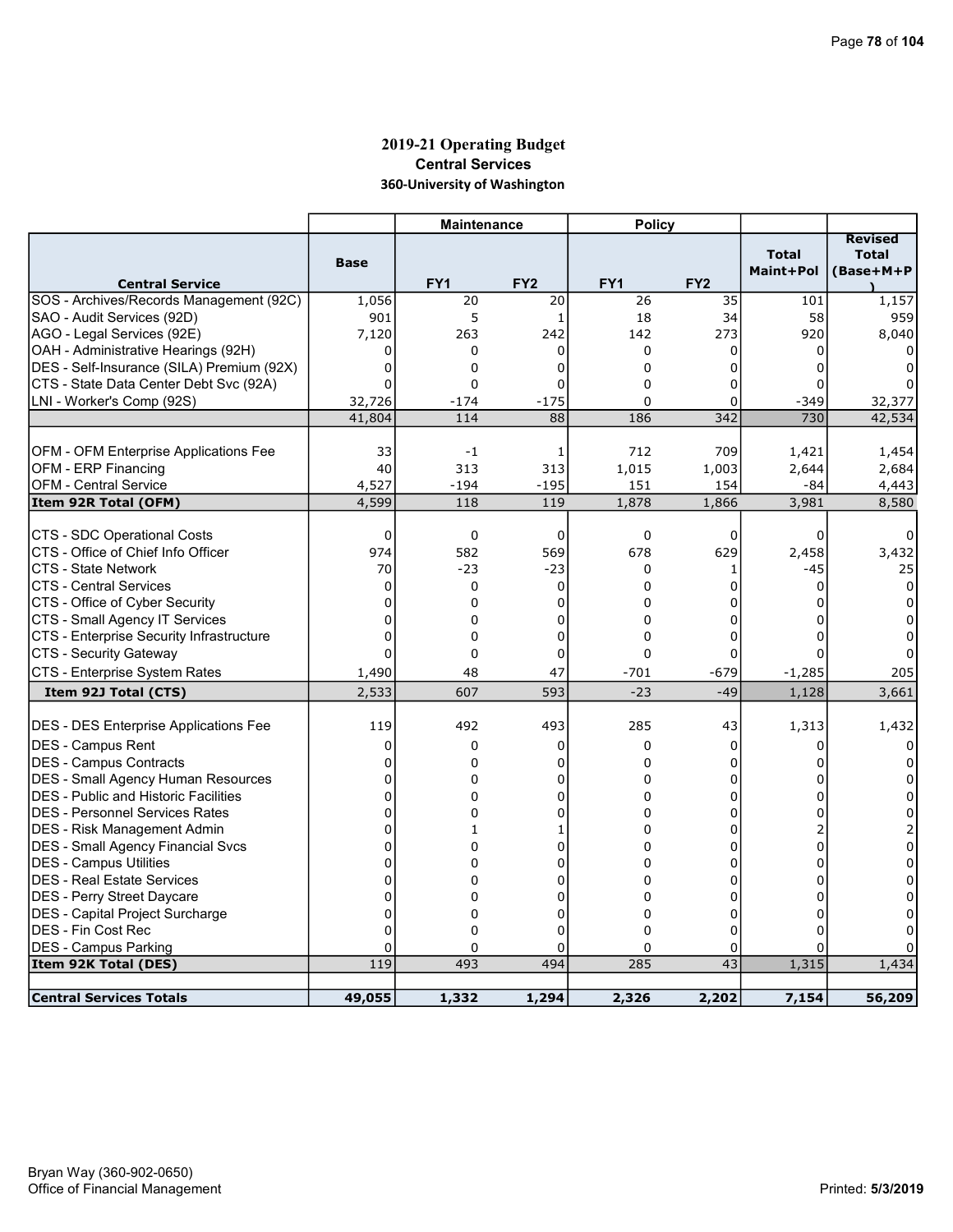## 2019-21 Operating Budget
### Central Services
### 360-University of Washington

| Central Service | Base | Maintenance | | Policy | | Total Maint+Pol | Revised Total (Base+M+P) |
|---|---|---|---|---|---|---|---|
| | | FY1 | FY2 | FY1 | FY2 | | |
| SOS - Archives/Records Management (92C) | 1,056 | 20 | 20 | 26 | 35 | 101 | 1,157 |
| SAO - Audit Services (92D) | 901 | 5 | 1 | 18 | 34 | 58 | 959 |
| AGO - Legal Services (92E) | 7,120 | 263 | 242 | 142 | 273 | 920 | 8,040 |
| OAH - Administrative Hearings (92H) | 0 | 0 | 0 | 0 | 0 | 0 | 0 |
| DES - Self-Insurance (SILA) Premium (92X) | 0 | 0 | 0 | 0 | 0 | 0 | 0 |
| CTS - State Data Center Debt Svc (92A) | 0 | 0 | 0 | 0 | 0 | 0 | 0 |
| LNI - Worker's Comp (92S) | 32,726 | -174 | -175 | 0 | 0 | -349 | 32,377 |
| | 41,804 | 114 | 88 | 186 | 342 | 730 | 42,534 |
| | | | | | | | |
| OFM - OFM Enterprise Applications Fee | 33 | -1 | 1 | 712 | 709 | 1,421 | 1,454 |
| OFM - ERP Financing | 40 | 313 | 313 | 1,015 | 1,003 | 2,644 | 2,684 |
| OFM - Central Service | 4,527 | -194 | -195 | 151 | 154 | -84 | 4,443 |
| **Item 92R Total (OFM)** | 4,599 | 118 | 119 | 1,878 | 1,866 | 3,981 | 8,580 |
| | | | | | | | |
| CTS - SDC Operational Costs | 0 | 0 | 0 | 0 | 0 | 0 | 0 |
| CTS - Office of Chief Info Officer | 974 | 582 | 569 | 678 | 629 | 2,458 | 3,432 |
| CTS - State Network | 70 | -23 | -23 | 0 | 1 | -45 | 25 |
| CTS - Central Services | 0 | 0 | 0 | 0 | 0 | 0 | 0 |
| CTS - Office of Cyber Security | 0 | 0 | 0 | 0 | 0 | 0 | 0 |
| CTS - Small Agency IT Services | 0 | 0 | 0 | 0 | 0 | 0 | 0 |
| CTS - Enterprise Security Infrastructure | 0 | 0 | 0 | 0 | 0 | 0 | 0 |
| CTS - Security Gateway | 0 | 0 | 0 | 0 | 0 | 0 | 0 |
| CTS - Enterprise System Rates | 1,490 | 48 | 47 | -701 | -679 | -1,285 | 205 |
| **Item 92J Total (CTS)** | 2,533 | 607 | 593 | -23 | -49 | 1,128 | 3,661 |
| | | | | | | | |
| DES - DES Enterprise Applications Fee | 119 | 492 | 493 | 285 | 43 | 1,313 | 1,432 |
| DES - Campus Rent | 0 | 0 | 0 | 0 | 0 | 0 | 0 |
| DES - Campus Contracts | 0 | 0 | 0 | 0 | 0 | 0 | 0 |
| DES - Small Agency Human Resources | 0 | 0 | 0 | 0 | 0 | 0 | 0 |
| DES - Public and Historic Facilities | 0 | 0 | 0 | 0 | 0 | 0 | 0 |
| DES - Personnel Services Rates | 0 | 0 | 0 | 0 | 0 | 0 | 0 |
| DES - Risk Management Admin | 0 | 1 | 1 | 0 | 0 | 2 | 2 |
| DES - Small Agency Financial Svcs | 0 | 0 | 0 | 0 | 0 | 0 | 0 |
| DES - Campus Utilities | 0 | 0 | 0 | 0 | 0 | 0 | 0 |
| DES - Real Estate Services | 0 | 0 | 0 | 0 | 0 | 0 | 0 |
| DES - Perry Street Daycare | 0 | 0 | 0 | 0 | 0 | 0 | 0 |
| DES - Capital Project Surcharge | 0 | 0 | 0 | 0 | 0 | 0 | 0 |
| DES - Fin Cost Rec | 0 | 0 | 0 | 0 | 0 | 0 | 0 |
| DES - Campus Parking | 0 | 0 | 0 | 0 | 0 | 0 | 0 |
| **Item 92K Total (DES)** | 119 | 493 | 494 | 285 | 43 | 1,315 | 1,434 |
| | | | | | | | |
| **Central Services Totals** | **49,055** | **1,332** | **1,294** | **2,326** | **2,202** | **7,154** | **56,209** |

Bryan Way (360-902-0650)
Office of Financial Management

Printed: **5/3/2019**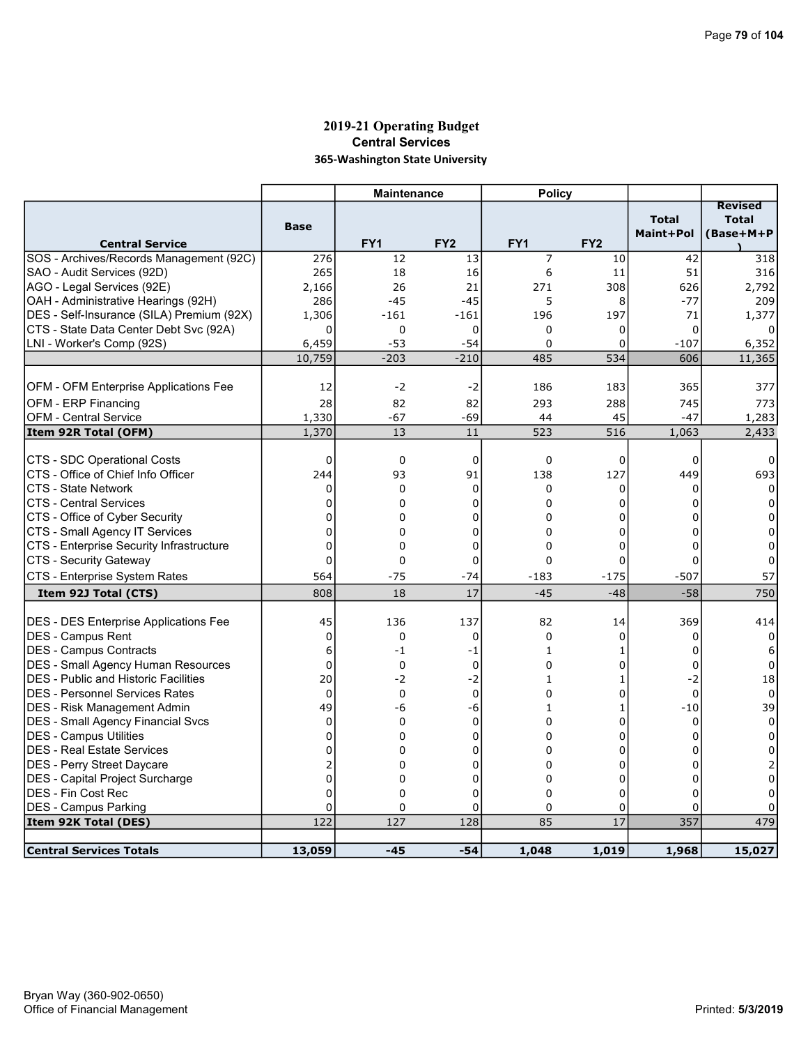# 2019-21 Operating Budget

## Central Services

### 365-Washington State University

| Central Service | Base | Maintenance FY1 | Maintenance FY2 | Policy FY1 | Policy FY2 | Total Maint+Pol | Revised Total (Base+M+P) |
|---|---|---|---|---|---|---|---|
| SOS - Archives/Records Management (92C) | 276 | 12 | 13 | 7 | 10 | 42 | 318 |
| SAO - Audit Services (92D) | 265 | 18 | 16 | 6 | 11 | 51 | 316 |
| AGO - Legal Services (92E) | 2,166 | 26 | 21 | 271 | 308 | 626 | 2,792 |
| OAH - Administrative Hearings (92H) | 286 | -45 | -45 | 5 | 8 | -77 | 209 |
| DES - Self-Insurance (SILA) Premium (92X) | 1,306 | -161 | -161 | 196 | 197 | 71 | 1,377 |
| CTS - State Data Center Debt Svc (92A) | 0 | 0 | 0 | 0 | 0 | 0 | 0 |
| LNI - Worker's Comp (92S) | 6,459 | -53 | -54 | 0 | 0 | -107 | 6,352 |
| | 10,759 | -203 | -210 | 485 | 534 | 606 | 11,365 |
| | | | | | | | |
| OFM - OFM Enterprise Applications Fee | 12 | -2 | -2 | 186 | 183 | 365 | 377 |
| OFM - ERP Financing | 28 | 82 | 82 | 293 | 288 | 745 | 773 |
| OFM - Central Service | 1,330 | -67 | -69 | 44 | 45 | -47 | 1,283 |
| **Item 92R Total (OFM)** | 1,370 | 13 | 11 | 523 | 516 | 1,063 | 2,433 |
| | | | | | | | |
| CTS - SDC Operational Costs | 0 | 0 | 0 | 0 | 0 | 0 | 0 |
| CTS - Office of Chief Info Officer | 244 | 93 | 91 | 138 | 127 | 449 | 693 |
| CTS - State Network | 0 | 0 | 0 | 0 | 0 | 0 | 0 |
| CTS - Central Services | 0 | 0 | 0 | 0 | 0 | 0 | 0 |
| CTS - Office of Cyber Security | 0 | 0 | 0 | 0 | 0 | 0 | 0 |
| CTS - Small Agency IT Services | 0 | 0 | 0 | 0 | 0 | 0 | 0 |
| CTS - Enterprise Security Infrastructure | 0 | 0 | 0 | 0 | 0 | 0 | 0 |
| CTS - Security Gateway | 0 | 0 | 0 | 0 | 0 | 0 | 0 |
| CTS - Enterprise System Rates | 564 | -75 | -74 | -183 | -175 | -507 | 57 |
| **Item 92J Total (CTS)** | 808 | 18 | 17 | -45 | -48 | -58 | 750 |
| | | | | | | | |
| DES - DES Enterprise Applications Fee | 45 | 136 | 137 | 82 | 14 | 369 | 414 |
| DES - Campus Rent | 0 | 0 | 0 | 0 | 0 | 0 | 0 |
| DES - Campus Contracts | 6 | -1 | -1 | 1 | 1 | 0 | 6 |
| DES - Small Agency Human Resources | 0 | 0 | 0 | 0 | 0 | 0 | 0 |
| DES - Public and Historic Facilities | 20 | -2 | -2 | 1 | 1 | -2 | 18 |
| DES - Personnel Services Rates | 0 | 0 | 0 | 0 | 0 | 0 | 0 |
| DES - Risk Management Admin | 49 | -6 | -6 | 1 | 1 | -10 | 39 |
| DES - Small Agency Financial Svcs | 0 | 0 | 0 | 0 | 0 | 0 | 0 |
| DES - Campus Utilities | 0 | 0 | 0 | 0 | 0 | 0 | 0 |
| DES - Real Estate Services | 0 | 0 | 0 | 0 | 0 | 0 | 0 |
| DES - Perry Street Daycare | 2 | 0 | 0 | 0 | 0 | 0 | 2 |
| DES - Capital Project Surcharge | 0 | 0 | 0 | 0 | 0 | 0 | 0 |
| DES - Fin Cost Rec | 0 | 0 | 0 | 0 | 0 | 0 | 0 |
| DES - Campus Parking | 0 | 0 | 0 | 0 | 0 | 0 | 0 |
| **Item 92K Total (DES)** | 122 | 127 | 128 | 85 | 17 | 357 | 479 |
| | | | | | | | |
| **Central Services Totals** | **13,059** | **-45** | **-54** | **1,048** | **1,019** | **1,968** | **15,027** |

Bryan Way (360-902-0650)
Office of Financial Management

Printed: 5/3/2019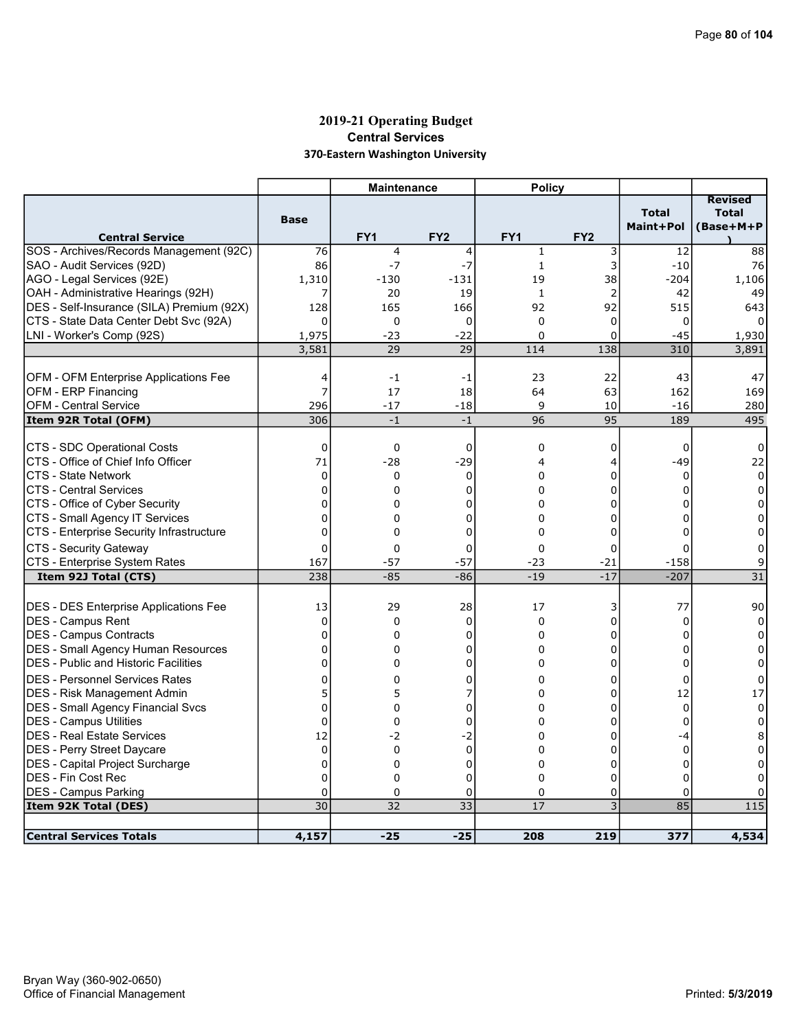# 2019-21 Operating Budget

## Central Services

### 370-Eastern Washington University

| Central Service | Base | Maintenance FY1 | Maintenance FY2 | Policy FY1 | Policy FY2 | Total Maint+Pol | Revised Total (Base+M+P) |
|---|---|---|---|---|---|---|---|
| SOS - Archives/Records Management (92C) | 76 | 4 | 4 | 1 | 3 | 12 | 88 |
| SAO - Audit Services (92D) | 86 | -7 | -7 | 1 | 3 | -10 | 76 |
| AGO - Legal Services (92E) | 1,310 | -130 | -131 | 19 | 38 | -204 | 1,106 |
| OAH - Administrative Hearings (92H) | 7 | 20 | 19 | 1 | 2 | 42 | 49 |
| DES - Self-Insurance (SILA) Premium (92X) | 128 | 165 | 166 | 92 | 92 | 515 | 643 |
| CTS - State Data Center Debt Svc (92A) | 0 | 0 | 0 | 0 | 0 | 0 | 0 |
| LNI - Worker's Comp (92S) | 1,975 | -23 | -22 | 0 | 0 | -45 | 1,930 |
| | 3,581 | 29 | 29 | 114 | 138 | 310 | 3,891 |
| | | | | | | | |
| OFM - OFM Enterprise Applications Fee | 4 | -1 | -1 | 23 | 22 | 43 | 47 |
| OFM - ERP Financing | 7 | 17 | 18 | 64 | 63 | 162 | 169 |
| OFM - Central Service | 296 | -17 | -18 | 9 | 10 | -16 | 280 |
| **Item 92R Total (OFM)** | 306 | -1 | -1 | 96 | 95 | 189 | 495 |
| | | | | | | | |
| CTS - SDC Operational Costs | 0 | 0 | 0 | 0 | 0 | 0 | 0 |
| CTS - Office of Chief Info Officer | 71 | -28 | -29 | 4 | 4 | -49 | 22 |
| CTS - State Network | 0 | 0 | 0 | 0 | 0 | 0 | 0 |
| CTS - Central Services | 0 | 0 | 0 | 0 | 0 | 0 | 0 |
| CTS - Office of Cyber Security | 0 | 0 | 0 | 0 | 0 | 0 | 0 |
| CTS - Small Agency IT Services | 0 | 0 | 0 | 0 | 0 | 0 | 0 |
| CTS - Enterprise Security Infrastructure | 0 | 0 | 0 | 0 | 0 | 0 | 0 |
| CTS - Security Gateway | 0 | 0 | 0 | 0 | 0 | 0 | 0 |
| CTS - Enterprise System Rates | 167 | -57 | -57 | -23 | -21 | -158 | 9 |
| **Item 92J Total (CTS)** | 238 | -85 | -86 | -19 | -17 | -207 | 31 |
| | | | | | | | |
| DES - DES Enterprise Applications Fee | 13 | 29 | 28 | 17 | 3 | 77 | 90 |
| DES - Campus Rent | 0 | 0 | 0 | 0 | 0 | 0 | 0 |
| DES - Campus Contracts | 0 | 0 | 0 | 0 | 0 | 0 | 0 |
| DES - Small Agency Human Resources | 0 | 0 | 0 | 0 | 0 | 0 | 0 |
| DES - Public and Historic Facilities | 0 | 0 | 0 | 0 | 0 | 0 | 0 |
| DES - Personnel Services Rates | 0 | 0 | 0 | 0 | 0 | 0 | 0 |
| DES - Risk Management Admin | 5 | 5 | 7 | 0 | 0 | 12 | 17 |
| DES - Small Agency Financial Svcs | 0 | 0 | 0 | 0 | 0 | 0 | 0 |
| DES - Campus Utilities | 0 | 0 | 0 | 0 | 0 | 0 | 0 |
| DES - Real Estate Services | 12 | -2 | -2 | 0 | 0 | -4 | 8 |
| DES - Perry Street Daycare | 0 | 0 | 0 | 0 | 0 | 0 | 0 |
| DES - Capital Project Surcharge | 0 | 0 | 0 | 0 | 0 | 0 | 0 |
| DES - Fin Cost Rec | 0 | 0 | 0 | 0 | 0 | 0 | 0 |
| DES - Campus Parking | 0 | 0 | 0 | 0 | 0 | 0 | 0 |
| **Item 92K Total (DES)** | 30 | 32 | 33 | 17 | 3 | 85 | 115 |
| | | | | | | | |
| **Central Services Totals** | **4,157** | **-25** | **-25** | **208** | **219** | **377** | **4,534** |

Bryan Way (360-902-0650)
Office of Financial Management

Printed: **5/3/2019**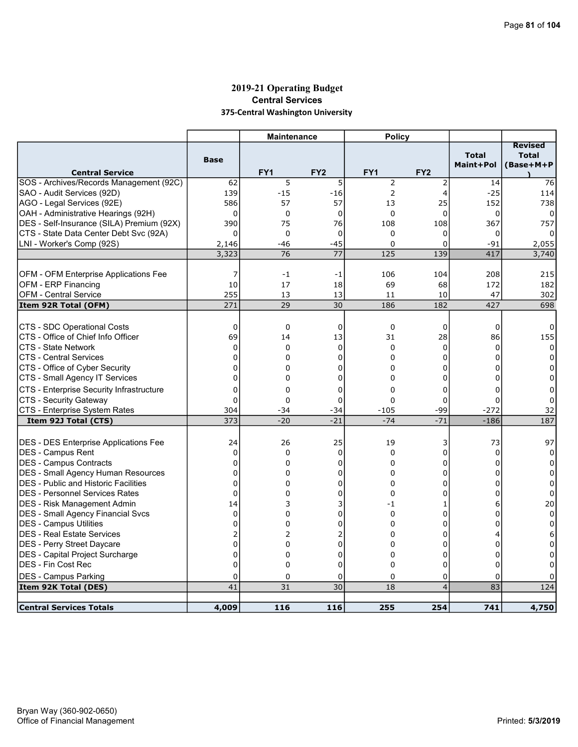# 2019-21 Operating Budget

## Central Services

### 375-Central Washington University

| Central Service | Base | Maintenance FY1 | Maintenance FY2 | Policy FY1 | Policy FY2 | Total Maint+Pol | Revised Total (Base+M+P) |
|---|---|---|---|---|---|---|---|
| SOS - Archives/Records Management (92C) | 62 | 5 | 5 | 2 | 2 | 14 | 76 |
| SAO - Audit Services (92D) | 139 | -15 | -16 | 2 | 4 | -25 | 114 |
| AGO - Legal Services (92E) | 586 | 57 | 57 | 13 | 25 | 152 | 738 |
| OAH - Administrative Hearings (92H) | 0 | 0 | 0 | 0 | 0 | 0 | 0 |
| DES - Self-Insurance (SILA) Premium (92X) | 390 | 75 | 76 | 108 | 108 | 367 | 757 |
| CTS - State Data Center Debt Svc (92A) | 0 | 0 | 0 | 0 | 0 | 0 | 0 |
| LNI - Worker's Comp (92S) | 2,146 | -46 | -45 | 0 | 0 | -91 | 2,055 |
| | 3,323 | 76 | 77 | 125 | 139 | 417 | 3,740 |
| | | | | | | | |
| OFM - OFM Enterprise Applications Fee | 7 | -1 | -1 | 106 | 104 | 208 | 215 |
| OFM - ERP Financing | 10 | 17 | 18 | 69 | 68 | 172 | 182 |
| OFM - Central Service | 255 | 13 | 13 | 11 | 10 | 47 | 302 |
| **Item 92R Total (OFM)** | 271 | 29 | 30 | 186 | 182 | 427 | 698 |
| | | | | | | | |
| CTS - SDC Operational Costs | 0 | 0 | 0 | 0 | 0 | 0 | 0 |
| CTS - Office of Chief Info Officer | 69 | 14 | 13 | 31 | 28 | 86 | 155 |
| CTS - State Network | 0 | 0 | 0 | 0 | 0 | 0 | 0 |
| CTS - Central Services | 0 | 0 | 0 | 0 | 0 | 0 | 0 |
| CTS - Office of Cyber Security | 0 | 0 | 0 | 0 | 0 | 0 | 0 |
| CTS - Small Agency IT Services | 0 | 0 | 0 | 0 | 0 | 0 | 0 |
| CTS - Enterprise Security Infrastructure | 0 | 0 | 0 | 0 | 0 | 0 | 0 |
| CTS - Security Gateway | 0 | 0 | 0 | 0 | 0 | 0 | 0 |
| CTS - Enterprise System Rates | 304 | -34 | -34 | -105 | -99 | -272 | 32 |
| **Item 92J Total (CTS)** | 373 | -20 | -21 | -74 | -71 | -186 | 187 |
| | | | | | | | |
| DES - DES Enterprise Applications Fee | 24 | 26 | 25 | 19 | 3 | 73 | 97 |
| DES - Campus Rent | 0 | 0 | 0 | 0 | 0 | 0 | 0 |
| DES - Campus Contracts | 0 | 0 | 0 | 0 | 0 | 0 | 0 |
| DES - Small Agency Human Resources | 0 | 0 | 0 | 0 | 0 | 0 | 0 |
| DES - Public and Historic Facilities | 0 | 0 | 0 | 0 | 0 | 0 | 0 |
| DES - Personnel Services Rates | 0 | 0 | 0 | 0 | 0 | 0 | 0 |
| DES - Risk Management Admin | 14 | 3 | 3 | -1 | 1 | 6 | 20 |
| DES - Small Agency Financial Svcs | 0 | 0 | 0 | 0 | 0 | 0 | 0 |
| DES - Campus Utilities | 0 | 0 | 0 | 0 | 0 | 0 | 0 |
| DES - Real Estate Services | 2 | 2 | 2 | 0 | 0 | 4 | 6 |
| DES - Perry Street Daycare | 0 | 0 | 0 | 0 | 0 | 0 | 0 |
| DES - Capital Project Surcharge | 0 | 0 | 0 | 0 | 0 | 0 | 0 |
| DES - Fin Cost Rec | 0 | 0 | 0 | 0 | 0 | 0 | 0 |
| DES - Campus Parking | 0 | 0 | 0 | 0 | 0 | 0 | 0 |
| **Item 92K Total (DES)** | 41 | 31 | 30 | 18 | 4 | 83 | 124 |
| | | | | | | | |
| **Central Services Totals** | **4,009** | **116** | **116** | **255** | **254** | **741** | **4,750** |

Bryan Way (360-902-0650)
Office of Financial Management

Printed: 5/3/2019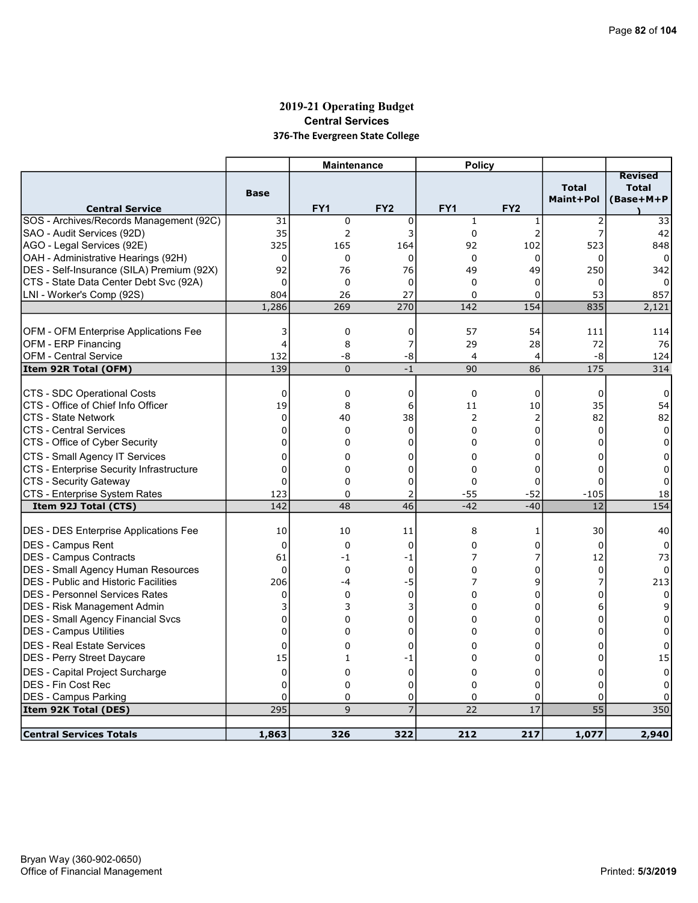# 2019-21 Operating Budget

## Central Services

### 376-The Evergreen State College

| Central Service | Base | Maintenance FY1 | Maintenance FY2 | Policy FY1 | Policy FY2 | Total Maint+Pol | Revised Total (Base+M+P) |
|---|---|---|---|---|---|---|---|
| SOS - Archives/Records Management (92C) | 31 | 0 | 0 | 1 | 1 | 2 | 33 |
| SAO - Audit Services (92D) | 35 | 2 | 3 | 0 | 2 | 7 | 42 |
| AGO - Legal Services (92E) | 325 | 165 | 164 | 92 | 102 | 523 | 848 |
| OAH - Administrative Hearings (92H) | 0 | 0 | 0 | 0 | 0 | 0 | 0 |
| DES - Self-Insurance (SILA) Premium (92X) | 92 | 76 | 76 | 49 | 49 | 250 | 342 |
| CTS - State Data Center Debt Svc (92A) | 0 | 0 | 0 | 0 | 0 | 0 | 0 |
| LNI - Worker's Comp (92S) | 804 | 26 | 27 | 0 | 0 | 53 | 857 |
| | 1,286 | 269 | 270 | 142 | 154 | 835 | 2,121 |
| | | | | | | | |
| OFM - OFM Enterprise Applications Fee | 3 | 0 | 0 | 57 | 54 | 111 | 114 |
| OFM - ERP Financing | 4 | 8 | 7 | 29 | 28 | 72 | 76 |
| OFM - Central Service | 132 | -8 | -8 | 4 | 4 | -8 | 124 |
| **Item 92R Total (OFM)** | 139 | 0 | -1 | 90 | 86 | 175 | 314 |
| | | | | | | | |
| CTS - SDC Operational Costs | 0 | 0 | 0 | 0 | 0 | 0 | 0 |
| CTS - Office of Chief Info Officer | 19 | 8 | 6 | 11 | 10 | 35 | 54 |
| CTS - State Network | 0 | 40 | 38 | 2 | 2 | 82 | 82 |
| CTS - Central Services | 0 | 0 | 0 | 0 | 0 | 0 | 0 |
| CTS - Office of Cyber Security | 0 | 0 | 0 | 0 | 0 | 0 | 0 |
| CTS - Small Agency IT Services | 0 | 0 | 0 | 0 | 0 | 0 | 0 |
| CTS - Enterprise Security Infrastructure | 0 | 0 | 0 | 0 | 0 | 0 | 0 |
| CTS - Security Gateway | 0 | 0 | 0 | 0 | 0 | 0 | 0 |
| CTS - Enterprise System Rates | 123 | 0 | 2 | -55 | -52 | -105 | 18 |
| **Item 92J Total (CTS)** | 142 | 48 | 46 | -42 | -40 | 12 | 154 |
| | | | | | | | |
| DES - DES Enterprise Applications Fee | 10 | 10 | 11 | 8 | 1 | 30 | 40 |
| DES - Campus Rent | 0 | 0 | 0 | 0 | 0 | 0 | 0 |
| DES - Campus Contracts | 61 | -1 | -1 | 7 | 7 | 12 | 73 |
| DES - Small Agency Human Resources | 0 | 0 | 0 | 0 | 0 | 0 | 0 |
| DES - Public and Historic Facilities | 206 | -4 | -5 | 7 | 9 | 7 | 213 |
| DES - Personnel Services Rates | 0 | 0 | 0 | 0 | 0 | 0 | 0 |
| DES - Risk Management Admin | 3 | 3 | 3 | 0 | 0 | 6 | 9 |
| DES - Small Agency Financial Svcs | 0 | 0 | 0 | 0 | 0 | 0 | 0 |
| DES - Campus Utilities | 0 | 0 | 0 | 0 | 0 | 0 | 0 |
| DES - Real Estate Services | 0 | 0 | 0 | 0 | 0 | 0 | 0 |
| DES - Perry Street Daycare | 15 | 1 | -1 | 0 | 0 | 0 | 15 |
| DES - Capital Project Surcharge | 0 | 0 | 0 | 0 | 0 | 0 | 0 |
| DES - Fin Cost Rec | 0 | 0 | 0 | 0 | 0 | 0 | 0 |
| DES - Campus Parking | 0 | 0 | 0 | 0 | 0 | 0 | 0 |
| **Item 92K Total (DES)** | 295 | 9 | 7 | 22 | 17 | 55 | 350 |
| | | | | | | | |
| **Central Services Totals** | **1,863** | **326** | **322** | **212** | **217** | **1,077** | **2,940** |

Bryan Way (360-902-0650)
Office of Financial Management

Printed: 5/3/2019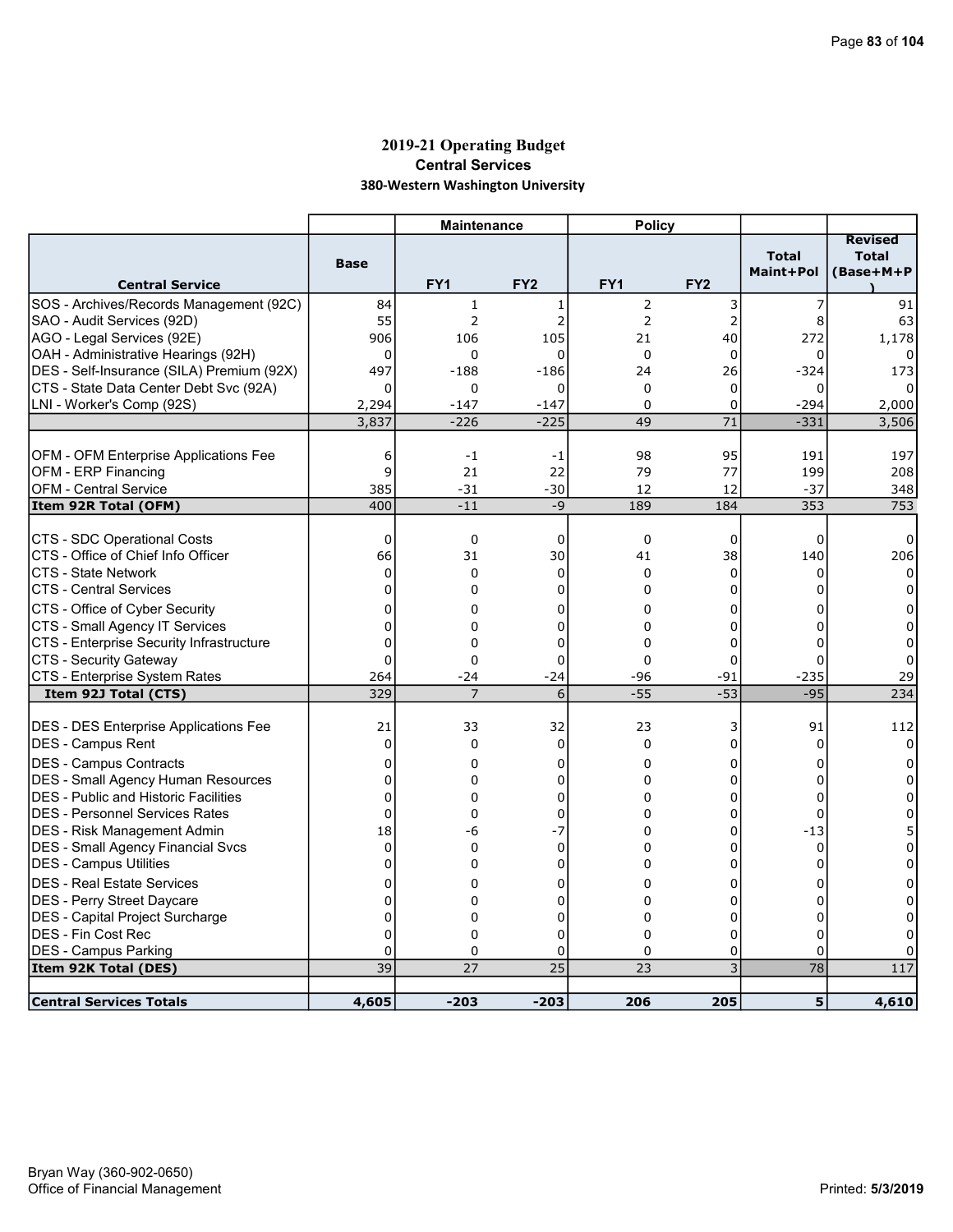## 2019-21 Operating Budget

### Central Services

### 380-Western Washington University

| | | Maintenance | | Policy | | | |
|---|---|---|---|---|---|---|---|
| **Central Service** | **Base** | **FY1** | **FY2** | **FY1** | **FY2** | **Total Maint+Pol** | **Revised Total (Base+M+P)** |
| SOS - Archives/Records Management (92C) | 84 | 1 | 1 | 2 | 3 | 7 | 91 |
| SAO - Audit Services (92D) | 55 | 2 | 2 | 2 | 2 | 8 | 63 |
| AGO - Legal Services (92E) | 906 | 106 | 105 | 21 | 40 | 272 | 1,178 |
| OAH - Administrative Hearings (92H) | 0 | 0 | 0 | 0 | 0 | 0 | 0 |
| DES - Self-Insurance (SILA) Premium (92X) | 497 | -188 | -186 | 24 | 26 | -324 | 173 |
| CTS - State Data Center Debt Svc (92A) | 0 | 0 | 0 | 0 | 0 | 0 | 0 |
| LNI - Worker's Comp (92S) | 2,294 | -147 | -147 | 0 | 0 | -294 | 2,000 |
| | 3,837 | -226 | -225 | 49 | 71 | -331 | 3,506 |
| | | | | | | | |
| OFM - OFM Enterprise Applications Fee | 6 | -1 | -1 | 98 | 95 | 191 | 197 |
| OFM - ERP Financing | 9 | 21 | 22 | 79 | 77 | 199 | 208 |
| OFM - Central Service | 385 | -31 | -30 | 12 | 12 | -37 | 348 |
| **Item 92R Total (OFM)** | 400 | -11 | -9 | 189 | 184 | 353 | 753 |
| | | | | | | | |
| CTS - SDC Operational Costs | 0 | 0 | 0 | 0 | 0 | 0 | 0 |
| CTS - Office of Chief Info Officer | 66 | 31 | 30 | 41 | 38 | 140 | 206 |
| CTS - State Network | 0 | 0 | 0 | 0 | 0 | 0 | 0 |
| CTS - Central Services | 0 | 0 | 0 | 0 | 0 | 0 | 0 |
| CTS - Office of Cyber Security | 0 | 0 | 0 | 0 | 0 | 0 | 0 |
| CTS - Small Agency IT Services | 0 | 0 | 0 | 0 | 0 | 0 | 0 |
| CTS - Enterprise Security Infrastructure | 0 | 0 | 0 | 0 | 0 | 0 | 0 |
| CTS - Security Gateway | 0 | 0 | 0 | 0 | 0 | 0 | 0 |
| CTS - Enterprise System Rates | 264 | -24 | -24 | -96 | -91 | -235 | 29 |
| **Item 92J Total (CTS)** | 329 | 7 | 6 | -55 | -53 | -95 | 234 |
| | | | | | | | |
| DES - DES Enterprise Applications Fee | 21 | 33 | 32 | 23 | 3 | 91 | 112 |
| DES - Campus Rent | 0 | 0 | 0 | 0 | 0 | 0 | 0 |
| DES - Campus Contracts | 0 | 0 | 0 | 0 | 0 | 0 | 0 |
| DES - Small Agency Human Resources | 0 | 0 | 0 | 0 | 0 | 0 | 0 |
| DES - Public and Historic Facilities | 0 | 0 | 0 | 0 | 0 | 0 | 0 |
| DES - Personnel Services Rates | 0 | 0 | 0 | 0 | 0 | 0 | 0 |
| DES - Risk Management Admin | 18 | -6 | -7 | 0 | 0 | -13 | 5 |
| DES - Small Agency Financial Svcs | 0 | 0 | 0 | 0 | 0 | 0 | 0 |
| DES - Campus Utilities | 0 | 0 | 0 | 0 | 0 | 0 | 0 |
| DES - Real Estate Services | 0 | 0 | 0 | 0 | 0 | 0 | 0 |
| DES - Perry Street Daycare | 0 | 0 | 0 | 0 | 0 | 0 | 0 |
| DES - Capital Project Surcharge | 0 | 0 | 0 | 0 | 0 | 0 | 0 |
| DES - Fin Cost Rec | 0 | 0 | 0 | 0 | 0 | 0 | 0 |
| DES - Campus Parking | 0 | 0 | 0 | 0 | 0 | 0 | 0 |
| **Item 92K Total (DES)** | 39 | 27 | 25 | 23 | 3 | 78 | 117 |
| | | | | | | | |
| **Central Services Totals** | **4,605** | **-203** | **-203** | **206** | **205** | **5** | **4,610** |

Bryan Way (360-902-0650)
Office of Financial Management

Printed: 5/3/2019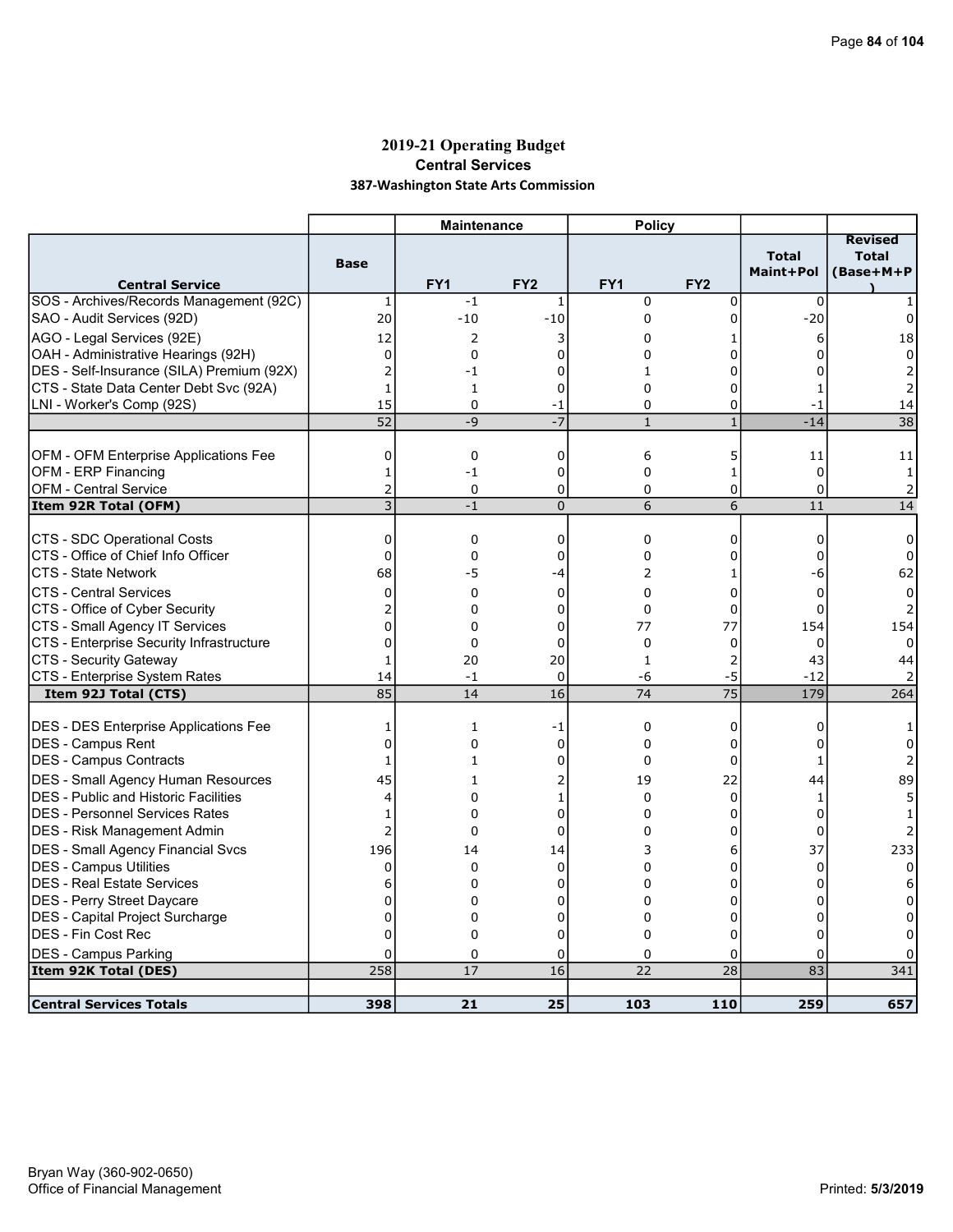# 2019-21 Operating Budget

## Central Services

### 387-Washington State Arts Commission

| Central Service | Base | Maintenance FY1 | Maintenance FY2 | Policy FY1 | Policy FY2 | Total Maint+Pol | Revised Total (Base+M+P) |
|---|---|---|---|---|---|---|---|
| SOS - Archives/Records Management (92C) | 1 | -1 | 1 | 0 | 0 | 0 | 1 |
| SAO - Audit Services (92D) | 20 | -10 | -10 | 0 | 0 | -20 | 0 |
| AGO - Legal Services (92E) | 12 | 2 | 3 | 0 | 1 | 6 | 18 |
| OAH - Administrative Hearings (92H) | 0 | 0 | 0 | 0 | 0 | 0 | 0 |
| DES - Self-Insurance (SILA) Premium (92X) | 2 | -1 | 0 | 1 | 0 | 0 | 2 |
| CTS - State Data Center Debt Svc (92A) | 1 | 1 | 0 | 0 | 0 | 1 | 2 |
| LNI - Worker's Comp (92S) | 15 | 0 | -1 | 0 | 0 | -1 | 14 |
| | 52 | -9 | -7 | 1 | 1 | -14 | 38 |
| | | | | | | | |
| OFM - OFM Enterprise Applications Fee | 0 | 0 | 0 | 6 | 5 | 11 | 11 |
| OFM - ERP Financing | 1 | -1 | 0 | 0 | 1 | 0 | 1 |
| OFM - Central Service | 2 | 0 | 0 | 0 | 0 | 0 | 2 |
| **Item 92R Total (OFM)** | 3 | -1 | 0 | 6 | 6 | 11 | 14 |
| | | | | | | | |
| CTS - SDC Operational Costs | 0 | 0 | 0 | 0 | 0 | 0 | 0 |
| CTS - Office of Chief Info Officer | 0 | 0 | 0 | 0 | 0 | 0 | 0 |
| CTS - State Network | 68 | -5 | -4 | 2 | 1 | -6 | 62 |
| CTS - Central Services | 0 | 0 | 0 | 0 | 0 | 0 | 0 |
| CTS - Office of Cyber Security | 2 | 0 | 0 | 0 | 0 | 0 | 2 |
| CTS - Small Agency IT Services | 0 | 0 | 0 | 77 | 77 | 154 | 154 |
| CTS - Enterprise Security Infrastructure | 0 | 0 | 0 | 0 | 0 | 0 | 0 |
| CTS - Security Gateway | 1 | 20 | 20 | 1 | 2 | 43 | 44 |
| CTS - Enterprise System Rates | 14 | -1 | 0 | -6 | -5 | -12 | 2 |
| **Item 92J Total (CTS)** | 85 | 14 | 16 | 74 | 75 | 179 | 264 |
| | | | | | | | |
| DES - DES Enterprise Applications Fee | 1 | 1 | -1 | 0 | 0 | 0 | 1 |
| DES - Campus Rent | 0 | 0 | 0 | 0 | 0 | 0 | 0 |
| DES - Campus Contracts | 1 | 1 | 0 | 0 | 0 | 1 | 2 |
| DES - Small Agency Human Resources | 45 | 1 | 2 | 19 | 22 | 44 | 89 |
| DES - Public and Historic Facilities | 4 | 0 | 1 | 0 | 0 | 1 | 5 |
| DES - Personnel Services Rates | 1 | 0 | 0 | 0 | 0 | 0 | 1 |
| DES - Risk Management Admin | 2 | 0 | 0 | 0 | 0 | 0 | 2 |
| DES - Small Agency Financial Svcs | 196 | 14 | 14 | 3 | 6 | 37 | 233 |
| DES - Campus Utilities | 0 | 0 | 0 | 0 | 0 | 0 | 0 |
| DES - Real Estate Services | 6 | 0 | 0 | 0 | 0 | 0 | 6 |
| DES - Perry Street Daycare | 0 | 0 | 0 | 0 | 0 | 0 | 0 |
| DES - Capital Project Surcharge | 0 | 0 | 0 | 0 | 0 | 0 | 0 |
| DES - Fin Cost Rec | 0 | 0 | 0 | 0 | 0 | 0 | 0 |
| DES - Campus Parking | 0 | 0 | 0 | 0 | 0 | 0 | 0 |
| **Item 92K Total (DES)** | 258 | 17 | 16 | 22 | 28 | 83 | 341 |
| | | | | | | | |
| **Central Services Totals** | **398** | **21** | **25** | **103** | **110** | **259** | **657** |

Bryan Way (360-902-0650)
Office of Financial Management

Printed: 5/3/2019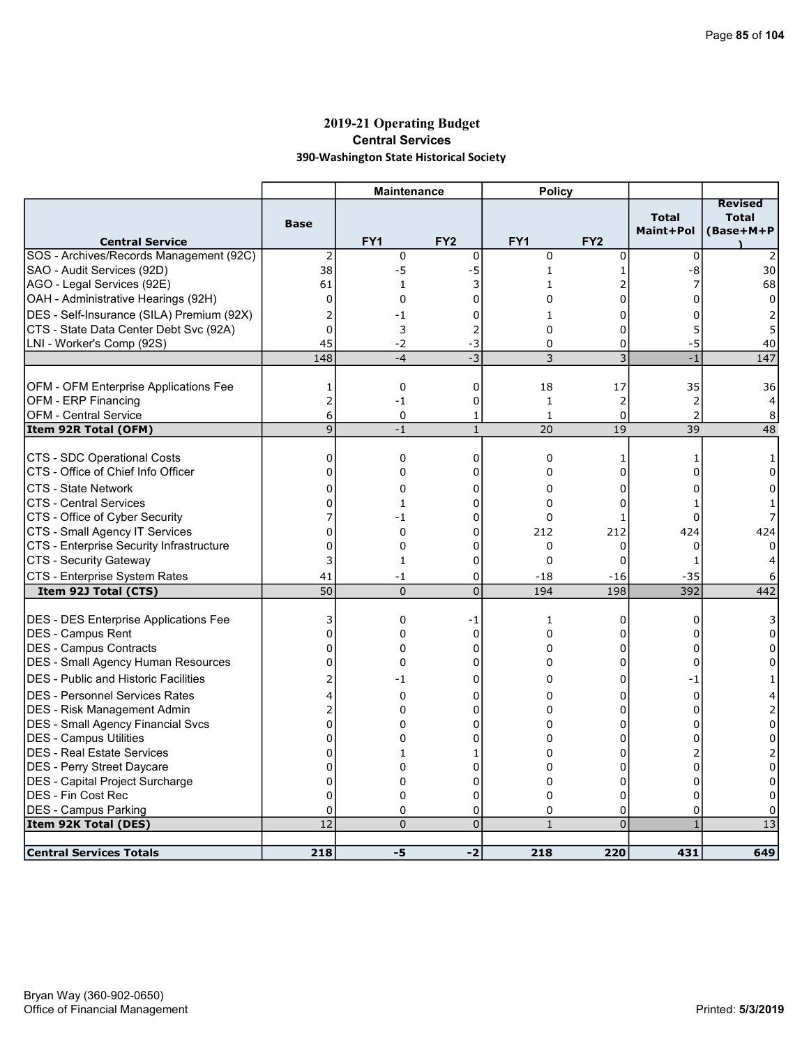# 2019-21 Operating Budget
## Central Services
### 390-Washington State Historical Society

| | | Maintenance | | Policy | | | |
|---|---|---|---|---|---|---|---|
| **Central Service** | **Base** | **FY1** | **FY2** | **FY1** | **FY2** | **Total Maint+Pol** | **Revised Total (Base+M+P)** |
| SOS - Archives/Records Management (92C) | 2 | 0 | 0 | 0 | 0 | 0 | 2 |
| SAO - Audit Services (92D) | 38 | -5 | -5 | 1 | 1 | -8 | 30 |
| AGO - Legal Services (92E) | 61 | 1 | 3 | 1 | 2 | 7 | 68 |
| OAH - Administrative Hearings (92H) | 0 | 0 | 0 | 0 | 0 | 0 | 0 |
| DES - Self-Insurance (SILA) Premium (92X) | 2 | -1 | 0 | 1 | 0 | 0 | 2 |
| CTS - State Data Center Debt Svc (92A) | 0 | 3 | 2 | 0 | 0 | 5 | 5 |
| LNI - Worker's Comp (92S) | 45 | -2 | -3 | 0 | 0 | -5 | 40 |
| | 148 | -4 | -3 | 3 | 3 | -1 | 147 |
| | | | | | | | |
| OFM - OFM Enterprise Applications Fee | 1 | 0 | 0 | 18 | 17 | 35 | 36 |
| OFM - ERP Financing | 2 | -1 | 0 | 1 | 2 | 2 | 4 |
| OFM - Central Service | 6 | 0 | 1 | 1 | 0 | 2 | 8 |
| **Item 92R Total (OFM)** | 9 | -1 | 1 | 20 | 19 | 39 | 48 |
| | | | | | | | |
| CTS - SDC Operational Costs | 0 | 0 | 0 | 0 | 1 | 1 | 1 |
| CTS - Office of Chief Info Officer | 0 | 0 | 0 | 0 | 0 | 0 | 0 |
| CTS - State Network | 0 | 0 | 0 | 0 | 0 | 0 | 0 |
| CTS - Central Services | 0 | 1 | 0 | 0 | 0 | 1 | 1 |
| CTS - Office of Cyber Security | 7 | -1 | 0 | 0 | 1 | 0 | 7 |
| CTS - Small Agency IT Services | 0 | 0 | 0 | 212 | 212 | 424 | 424 |
| CTS - Enterprise Security Infrastructure | 0 | 0 | 0 | 0 | 0 | 0 | 0 |
| CTS - Security Gateway | 3 | 1 | 0 | 0 | 0 | 1 | 4 |
| CTS - Enterprise System Rates | 41 | -1 | 0 | -18 | -16 | -35 | 6 |
| **Item 92J Total (CTS)** | 50 | 0 | 0 | 194 | 198 | 392 | 442 |
| | | | | | | | |
| DES - DES Enterprise Applications Fee | 3 | 0 | -1 | 1 | 0 | 0 | 3 |
| DES - Campus Rent | 0 | 0 | 0 | 0 | 0 | 0 | 0 |
| DES - Campus Contracts | 0 | 0 | 0 | 0 | 0 | 0 | 0 |
| DES - Small Agency Human Resources | 0 | 0 | 0 | 0 | 0 | 0 | 0 |
| DES - Public and Historic Facilities | 2 | -1 | 0 | 0 | 0 | -1 | 1 |
| DES - Personnel Services Rates | 4 | 0 | 0 | 0 | 0 | 0 | 4 |
| DES - Risk Management Admin | 2 | 0 | 0 | 0 | 0 | 0 | 2 |
| DES - Small Agency Financial Svcs | 0 | 0 | 0 | 0 | 0 | 0 | 0 |
| DES - Campus Utilities | 0 | 0 | 0 | 0 | 0 | 0 | 0 |
| DES - Real Estate Services | 0 | 1 | 1 | 0 | 0 | 2 | 2 |
| DES - Perry Street Daycare | 0 | 0 | 0 | 0 | 0 | 0 | 0 |
| DES - Capital Project Surcharge | 0 | 0 | 0 | 0 | 0 | 0 | 0 |
| DES - Fin Cost Rec | 0 | 0 | 0 | 0 | 0 | 0 | 0 |
| DES - Campus Parking | 0 | 0 | 0 | 0 | 0 | 0 | 0 |
| **Item 92K Total (DES)** | 12 | 0 | 0 | 1 | 0 | 1 | 13 |
| | | | | | | | |
| **Central Services Totals** | **218** | **-5** | **-2** | **218** | **220** | **431** | **649** |

Bryan Way (360-902-0650)
Office of Financial Management

Printed: **5/3/2019**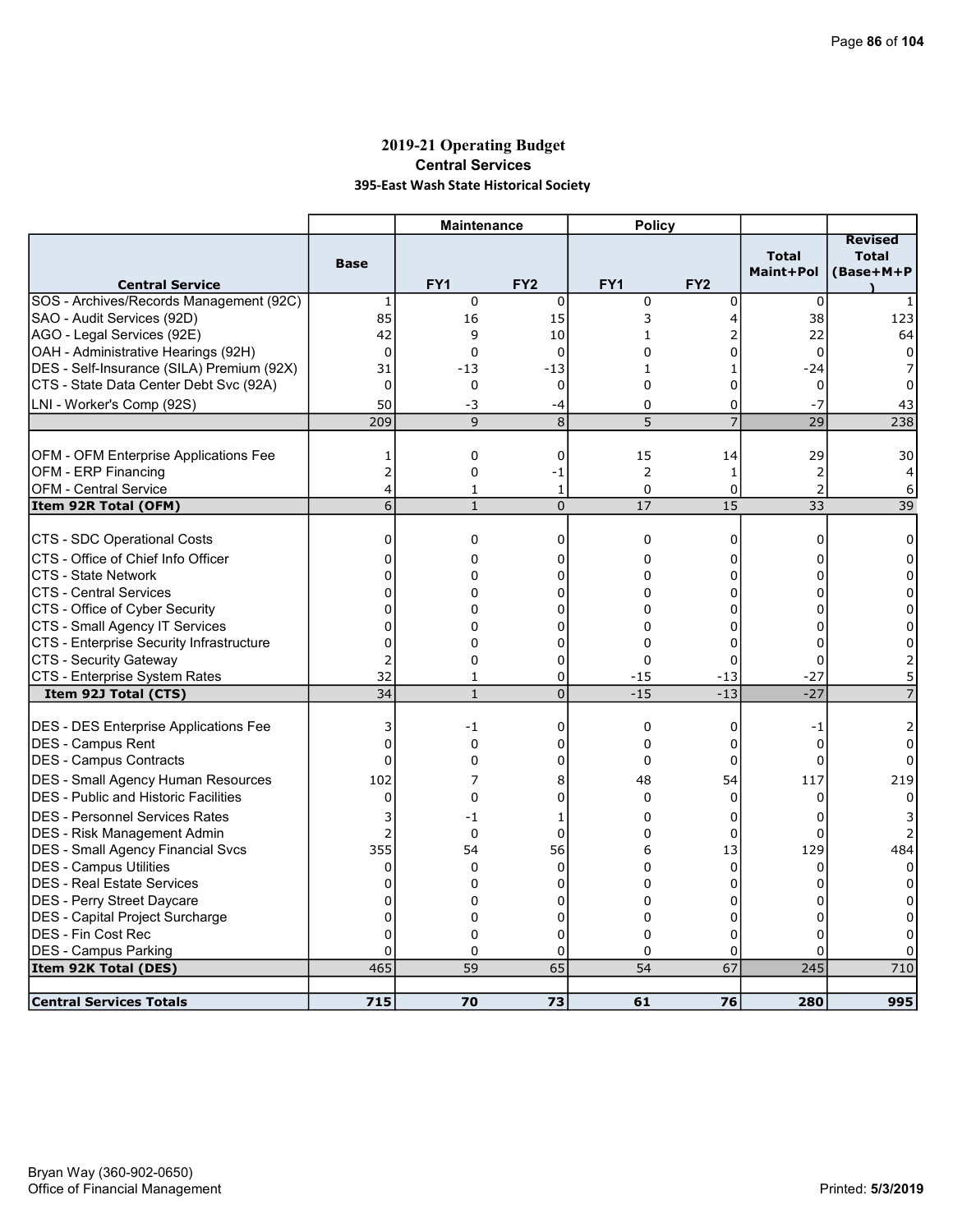# 2019-21 Operating Budget

## Central Services

### 395-East Wash State Historical Society

| Central Service | Base | Maintenance FY1 | Maintenance FY2 | Policy FY1 | Policy FY2 | Total Maint+Pol | Revised Total (Base+M+P) |
|---|---|---|---|---|---|---|---|
| SOS - Archives/Records Management (92C) | 1 | 0 | 0 | 0 | 0 | 0 | 1 |
| SAO - Audit Services (92D) | 85 | 16 | 15 | 3 | 4 | 38 | 123 |
| AGO - Legal Services (92E) | 42 | 9 | 10 | 1 | 2 | 22 | 64 |
| OAH - Administrative Hearings (92H) | 0 | 0 | 0 | 0 | 0 | 0 | 0 |
| DES - Self-Insurance (SILA) Premium (92X) | 31 | -13 | -13 | 1 | 1 | -24 | 7 |
| CTS - State Data Center Debt Svc (92A) | 0 | 0 | 0 | 0 | 0 | 0 | 0 |
| LNI - Worker's Comp (92S) | 50 | -3 | -4 | 0 | 0 | -7 | 43 |
| | 209 | 9 | 8 | 5 | 7 | 29 | 238 |
| | | | | | | | |
| OFM - OFM Enterprise Applications Fee | 1 | 0 | 0 | 15 | 14 | 29 | 30 |
| OFM - ERP Financing | 2 | 0 | -1 | 2 | 1 | 2 | 4 |
| OFM - Central Service | 4 | 1 | 1 | 0 | 0 | 2 | 6 |
| **Item 92R Total (OFM)** | 6 | 1 | 0 | 17 | 15 | 33 | 39 |
| | | | | | | | |
| CTS - SDC Operational Costs | 0 | 0 | 0 | 0 | 0 | 0 | 0 |
| CTS - Office of Chief Info Officer | 0 | 0 | 0 | 0 | 0 | 0 | 0 |
| CTS - State Network | 0 | 0 | 0 | 0 | 0 | 0 | 0 |
| CTS - Central Services | 0 | 0 | 0 | 0 | 0 | 0 | 0 |
| CTS - Office of Cyber Security | 0 | 0 | 0 | 0 | 0 | 0 | 0 |
| CTS - Small Agency IT Services | 0 | 0 | 0 | 0 | 0 | 0 | 0 |
| CTS - Enterprise Security Infrastructure | 0 | 0 | 0 | 0 | 0 | 0 | 0 |
| CTS - Security Gateway | 2 | 0 | 0 | 0 | 0 | 0 | 2 |
| CTS - Enterprise System Rates | 32 | 1 | 0 | -15 | -13 | -27 | 5 |
| **Item 92J Total (CTS)** | 34 | 1 | 0 | -15 | -13 | -27 | 7 |
| | | | | | | | |
| DES - DES Enterprise Applications Fee | 3 | -1 | 0 | 0 | 0 | -1 | 2 |
| DES - Campus Rent | 0 | 0 | 0 | 0 | 0 | 0 | 0 |
| DES - Campus Contracts | 0 | 0 | 0 | 0 | 0 | 0 | 0 |
| DES - Small Agency Human Resources | 102 | 7 | 8 | 48 | 54 | 117 | 219 |
| DES - Public and Historic Facilities | 0 | 0 | 0 | 0 | 0 | 0 | 0 |
| DES - Personnel Services Rates | 3 | -1 | 1 | 0 | 0 | 0 | 3 |
| DES - Risk Management Admin | 2 | 0 | 0 | 0 | 0 | 0 | 2 |
| DES - Small Agency Financial Svcs | 355 | 54 | 56 | 6 | 13 | 129 | 484 |
| DES - Campus Utilities | 0 | 0 | 0 | 0 | 0 | 0 | 0 |
| DES - Real Estate Services | 0 | 0 | 0 | 0 | 0 | 0 | 0 |
| DES - Perry Street Daycare | 0 | 0 | 0 | 0 | 0 | 0 | 0 |
| DES - Capital Project Surcharge | 0 | 0 | 0 | 0 | 0 | 0 | 0 |
| DES - Fin Cost Rec | 0 | 0 | 0 | 0 | 0 | 0 | 0 |
| DES - Campus Parking | 0 | 0 | 0 | 0 | 0 | 0 | 0 |
| **Item 92K Total (DES)** | 465 | 59 | 65 | 54 | 67 | 245 | 710 |
| | | | | | | | |
| **Central Services Totals** | **715** | **70** | **73** | **61** | **76** | **280** | **995** |

Bryan Way (360-902-0650)
Office of Financial Management

Printed: 5/3/2019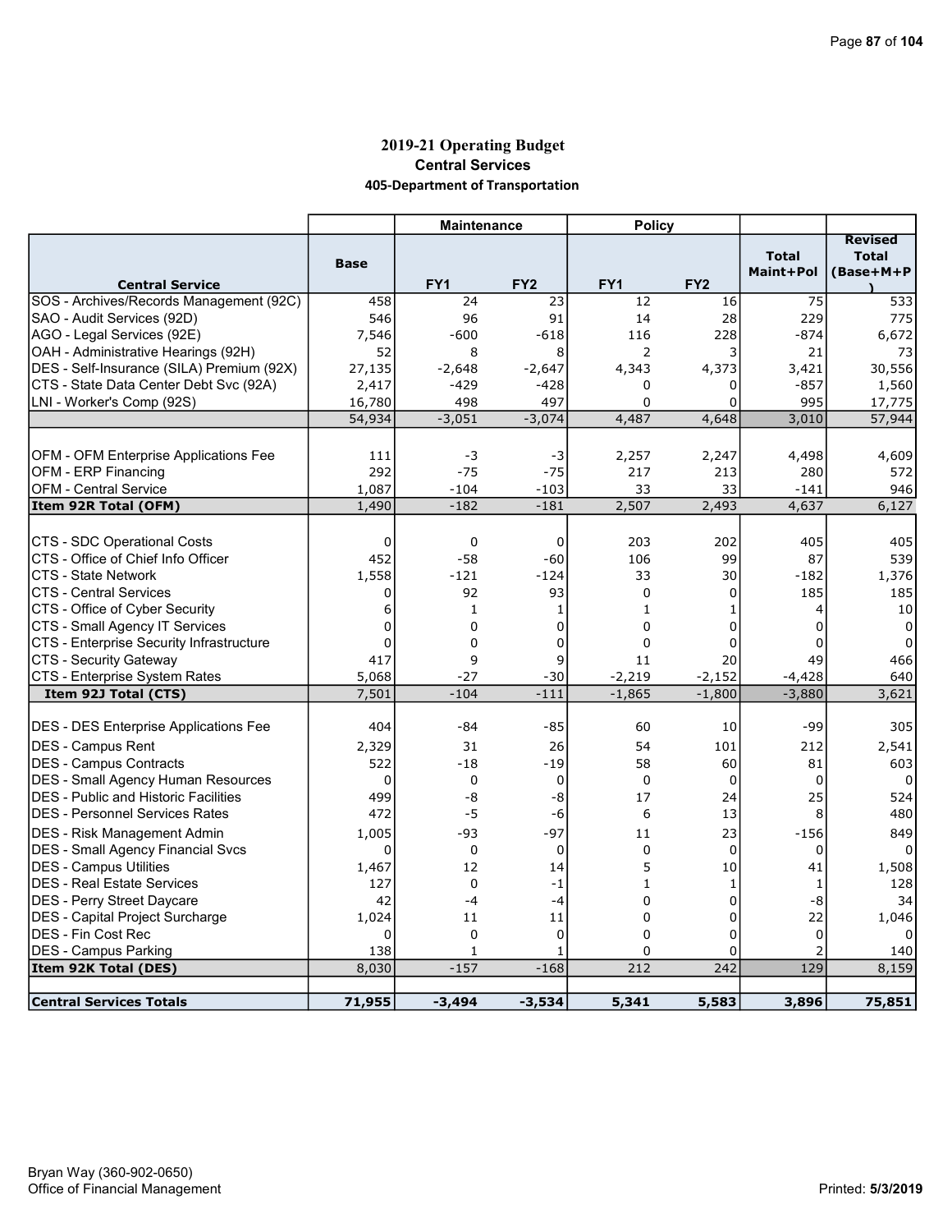# 2019-21 Operating Budget

## Central Services

### 405-Department of Transportation

| Central Service | Base | Maintenance FY1 | Maintenance FY2 | Policy FY1 | Policy FY2 | Total Maint+Pol | Revised Total (Base+M+P) |
|---|---|---|---|---|---|---|---|
| SOS - Archives/Records Management (92C) | 458 | 24 | 23 | 12 | 16 | 75 | 533 |
| SAO - Audit Services (92D) | 546 | 96 | 91 | 14 | 28 | 229 | 775 |
| AGO - Legal Services (92E) | 7,546 | -600 | -618 | 116 | 228 | -874 | 6,672 |
| OAH - Administrative Hearings (92H) | 52 | 8 | 8 | 2 | 3 | 21 | 73 |
| DES - Self-Insurance (SILA) Premium (92X) | 27,135 | -2,648 | -2,647 | 4,343 | 4,373 | 3,421 | 30,556 |
| CTS - State Data Center Debt Svc (92A) | 2,417 | -429 | -428 | 0 | 0 | -857 | 1,560 |
| LNI - Worker's Comp (92S) | 16,780 | 498 | 497 | 0 | 0 | 995 | 17,775 |
| | 54,934 | -3,051 | -3,074 | 4,487 | 4,648 | 3,010 | 57,944 |
| | | | | | | | |
| OFM - OFM Enterprise Applications Fee | 111 | -3 | -3 | 2,257 | 2,247 | 4,498 | 4,609 |
| OFM - ERP Financing | 292 | -75 | -75 | 217 | 213 | 280 | 572 |
| OFM - Central Service | 1,087 | -104 | -103 | 33 | 33 | -141 | 946 |
| **Item 92R Total (OFM)** | 1,490 | -182 | -181 | 2,507 | 2,493 | 4,637 | 6,127 |
| | | | | | | | |
| CTS - SDC Operational Costs | 0 | 0 | 0 | 203 | 202 | 405 | 405 |
| CTS - Office of Chief Info Officer | 452 | -58 | -60 | 106 | 99 | 87 | 539 |
| CTS - State Network | 1,558 | -121 | -124 | 33 | 30 | -182 | 1,376 |
| CTS - Central Services | 0 | 92 | 93 | 0 | 0 | 185 | 185 |
| CTS - Office of Cyber Security | 6 | 1 | 1 | 1 | 1 | 4 | 10 |
| CTS - Small Agency IT Services | 0 | 0 | 0 | 0 | 0 | 0 | 0 |
| CTS - Enterprise Security Infrastructure | 0 | 0 | 0 | 0 | 0 | 0 | 0 |
| CTS - Security Gateway | 417 | 9 | 9 | 11 | 20 | 49 | 466 |
| CTS - Enterprise System Rates | 5,068 | -27 | -30 | -2,219 | -2,152 | -4,428 | 640 |
| **Item 92J Total (CTS)** | 7,501 | -104 | -111 | -1,865 | -1,800 | -3,880 | 3,621 |
| | | | | | | | |
| DES - DES Enterprise Applications Fee | 404 | -84 | -85 | 60 | 10 | -99 | 305 |
| DES - Campus Rent | 2,329 | 31 | 26 | 54 | 101 | 212 | 2,541 |
| DES - Campus Contracts | 522 | -18 | -19 | 58 | 60 | 81 | 603 |
| DES - Small Agency Human Resources | 0 | 0 | 0 | 0 | 0 | 0 | 0 |
| DES - Public and Historic Facilities | 499 | -8 | -8 | 17 | 24 | 25 | 524 |
| DES - Personnel Services Rates | 472 | -5 | -6 | 6 | 13 | 8 | 480 |
| DES - Risk Management Admin | 1,005 | -93 | -97 | 11 | 23 | -156 | 849 |
| DES - Small Agency Financial Svcs | 0 | 0 | 0 | 0 | 0 | 0 | 0 |
| DES - Campus Utilities | 1,467 | 12 | 14 | 5 | 10 | 41 | 1,508 |
| DES - Real Estate Services | 127 | 0 | -1 | 1 | 1 | 1 | 128 |
| DES - Perry Street Daycare | 42 | -4 | -4 | 0 | 0 | -8 | 34 |
| DES - Capital Project Surcharge | 1,024 | 11 | 11 | 0 | 0 | 22 | 1,046 |
| DES - Fin Cost Rec | 0 | 0 | 0 | 0 | 0 | 0 | 0 |
| DES - Campus Parking | 138 | 1 | 1 | 0 | 0 | 2 | 140 |
| **Item 92K Total (DES)** | 8,030 | -157 | -168 | 212 | 242 | 129 | 8,159 |
| | | | | | | | |
| **Central Services Totals** | **71,955** | **-3,494** | **-3,534** | **5,341** | **5,583** | **3,896** | **75,851** |

Bryan Way (360-902-0650)
Office of Financial Management

Printed: 5/3/2019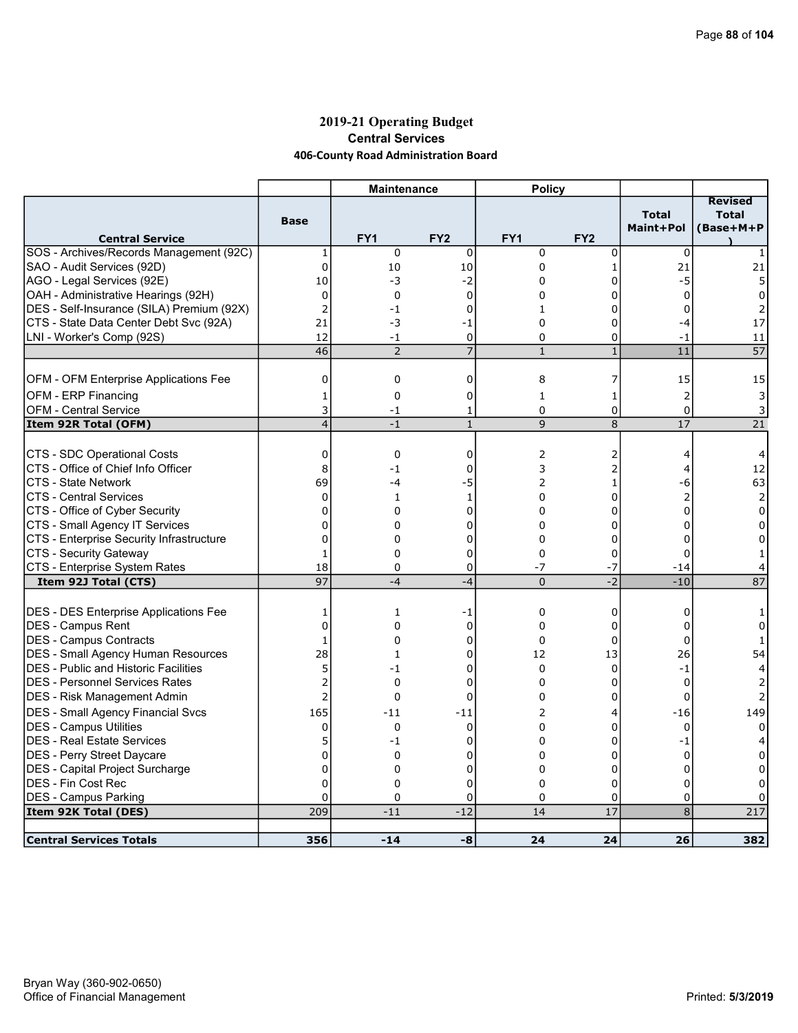# 2019-21 Operating Budget

## Central Services

### 406-County Road Administration Board

| | | Maintenance | | Policy | | | |
|---|---|---|---|---|---|---|---|
| **Central Service** | **Base** | **FY1** | **FY2** | **FY1** | **FY2** | **Total Maint+Pol** | **Revised Total (Base+M+P)** |
| SOS - Archives/Records Management (92C) | 1 | 0 | 0 | 0 | 0 | 0 | 1 |
| SAO - Audit Services (92D) | 0 | 10 | 10 | 0 | 1 | 21 | 21 |
| AGO - Legal Services (92E) | 10 | -3 | -2 | 0 | 0 | -5 | 5 |
| OAH - Administrative Hearings (92H) | 0 | 0 | 0 | 0 | 0 | 0 | 0 |
| DES - Self-Insurance (SILA) Premium (92X) | 2 | -1 | 0 | 1 | 0 | 0 | 2 |
| CTS - State Data Center Debt Svc (92A) | 21 | -3 | -1 | 0 | 0 | -4 | 17 |
| LNI - Worker's Comp (92S) | 12 | -1 | 0 | 0 | 0 | -1 | 11 |
| | 46 | 2 | 7 | 1 | 1 | 11 | 57 |
| | | | | | | | |
| OFM - OFM Enterprise Applications Fee | 0 | 0 | 0 | 8 | 7 | 15 | 15 |
| OFM - ERP Financing | 1 | 0 | 0 | 1 | 1 | 2 | 3 |
| OFM - Central Service | 3 | -1 | 1 | 0 | 0 | 0 | 3 |
| **Item 92R Total (OFM)** | 4 | -1 | 1 | 9 | 8 | 17 | 21 |
| | | | | | | | |
| CTS - SDC Operational Costs | 0 | 0 | 0 | 2 | 2 | 4 | 4 |
| CTS - Office of Chief Info Officer | 8 | -1 | 0 | 3 | 2 | 4 | 12 |
| CTS - State Network | 69 | -4 | -5 | 2 | 1 | -6 | 63 |
| CTS - Central Services | 0 | 1 | 1 | 0 | 0 | 2 | 2 |
| CTS - Office of Cyber Security | 0 | 0 | 0 | 0 | 0 | 0 | 0 |
| CTS - Small Agency IT Services | 0 | 0 | 0 | 0 | 0 | 0 | 0 |
| CTS - Enterprise Security Infrastructure | 0 | 0 | 0 | 0 | 0 | 0 | 0 |
| CTS - Security Gateway | 1 | 0 | 0 | 0 | 0 | 0 | 1 |
| CTS - Enterprise System Rates | 18 | 0 | 0 | -7 | -7 | -14 | 4 |
| **Item 92J Total (CTS)** | 97 | -4 | -4 | 0 | -2 | -10 | 87 |
| | | | | | | | |
| DES - DES Enterprise Applications Fee | 1 | 1 | -1 | 0 | 0 | 0 | 1 |
| DES - Campus Rent | 0 | 0 | 0 | 0 | 0 | 0 | 0 |
| DES - Campus Contracts | 1 | 0 | 0 | 0 | 0 | 0 | 1 |
| DES - Small Agency Human Resources | 28 | 1 | 0 | 12 | 13 | 26 | 54 |
| DES - Public and Historic Facilities | 5 | -1 | 0 | 0 | 0 | -1 | 4 |
| DES - Personnel Services Rates | 2 | 0 | 0 | 0 | 0 | 0 | 2 |
| DES - Risk Management Admin | 2 | 0 | 0 | 0 | 0 | 0 | 2 |
| DES - Small Agency Financial Svcs | 165 | -11 | -11 | 2 | 4 | -16 | 149 |
| DES - Campus Utilities | 0 | 0 | 0 | 0 | 0 | 0 | 0 |
| DES - Real Estate Services | 5 | -1 | 0 | 0 | 0 | -1 | 4 |
| DES - Perry Street Daycare | 0 | 0 | 0 | 0 | 0 | 0 | 0 |
| DES - Capital Project Surcharge | 0 | 0 | 0 | 0 | 0 | 0 | 0 |
| DES - Fin Cost Rec | 0 | 0 | 0 | 0 | 0 | 0 | 0 |
| DES - Campus Parking | 0 | 0 | 0 | 0 | 0 | 0 | 0 |
| **Item 92K Total (DES)** | 209 | -11 | -12 | 14 | 17 | 8 | 217 |
| | | | | | | | |
| **Central Services Totals** | **356** | **-14** | **-8** | **24** | **24** | **26** | **382** |

Bryan Way (360-902-0650)
Office of Financial Management

Printed: 5/3/2019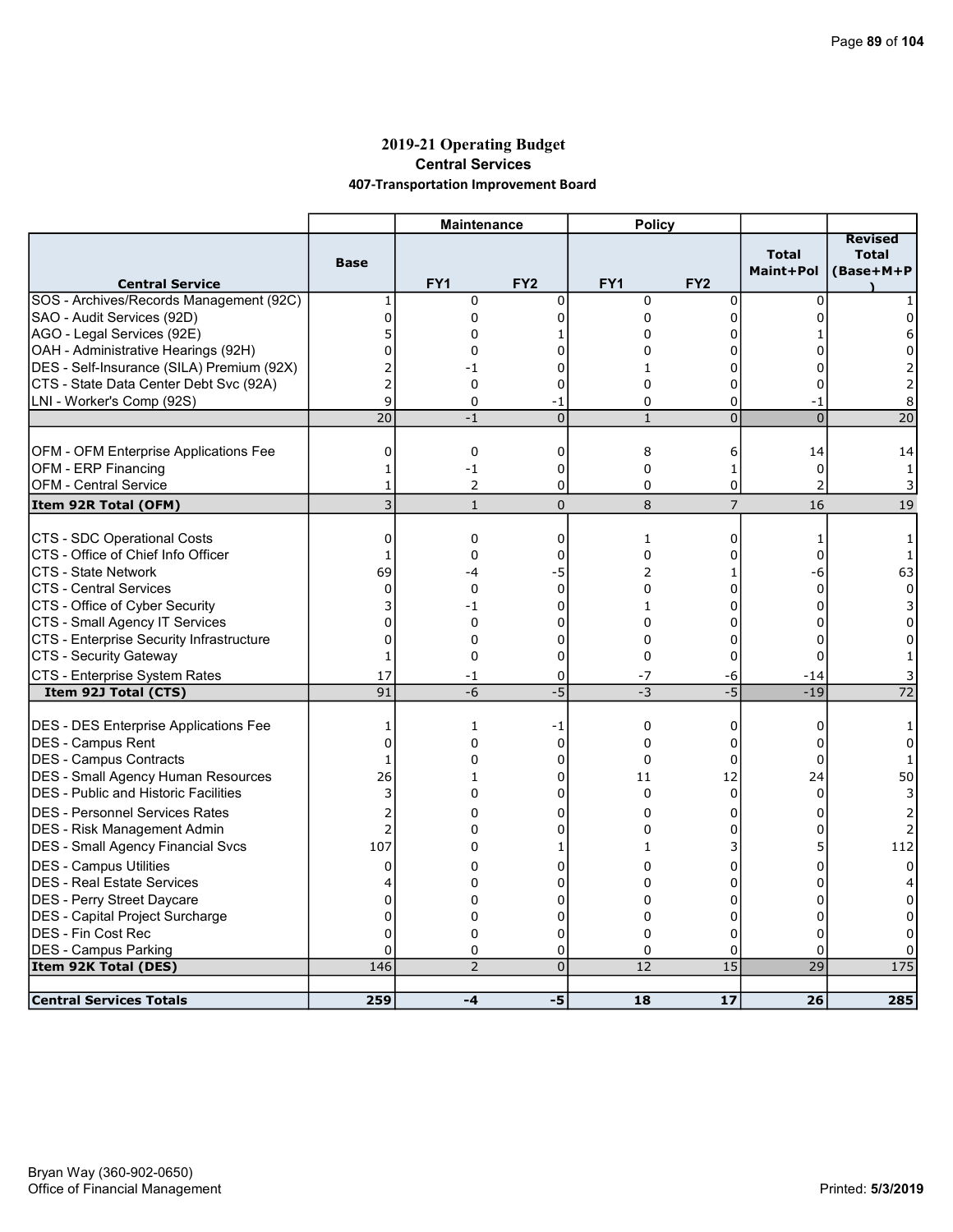# 2019-21 Operating Budget
## Central Services
### 407-Transportation Improvement Board

| Central Service | Base | Maintenance FY1 | Maintenance FY2 | Policy FY1 | Policy FY2 | Total Maint+Pol | Revised Total (Base+M+P) |
|---|---|---|---|---|---|---|---|
| SOS - Archives/Records Management (92C) | 1 | 0 | 0 | 0 | 0 | 0 | 1 |
| SAO - Audit Services (92D) | 0 | 0 | 0 | 0 | 0 | 0 | 0 |
| AGO - Legal Services (92E) | 5 | 0 | 1 | 0 | 0 | 1 | 6 |
| OAH - Administrative Hearings (92H) | 0 | 0 | 0 | 0 | 0 | 0 | 0 |
| DES - Self-Insurance (SILA) Premium (92X) | 2 | -1 | 0 | 1 | 0 | 0 | 2 |
| CTS - State Data Center Debt Svc (92A) | 2 | 0 | 0 | 0 | 0 | 0 | 2 |
| LNI - Worker's Comp (92S) | 9 | 0 | -1 | 0 | 0 | -1 | 8 |
| | 20 | -1 | 0 | 1 | 0 | 0 | 20 |
| | | | | | | | |
| OFM - OFM Enterprise Applications Fee | 0 | 0 | 0 | 8 | 6 | 14 | 14 |
| OFM - ERP Financing | 1 | -1 | 0 | 0 | 1 | 0 | 1 |
| OFM - Central Service | 1 | 2 | 0 | 0 | 0 | 2 | 3 |
| **Item 92R Total (OFM)** | 3 | 1 | 0 | 8 | 7 | 16 | 19 |
| | | | | | | | |
| CTS - SDC Operational Costs | 0 | 0 | 0 | 1 | 0 | 1 | 1 |
| CTS - Office of Chief Info Officer | 1 | 0 | 0 | 0 | 0 | 0 | 1 |
| CTS - State Network | 69 | -4 | -5 | 2 | 1 | -6 | 63 |
| CTS - Central Services | 0 | 0 | 0 | 0 | 0 | 0 | 0 |
| CTS - Office of Cyber Security | 3 | -1 | 0 | 1 | 0 | 0 | 3 |
| CTS - Small Agency IT Services | 0 | 0 | 0 | 0 | 0 | 0 | 0 |
| CTS - Enterprise Security Infrastructure | 0 | 0 | 0 | 0 | 0 | 0 | 0 |
| CTS - Security Gateway | 1 | 0 | 0 | 0 | 0 | 0 | 1 |
| CTS - Enterprise System Rates | 17 | -1 | 0 | -7 | -6 | -14 | 3 |
| **Item 92J Total (CTS)** | 91 | -6 | -5 | -3 | -5 | -19 | 72 |
| | | | | | | | |
| DES - DES Enterprise Applications Fee | 1 | 1 | -1 | 0 | 0 | 0 | 1 |
| DES - Campus Rent | 0 | 0 | 0 | 0 | 0 | 0 | 0 |
| DES - Campus Contracts | 1 | 0 | 0 | 0 | 0 | 0 | 1 |
| DES - Small Agency Human Resources | 26 | 1 | 0 | 11 | 12 | 24 | 50 |
| DES - Public and Historic Facilities | 3 | 0 | 0 | 0 | 0 | 0 | 3 |
| DES - Personnel Services Rates | 2 | 0 | 0 | 0 | 0 | 0 | 2 |
| DES - Risk Management Admin | 2 | 0 | 0 | 0 | 0 | 0 | 2 |
| DES - Small Agency Financial Svcs | 107 | 0 | 1 | 1 | 3 | 5 | 112 |
| DES - Campus Utilities | 0 | 0 | 0 | 0 | 0 | 0 | 0 |
| DES - Real Estate Services | 4 | 0 | 0 | 0 | 0 | 0 | 4 |
| DES - Perry Street Daycare | 0 | 0 | 0 | 0 | 0 | 0 | 0 |
| DES - Capital Project Surcharge | 0 | 0 | 0 | 0 | 0 | 0 | 0 |
| DES - Fin Cost Rec | 0 | 0 | 0 | 0 | 0 | 0 | 0 |
| DES - Campus Parking | 0 | 0 | 0 | 0 | 0 | 0 | 0 |
| **Item 92K Total (DES)** | 146 | 2 | 0 | 12 | 15 | 29 | 175 |
| | | | | | | | |
| **Central Services Totals** | **259** | **-4** | **-5** | **18** | **17** | **26** | **285** |

Bryan Way (360-902-0650)
Office of Financial Management

Printed: 5/3/2019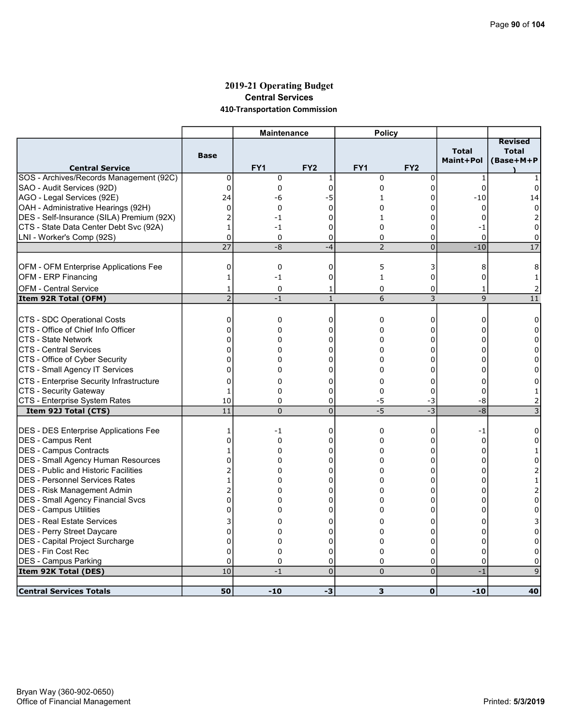# 2019-21 Operating Budget

## Central Services

### 410-Transportation Commission

| | | Maintenance | | Policy | | | |
|---|---|---|---|---|---|---|---|
| **Central Service** | **Base** | **FY1** | **FY2** | **FY1** | **FY2** | **Total Maint+Pol** | **Revised Total (Base+M+P)** |
| SOS - Archives/Records Management (92C) | 0 | 0 | 1 | 0 | 0 | 1 | 1 |
| SAO - Audit Services (92D) | 0 | 0 | 0 | 0 | 0 | 0 | 0 |
| AGO - Legal Services (92E) | 24 | -6 | -5 | 1 | 0 | -10 | 14 |
| OAH - Administrative Hearings (92H) | 0 | 0 | 0 | 0 | 0 | 0 | 0 |
| DES - Self-Insurance (SILA) Premium (92X) | 2 | -1 | 0 | 1 | 0 | 0 | 2 |
| CTS - State Data Center Debt Svc (92A) | 1 | -1 | 0 | 0 | 0 | -1 | 0 |
| LNI - Worker's Comp (92S) | 0 | 0 | 0 | 0 | 0 | 0 | 0 |
| | 27 | -8 | -4 | 2 | 0 | -10 | 17 |
| | | | | | | | |
| OFM - OFM Enterprise Applications Fee | 0 | 0 | 0 | 5 | 3 | 8 | 8 |
| OFM - ERP Financing | 1 | -1 | 0 | 1 | 0 | 0 | 1 |
| OFM - Central Service | 1 | 0 | 1 | 0 | 0 | 1 | 2 |
| **Item 92R Total (OFM)** | 2 | -1 | 1 | 6 | 3 | 9 | 11 |
| | | | | | | | |
| CTS - SDC Operational Costs | 0 | 0 | 0 | 0 | 0 | 0 | 0 |
| CTS - Office of Chief Info Officer | 0 | 0 | 0 | 0 | 0 | 0 | 0 |
| CTS - State Network | 0 | 0 | 0 | 0 | 0 | 0 | 0 |
| CTS - Central Services | 0 | 0 | 0 | 0 | 0 | 0 | 0 |
| CTS - Office of Cyber Security | 0 | 0 | 0 | 0 | 0 | 0 | 0 |
| CTS - Small Agency IT Services | 0 | 0 | 0 | 0 | 0 | 0 | 0 |
| CTS - Enterprise Security Infrastructure | 0 | 0 | 0 | 0 | 0 | 0 | 0 |
| CTS - Security Gateway | 1 | 0 | 0 | 0 | 0 | 0 | 1 |
| CTS - Enterprise System Rates | 10 | 0 | 0 | -5 | -3 | -8 | 2 |
| **Item 92J Total (CTS)** | 11 | 0 | 0 | -5 | -3 | -8 | 3 |
| | | | | | | | |
| DES - DES Enterprise Applications Fee | 1 | -1 | 0 | 0 | 0 | -1 | 0 |
| DES - Campus Rent | 0 | 0 | 0 | 0 | 0 | 0 | 0 |
| DES - Campus Contracts | 1 | 0 | 0 | 0 | 0 | 0 | 1 |
| DES - Small Agency Human Resources | 0 | 0 | 0 | 0 | 0 | 0 | 0 |
| DES - Public and Historic Facilities | 2 | 0 | 0 | 0 | 0 | 0 | 2 |
| DES - Personnel Services Rates | 1 | 0 | 0 | 0 | 0 | 0 | 1 |
| DES - Risk Management Admin | 2 | 0 | 0 | 0 | 0 | 0 | 2 |
| DES - Small Agency Financial Svcs | 0 | 0 | 0 | 0 | 0 | 0 | 0 |
| DES - Campus Utilities | 0 | 0 | 0 | 0 | 0 | 0 | 0 |
| DES - Real Estate Services | 3 | 0 | 0 | 0 | 0 | 0 | 3 |
| DES - Perry Street Daycare | 0 | 0 | 0 | 0 | 0 | 0 | 0 |
| DES - Capital Project Surcharge | 0 | 0 | 0 | 0 | 0 | 0 | 0 |
| DES - Fin Cost Rec | 0 | 0 | 0 | 0 | 0 | 0 | 0 |
| DES - Campus Parking | 0 | 0 | 0 | 0 | 0 | 0 | 0 |
| **Item 92K Total (DES)** | 10 | -1 | 0 | 0 | 0 | -1 | 9 |
| | | | | | | | |
| **Central Services Totals** | **50** | **-10** | **-3** | **3** | **0** | **-10** | **40** |

Bryan Way (360-902-0650)
Office of Financial Management

Printed: 5/3/2019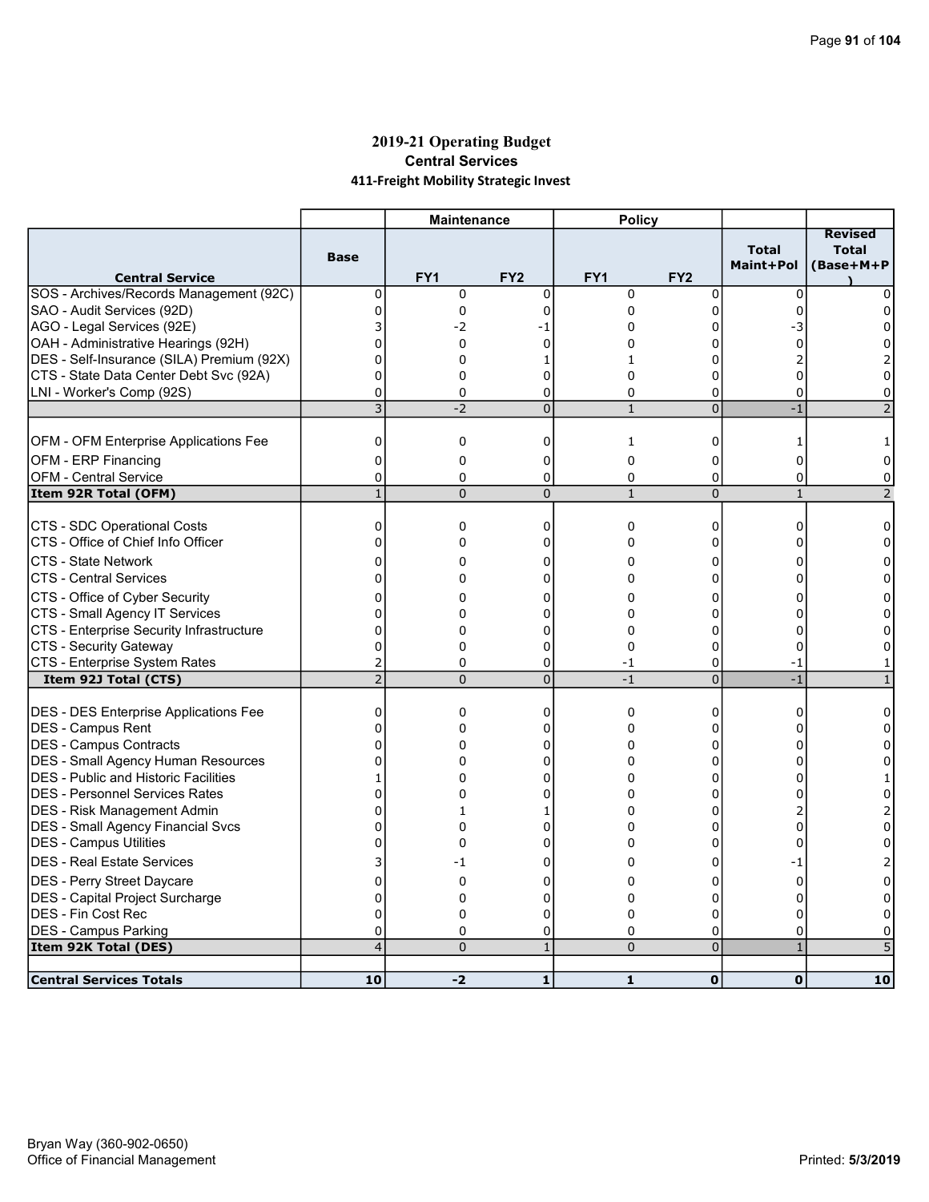# 2019-21 Operating Budget

## Central Services

### 411-Freight Mobility Strategic Invest

| | | Maintenance | | Policy | | | |
|---|---|---|---|---|---|---|---|
| **Central Service** | **Base** | **FY1** | **FY2** | **FY1** | **FY2** | **Total Maint+Pol** | **Revised Total (Base+M+P)** |
| SOS - Archives/Records Management (92C) | 0 | 0 | 0 | 0 | 0 | 0 | 0 |
| SAO - Audit Services (92D) | 0 | 0 | 0 | 0 | 0 | 0 | 0 |
| AGO - Legal Services (92E) | 3 | -2 | -1 | 0 | 0 | -3 | 0 |
| OAH - Administrative Hearings (92H) | 0 | 0 | 0 | 0 | 0 | 0 | 0 |
| DES - Self-Insurance (SILA) Premium (92X) | 0 | 0 | 1 | 1 | 0 | 2 | 2 |
| CTS - State Data Center Debt Svc (92A) | 0 | 0 | 0 | 0 | 0 | 0 | 0 |
| LNI - Worker's Comp (92S) | 0 | 0 | 0 | 0 | 0 | 0 | 0 |
| | 3 | -2 | 0 | 1 | 0 | -1 | 2 |
| | | | | | | | |
| OFM - OFM Enterprise Applications Fee | 0 | 0 | 0 | 1 | 0 | 1 | 1 |
| OFM - ERP Financing | 0 | 0 | 0 | 0 | 0 | 0 | 0 |
| OFM - Central Service | 0 | 0 | 0 | 0 | 0 | 0 | 0 |
| **Item 92R Total (OFM)** | 1 | 0 | 0 | 1 | 0 | 1 | 2 |
| | | | | | | | |
| CTS - SDC Operational Costs | 0 | 0 | 0 | 0 | 0 | 0 | 0 |
| CTS - Office of Chief Info Officer | 0 | 0 | 0 | 0 | 0 | 0 | 0 |
| CTS - State Network | 0 | 0 | 0 | 0 | 0 | 0 | 0 |
| CTS - Central Services | 0 | 0 | 0 | 0 | 0 | 0 | 0 |
| CTS - Office of Cyber Security | 0 | 0 | 0 | 0 | 0 | 0 | 0 |
| CTS - Small Agency IT Services | 0 | 0 | 0 | 0 | 0 | 0 | 0 |
| CTS - Enterprise Security Infrastructure | 0 | 0 | 0 | 0 | 0 | 0 | 0 |
| CTS - Security Gateway | 0 | 0 | 0 | 0 | 0 | 0 | 0 |
| CTS - Enterprise System Rates | 2 | 0 | 0 | -1 | 0 | -1 | 1 |
| **Item 92J Total (CTS)** | 2 | 0 | 0 | -1 | 0 | -1 | 1 |
| | | | | | | | |
| DES - DES Enterprise Applications Fee | 0 | 0 | 0 | 0 | 0 | 0 | 0 |
| DES - Campus Rent | 0 | 0 | 0 | 0 | 0 | 0 | 0 |
| DES - Campus Contracts | 0 | 0 | 0 | 0 | 0 | 0 | 0 |
| DES - Small Agency Human Resources | 0 | 0 | 0 | 0 | 0 | 0 | 0 |
| DES - Public and Historic Facilities | 1 | 0 | 0 | 0 | 0 | 0 | 1 |
| DES - Personnel Services Rates | 0 | 0 | 0 | 0 | 0 | 0 | 0 |
| DES - Risk Management Admin | 0 | 1 | 1 | 0 | 0 | 2 | 2 |
| DES - Small Agency Financial Svcs | 0 | 0 | 0 | 0 | 0 | 0 | 0 |
| DES - Campus Utilities | 0 | 0 | 0 | 0 | 0 | 0 | 0 |
| DES - Real Estate Services | 3 | -1 | 0 | 0 | 0 | -1 | 2 |
| DES - Perry Street Daycare | 0 | 0 | 0 | 0 | 0 | 0 | 0 |
| DES - Capital Project Surcharge | 0 | 0 | 0 | 0 | 0 | 0 | 0 |
| DES - Fin Cost Rec | 0 | 0 | 0 | 0 | 0 | 0 | 0 |
| DES - Campus Parking | 0 | 0 | 0 | 0 | 0 | 0 | 0 |
| **Item 92K Total (DES)** | 4 | 0 | 1 | 0 | 0 | 1 | 5 |
| | | | | | | | |
| **Central Services Totals** | **10** | **-2** | **1** | **1** | **0** | **0** | **10** |

Bryan Way (360-902-0650)
Office of Financial Management

Printed: 5/3/2019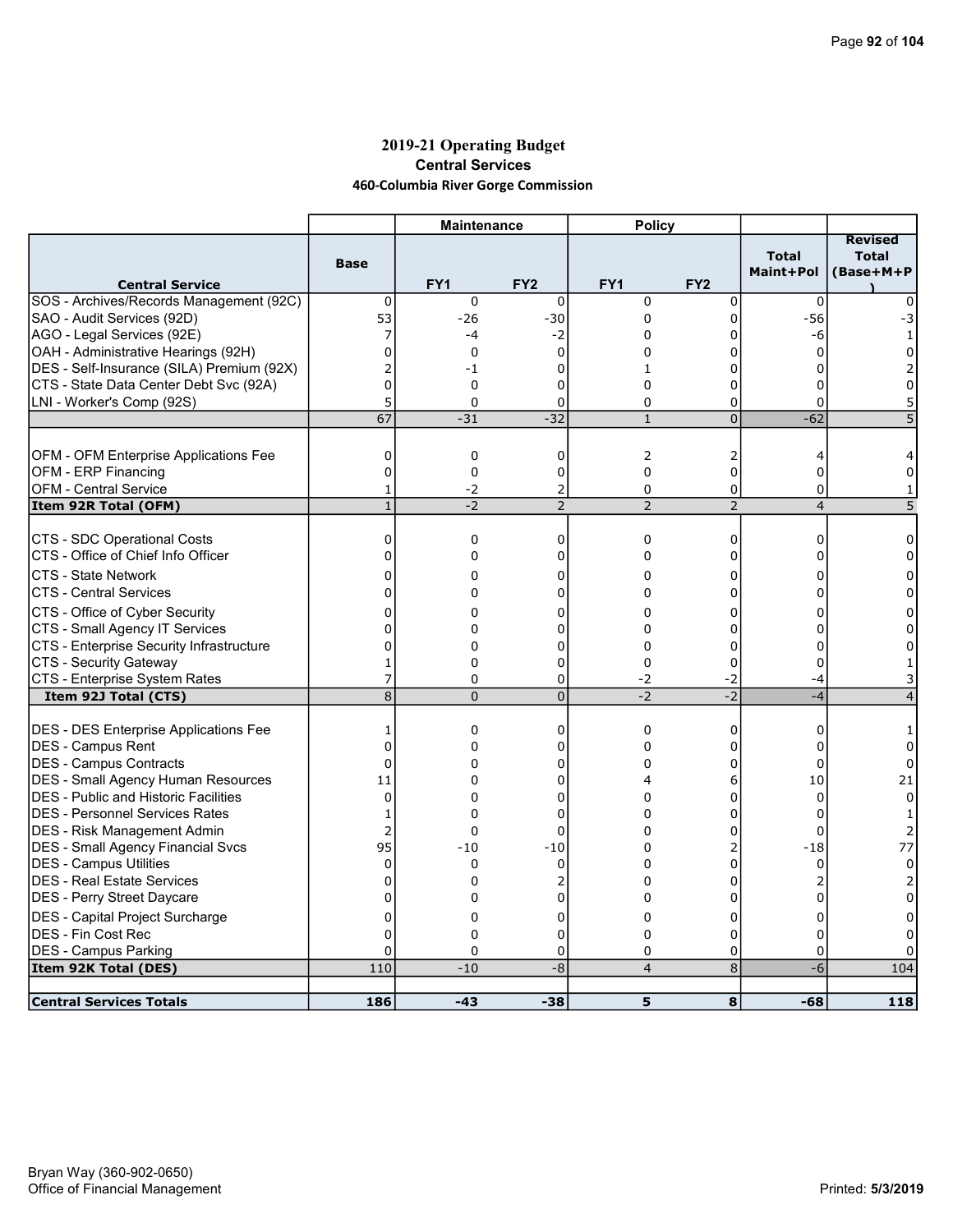## 2019-21 Operating Budget
### Central Services
#### 460-Columbia River Gorge Commission

| Central Service | Base | Maintenance FY1 | Maintenance FY2 | Policy FY1 | Policy FY2 | Total Maint+Pol | Revised Total (Base+M+P) |
|---|---|---|---|---|---|---|---|
| SOS - Archives/Records Management (92C) | 0 | 0 | 0 | 0 | 0 | 0 | 0 |
| SAO - Audit Services (92D) | 53 | -26 | -30 | 0 | 0 | -56 | -3 |
| AGO - Legal Services (92E) | 7 | -4 | -2 | 0 | 0 | -6 | 1 |
| OAH - Administrative Hearings (92H) | 0 | 0 | 0 | 0 | 0 | 0 | 0 |
| DES - Self-Insurance (SILA) Premium (92X) | 2 | -1 | 0 | 1 | 0 | 0 | 2 |
| CTS - State Data Center Debt Svc (92A) | 0 | 0 | 0 | 0 | 0 | 0 | 0 |
| LNI - Worker's Comp (92S) | 5 | 0 | 0 | 0 | 0 | 0 | 5 |
| | 67 | -31 | -32 | 1 | 0 | -62 | 5 |
| | | | | | | | |
| OFM - OFM Enterprise Applications Fee | 0 | 0 | 0 | 2 | 2 | 4 | 4 |
| OFM - ERP Financing | 0 | 0 | 0 | 0 | 0 | 0 | 0 |
| OFM - Central Service | 1 | -2 | 2 | 0 | 0 | 0 | 1 |
| **Item 92R Total (OFM)** | 1 | -2 | 2 | 2 | 2 | 4 | 5 |
| | | | | | | | |
| CTS - SDC Operational Costs | 0 | 0 | 0 | 0 | 0 | 0 | 0 |
| CTS - Office of Chief Info Officer | 0 | 0 | 0 | 0 | 0 | 0 | 0 |
| CTS - State Network | 0 | 0 | 0 | 0 | 0 | 0 | 0 |
| CTS - Central Services | 0 | 0 | 0 | 0 | 0 | 0 | 0 |
| CTS - Office of Cyber Security | 0 | 0 | 0 | 0 | 0 | 0 | 0 |
| CTS - Small Agency IT Services | 0 | 0 | 0 | 0 | 0 | 0 | 0 |
| CTS - Enterprise Security Infrastructure | 0 | 0 | 0 | 0 | 0 | 0 | 0 |
| CTS - Security Gateway | 1 | 0 | 0 | 0 | 0 | 0 | 1 |
| CTS - Enterprise System Rates | 7 | 0 | 0 | -2 | -2 | -4 | 3 |
| **Item 92J Total (CTS)** | 8 | 0 | 0 | -2 | -2 | -4 | 4 |
| | | | | | | | |
| DES - DES Enterprise Applications Fee | 1 | 0 | 0 | 0 | 0 | 0 | 1 |
| DES - Campus Rent | 0 | 0 | 0 | 0 | 0 | 0 | 0 |
| DES - Campus Contracts | 0 | 0 | 0 | 0 | 0 | 0 | 0 |
| DES - Small Agency Human Resources | 11 | 0 | 0 | 4 | 6 | 10 | 21 |
| DES - Public and Historic Facilities | 0 | 0 | 0 | 0 | 0 | 0 | 0 |
| DES - Personnel Services Rates | 1 | 0 | 0 | 0 | 0 | 0 | 1 |
| DES - Risk Management Admin | 2 | 0 | 0 | 0 | 0 | 0 | 2 |
| DES - Small Agency Financial Svcs | 95 | -10 | -10 | 0 | 2 | -18 | 77 |
| DES - Campus Utilities | 0 | 0 | 0 | 0 | 0 | 0 | 0 |
| DES - Real Estate Services | 0 | 0 | 2 | 0 | 0 | 2 | 2 |
| DES - Perry Street Daycare | 0 | 0 | 0 | 0 | 0 | 0 | 0 |
| DES - Capital Project Surcharge | 0 | 0 | 0 | 0 | 0 | 0 | 0 |
| DES - Fin Cost Rec | 0 | 0 | 0 | 0 | 0 | 0 | 0 |
| DES - Campus Parking | 0 | 0 | 0 | 0 | 0 | 0 | 0 |
| **Item 92K Total (DES)** | 110 | -10 | -8 | 4 | 8 | -6 | 104 |
| | | | | | | | |
| **Central Services Totals** | **186** | **-43** | **-38** | **5** | **8** | **-68** | **118** |

Bryan Way (360-902-0650)
Office of Financial Management

Printed: 5/3/2019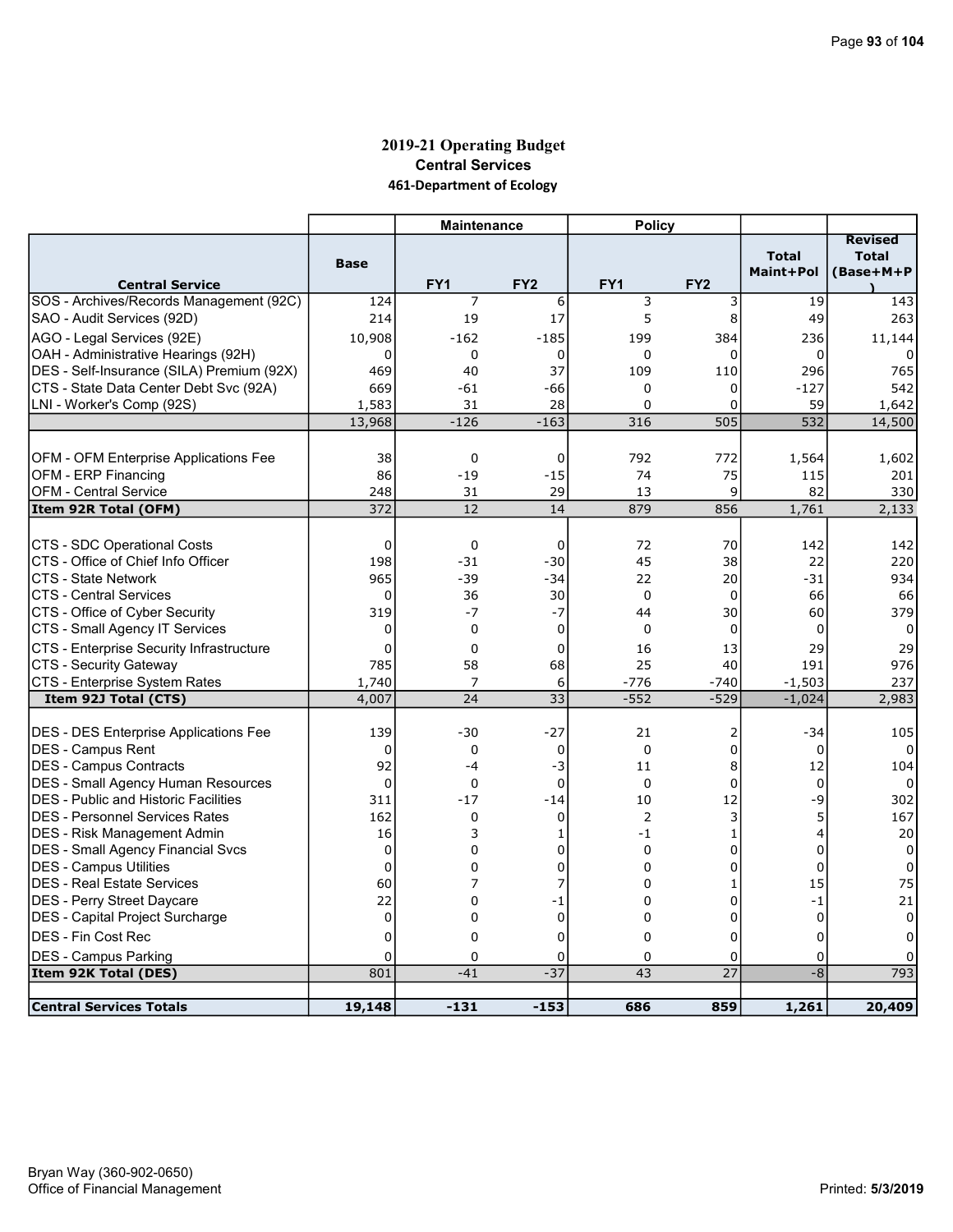# 2019-21 Operating Budget

## Central Services

### 461-Department of Ecology

| Central Service | Base | Maintenance FY1 | Maintenance FY2 | Policy FY1 | Policy FY2 | Total Maint+Pol | Revised Total (Base+M+P) |
|---|---|---|---|---|---|---|---|
| SOS - Archives/Records Management (92C) | 124 | 7 | 6 | 3 | 3 | 19 | 143 |
| SAO - Audit Services (92D) | 214 | 19 | 17 | 5 | 8 | 49 | 263 |
| AGO - Legal Services (92E) | 10,908 | -162 | -185 | 199 | 384 | 236 | 11,144 |
| OAH - Administrative Hearings (92H) | 0 | 0 | 0 | 0 | 0 | 0 | 0 |
| DES - Self-Insurance (SILA) Premium (92X) | 469 | 40 | 37 | 109 | 110 | 296 | 765 |
| CTS - State Data Center Debt Svc (92A) | 669 | -61 | -66 | 0 | 0 | -127 | 542 |
| LNI - Worker's Comp (92S) | 1,583 | 31 | 28 | 0 | 0 | 59 | 1,642 |
| | 13,968 | -126 | -163 | 316 | 505 | 532 | 14,500 |
| | | | | | | | |
| OFM - OFM Enterprise Applications Fee | 38 | 0 | 0 | 792 | 772 | 1,564 | 1,602 |
| OFM - ERP Financing | 86 | -19 | -15 | 74 | 75 | 115 | 201 |
| OFM - Central Service | 248 | 31 | 29 | 13 | 9 | 82 | 330 |
| **Item 92R Total (OFM)** | 372 | 12 | 14 | 879 | 856 | 1,761 | 2,133 |
| | | | | | | | |
| CTS - SDC Operational Costs | 0 | 0 | 0 | 72 | 70 | 142 | 142 |
| CTS - Office of Chief Info Officer | 198 | -31 | -30 | 45 | 38 | 22 | 220 |
| CTS - State Network | 965 | -39 | -34 | 22 | 20 | -31 | 934 |
| CTS - Central Services | 0 | 36 | 30 | 0 | 0 | 66 | 66 |
| CTS - Office of Cyber Security | 319 | -7 | -7 | 44 | 30 | 60 | 379 |
| CTS - Small Agency IT Services | 0 | 0 | 0 | 0 | 0 | 0 | 0 |
| CTS - Enterprise Security Infrastructure | 0 | 0 | 0 | 16 | 13 | 29 | 29 |
| CTS - Security Gateway | 785 | 58 | 68 | 25 | 40 | 191 | 976 |
| CTS - Enterprise System Rates | 1,740 | 7 | 6 | -776 | -740 | -1,503 | 237 |
| **Item 92J Total (CTS)** | 4,007 | 24 | 33 | -552 | -529 | -1,024 | 2,983 |
| | | | | | | | |
| DES - DES Enterprise Applications Fee | 139 | -30 | -27 | 21 | 2 | -34 | 105 |
| DES - Campus Rent | 0 | 0 | 0 | 0 | 0 | 0 | 0 |
| DES - Campus Contracts | 92 | -4 | -3 | 11 | 8 | 12 | 104 |
| DES - Small Agency Human Resources | 0 | 0 | 0 | 0 | 0 | 0 | 0 |
| DES - Public and Historic Facilities | 311 | -17 | -14 | 10 | 12 | -9 | 302 |
| DES - Personnel Services Rates | 162 | 0 | 0 | 2 | 3 | 5 | 167 |
| DES - Risk Management Admin | 16 | 3 | 1 | -1 | 1 | 4 | 20 |
| DES - Small Agency Financial Svcs | 0 | 0 | 0 | 0 | 0 | 0 | 0 |
| DES - Campus Utilities | 0 | 0 | 0 | 0 | 0 | 0 | 0 |
| DES - Real Estate Services | 60 | 7 | 7 | 0 | 1 | 15 | 75 |
| DES - Perry Street Daycare | 22 | 0 | -1 | 0 | 0 | -1 | 21 |
| DES - Capital Project Surcharge | 0 | 0 | 0 | 0 | 0 | 0 | 0 |
| DES - Fin Cost Rec | 0 | 0 | 0 | 0 | 0 | 0 | 0 |
| DES - Campus Parking | 0 | 0 | 0 | 0 | 0 | 0 | 0 |
| **Item 92K Total (DES)** | 801 | -41 | -37 | 43 | 27 | -8 | 793 |
| | | | | | | | |
| **Central Services Totals** | **19,148** | **-131** | **-153** | **686** | **859** | **1,261** | **20,409** |

Bryan Way (360-902-0650)
Office of Financial Management

Printed: 5/3/2019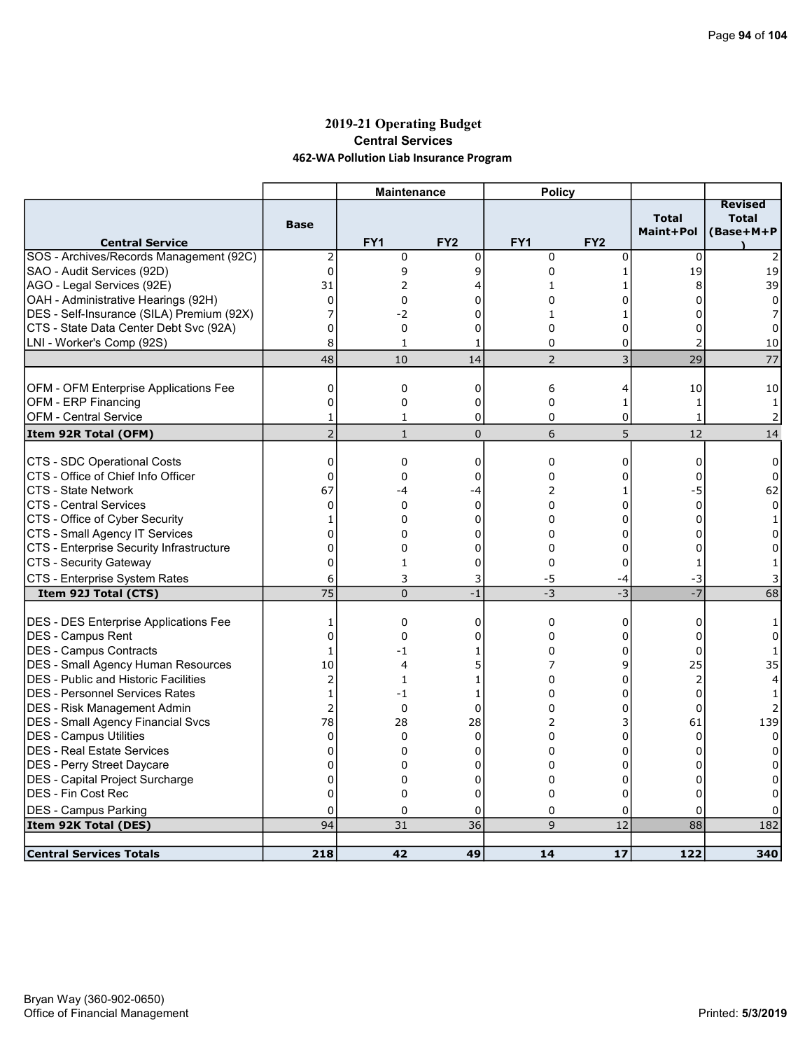# 2019-21 Operating Budget

## Central Services

### 462-WA Pollution Liab Insurance Program

| | | Maintenance | | Policy | | | |
|---|---|---|---|---|---|---|---|
| **Central Service** | **Base** | **FY1** | **FY2** | **FY1** | **FY2** | **Total Maint+Pol** | **Revised Total (Base+M+P)** |
| SOS - Archives/Records Management (92C) | 2 | 0 | 0 | 0 | 0 | 0 | 2 |
| SAO - Audit Services (92D) | 0 | 9 | 9 | 0 | 1 | 19 | 19 |
| AGO - Legal Services (92E) | 31 | 2 | 4 | 1 | 1 | 8 | 39 |
| OAH - Administrative Hearings (92H) | 0 | 0 | 0 | 0 | 0 | 0 | 0 |
| DES - Self-Insurance (SILA) Premium (92X) | 7 | -2 | 0 | 1 | 1 | 0 | 7 |
| CTS - State Data Center Debt Svc (92A) | 0 | 0 | 0 | 0 | 0 | 0 | 0 |
| LNI - Worker's Comp (92S) | 8 | 1 | 1 | 0 | 0 | 2 | 10 |
| | 48 | 10 | 14 | 2 | 3 | 29 | 77 |
| OFM - OFM Enterprise Applications Fee | 0 | 0 | 0 | 6 | 4 | 10 | 10 |
| OFM - ERP Financing | 0 | 0 | 0 | 0 | 1 | 1 | 1 |
| OFM - Central Service | 1 | 1 | 0 | 0 | 0 | 1 | 2 |
| **Item 92R Total (OFM)** | 2 | 1 | 0 | 6 | 5 | 12 | 14 |
| CTS - SDC Operational Costs | 0 | 0 | 0 | 0 | 0 | 0 | 0 |
| CTS - Office of Chief Info Officer | 0 | 0 | 0 | 0 | 0 | 0 | 0 |
| CTS - State Network | 67 | -4 | -4 | 2 | 1 | -5 | 62 |
| CTS - Central Services | 0 | 0 | 0 | 0 | 0 | 0 | 0 |
| CTS - Office of Cyber Security | 1 | 0 | 0 | 0 | 0 | 0 | 1 |
| CTS - Small Agency IT Services | 0 | 0 | 0 | 0 | 0 | 0 | 0 |
| CTS - Enterprise Security Infrastructure | 0 | 0 | 0 | 0 | 0 | 0 | 0 |
| CTS - Security Gateway | 0 | 1 | 0 | 0 | 0 | 1 | 1 |
| CTS - Enterprise System Rates | 6 | 3 | 3 | -5 | -4 | -3 | 3 |
| **Item 92J Total (CTS)** | 75 | 0 | -1 | -3 | -3 | -7 | 68 |
| DES - DES Enterprise Applications Fee | 1 | 0 | 0 | 0 | 0 | 0 | 1 |
| DES - Campus Rent | 0 | 0 | 0 | 0 | 0 | 0 | 0 |
| DES - Campus Contracts | 1 | -1 | 1 | 0 | 0 | 0 | 1 |
| DES - Small Agency Human Resources | 10 | 4 | 5 | 7 | 9 | 25 | 35 |
| DES - Public and Historic Facilities | 2 | 1 | 1 | 0 | 0 | 2 | 4 |
| DES - Personnel Services Rates | 1 | -1 | 1 | 0 | 0 | 0 | 1 |
| DES - Risk Management Admin | 2 | 0 | 0 | 0 | 0 | 0 | 2 |
| DES - Small Agency Financial Svcs | 78 | 28 | 28 | 2 | 3 | 61 | 139 |
| DES - Campus Utilities | 0 | 0 | 0 | 0 | 0 | 0 | 0 |
| DES - Real Estate Services | 0 | 0 | 0 | 0 | 0 | 0 | 0 |
| DES - Perry Street Daycare | 0 | 0 | 0 | 0 | 0 | 0 | 0 |
| DES - Capital Project Surcharge | 0 | 0 | 0 | 0 | 0 | 0 | 0 |
| DES - Fin Cost Rec | 0 | 0 | 0 | 0 | 0 | 0 | 0 |
| DES - Campus Parking | 0 | 0 | 0 | 0 | 0 | 0 | 0 |
| **Item 92K Total (DES)** | 94 | 31 | 36 | 9 | 12 | 88 | 182 |
| **Central Services Totals** | **218** | **42** | **49** | **14** | **17** | **122** | **340** |

Bryan Way (360-902-0650)
Office of Financial Management

Printed: 5/3/2019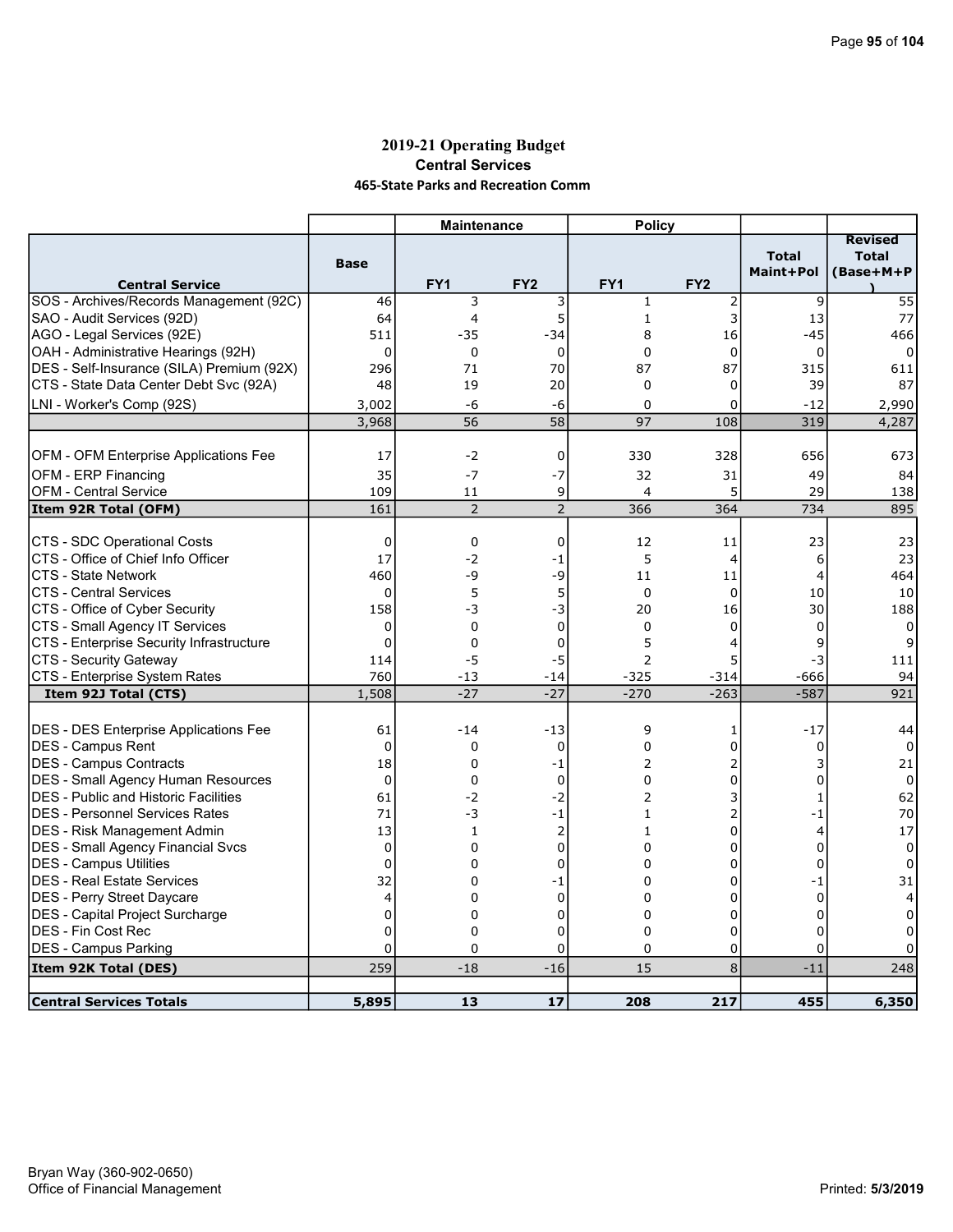# 2019-21 Operating Budget

## Central Services

### 465-State Parks and Recreation Comm

| Central Service | Base | Maintenance FY1 | Maintenance FY2 | Policy FY1 | Policy FY2 | Total Maint+Pol | Revised Total (Base+M+P) |
|---|---|---|---|---|---|---|---|
| SOS - Archives/Records Management (92C) | 46 | 3 | 3 | 1 | 2 | 9 | 55 |
| SAO - Audit Services (92D) | 64 | 4 | 5 | 1 | 3 | 13 | 77 |
| AGO - Legal Services (92E) | 511 | -35 | -34 | 8 | 16 | -45 | 466 |
| OAH - Administrative Hearings (92H) | 0 | 0 | 0 | 0 | 0 | 0 | 0 |
| DES - Self-Insurance (SILA) Premium (92X) | 296 | 71 | 70 | 87 | 87 | 315 | 611 |
| CTS - State Data Center Debt Svc (92A) | 48 | 19 | 20 | 0 | 0 | 39 | 87 |
| LNI - Worker's Comp (92S) | 3,002 | -6 | -6 | 0 | 0 | -12 | 2,990 |
| | 3,968 | 56 | 58 | 97 | 108 | 319 | 4,287 |
| | | | | | | | |
| OFM - OFM Enterprise Applications Fee | 17 | -2 | 0 | 330 | 328 | 656 | 673 |
| OFM - ERP Financing | 35 | -7 | -7 | 32 | 31 | 49 | 84 |
| OFM - Central Service | 109 | 11 | 9 | 4 | 5 | 29 | 138 |
| **Item 92R Total (OFM)** | 161 | 2 | 2 | 366 | 364 | 734 | 895 |
| | | | | | | | |
| CTS - SDC Operational Costs | 0 | 0 | 0 | 12 | 11 | 23 | 23 |
| CTS - Office of Chief Info Officer | 17 | -2 | -1 | 5 | 4 | 6 | 23 |
| CTS - State Network | 460 | -9 | -9 | 11 | 11 | 4 | 464 |
| CTS - Central Services | 0 | 5 | 5 | 0 | 0 | 10 | 10 |
| CTS - Office of Cyber Security | 158 | -3 | -3 | 20 | 16 | 30 | 188 |
| CTS - Small Agency IT Services | 0 | 0 | 0 | 0 | 0 | 0 | 0 |
| CTS - Enterprise Security Infrastructure | 0 | 0 | 0 | 5 | 4 | 9 | 9 |
| CTS - Security Gateway | 114 | -5 | -5 | 2 | 5 | -3 | 111 |
| CTS - Enterprise System Rates | 760 | -13 | -14 | -325 | -314 | -666 | 94 |
| **Item 92J Total (CTS)** | 1,508 | -27 | -27 | -270 | -263 | -587 | 921 |
| | | | | | | | |
| DES - DES Enterprise Applications Fee | 61 | -14 | -13 | 9 | 1 | -17 | 44 |
| DES - Campus Rent | 0 | 0 | 0 | 0 | 0 | 0 | 0 |
| DES - Campus Contracts | 18 | 0 | -1 | 2 | 2 | 3 | 21 |
| DES - Small Agency Human Resources | 0 | 0 | 0 | 0 | 0 | 0 | 0 |
| DES - Public and Historic Facilities | 61 | -2 | -2 | 2 | 3 | 1 | 62 |
| DES - Personnel Services Rates | 71 | -3 | -1 | 1 | 2 | -1 | 70 |
| DES - Risk Management Admin | 13 | 1 | 2 | 1 | 0 | 4 | 17 |
| DES - Small Agency Financial Svcs | 0 | 0 | 0 | 0 | 0 | 0 | 0 |
| DES - Campus Utilities | 0 | 0 | 0 | 0 | 0 | 0 | 0 |
| DES - Real Estate Services | 32 | 0 | -1 | 0 | 0 | -1 | 31 |
| DES - Perry Street Daycare | 4 | 0 | 0 | 0 | 0 | 0 | 4 |
| DES - Capital Project Surcharge | 0 | 0 | 0 | 0 | 0 | 0 | 0 |
| DES - Fin Cost Rec | 0 | 0 | 0 | 0 | 0 | 0 | 0 |
| DES - Campus Parking | 0 | 0 | 0 | 0 | 0 | 0 | 0 |
| **Item 92K Total (DES)** | 259 | -18 | -16 | 15 | 8 | -11 | 248 |
| | | | | | | | |
| **Central Services Totals** | **5,895** | **13** | **17** | **208** | **217** | **455** | **6,350** |

Bryan Way (360-902-0650)
Office of Financial Management

Printed: **5/3/2019**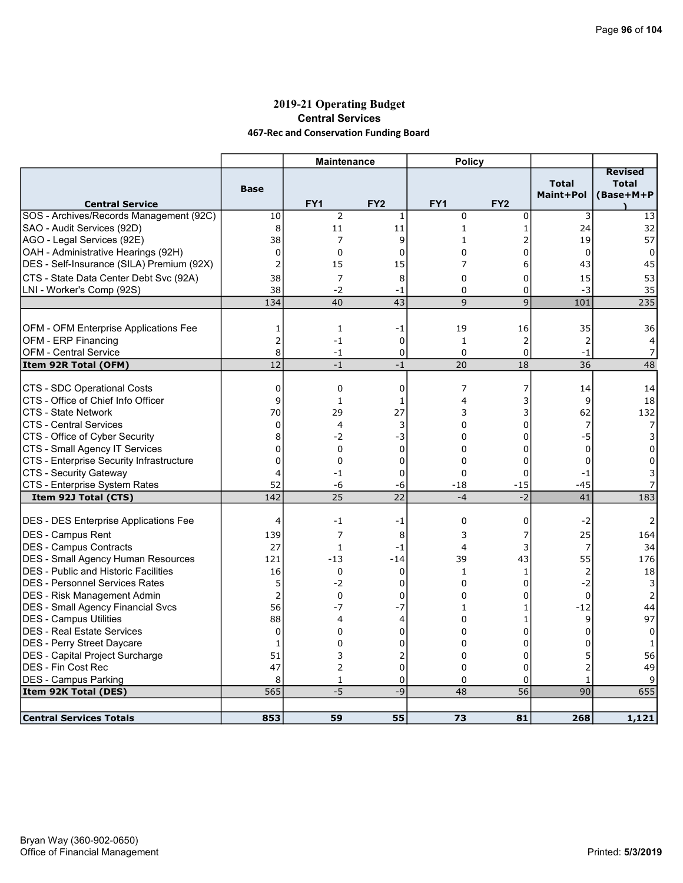# 2019-21 Operating Budget

## Central Services

### 467-Rec and Conservation Funding Board

| | | Maintenance | | Policy | | | |
|---|---|---|---|---|---|---|---|
| **Central Service** | **Base** | **FY1** | **FY2** | **FY1** | **FY2** | **Total Maint+Pol** | **Revised Total (Base+M+P)** |
| SOS - Archives/Records Management (92C) | 10 | 2 | 1 | 0 | 0 | 3 | 13 |
| SAO - Audit Services (92D) | 8 | 11 | 11 | 1 | 1 | 24 | 32 |
| AGO - Legal Services (92E) | 38 | 7 | 9 | 1 | 2 | 19 | 57 |
| OAH - Administrative Hearings (92H) | 0 | 0 | 0 | 0 | 0 | 0 | 0 |
| DES - Self-Insurance (SILA) Premium (92X) | 2 | 15 | 15 | 7 | 6 | 43 | 45 |
| CTS - State Data Center Debt Svc (92A) | 38 | 7 | 8 | 0 | 0 | 15 | 53 |
| LNI - Worker's Comp (92S) | 38 | -2 | -1 | 0 | 0 | -3 | 35 |
| | 134 | 40 | 43 | 9 | 9 | 101 | 235 |
| | | | | | | | |
| OFM - OFM Enterprise Applications Fee | 1 | 1 | -1 | 19 | 16 | 35 | 36 |
| OFM - ERP Financing | 2 | -1 | 0 | 1 | 2 | 2 | 4 |
| OFM - Central Service | 8 | -1 | 0 | 0 | 0 | -1 | 7 |
| **Item 92R Total (OFM)** | 12 | -1 | -1 | 20 | 18 | 36 | 48 |
| | | | | | | | |
| CTS - SDC Operational Costs | 0 | 0 | 0 | 7 | 7 | 14 | 14 |
| CTS - Office of Chief Info Officer | 9 | 1 | 1 | 4 | 3 | 9 | 18 |
| CTS - State Network | 70 | 29 | 27 | 3 | 3 | 62 | 132 |
| CTS - Central Services | 0 | 4 | 3 | 0 | 0 | 7 | 7 |
| CTS - Office of Cyber Security | 8 | -2 | -3 | 0 | 0 | -5 | 3 |
| CTS - Small Agency IT Services | 0 | 0 | 0 | 0 | 0 | 0 | 0 |
| CTS - Enterprise Security Infrastructure | 0 | 0 | 0 | 0 | 0 | 0 | 0 |
| CTS - Security Gateway | 4 | -1 | 0 | 0 | 0 | -1 | 3 |
| CTS - Enterprise System Rates | 52 | -6 | -6 | -18 | -15 | -45 | 7 |
| **Item 92J Total (CTS)** | 142 | 25 | 22 | -4 | -2 | 41 | 183 |
| | | | | | | | |
| DES - DES Enterprise Applications Fee | 4 | -1 | -1 | 0 | 0 | -2 | 2 |
| DES - Campus Rent | 139 | 7 | 8 | 3 | 7 | 25 | 164 |
| DES - Campus Contracts | 27 | 1 | -1 | 4 | 3 | 7 | 34 |
| DES - Small Agency Human Resources | 121 | -13 | -14 | 39 | 43 | 55 | 176 |
| DES - Public and Historic Facilities | 16 | 0 | 0 | 1 | 1 | 2 | 18 |
| DES - Personnel Services Rates | 5 | -2 | 0 | 0 | 0 | -2 | 3 |
| DES - Risk Management Admin | 2 | 0 | 0 | 0 | 0 | 0 | 2 |
| DES - Small Agency Financial Svcs | 56 | -7 | -7 | 1 | 1 | -12 | 44 |
| DES - Campus Utilities | 88 | 4 | 4 | 0 | 1 | 9 | 97 |
| DES - Real Estate Services | 0 | 0 | 0 | 0 | 0 | 0 | 0 |
| DES - Perry Street Daycare | 1 | 0 | 0 | 0 | 0 | 0 | 1 |
| DES - Capital Project Surcharge | 51 | 3 | 2 | 0 | 0 | 5 | 56 |
| DES - Fin Cost Rec | 47 | 2 | 0 | 0 | 0 | 2 | 49 |
| DES - Campus Parking | 8 | 1 | 0 | 0 | 0 | 1 | 9 |
| **Item 92K Total (DES)** | 565 | -5 | -9 | 48 | 56 | 90 | 655 |
| | | | | | | | |
| **Central Services Totals** | **853** | **59** | **55** | **73** | **81** | **268** | **1,121** |

Bryan Way (360-902-0650)
Office of Financial Management

Printed: 5/3/2019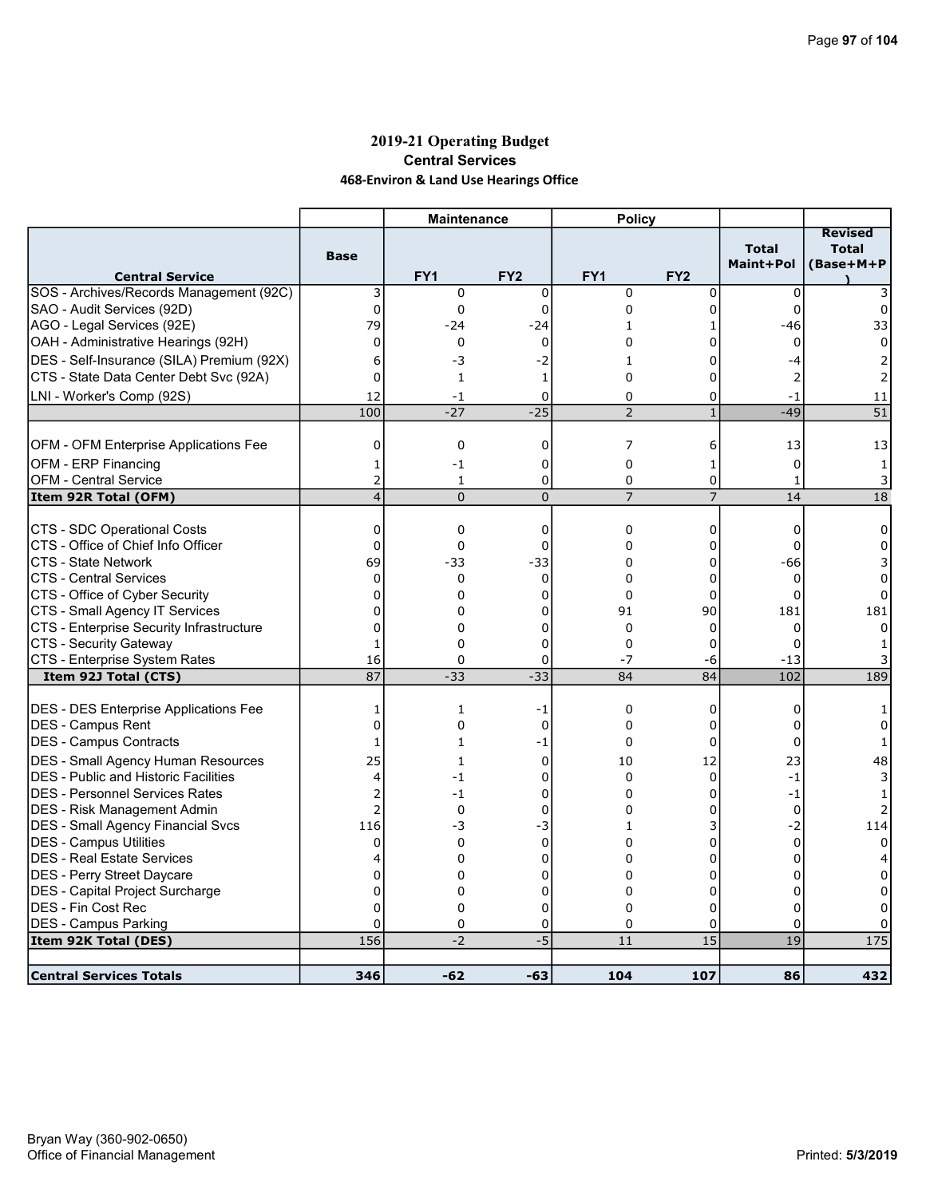# 2019-21 Operating Budget

## Central Services

### 468-Environ & Land Use Hearings Office

| Central Service | Base | Maintenance FY1 | Maintenance FY2 | Policy FY1 | Policy FY2 | Total Maint+Pol | Revised Total (Base+M+P) |
|---|---|---|---|---|---|---|---|
| SOS - Archives/Records Management (92C) | 3 | 0 | 0 | 0 | 0 | 0 | 3 |
| SAO - Audit Services (92D) | 0 | 0 | 0 | 0 | 0 | 0 | 0 |
| AGO - Legal Services (92E) | 79 | -24 | -24 | 1 | 1 | -46 | 33 |
| OAH - Administrative Hearings (92H) | 0 | 0 | 0 | 0 | 0 | 0 | 0 |
| DES - Self-Insurance (SILA) Premium (92X) | 6 | -3 | -2 | 1 | 0 | -4 | 2 |
| CTS - State Data Center Debt Svc (92A) | 0 | 1 | 1 | 0 | 0 | 2 | 2 |
| LNI - Worker's Comp (92S) | 12 | -1 | 0 | 0 | 0 | -1 | 11 |
| | 100 | -27 | -25 | 2 | 1 | -49 | 51 |
| OFM - OFM Enterprise Applications Fee | 0 | 0 | 0 | 7 | 6 | 13 | 13 |
| OFM - ERP Financing | 1 | -1 | 0 | 0 | 1 | 0 | 1 |
| OFM - Central Service | 2 | 1 | 0 | 0 | 0 | 1 | 3 |
| **Item 92R Total (OFM)** | 4 | 0 | 0 | 7 | 7 | 14 | 18 |
| CTS - SDC Operational Costs | 0 | 0 | 0 | 0 | 0 | 0 | 0 |
| CTS - Office of Chief Info Officer | 0 | 0 | 0 | 0 | 0 | 0 | 0 |
| CTS - State Network | 69 | -33 | -33 | 0 | 0 | -66 | 3 |
| CTS - Central Services | 0 | 0 | 0 | 0 | 0 | 0 | 0 |
| CTS - Office of Cyber Security | 0 | 0 | 0 | 0 | 0 | 0 | 0 |
| CTS - Small Agency IT Services | 0 | 0 | 0 | 91 | 90 | 181 | 181 |
| CTS - Enterprise Security Infrastructure | 0 | 0 | 0 | 0 | 0 | 0 | 0 |
| CTS - Security Gateway | 1 | 0 | 0 | 0 | 0 | 0 | 1 |
| CTS - Enterprise System Rates | 16 | 0 | 0 | -7 | -6 | -13 | 3 |
| **Item 92J Total (CTS)** | 87 | -33 | -33 | 84 | 84 | 102 | 189 |
| DES - DES Enterprise Applications Fee | 1 | 1 | -1 | 0 | 0 | 0 | 1 |
| DES - Campus Rent | 0 | 0 | 0 | 0 | 0 | 0 | 0 |
| DES - Campus Contracts | 1 | 1 | -1 | 0 | 0 | 0 | 1 |
| DES - Small Agency Human Resources | 25 | 1 | 0 | 10 | 12 | 23 | 48 |
| DES - Public and Historic Facilities | 4 | -1 | 0 | 0 | 0 | -1 | 3 |
| DES - Personnel Services Rates | 2 | -1 | 0 | 0 | 0 | -1 | 1 |
| DES - Risk Management Admin | 2 | 0 | 0 | 0 | 0 | 0 | 2 |
| DES - Small Agency Financial Svcs | 116 | -3 | -3 | 1 | 3 | -2 | 114 |
| DES - Campus Utilities | 0 | 0 | 0 | 0 | 0 | 0 | 0 |
| DES - Real Estate Services | 4 | 0 | 0 | 0 | 0 | 0 | 4 |
| DES - Perry Street Daycare | 0 | 0 | 0 | 0 | 0 | 0 | 0 |
| DES - Capital Project Surcharge | 0 | 0 | 0 | 0 | 0 | 0 | 0 |
| DES - Fin Cost Rec | 0 | 0 | 0 | 0 | 0 | 0 | 0 |
| DES - Campus Parking | 0 | 0 | 0 | 0 | 0 | 0 | 0 |
| **Item 92K Total (DES)** | 156 | -2 | -5 | 11 | 15 | 19 | 175 |
| **Central Services Totals** | **346** | **-62** | **-63** | **104** | **107** | **86** | **432** |

Bryan Way (360-902-0650)
Office of Financial Management

Printed: 5/3/2019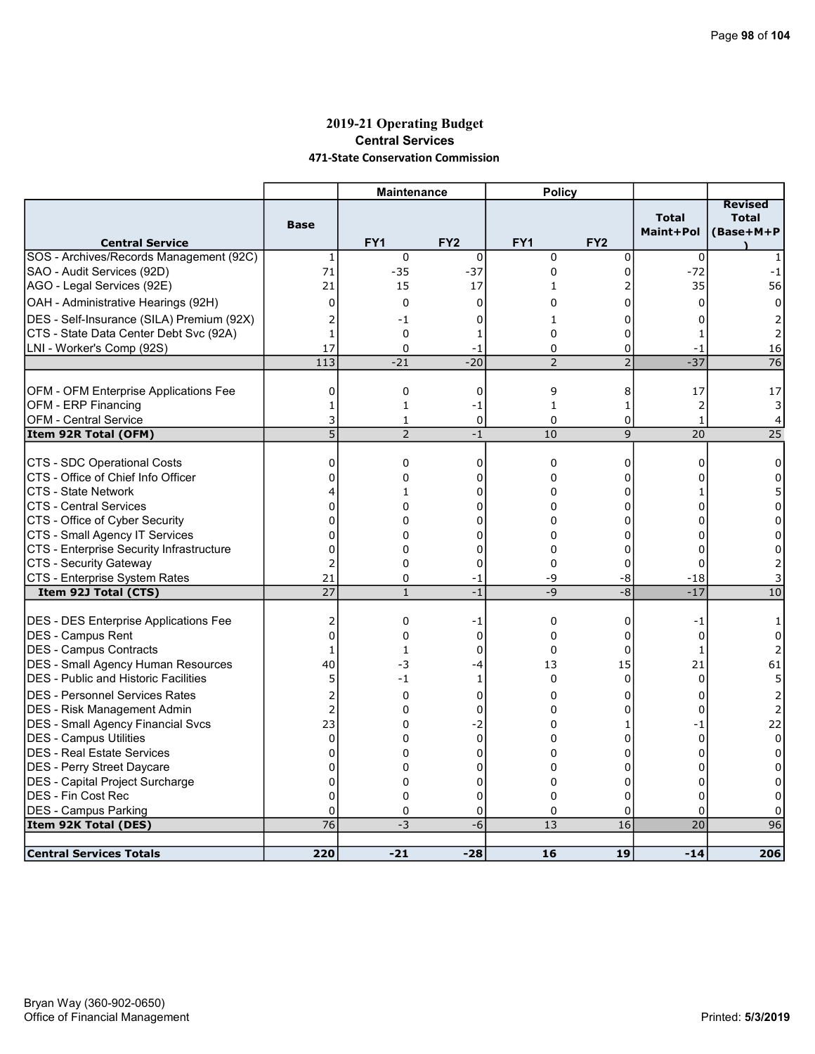# 2019-21 Operating Budget
## Central Services
### 471-State Conservation Commission

| | | Maintenance | | Policy | | | |
|---|---|---|---|---|---|---|---|
| **Central Service** | **Base** | **FY1** | **FY2** | **FY1** | **FY2** | **Total Maint+Pol** | **Revised Total (Base+M+P)** |
| SOS - Archives/Records Management (92C) | 1 | 0 | 0 | 0 | 0 | 0 | 1 |
| SAO - Audit Services (92D) | 71 | -35 | -37 | 0 | 0 | -72 | -1 |
| AGO - Legal Services (92E) | 21 | 15 | 17 | 1 | 2 | 35 | 56 |
| OAH - Administrative Hearings (92H) | 0 | 0 | 0 | 0 | 0 | 0 | 0 |
| DES - Self-Insurance (SILA) Premium (92X) | 2 | -1 | 0 | 1 | 0 | 0 | 2 |
| CTS - State Data Center Debt Svc (92A) | 1 | 0 | 1 | 0 | 0 | 1 | 2 |
| LNI - Worker's Comp (92S) | 17 | 0 | -1 | 0 | 0 | -1 | 16 |
| | 113 | -21 | -20 | 2 | 2 | -37 | 76 |
| | | | | | | | |
| OFM - OFM Enterprise Applications Fee | 0 | 0 | 0 | 9 | 8 | 17 | 17 |
| OFM - ERP Financing | 1 | 1 | -1 | 1 | 1 | 2 | 3 |
| OFM - Central Service | 3 | 1 | 0 | 0 | 0 | 1 | 4 |
| **Item 92R Total (OFM)** | 5 | 2 | -1 | 10 | 9 | 20 | 25 |
| | | | | | | | |
| CTS - SDC Operational Costs | 0 | 0 | 0 | 0 | 0 | 0 | 0 |
| CTS - Office of Chief Info Officer | 0 | 0 | 0 | 0 | 0 | 0 | 0 |
| CTS - State Network | 4 | 1 | 0 | 0 | 0 | 1 | 5 |
| CTS - Central Services | 0 | 0 | 0 | 0 | 0 | 0 | 0 |
| CTS - Office of Cyber Security | 0 | 0 | 0 | 0 | 0 | 0 | 0 |
| CTS - Small Agency IT Services | 0 | 0 | 0 | 0 | 0 | 0 | 0 |
| CTS - Enterprise Security Infrastructure | 0 | 0 | 0 | 0 | 0 | 0 | 0 |
| CTS - Security Gateway | 2 | 0 | 0 | 0 | 0 | 0 | 2 |
| CTS - Enterprise System Rates | 21 | 0 | -1 | -9 | -8 | -18 | 3 |
| **Item 92J Total (CTS)** | 27 | 1 | -1 | -9 | -8 | -17 | 10 |
| | | | | | | | |
| DES - DES Enterprise Applications Fee | 2 | 0 | -1 | 0 | 0 | -1 | 1 |
| DES - Campus Rent | 0 | 0 | 0 | 0 | 0 | 0 | 0 |
| DES - Campus Contracts | 1 | 1 | 0 | 0 | 0 | 1 | 2 |
| DES - Small Agency Human Resources | 40 | -3 | -4 | 13 | 15 | 21 | 61 |
| DES - Public and Historic Facilities | 5 | -1 | 1 | 0 | 0 | 0 | 5 |
| DES - Personnel Services Rates | 2 | 0 | 0 | 0 | 0 | 0 | 2 |
| DES - Risk Management Admin | 2 | 0 | 0 | 0 | 0 | 0 | 2 |
| DES - Small Agency Financial Svcs | 23 | 0 | -2 | 0 | 1 | -1 | 22 |
| DES - Campus Utilities | 0 | 0 | 0 | 0 | 0 | 0 | 0 |
| DES - Real Estate Services | 0 | 0 | 0 | 0 | 0 | 0 | 0 |
| DES - Perry Street Daycare | 0 | 0 | 0 | 0 | 0 | 0 | 0 |
| DES - Capital Project Surcharge | 0 | 0 | 0 | 0 | 0 | 0 | 0 |
| DES - Fin Cost Rec | 0 | 0 | 0 | 0 | 0 | 0 | 0 |
| DES - Campus Parking | 0 | 0 | 0 | 0 | 0 | 0 | 0 |
| **Item 92K Total (DES)** | 76 | -3 | -6 | 13 | 16 | 20 | 96 |
| | | | | | | | |
| **Central Services Totals** | **220** | **-21** | **-28** | **16** | **19** | **-14** | **206** |

Bryan Way (360-902-0650)
Office of Financial Management

Printed: **5/3/2019**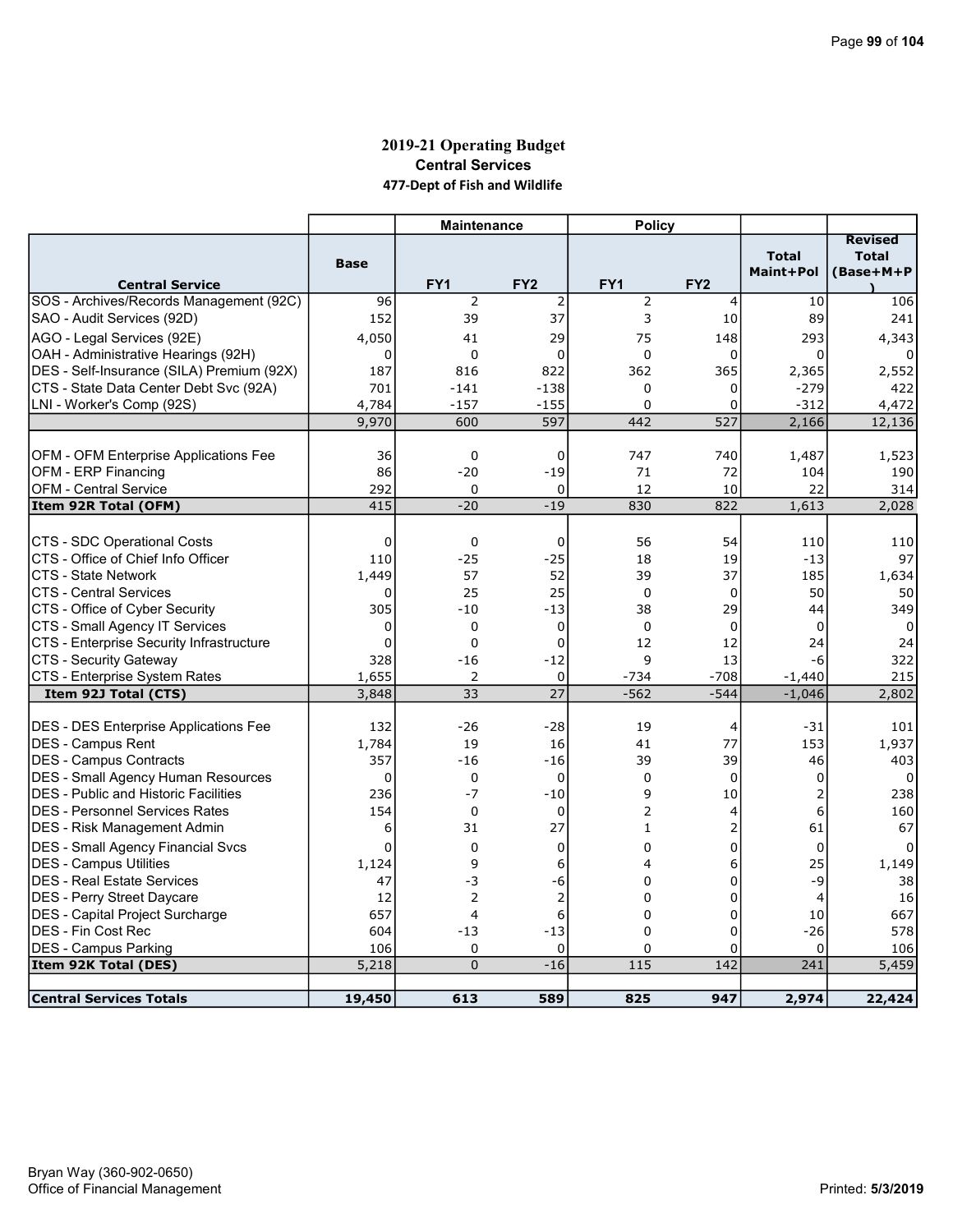## 2019-21 Operating Budget
### Central Services
### 477-Dept of Fish and Wildlife

| Central Service | Base | Maintenance FY1 | Maintenance FY2 | Policy FY1 | Policy FY2 | Total Maint+Pol | Revised Total (Base+M+P) |
|---|---|---|---|---|---|---|---|
| SOS - Archives/Records Management (92C) | 96 | 2 | 2 | 2 | 4 | 10 | 106 |
| SAO - Audit Services (92D) | 152 | 39 | 37 | 3 | 10 | 89 | 241 |
| AGO - Legal Services (92E) | 4,050 | 41 | 29 | 75 | 148 | 293 | 4,343 |
| OAH - Administrative Hearings (92H) | 0 | 0 | 0 | 0 | 0 | 0 | 0 |
| DES - Self-Insurance (SILA) Premium (92X) | 187 | 816 | 822 | 362 | 365 | 2,365 | 2,552 |
| CTS - State Data Center Debt Svc (92A) | 701 | -141 | -138 | 0 | 0 | -279 | 422 |
| LNI - Worker's Comp (92S) | 4,784 | -157 | -155 | 0 | 0 | -312 | 4,472 |
| | 9,970 | 600 | 597 | 442 | 527 | 2,166 | 12,136 |
| | | | | | | | |
| OFM - OFM Enterprise Applications Fee | 36 | 0 | 0 | 747 | 740 | 1,487 | 1,523 |
| OFM - ERP Financing | 86 | -20 | -19 | 71 | 72 | 104 | 190 |
| OFM - Central Service | 292 | 0 | 0 | 12 | 10 | 22 | 314 |
| **Item 92R Total (OFM)** | 415 | -20 | -19 | 830 | 822 | 1,613 | 2,028 |
| | | | | | | | |
| CTS - SDC Operational Costs | 0 | 0 | 0 | 56 | 54 | 110 | 110 |
| CTS - Office of Chief Info Officer | 110 | -25 | -25 | 18 | 19 | -13 | 97 |
| CTS - State Network | 1,449 | 57 | 52 | 39 | 37 | 185 | 1,634 |
| CTS - Central Services | 0 | 25 | 25 | 0 | 0 | 50 | 50 |
| CTS - Office of Cyber Security | 305 | -10 | -13 | 38 | 29 | 44 | 349 |
| CTS - Small Agency IT Services | 0 | 0 | 0 | 0 | 0 | 0 | 0 |
| CTS - Enterprise Security Infrastructure | 0 | 0 | 0 | 12 | 12 | 24 | 24 |
| CTS - Security Gateway | 328 | -16 | -12 | 9 | 13 | -6 | 322 |
| CTS - Enterprise System Rates | 1,655 | 2 | 0 | -734 | -708 | -1,440 | 215 |
| **Item 92J Total (CTS)** | 3,848 | 33 | 27 | -562 | -544 | -1,046 | 2,802 |
| | | | | | | | |
| DES - DES Enterprise Applications Fee | 132 | -26 | -28 | 19 | 4 | -31 | 101 |
| DES - Campus Rent | 1,784 | 19 | 16 | 41 | 77 | 153 | 1,937 |
| DES - Campus Contracts | 357 | -16 | -16 | 39 | 39 | 46 | 403 |
| DES - Small Agency Human Resources | 0 | 0 | 0 | 0 | 0 | 0 | 0 |
| DES - Public and Historic Facilities | 236 | -7 | -10 | 9 | 10 | 2 | 238 |
| DES - Personnel Services Rates | 154 | 0 | 0 | 2 | 4 | 6 | 160 |
| DES - Risk Management Admin | 6 | 31 | 27 | 1 | 2 | 61 | 67 |
| DES - Small Agency Financial Svcs | 0 | 0 | 0 | 0 | 0 | 0 | 0 |
| DES - Campus Utilities | 1,124 | 9 | 6 | 4 | 6 | 25 | 1,149 |
| DES - Real Estate Services | 47 | -3 | -6 | 0 | 0 | -9 | 38 |
| DES - Perry Street Daycare | 12 | 2 | 2 | 0 | 0 | 4 | 16 |
| DES - Capital Project Surcharge | 657 | 4 | 6 | 0 | 0 | 10 | 667 |
| DES - Fin Cost Rec | 604 | -13 | -13 | 0 | 0 | -26 | 578 |
| DES - Campus Parking | 106 | 0 | 0 | 0 | 0 | 0 | 106 |
| **Item 92K Total (DES)** | 5,218 | 0 | -16 | 115 | 142 | 241 | 5,459 |
| | | | | | | | |
| **Central Services Totals** | **19,450** | **613** | **589** | **825** | **947** | **2,974** | **22,424** |

Bryan Way (360-902-0650)
Office of Financial Management

Printed: 5/3/2019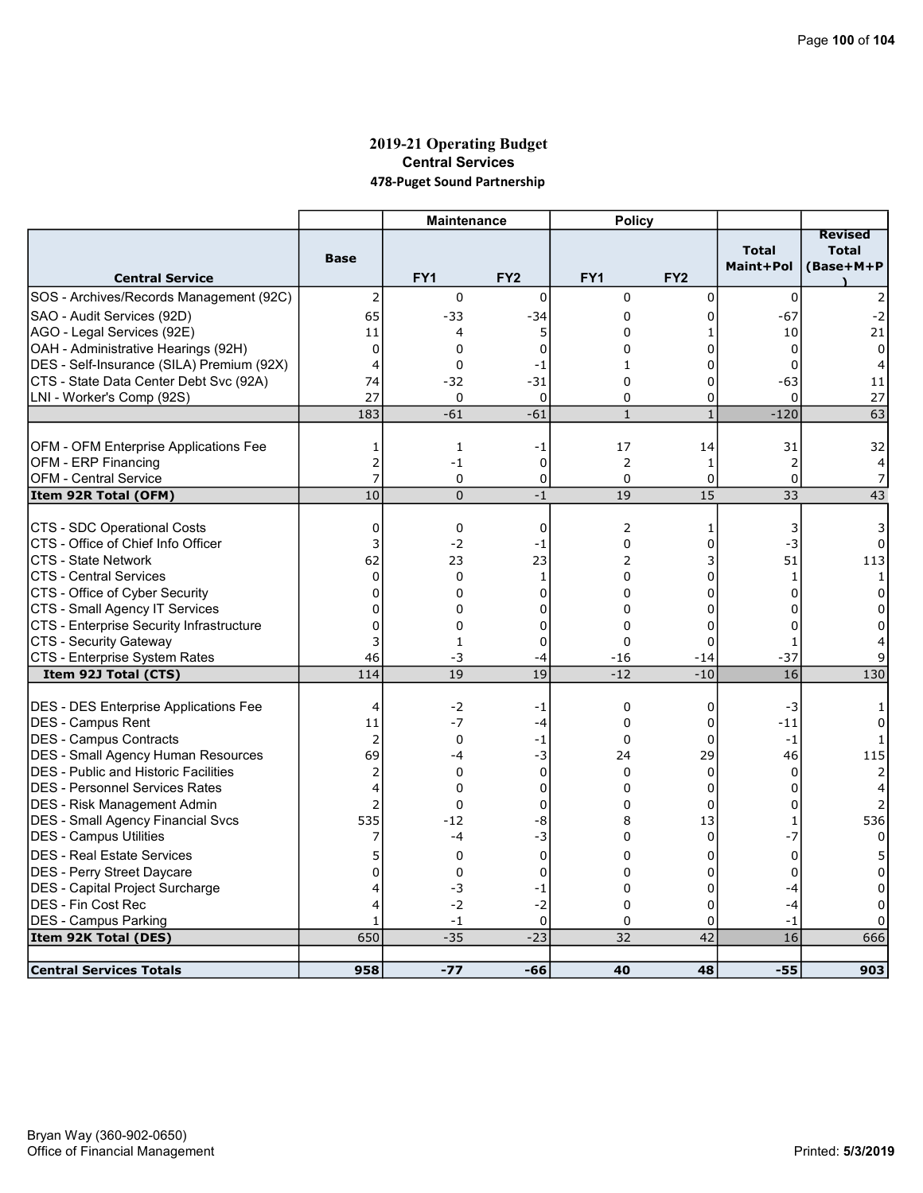# 2019-21 Operating Budget
## Central Services
### 478-Puget Sound Partnership

| | | Maintenance | | Policy | | | |
|---|---|---|---|---|---|---|---|
| **Central Service** | **Base** | **FY1** | **FY2** | **FY1** | **FY2** | **Total Maint+Pol** | **Revised Total (Base+M+P)** |
| SOS - Archives/Records Management (92C) | 2 | 0 | 0 | 0 | 0 | 0 | 2 |
| SAO - Audit Services (92D) | 65 | -33 | -34 | 0 | 0 | -67 | -2 |
| AGO - Legal Services (92E) | 11 | 4 | 5 | 0 | 1 | 10 | 21 |
| OAH - Administrative Hearings (92H) | 0 | 0 | 0 | 0 | 0 | 0 | 0 |
| DES - Self-Insurance (SILA) Premium (92X) | 4 | 0 | -1 | 1 | 0 | 0 | 4 |
| CTS - State Data Center Debt Svc (92A) | 74 | -32 | -31 | 0 | 0 | -63 | 11 |
| LNI - Worker's Comp (92S) | 27 | 0 | 0 | 0 | 0 | 0 | 27 |
| | 183 | -61 | -61 | 1 | 1 | -120 | 63 |
| | | | | | | | |
| OFM - OFM Enterprise Applications Fee | 1 | 1 | -1 | 17 | 14 | 31 | 32 |
| OFM - ERP Financing | 2 | -1 | 0 | 2 | 1 | 2 | 4 |
| OFM - Central Service | 7 | 0 | 0 | 0 | 0 | 0 | 7 |
| **Item 92R Total (OFM)** | 10 | 0 | -1 | 19 | 15 | 33 | 43 |
| | | | | | | | |
| CTS - SDC Operational Costs | 0 | 0 | 0 | 2 | 1 | 3 | 3 |
| CTS - Office of Chief Info Officer | 3 | -2 | -1 | 0 | 0 | -3 | 0 |
| CTS - State Network | 62 | 23 | 23 | 2 | 3 | 51 | 113 |
| CTS - Central Services | 0 | 0 | 1 | 0 | 0 | 1 | 1 |
| CTS - Office of Cyber Security | 0 | 0 | 0 | 0 | 0 | 0 | 0 |
| CTS - Small Agency IT Services | 0 | 0 | 0 | 0 | 0 | 0 | 0 |
| CTS - Enterprise Security Infrastructure | 0 | 0 | 0 | 0 | 0 | 0 | 0 |
| CTS - Security Gateway | 3 | 1 | 0 | 0 | 0 | 1 | 4 |
| CTS - Enterprise System Rates | 46 | -3 | -4 | -16 | -14 | -37 | 9 |
| **Item 92J Total (CTS)** | 114 | 19 | 19 | -12 | -10 | 16 | 130 |
| | | | | | | | |
| DES - DES Enterprise Applications Fee | 4 | -2 | -1 | 0 | 0 | -3 | 1 |
| DES - Campus Rent | 11 | -7 | -4 | 0 | 0 | -11 | 0 |
| DES - Campus Contracts | 2 | 0 | -1 | 0 | 0 | -1 | 1 |
| DES - Small Agency Human Resources | 69 | -4 | -3 | 24 | 29 | 46 | 115 |
| DES - Public and Historic Facilities | 2 | 0 | 0 | 0 | 0 | 0 | 2 |
| DES - Personnel Services Rates | 4 | 0 | 0 | 0 | 0 | 0 | 4 |
| DES - Risk Management Admin | 2 | 0 | 0 | 0 | 0 | 0 | 2 |
| DES - Small Agency Financial Svcs | 535 | -12 | -8 | 8 | 13 | 1 | 536 |
| DES - Campus Utilities | 7 | -4 | -3 | 0 | 0 | -7 | 0 |
| DES - Real Estate Services | 5 | 0 | 0 | 0 | 0 | 0 | 5 |
| DES - Perry Street Daycare | 0 | 0 | 0 | 0 | 0 | 0 | 0 |
| DES - Capital Project Surcharge | 4 | -3 | -1 | 0 | 0 | -4 | 0 |
| DES - Fin Cost Rec | 4 | -2 | -2 | 0 | 0 | -4 | 0 |
| DES - Campus Parking | 1 | -1 | 0 | 0 | 0 | -1 | 0 |
| **Item 92K Total (DES)** | 650 | -35 | -23 | 32 | 42 | 16 | 666 |
| | | | | | | | |
| **Central Services Totals** | **958** | **-77** | **-66** | **40** | **48** | **-55** | **903** |

Bryan Way (360-902-0650)
Office of Financial Management

Printed: **5/3/2019**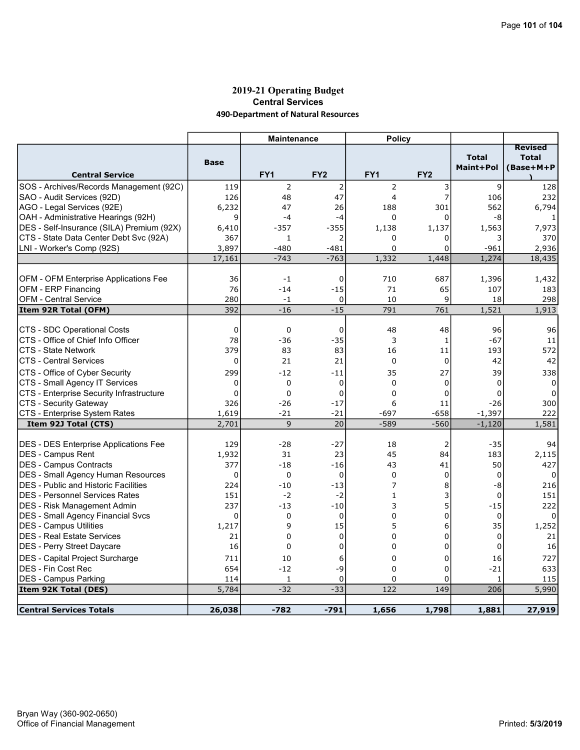# 2019-21 Operating Budget

## Central Services

### 490-Department of Natural Resources

| Central Service | Base | Maintenance | | Policy | | Total Maint+Pol | Revised Total (Base+M+P) |
|---|---|---|---|---|---|---|---|
| | | FY1 | FY2 | FY1 | FY2 | | |
| SOS - Archives/Records Management (92C) | 119 | 2 | 2 | 2 | 3 | 9 | 128 |
| SAO - Audit Services (92D) | 126 | 48 | 47 | 4 | 7 | 106 | 232 |
| AGO - Legal Services (92E) | 6,232 | 47 | 26 | 188 | 301 | 562 | 6,794 |
| OAH - Administrative Hearings (92H) | 9 | -4 | -4 | 0 | 0 | -8 | 1 |
| DES - Self-Insurance (SILA) Premium (92X) | 6,410 | -357 | -355 | 1,138 | 1,137 | 1,563 | 7,973 |
| CTS - State Data Center Debt Svc (92A) | 367 | 1 | 2 | 0 | 0 | 3 | 370 |
| LNI - Worker's Comp (92S) | 3,897 | -480 | -481 | 0 | 0 | -961 | 2,936 |
| | 17,161 | -743 | -763 | 1,332 | 1,448 | 1,274 | 18,435 |
| | | | | | | | |
| OFM - OFM Enterprise Applications Fee | 36 | -1 | 0 | 710 | 687 | 1,396 | 1,432 |
| OFM - ERP Financing | 76 | -14 | -15 | 71 | 65 | 107 | 183 |
| OFM - Central Service | 280 | -1 | 0 | 10 | 9 | 18 | 298 |
| **Item 92R Total (OFM)** | 392 | -16 | -15 | 791 | 761 | 1,521 | 1,913 |
| | | | | | | | |
| CTS - SDC Operational Costs | 0 | 0 | 0 | 48 | 48 | 96 | 96 |
| CTS - Office of Chief Info Officer | 78 | -36 | -35 | 3 | 1 | -67 | 11 |
| CTS - State Network | 379 | 83 | 83 | 16 | 11 | 193 | 572 |
| CTS - Central Services | 0 | 21 | 21 | 0 | 0 | 42 | 42 |
| CTS - Office of Cyber Security | 299 | -12 | -11 | 35 | 27 | 39 | 338 |
| CTS - Small Agency IT Services | 0 | 0 | 0 | 0 | 0 | 0 | 0 |
| CTS - Enterprise Security Infrastructure | 0 | 0 | 0 | 0 | 0 | 0 | 0 |
| CTS - Security Gateway | 326 | -26 | -17 | 6 | 11 | -26 | 300 |
| CTS - Enterprise System Rates | 1,619 | -21 | -21 | -697 | -658 | -1,397 | 222 |
| **Item 92J Total (CTS)** | 2,701 | 9 | 20 | -589 | -560 | -1,120 | 1,581 |
| | | | | | | | |
| DES - DES Enterprise Applications Fee | 129 | -28 | -27 | 18 | 2 | -35 | 94 |
| DES - Campus Rent | 1,932 | 31 | 23 | 45 | 84 | 183 | 2,115 |
| DES - Campus Contracts | 377 | -18 | -16 | 43 | 41 | 50 | 427 |
| DES - Small Agency Human Resources | 0 | 0 | 0 | 0 | 0 | 0 | 0 |
| DES - Public and Historic Facilities | 224 | -10 | -13 | 7 | 8 | -8 | 216 |
| DES - Personnel Services Rates | 151 | -2 | -2 | 1 | 3 | 0 | 151 |
| DES - Risk Management Admin | 237 | -13 | -10 | 3 | 5 | -15 | 222 |
| DES - Small Agency Financial Svcs | 0 | 0 | 0 | 0 | 0 | 0 | 0 |
| DES - Campus Utilities | 1,217 | 9 | 15 | 5 | 6 | 35 | 1,252 |
| DES - Real Estate Services | 21 | 0 | 0 | 0 | 0 | 0 | 21 |
| DES - Perry Street Daycare | 16 | 0 | 0 | 0 | 0 | 0 | 16 |
| DES - Capital Project Surcharge | 711 | 10 | 6 | 0 | 0 | 16 | 727 |
| DES - Fin Cost Rec | 654 | -12 | -9 | 0 | 0 | -21 | 633 |
| DES - Campus Parking | 114 | 1 | 0 | 0 | 0 | 1 | 115 |
| **Item 92K Total (DES)** | 5,784 | -32 | -33 | 122 | 149 | 206 | 5,990 |
| | | | | | | | |
| **Central Services Totals** | **26,038** | **-782** | **-791** | **1,656** | **1,798** | **1,881** | **27,919** |

Bryan Way (360-902-0650)
Office of Financial Management

Printed: **5/3/2019**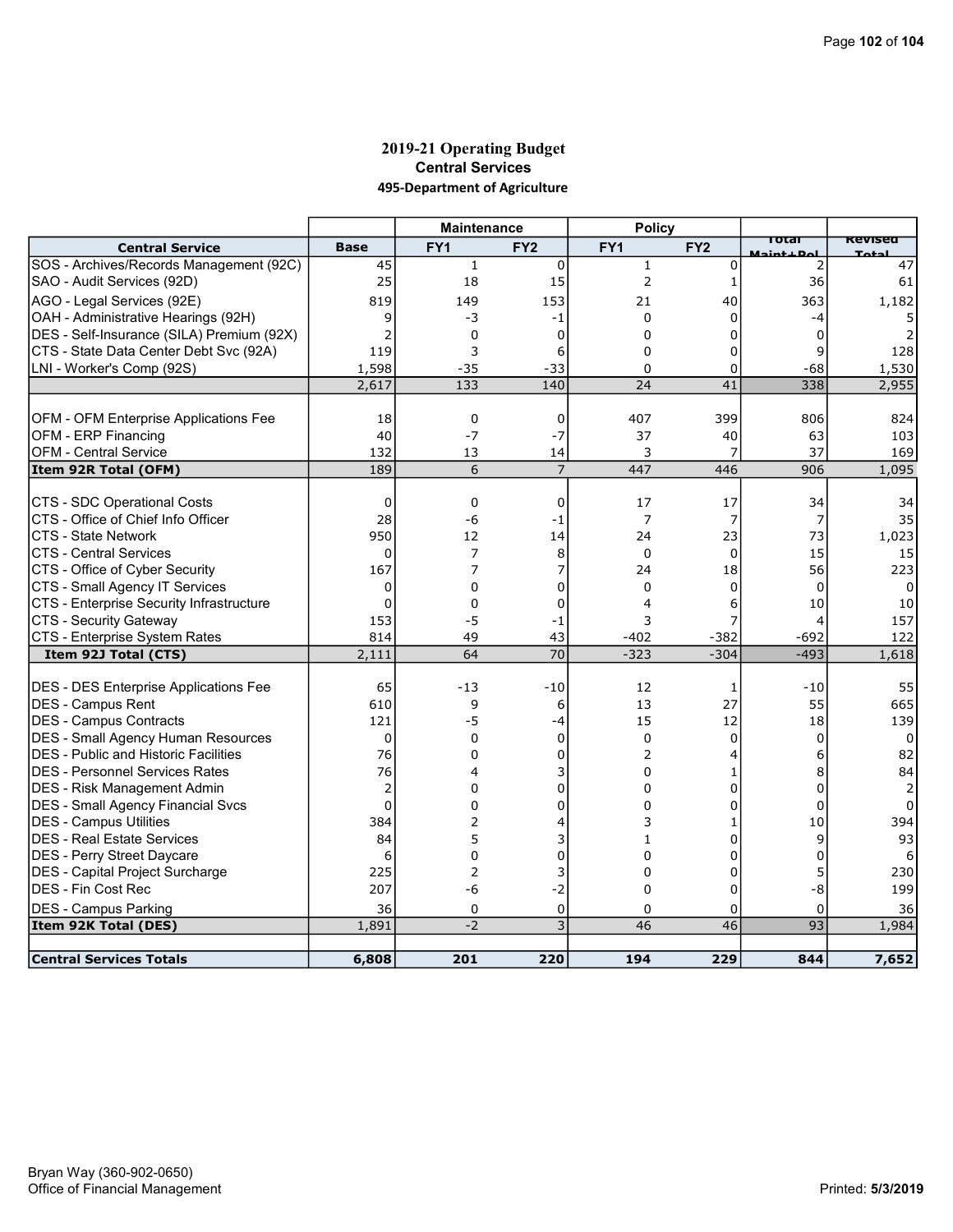# 2019-21 Operating Budget

## Central Services

### 495-Department of Agriculture

| Central Service | Base | Maintenance | | Policy | | Total Maint+Pol | Revised Total |
|---|---|---|---|---|---|---|---|
| | | FY1 | FY2 | FY1 | FY2 | | |
| SOS - Archives/Records Management (92C) | 45 | 1 | 0 | 1 | 0 | 2 | 47 |
| SAO - Audit Services (92D) | 25 | 18 | 15 | 2 | 1 | 36 | 61 |
| AGO - Legal Services (92E) | 819 | 149 | 153 | 21 | 40 | 363 | 1,182 |
| OAH - Administrative Hearings (92H) | 9 | -3 | -1 | 0 | 0 | -4 | 5 |
| DES - Self-Insurance (SILA) Premium (92X) | 2 | 0 | 0 | 0 | 0 | 0 | 2 |
| CTS - State Data Center Debt Svc (92A) | 119 | 3 | 6 | 0 | 0 | 9 | 128 |
| LNI - Worker's Comp (92S) | 1,598 | -35 | -33 | 0 | 0 | -68 | 1,530 |
| | 2,617 | 133 | 140 | 24 | 41 | 338 | 2,955 |
| | | | | | | | |
| OFM - OFM Enterprise Applications Fee | 18 | 0 | 0 | 407 | 399 | 806 | 824 |
| OFM - ERP Financing | 40 | -7 | -7 | 37 | 40 | 63 | 103 |
| OFM - Central Service | 132 | 13 | 14 | 3 | 7 | 37 | 169 |
| **Item 92R Total (OFM)** | 189 | 6 | 7 | 447 | 446 | 906 | 1,095 |
| | | | | | | | |
| CTS - SDC Operational Costs | 0 | 0 | 0 | 17 | 17 | 34 | 34 |
| CTS - Office of Chief Info Officer | 28 | -6 | -1 | 7 | 7 | 7 | 35 |
| CTS - State Network | 950 | 12 | 14 | 24 | 23 | 73 | 1,023 |
| CTS - Central Services | 0 | 7 | 8 | 0 | 0 | 15 | 15 |
| CTS - Office of Cyber Security | 167 | 7 | 7 | 24 | 18 | 56 | 223 |
| CTS - Small Agency IT Services | 0 | 0 | 0 | 0 | 0 | 0 | 0 |
| CTS - Enterprise Security Infrastructure | 0 | 0 | 0 | 4 | 6 | 10 | 10 |
| CTS - Security Gateway | 153 | -5 | -1 | 3 | 7 | 4 | 157 |
| CTS - Enterprise System Rates | 814 | 49 | 43 | -402 | -382 | -692 | 122 |
| **Item 92J Total (CTS)** | 2,111 | 64 | 70 | -323 | -304 | -493 | 1,618 |
| | | | | | | | |
| DES - DES Enterprise Applications Fee | 65 | -13 | -10 | 12 | 1 | -10 | 55 |
| DES - Campus Rent | 610 | 9 | 6 | 13 | 27 | 55 | 665 |
| DES - Campus Contracts | 121 | -5 | -4 | 15 | 12 | 18 | 139 |
| DES - Small Agency Human Resources | 0 | 0 | 0 | 0 | 0 | 0 | 0 |
| DES - Public and Historic Facilities | 76 | 0 | 0 | 2 | 4 | 6 | 82 |
| DES - Personnel Services Rates | 76 | 4 | 3 | 0 | 1 | 8 | 84 |
| DES - Risk Management Admin | 2 | 0 | 0 | 0 | 0 | 0 | 2 |
| DES - Small Agency Financial Svcs | 0 | 0 | 0 | 0 | 0 | 0 | 0 |
| DES - Campus Utilities | 384 | 2 | 4 | 3 | 1 | 10 | 394 |
| DES - Real Estate Services | 84 | 5 | 3 | 1 | 0 | 9 | 93 |
| DES - Perry Street Daycare | 6 | 0 | 0 | 0 | 0 | 0 | 6 |
| DES - Capital Project Surcharge | 225 | 2 | 3 | 0 | 0 | 5 | 230 |
| DES - Fin Cost Rec | 207 | -6 | -2 | 0 | 0 | -8 | 199 |
| DES - Campus Parking | 36 | 0 | 0 | 0 | 0 | 0 | 36 |
| **Item 92K Total (DES)** | 1,891 | -2 | 3 | 46 | 46 | 93 | 1,984 |
| | | | | | | | |
| **Central Services Totals** | **6,808** | **201** | **220** | **194** | **229** | **844** | **7,652** |

Bryan Way (360-902-0650)
Office of Financial Management

Printed: **5/3/2019**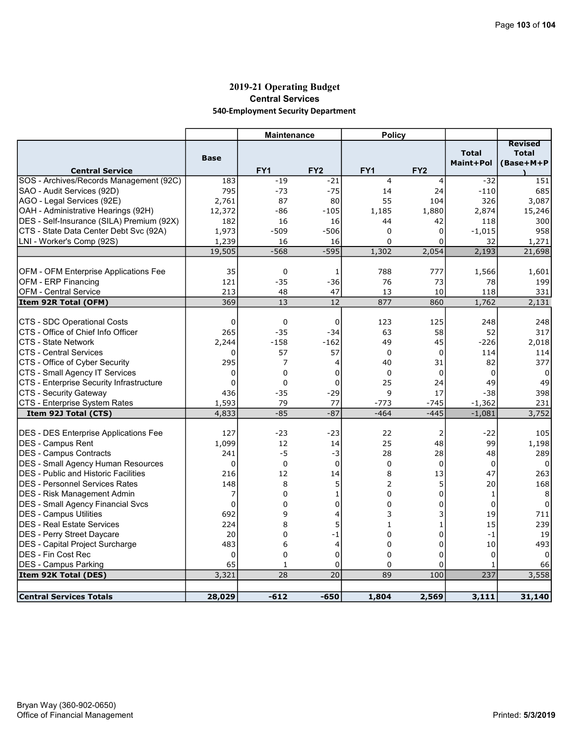# 2019-21 Operating Budget

## Central Services

### 540-Employment Security Department

| | | Maintenance | | Policy | | | |
|---|---|---|---|---|---|---|---|
| **Central Service** | **Base** | **FY1** | **FY2** | **FY1** | **FY2** | **Total Maint+Pol** | **Revised Total (Base+M+P)** |
| SOS - Archives/Records Management (92C) | 183 | -19 | -21 | 4 | 4 | -32 | 151 |
| SAO - Audit Services (92D) | 795 | -73 | -75 | 14 | 24 | -110 | 685 |
| AGO - Legal Services (92E) | 2,761 | 87 | 80 | 55 | 104 | 326 | 3,087 |
| OAH - Administrative Hearings (92H) | 12,372 | -86 | -105 | 1,185 | 1,880 | 2,874 | 15,246 |
| DES - Self-Insurance (SILA) Premium (92X) | 182 | 16 | 16 | 44 | 42 | 118 | 300 |
| CTS - State Data Center Debt Svc (92A) | 1,973 | -509 | -506 | 0 | 0 | -1,015 | 958 |
| LNI - Worker's Comp (92S) | 1,239 | 16 | 16 | 0 | 0 | 32 | 1,271 |
| | 19,505 | -568 | -595 | 1,302 | 2,054 | 2,193 | 21,698 |
| | | | | | | | |
| OFM - OFM Enterprise Applications Fee | 35 | 0 | 1 | 788 | 777 | 1,566 | 1,601 |
| OFM - ERP Financing | 121 | -35 | -36 | 76 | 73 | 78 | 199 |
| OFM - Central Service | 213 | 48 | 47 | 13 | 10 | 118 | 331 |
| **Item 92R Total (OFM)** | 369 | 13 | 12 | 877 | 860 | 1,762 | 2,131 |
| | | | | | | | |
| CTS - SDC Operational Costs | 0 | 0 | 0 | 123 | 125 | 248 | 248 |
| CTS - Office of Chief Info Officer | 265 | -35 | -34 | 63 | 58 | 52 | 317 |
| CTS - State Network | 2,244 | -158 | -162 | 49 | 45 | -226 | 2,018 |
| CTS - Central Services | 0 | 57 | 57 | 0 | 0 | 114 | 114 |
| CTS - Office of Cyber Security | 295 | 7 | 4 | 40 | 31 | 82 | 377 |
| CTS - Small Agency IT Services | 0 | 0 | 0 | 0 | 0 | 0 | 0 |
| CTS - Enterprise Security Infrastructure | 0 | 0 | 0 | 25 | 24 | 49 | 49 |
| CTS - Security Gateway | 436 | -35 | -29 | 9 | 17 | -38 | 398 |
| CTS - Enterprise System Rates | 1,593 | 79 | 77 | -773 | -745 | -1,362 | 231 |
| **Item 92J Total (CTS)** | 4,833 | -85 | -87 | -464 | -445 | -1,081 | 3,752 |
| | | | | | | | |
| DES - DES Enterprise Applications Fee | 127 | -23 | -23 | 22 | 2 | -22 | 105 |
| DES - Campus Rent | 1,099 | 12 | 14 | 25 | 48 | 99 | 1,198 |
| DES - Campus Contracts | 241 | -5 | -3 | 28 | 28 | 48 | 289 |
| DES - Small Agency Human Resources | 0 | 0 | 0 | 0 | 0 | 0 | 0 |
| DES - Public and Historic Facilities | 216 | 12 | 14 | 8 | 13 | 47 | 263 |
| DES - Personnel Services Rates | 148 | 8 | 5 | 2 | 5 | 20 | 168 |
| DES - Risk Management Admin | 7 | 0 | 1 | 0 | 0 | 1 | 8 |
| DES - Small Agency Financial Svcs | 0 | 0 | 0 | 0 | 0 | 0 | 0 |
| DES - Campus Utilities | 692 | 9 | 4 | 3 | 3 | 19 | 711 |
| DES - Real Estate Services | 224 | 8 | 5 | 1 | 1 | 15 | 239 |
| DES - Perry Street Daycare | 20 | 0 | -1 | 0 | 0 | -1 | 19 |
| DES - Capital Project Surcharge | 483 | 6 | 4 | 0 | 0 | 10 | 493 |
| DES - Fin Cost Rec | 0 | 0 | 0 | 0 | 0 | 0 | 0 |
| DES - Campus Parking | 65 | 1 | 0 | 0 | 0 | 1 | 66 |
| **Item 92K Total (DES)** | 3,321 | 28 | 20 | 89 | 100 | 237 | 3,558 |
| | | | | | | | |
| **Central Services Totals** | **28,029** | **-612** | **-650** | **1,804** | **2,569** | **3,111** | **31,140** |

Bryan Way (360-902-0650)
Office of Financial Management

Printed: **5/3/2019**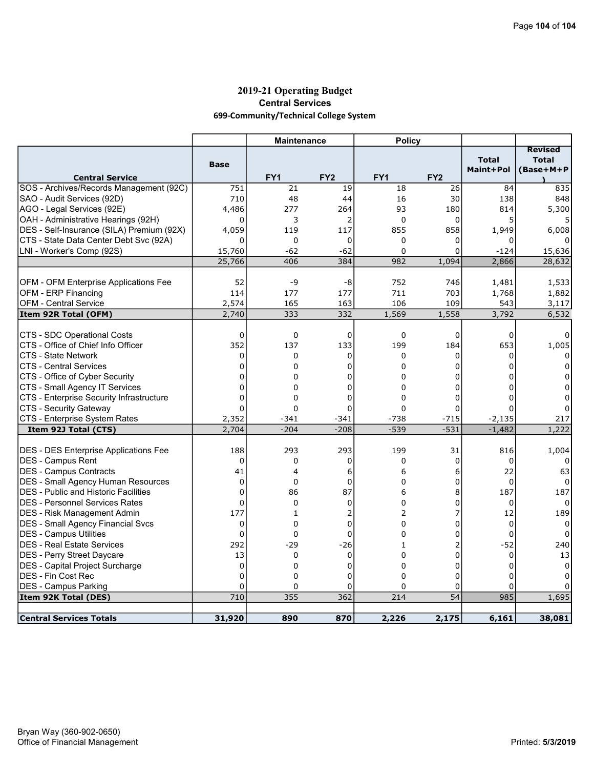# 2019-21 Operating Budget

## Central Services

### 699-Community/Technical College System

| | | Maintenance | | Policy | | | |
|---|---|---|---|---|---|---|---|
| **Central Service** | **Base** | **FY1** | **FY2** | **FY1** | **FY2** | **Total Maint+Pol** | **Revised Total (Base+M+P)** |
| SOS - Archives/Records Management (92C) | 751 | 21 | 19 | 18 | 26 | 84 | 835 |
| SAO - Audit Services (92D) | 710 | 48 | 44 | 16 | 30 | 138 | 848 |
| AGO - Legal Services (92E) | 4,486 | 277 | 264 | 93 | 180 | 814 | 5,300 |
| OAH - Administrative Hearings (92H) | 0 | 3 | 2 | 0 | 0 | 5 | 5 |
| DES - Self-Insurance (SILA) Premium (92X) | 4,059 | 119 | 117 | 855 | 858 | 1,949 | 6,008 |
| CTS - State Data Center Debt Svc (92A) | 0 | 0 | 0 | 0 | 0 | 0 | 0 |
| LNI - Worker's Comp (92S) | 15,760 | -62 | -62 | 0 | 0 | -124 | 15,636 |
| | 25,766 | 406 | 384 | 982 | 1,094 | 2,866 | 28,632 |
| | | | | | | | |
| OFM - OFM Enterprise Applications Fee | 52 | -9 | -8 | 752 | 746 | 1,481 | 1,533 |
| OFM - ERP Financing | 114 | 177 | 177 | 711 | 703 | 1,768 | 1,882 |
| OFM - Central Service | 2,574 | 165 | 163 | 106 | 109 | 543 | 3,117 |
| **Item 92R Total (OFM)** | 2,740 | 333 | 332 | 1,569 | 1,558 | 3,792 | 6,532 |
| | | | | | | | |
| CTS - SDC Operational Costs | 0 | 0 | 0 | 0 | 0 | 0 | 0 |
| CTS - Office of Chief Info Officer | 352 | 137 | 133 | 199 | 184 | 653 | 1,005 |
| CTS - State Network | 0 | 0 | 0 | 0 | 0 | 0 | 0 |
| CTS - Central Services | 0 | 0 | 0 | 0 | 0 | 0 | 0 |
| CTS - Office of Cyber Security | 0 | 0 | 0 | 0 | 0 | 0 | 0 |
| CTS - Small Agency IT Services | 0 | 0 | 0 | 0 | 0 | 0 | 0 |
| CTS - Enterprise Security Infrastructure | 0 | 0 | 0 | 0 | 0 | 0 | 0 |
| CTS - Security Gateway | 0 | 0 | 0 | 0 | 0 | 0 | 0 |
| CTS - Enterprise System Rates | 2,352 | -341 | -341 | -738 | -715 | -2,135 | 217 |
| **Item 92J Total (CTS)** | 2,704 | -204 | -208 | -539 | -531 | -1,482 | 1,222 |
| | | | | | | | |
| DES - DES Enterprise Applications Fee | 188 | 293 | 293 | 199 | 31 | 816 | 1,004 |
| DES - Campus Rent | 0 | 0 | 0 | 0 | 0 | 0 | 0 |
| DES - Campus Contracts | 41 | 4 | 6 | 6 | 6 | 22 | 63 |
| DES - Small Agency Human Resources | 0 | 0 | 0 | 0 | 0 | 0 | 0 |
| DES - Public and Historic Facilities | 0 | 86 | 87 | 6 | 8 | 187 | 187 |
| DES - Personnel Services Rates | 0 | 0 | 0 | 0 | 0 | 0 | 0 |
| DES - Risk Management Admin | 177 | 1 | 2 | 2 | 7 | 12 | 189 |
| DES - Small Agency Financial Svcs | 0 | 0 | 0 | 0 | 0 | 0 | 0 |
| DES - Campus Utilities | 0 | 0 | 0 | 0 | 0 | 0 | 0 |
| DES - Real Estate Services | 292 | -29 | -26 | 1 | 2 | -52 | 240 |
| DES - Perry Street Daycare | 13 | 0 | 0 | 0 | 0 | 0 | 13 |
| DES - Capital Project Surcharge | 0 | 0 | 0 | 0 | 0 | 0 | 0 |
| DES - Fin Cost Rec | 0 | 0 | 0 | 0 | 0 | 0 | 0 |
| DES - Campus Parking | 0 | 0 | 0 | 0 | 0 | 0 | 0 |
| **Item 92K Total (DES)** | 710 | 355 | 362 | 214 | 54 | 985 | 1,695 |
| | | | | | | | |
| **Central Services Totals** | **31,920** | **890** | **870** | **2,226** | **2,175** | **6,161** | **38,081** |

Bryan Way (360-902-0650)
Office of Financial Management

Printed: **5/3/2019**